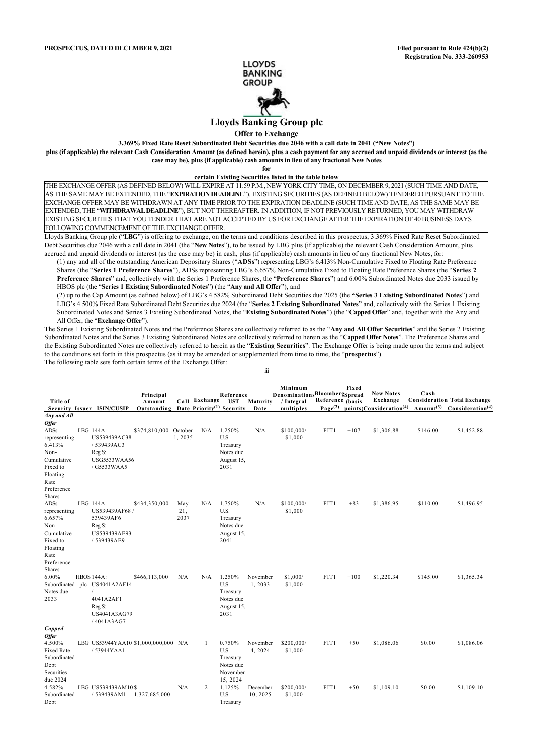**PROSPECTUS, DATED DECEMBER 9, 2021**

**Filed pursuant to Rule 424(b)(2)**
**Registration No. 333-260953**

# Lloyds Banking Group plc

## Offer to Exchange

**3.369% Fixed Rate Reset Subordinated Debt Securities due 2046 with a call date in 2041 ("New Notes")**

**plus (if applicable) the relevant Cash Consideration Amount (as defined herein), plus a cash payment for any accrued and unpaid dividends or interest (as the case may be), plus (if applicable) cash amounts in lieu of any fractional New Notes**

**for**

**certain Existing Securities listed in the table below**

THE EXCHANGE OFFER (AS DEFINED BELOW) WILL EXPIRE AT 11:59 P.M., NEW YORK CITY TIME, ON DECEMBER 9, 2021 (SUCH TIME AND DATE, AS THE SAME MAY BE EXTENDED, THE "**EXPIRATION DEADLINE**"). EXISTING SECURITIES (AS DEFINED BELOW) TENDERED PURSUANT TO THE EXCHANGE OFFER MAY BE WITHDRAWN AT ANY TIME PRIOR TO THE EXPIRATION DEADLINE (SUCH TIME AND DATE, AS THE SAME MAY BE EXTENDED, THE "**WITHDRAWAL DEADLINE**"), BUT NOT THEREAFTER. IN ADDITION, IF NOT PREVIOUSLY RETURNED, YOU MAY WITHDRAW EXISTING SECURITIES THAT YOU TENDER THAT ARE NOT ACCEPTED BY US FOR EXCHANGE AFTER THE EXPIRATION OF 40 BUSINESS DAYS FOLLOWING COMMENCEMENT OF THE EXCHANGE OFFER.

Lloyds Banking Group plc ("**LBG**") is offering to exchange, on the terms and conditions described in this prospectus, 3.369% Fixed Rate Reset Subordinated Debt Securities due 2046 with a call date in 2041 (the "**New Notes**"), to be issued by LBG plus (if applicable) the relevant Cash Consideration Amount, plus accrued and unpaid dividends or interest (as the case may be) in cash, plus (if applicable) cash amounts in lieu of any fractional New Notes, for:

(1) any and all of the outstanding American Depositary Shares ("**ADSs**") representing LBG's 6.413% Non-Cumulative Fixed to Floating Rate Preference Shares (the "**Series 1 Preference Shares**"), ADSs representing LBG's 6.657% Non-Cumulative Fixed to Floating Rate Preference Shares (the "**Series 2 Preference Shares**" and, collectively with the Series 1 Preference Shares, the "**Preference Shares**") and 6.00% Subordinated Notes due 2033 issued by HBOS plc (the "**Series 1 Existing Subordinated Notes**") (the "**Any and All Offer**"), and

(2) up to the Cap Amount (as defined below) of LBG's 4.582% Subordinated Debt Securities due 2025 (the **"Series 3 Existing Subordinated Notes**") and LBG's 4.500% Fixed Rate Subordinated Debt Securities due 2024 (the "**Series 2 Existing Subordinated Notes**" and, collectively with the Series 1 Existing Subordinated Notes and Series 3 Existing Subordinated Notes, the "**Existing Subordinated Notes**") (the "**Capped Offer**" and, together with the Any and All Offer, the "**Exchange Offer**").

The Series 1 Existing Subordinated Notes and the Preference Shares are collectively referred to as the "**Any and All Offer Securities**" and the Series 2 Existing Subordinated Notes and the Series 3 Existing Subordinated Notes are collectively referred to herein as the "**Capped Offer Notes**". The Preference Shares and the Existing Subordinated Notes are collectively referred to herein as the "**Existing Securities**". The Exchange Offer is being made upon the terms and subject to the conditions set forth in this prospectus (as it may be amended or supplemented from time to time, the "**prospectus**").

The following table sets forth certain terms of the Exchange Offer:

| Title of Security | Issuer | ISIN/CUSIP | Principal Amount Outstanding | Call Date | Exchange Priority[1] | Reference UST Security | Maturity Date | Minimum Denominations / Integral multiples | Bloomberg Reference Page[2] | Fixed Spread (basis points) | New Notes Exchange Consideration[4] | Cash Consideration Amount[3] | Total Exchange Consideration[4] |
|---|---|---|---|---|---|---|---|---|---|---|---|---|---|
| ***Any and All Offer*** | | | | | | | | | | | | | |
| ADSs representing 6.413% Non-Cumulative Fixed to Floating Rate Preference Shares | LBG | 144A: US539439AC38 / 539439AC3 Reg S: USG5533WAA56 / G5533WAA5 | $374,810,000 | October 1, 2035 | N/A | 1.250% U.S. Treasury Notes due August 15, 2031 | N/A | $100,000/ $1,000 | FIT1 | +107 | $1,306.88 | $146.00 | $1,452.88 |
| ADSs representing 6.657% Non-Cumulative Fixed to Floating Rate Preference Shares | LBG | 144A: US539439AF68 / 539439AF6 Reg S: US539439AE93 / 539439AE9 | $434,350,000 | May 21, 2037 | N/A | 1.750% U.S. Treasury Notes due August 15, 2041 | N/A | $100,000/ $1,000 | FIT1 | +83 | $1,386.95 | $110.00 | $1,496.95 |
| 6.00% Subordinated Notes due 2033 | HBOS plc | 144A: US4041A2AF14 / 4041A2AF1 Reg S: US4041A3AG79 / 4041A3AG7 | $466,113,000 | N/A | N/A | 1.250% U.S. Treasury Notes due August 15, 2031 | November 1, 2033 | $1,000/ $1,000 | FIT1 | +100 | $1,220.34 | $145.00 | $1,365.34 |
| ***Capped Offer*** | | | | | | | | | | | | | |
| 4.500% Fixed Rate Subordinated Debt Securities due 2024 | LBG | US53944YAA10 / 53944YAA1 | $1,000,000,000 | N/A | 1 | 0.750% U.S. Treasury Notes due November 15, 2024 | November 4, 2024 | $200,000/ $1,000 | FIT1 | +50 | $1,086.06 | $0.00 | $1,086.06 |
| 4.582% Subordinated Debt | LBG | US539439AM10 / 539439AM1 | $ 1,327,685,000 | N/A | 2 | 1.125% U.S. Treasury | December 10, 2025 | $200,000/ $1,000 | FIT1 | +50 | $1,109.10 | $0.00 | $1,109.10 |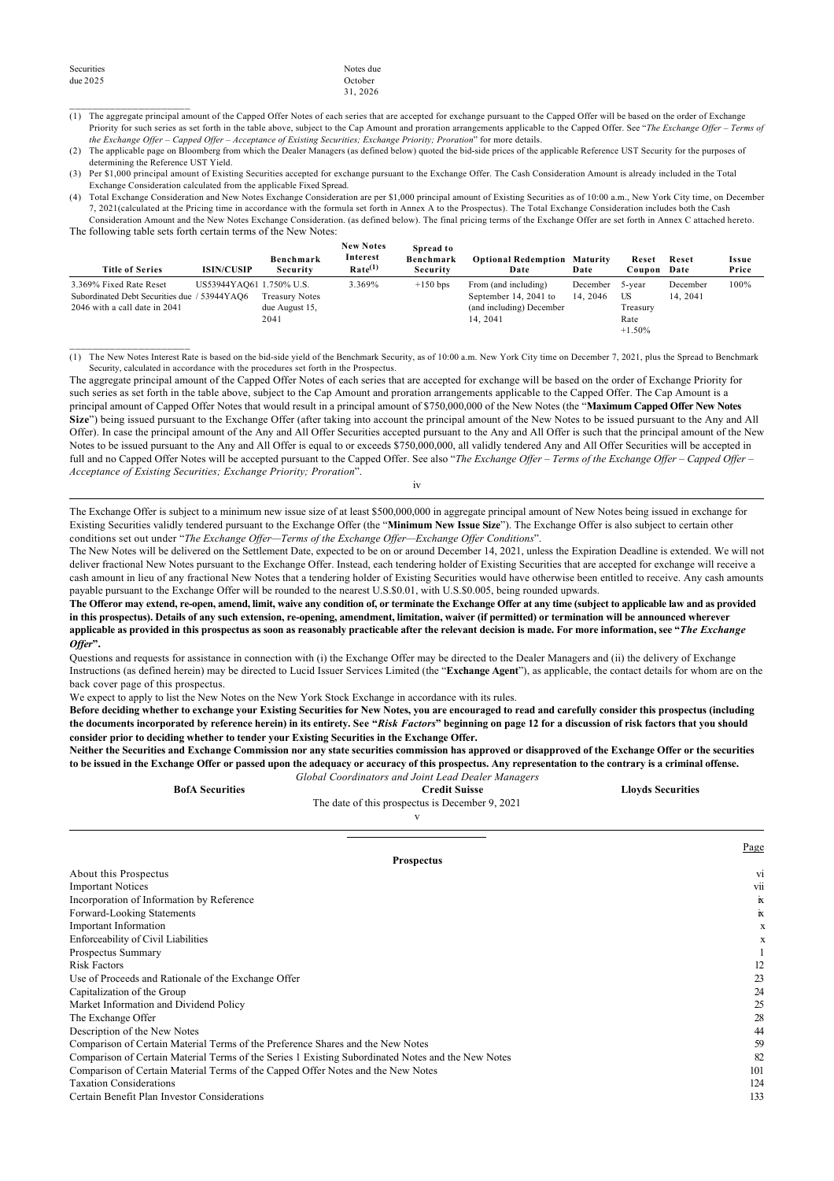| Securities due 2025 | Notes due October 31, 2026 |
|---|---|

(1) The aggregate principal amount of the Capped Offer Notes of each series that are accepted for exchange pursuant to the Capped Offer will be based on the order of Exchange Priority for such series as set forth in the table above, subject to the Cap Amount and proration arrangements applicable to the Capped Offer. See "*The Exchange Offer – Terms of the Exchange Offer – Capped Offer – Acceptance of Existing Securities; Exchange Priority; Proration*" for more details.

(2) The applicable page on Bloomberg from which the Dealer Managers (as defined below) quoted the bid-side prices of the applicable Reference UST Security for the purposes of determining the Reference UST Yield.

(3) Per $1,000 principal amount of Existing Securities accepted for exchange pursuant to the Exchange Offer. The Cash Consideration Amount is already included in the Total Exchange Consideration calculated from the applicable Fixed Spread.

(4) Total Exchange Consideration and New Notes Exchange Consideration are per $1,000 principal amount of Existing Securities as of 10:00 a.m., New York City time, on December 7, 2021(calculated at the Pricing time in accordance with the formula set forth in Annex A to the Prospectus). The Total Exchange Consideration includes both the Cash Consideration Amount and the New Notes Exchange Consideration. (as defined below). The final pricing terms of the Exchange Offer are set forth in Annex C attached hereto.

The following table sets forth certain terms of the New Notes:

| Title of Series | ISIN/CUSIP | Benchmark Security | New Notes Interest Rate[(1)] | Spread to Benchmark Security | Optional Redemption Date | Maturity Date | Reset Coupon | Reset Date | Issue Price |
|---|---|---|---|---|---|---|---|---|---|
| 3.369% Fixed Rate Reset Subordinated Debt Securities due 2046 with a call date in 2041 | US53944YAQ61 / 53944YAQ6 | 1.750% U.S. Treasury Notes due August 15, 2041 | 3.369% | +150 bps | From (and including) September 14, 2041 to (and including) December 14, 2041 | December 14, 2046 | 5-year US Treasury Rate +1.50% | December 14, 2041 | 100% |

(1) The New Notes Interest Rate is based on the bid-side yield of the Benchmark Security, as of 10:00 a.m. New York City time on December 7, 2021, plus the Spread to Benchmark Security, calculated in accordance with the procedures set forth in the Prospectus.

The aggregate principal amount of the Capped Offer Notes of each series that are accepted for exchange will be based on the order of Exchange Priority for such series as set forth in the table above, subject to the Cap Amount and proration arrangements applicable to the Capped Offer. The Cap Amount is a principal amount of Capped Offer Notes that would result in a principal amount of $750,000,000 of the New Notes (the "**Maximum Capped Offer New Notes Size**") being issued pursuant to the Exchange Offer (after taking into account the principal amount of the New Notes to be issued pursuant to the Any and All Offer). In case the principal amount of the Any and All Offer Securities accepted pursuant to the Any and All Offer is such that the principal amount of the New Notes to be issued pursuant to the Any and All Offer is equal to or exceeds $750,000,000, all validly tendered Any and All Offer Securities will be accepted in full and no Capped Offer Notes will be accepted pursuant to the Capped Offer. See also "*The Exchange Offer – Terms of the Exchange Offer – Capped Offer – Acceptance of Existing Securities; Exchange Priority; Proration*".

The Exchange Offer is subject to a minimum new issue size of at least $500,000,000 in aggregate principal amount of New Notes being issued in exchange for Existing Securities validly tendered pursuant to the Exchange Offer (the "**Minimum New Issue Size**"). The Exchange Offer is also subject to certain other conditions set out under "*The Exchange Offer—Terms of the Exchange Offer—Exchange Offer Conditions*".

The New Notes will be delivered on the Settlement Date, expected to be on or around December 14, 2021, unless the Expiration Deadline is extended. We will not deliver fractional New Notes pursuant to the Exchange Offer. Instead, each tendering holder of Existing Securities that are accepted for exchange will receive a cash amount in lieu of any fractional New Notes that a tendering holder of Existing Securities would have otherwise been entitled to receive. Any cash amounts payable pursuant to the Exchange Offer will be rounded to the nearest U.S.$0.01, with U.S.$0.005, being rounded upwards.

**The Offeror may extend, re-open, amend, limit, waive any condition of, or terminate the Exchange Offer at any time (subject to applicable law and as provided in this prospectus). Details of any such extension, re-opening, amendment, limitation, waiver (if permitted) or termination will be announced wherever applicable as provided in this prospectus as soon as reasonably practicable after the relevant decision is made. For more information, see "*The Exchange Offer*".**

Questions and requests for assistance in connection with (i) the Exchange Offer may be directed to the Dealer Managers and (ii) the delivery of Exchange Instructions (as defined herein) may be directed to Lucid Issuer Services Limited (the "**Exchange Agent**"), as applicable, the contact details for whom are on the back cover page of this prospectus.

We expect to apply to list the New Notes on the New York Stock Exchange in accordance with its rules.

**Before deciding whether to exchange your Existing Securities for New Notes, you are encouraged to read and carefully consider this prospectus (including the documents incorporated by reference herein) in its entirety. See "*Risk Factors*" beginning on page 12 for a discussion of risk factors that you should consider prior to deciding whether to tender your Existing Securities in the Exchange Offer.**

**Neither the Securities and Exchange Commission nor any state securities commission has approved or disapproved of the Exchange Offer or the securities to be issued in the Exchange Offer or passed upon the adequacy or accuracy of this prospectus. Any representation to the contrary is a criminal offense.**

*Global Coordinators and Joint Lead Dealer Managers*

**BofA Securities** | **Credit Suisse** | **Lloyds Securities**

The date of this prospectus is December 9, 2021

| Prospectus | Page |
|---|---|
| About this Prospectus | vi |
| Important Notices | vii |
| Incorporation of Information by Reference | ix |
| Forward-Looking Statements | ix |
| Important Information | x |
| Enforceability of Civil Liabilities | x |
| Prospectus Summary | 1 |
| Risk Factors | 12 |
| Use of Proceeds and Rationale of the Exchange Offer | 23 |
| Capitalization of the Group | 24 |
| Market Information and Dividend Policy | 25 |
| The Exchange Offer | 28 |
| Description of the New Notes | 44 |
| Comparison of Certain Material Terms of the Preference Shares and the New Notes | 59 |
| Comparison of Certain Material Terms of the Series 1 Existing Subordinated Notes and the New Notes | 82 |
| Comparison of Certain Material Terms of the Capped Offer Notes and the New Notes | 101 |
| Taxation Considerations | 124 |
| Certain Benefit Plan Investor Considerations | 133 |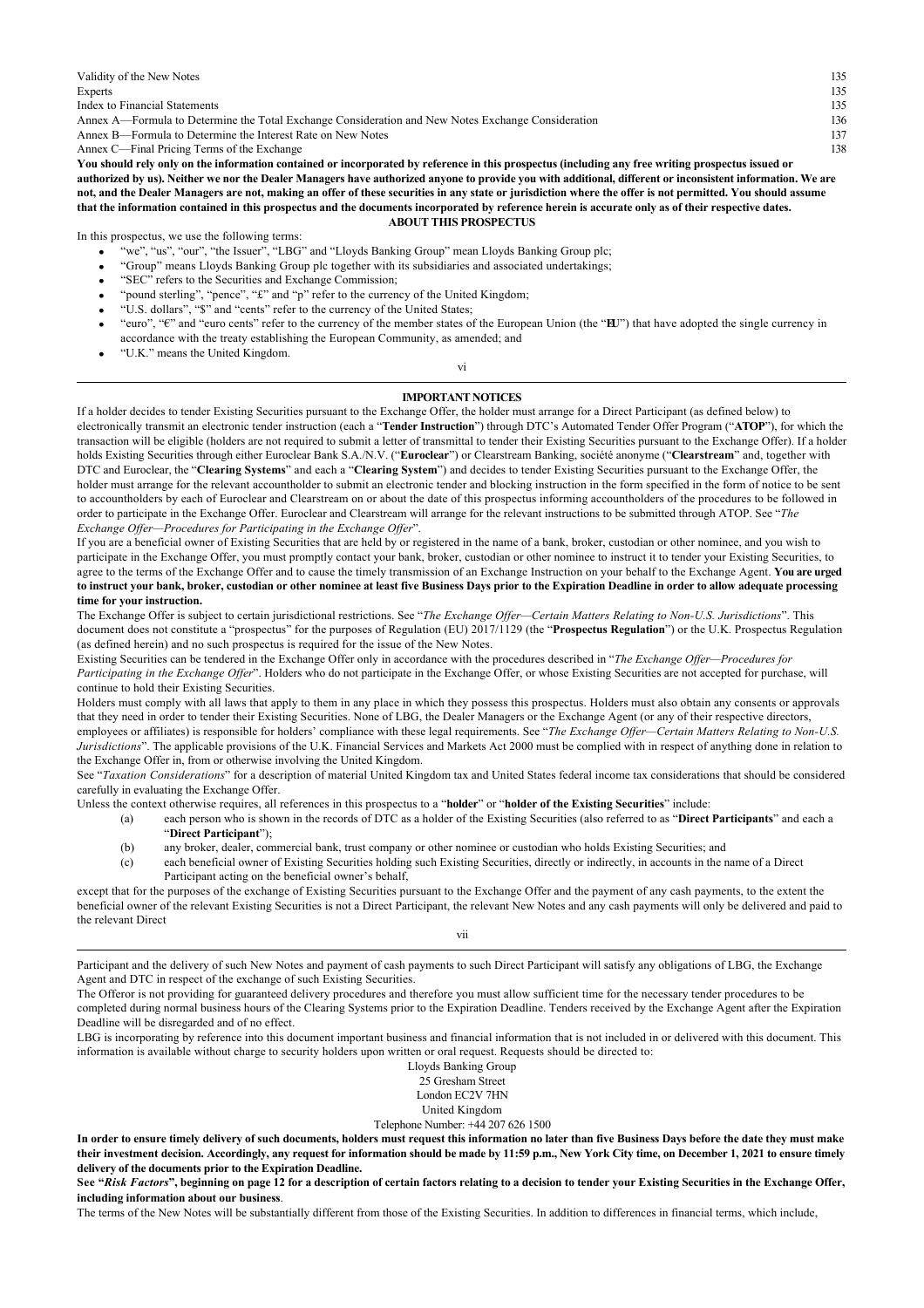| | |
|---|---|
| Validity of the New Notes | 135 |
| Experts | 135 |
| Index to Financial Statements | 135 |
| Annex A—Formula to Determine the Total Exchange Consideration and New Notes Exchange Consideration | 136 |
| Annex B—Formula to Determine the Interest Rate on New Notes | 137 |
| Annex C—Final Pricing Terms of the Exchange | 138 |

**You should rely only on the information contained or incorporated by reference in this prospectus (including any free writing prospectus issued or authorized by us). Neither we nor the Dealer Managers have authorized anyone to provide you with additional, different or inconsistent information. We are not, and the Dealer Managers are not, making an offer of these securities in any state or jurisdiction where the offer is not permitted. You should assume that the information contained in this prospectus and the documents incorporated by reference herein is accurate only as of their respective dates.**

## ABOUT THIS PROSPECTUS

In this prospectus, we use the following terms:

- "we", "us", "our", "the Issuer", "LBG" and "Lloyds Banking Group" mean Lloyds Banking Group plc;
- "Group" means Lloyds Banking Group plc together with its subsidiaries and associated undertakings;
- "SEC" refers to the Securities and Exchange Commission;
- "pound sterling", "pence", "£" and "p" refer to the currency of the United Kingdom;
- "U.S. dollars", "$" and "cents" refer to the currency of the United States;
- "euro", "€" and "euro cents" refer to the currency of the member states of the European Union (the "**EU**") that have adopted the single currency in accordance with the treaty establishing the European Community, as amended; and
- "U.K." means the United Kingdom.

## IMPORTANT NOTICES

If a holder decides to tender Existing Securities pursuant to the Exchange Offer, the holder must arrange for a Direct Participant (as defined below) to electronically transmit an electronic tender instruction (each a "**Tender Instruction**") through DTC's Automated Tender Offer Program ("**ATOP**"), for which the transaction will be eligible (holders are not required to submit a letter of transmittal to tender their Existing Securities pursuant to the Exchange Offer). If a holder holds Existing Securities through either Euroclear Bank S.A./N.V. ("**Euroclear**") or Clearstream Banking, société anonyme ("**Clearstream**" and, together with DTC and Euroclear, the "**Clearing Systems**" and each a "**Clearing System**") and decides to tender Existing Securities pursuant to the Exchange Offer, the holder must arrange for the relevant accountholder to submit an electronic tender and blocking instruction in the form specified in the form of notice to be sent to accountholders by each of Euroclear and Clearstream on or about the date of this prospectus informing accountholders of the procedures to be followed in order to participate in the Exchange Offer. Euroclear and Clearstream will arrange for the relevant instructions to be submitted through ATOP. See "*The Exchange Offer—Procedures for Participating in the Exchange Offer*".

If you are a beneficial owner of Existing Securities that are held by or registered in the name of a bank, broker, custodian or other nominee, and you wish to participate in the Exchange Offer, you must promptly contact your bank, broker, custodian or other nominee to instruct it to tender your Existing Securities, to agree to the terms of the Exchange Offer and to cause the timely transmission of an Exchange Instruction on your behalf to the Exchange Agent. **You are urged to instruct your bank, broker, custodian or other nominee at least five Business Days prior to the Expiration Deadline in order to allow adequate processing time for your instruction.**

The Exchange Offer is subject to certain jurisdictional restrictions. See "*The Exchange Offer—Certain Matters Relating to Non-U.S. Jurisdictions*". This document does not constitute a "prospectus" for the purposes of Regulation (EU) 2017/1129 (the "**Prospectus Regulation**") or the U.K. Prospectus Regulation (as defined herein) and no such prospectus is required for the issue of the New Notes.

Existing Securities can be tendered in the Exchange Offer only in accordance with the procedures described in "*The Exchange Offer—Procedures for Participating in the Exchange Offer*". Holders who do not participate in the Exchange Offer, or whose Existing Securities are not accepted for purchase, will continue to hold their Existing Securities.

Holders must comply with all laws that apply to them in any place in which they possess this prospectus. Holders must also obtain any consents or approvals that they need in order to tender their Existing Securities. None of LBG, the Dealer Managers or the Exchange Agent (or any of their respective directors, employees or affiliates) is responsible for holders' compliance with these legal requirements. See "*The Exchange Offer—Certain Matters Relating to Non-U.S. Jurisdictions*". The applicable provisions of the U.K. Financial Services and Markets Act 2000 must be complied with in respect of anything done in relation to the Exchange Offer in, from or otherwise involving the United Kingdom.

See "*Taxation Considerations*" for a description of material United Kingdom tax and United States federal income tax considerations that should be considered carefully in evaluating the Exchange Offer.

Unless the context otherwise requires, all references in this prospectus to a "**holder**" or "**holder of the Existing Securities**" include:

(a) each person who is shown in the records of DTC as a holder of the Existing Securities (also referred to as "**Direct Participants**" and each a "**Direct Participant**");

(b) any broker, dealer, commercial bank, trust company or other nominee or custodian who holds Existing Securities; and

(c) each beneficial owner of Existing Securities holding such Existing Securities, directly or indirectly, in accounts in the name of a Direct Participant acting on the beneficial owner's behalf,

except that for the purposes of the exchange of Existing Securities pursuant to the Exchange Offer and the payment of any cash payments, to the extent the beneficial owner of the relevant Existing Securities is not a Direct Participant, the relevant New Notes and any cash payments will only be delivered and paid to the relevant Direct Participant and the delivery of such New Notes and payment of cash payments to such Direct Participant will satisfy any obligations of LBG, the Exchange Agent and DTC in respect of the exchange of such Existing Securities.

The Offeror is not providing for guaranteed delivery procedures and therefore you must allow sufficient time for the necessary tender procedures to be completed during normal business hours of the Clearing Systems prior to the Expiration Deadline. Tenders received by the Exchange Agent after the Expiration Deadline will be disregarded and of no effect.

LBG is incorporating by reference into this document important business and financial information that is not included in or delivered with this document. This information is available without charge to security holders upon written or oral request. Requests should be directed to:

Lloyds Banking Group
25 Gresham Street
London EC2V 7HN
United Kingdom
Telephone Number: +44 207 626 1500

**In order to ensure timely delivery of such documents, holders must request this information no later than five Business Days before the date they must make their investment decision. Accordingly, any request for information should be made by 11:59 p.m., New York City time, on December 1, 2021 to ensure timely delivery of the documents prior to the Expiration Deadline.**

**See "*Risk Factors*", beginning on page 12 for a description of certain factors relating to a decision to tender your Existing Securities in the Exchange Offer, including information about our business**.

The terms of the New Notes will be substantially different from those of the Existing Securities. In addition to differences in financial terms, which include,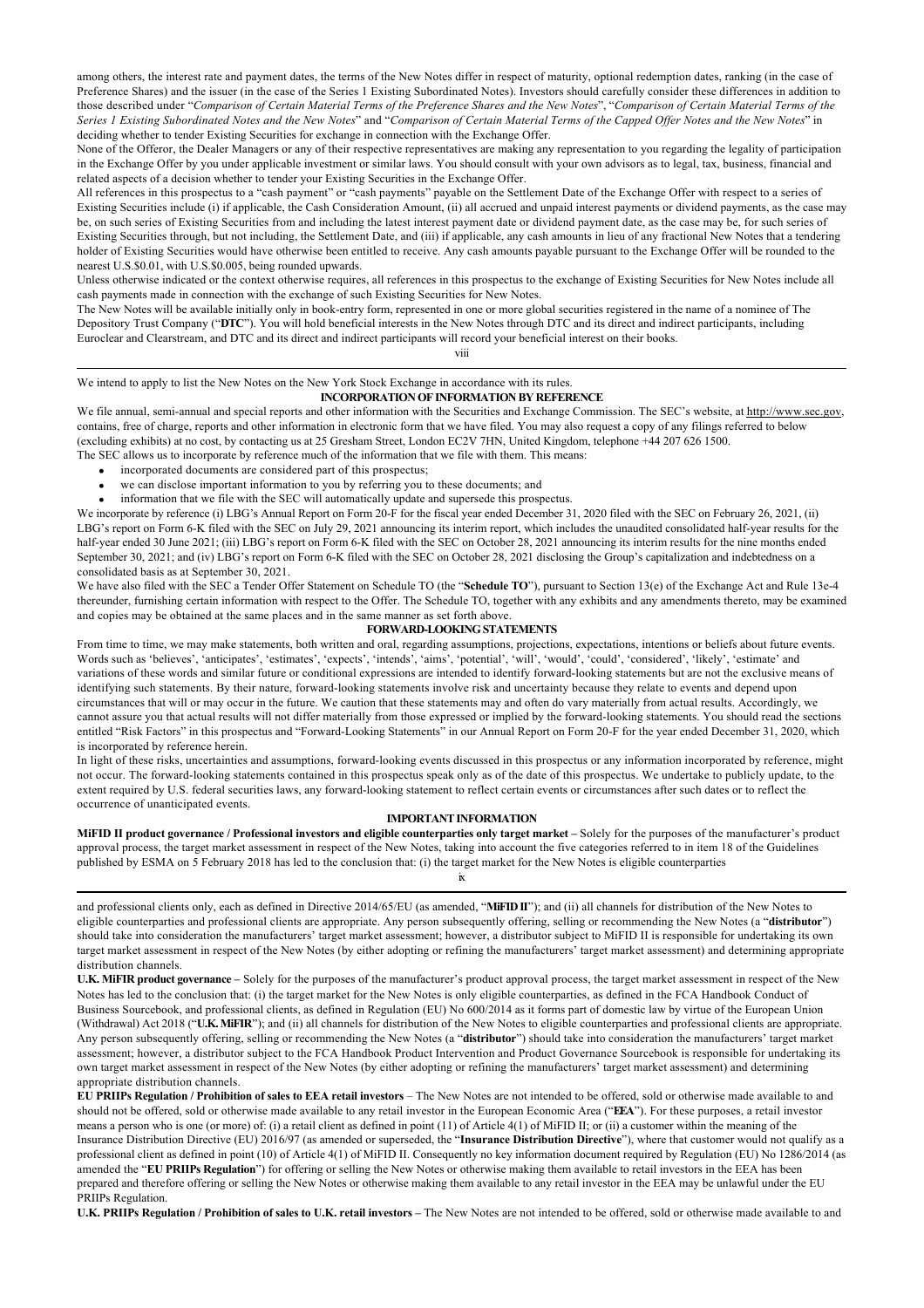among others, the interest rate and payment dates, the terms of the New Notes differ in respect of maturity, optional redemption dates, ranking (in the case of Preference Shares) and the issuer (in the case of the Series 1 Existing Subordinated Notes). Investors should carefully consider these differences in addition to those described under "*Comparison of Certain Material Terms of the Preference Shares and the New Notes*", "*Comparison of Certain Material Terms of the Series 1 Existing Subordinated Notes and the New Notes*" and "*Comparison of Certain Material Terms of the Capped Offer Notes and the New Notes*" in deciding whether to tender Existing Securities for exchange in connection with the Exchange Offer.

None of the Offeror, the Dealer Managers or any of their respective representatives are making any representation to you regarding the legality of participation in the Exchange Offer by you under applicable investment or similar laws. You should consult with your own advisors as to legal, tax, business, financial and related aspects of a decision whether to tender your Existing Securities in the Exchange Offer.

All references in this prospectus to a "cash payment" or "cash payments" payable on the Settlement Date of the Exchange Offer with respect to a series of Existing Securities include (i) if applicable, the Cash Consideration Amount, (ii) all accrued and unpaid interest payments or dividend payments, as the case may be, on such series of Existing Securities from and including the latest interest payment date or dividend payment date, as the case may be, for such series of Existing Securities through, but not including, the Settlement Date, and (iii) if applicable, any cash amounts in lieu of any fractional New Notes that a tendering holder of Existing Securities would have otherwise been entitled to receive. Any cash amounts payable pursuant to the Exchange Offer will be rounded to the nearest U.S.$0.01, with U.S.$0.005, being rounded upwards.

Unless otherwise indicated or the context otherwise requires, all references in this prospectus to the exchange of Existing Securities for New Notes include all cash payments made in connection with the exchange of such Existing Securities for New Notes.

The New Notes will be available initially only in book-entry form, represented in one or more global securities registered in the name of a nominee of The Depository Trust Company ("**DTC**"). You will hold beneficial interests in the New Notes through DTC and its direct and indirect participants, including Euroclear and Clearstream, and DTC and its direct and indirect participants will record your beneficial interest on their books.

We intend to apply to list the New Notes on the New York Stock Exchange in accordance with its rules.

## INCORPORATION OF INFORMATION BY REFERENCE

We file annual, semi-annual and special reports and other information with the Securities and Exchange Commission. The SEC's website, at http://www.sec.gov, contains, free of charge, reports and other information in electronic form that we have filed. You may also request a copy of any filings referred to below (excluding exhibits) at no cost, by contacting us at 25 Gresham Street, London EC2V 7HN, United Kingdom, telephone +44 207 626 1500.

The SEC allows us to incorporate by reference much of the information that we file with them. This means:

- incorporated documents are considered part of this prospectus;
- we can disclose important information to you by referring you to these documents; and
- information that we file with the SEC will automatically update and supersede this prospectus.

We incorporate by reference (i) LBG's Annual Report on Form 20-F for the fiscal year ended December 31, 2020 filed with the SEC on February 26, 2021, (ii) LBG's report on Form 6-K filed with the SEC on July 29, 2021 announcing its interim report, which includes the unaudited consolidated half-year results for the half-year ended 30 June 2021; (iii) LBG's report on Form 6-K filed with the SEC on October 28, 2021 announcing its interim results for the nine months ended September 30, 2021; and (iv) LBG's report on Form 6-K filed with the SEC on October 28, 2021 disclosing the Group's capitalization and indebtedness on a consolidated basis as at September 30, 2021.

We have also filed with the SEC a Tender Offer Statement on Schedule TO (the "**Schedule TO**"), pursuant to Section 13(e) of the Exchange Act and Rule 13e-4 thereunder, furnishing certain information with respect to the Offer. The Schedule TO, together with any exhibits and any amendments thereto, may be examined and copies may be obtained at the same places and in the same manner as set forth above.

## FORWARD-LOOKING STATEMENTS

From time to time, we may make statements, both written and oral, regarding assumptions, projections, expectations, intentions or beliefs about future events. Words such as 'believes', 'anticipates', 'estimates', 'expects', 'intends', 'aims', 'potential', 'will', 'would', 'could', 'considered', 'likely', 'estimate' and variations of these words and similar future or conditional expressions are intended to identify forward-looking statements but are not the exclusive means of identifying such statements. By their nature, forward-looking statements involve risk and uncertainty because they relate to events and depend upon circumstances that will or may occur in the future. We caution that these statements may and often do vary materially from actual results. Accordingly, we cannot assure you that actual results will not differ materially from those expressed or implied by the forward-looking statements. You should read the sections entitled "Risk Factors" in this prospectus and "Forward-Looking Statements" in our Annual Report on Form 20-F for the year ended December 31, 2020, which is incorporated by reference herein.

In light of these risks, uncertainties and assumptions, forward-looking events discussed in this prospectus or any information incorporated by reference, might not occur. The forward-looking statements contained in this prospectus speak only as of the date of this prospectus. We undertake to publicly update, to the extent required by U.S. federal securities laws, any forward-looking statement to reflect certain events or circumstances after such dates or to reflect the occurrence of unanticipated events.

## IMPORTANT INFORMATION

**MiFID II product governance / Professional investors and eligible counterparties only target market –** Solely for the purposes of the manufacturer's product approval process, the target market assessment in respect of the New Notes, taking into account the five categories referred to in item 18 of the Guidelines published by ESMA on 5 February 2018 has led to the conclusion that: (i) the target market for the New Notes is eligible counterparties and professional clients only, each as defined in Directive 2014/65/EU (as amended, "**MiFID II**"); and (ii) all channels for distribution of the New Notes to eligible counterparties and professional clients are appropriate. Any person subsequently offering, selling or recommending the New Notes (a "**distributor**") should take into consideration the manufacturers' target market assessment; however, a distributor subject to MiFID II is responsible for undertaking its own target market assessment in respect of the New Notes (by either adopting or refining the manufacturers' target market assessment) and determining appropriate distribution channels.

**U.K. MiFIR product governance –** Solely for the purposes of the manufacturer's product approval process, the target market assessment in respect of the New Notes has led to the conclusion that: (i) the target market for the New Notes is only eligible counterparties, as defined in the FCA Handbook Conduct of Business Sourcebook, and professional clients, as defined in Regulation (EU) No 600/2014 as it forms part of domestic law by virtue of the European Union (Withdrawal) Act 2018 ("**U.K. MiFIR**"); and (ii) all channels for distribution of the New Notes to eligible counterparties and professional clients are appropriate. Any person subsequently offering, selling or recommending the New Notes (a "**distributor**") should take into consideration the manufacturers' target market assessment; however, a distributor subject to the FCA Handbook Product Intervention and Product Governance Sourcebook is responsible for undertaking its own target market assessment in respect of the New Notes (by either adopting or refining the manufacturers' target market assessment) and determining appropriate distribution channels.

**EU PRIIPs Regulation / Prohibition of sales to EEA retail investors** – The New Notes are not intended to be offered, sold or otherwise made available to and should not be offered, sold or otherwise made available to any retail investor in the European Economic Area ("**EEA**"). For these purposes, a retail investor means a person who is one (or more) of: (i) a retail client as defined in point (11) of Article 4(1) of MiFID II; or (ii) a customer within the meaning of the Insurance Distribution Directive (EU) 2016/97 (as amended or superseded, the "**Insurance Distribution Directive**"), where that customer would not qualify as a professional client as defined in point (10) of Article 4(1) of MiFID II. Consequently no key information document required by Regulation (EU) No 1286/2014 (as amended the "**EU PRIIPs Regulation**") for offering or selling the New Notes or otherwise making them available to retail investors in the EEA has been prepared and therefore offering or selling the New Notes or otherwise making them available to any retail investor in the EEA may be unlawful under the EU PRIIPs Regulation.

**U.K. PRIIPs Regulation / Prohibition of sales to U.K. retail investors –** The New Notes are not intended to be offered, sold or otherwise made available to and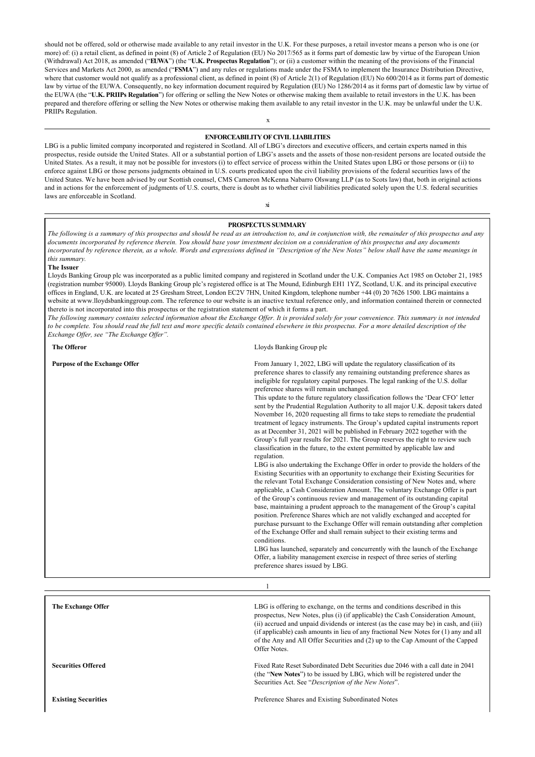should not be offered, sold or otherwise made available to any retail investor in the U.K. For these purposes, a retail investor means a person who is one (or more) of: (i) a retail client, as defined in point (8) of Article 2 of Regulation (EU) No 2017/565 as it forms part of domestic law by virtue of the European Union (Withdrawal) Act 2018, as amended ("**EUWA**") (the "**U.K. Prospectus Regulation**"); or (ii) a customer within the meaning of the provisions of the Financial Services and Markets Act 2000, as amended ("**FSMA**") and any rules or regulations made under the FSMA to implement the Insurance Distribution Directive, where that customer would not qualify as a professional client, as defined in point (8) of Article 2(1) of Regulation (EU) No 600/2014 as it forms part of domestic law by virtue of the EUWA. Consequently, no key information document required by Regulation (EU) No 1286/2014 as it forms part of domestic law by virtue of the EUWA (the "**U.K. PRIIPs Regulation**") for offering or selling the New Notes or otherwise making them available to retail investors in the U.K. has been prepared and therefore offering or selling the New Notes or otherwise making them available to any retail investor in the U.K. may be unlawful under the U.K. PRIIPs Regulation.

## ENFORCEABILITY OF CIVIL LIABILITIES

LBG is a public limited company incorporated and registered in Scotland. All of LBG's directors and executive officers, and certain experts named in this prospectus, reside outside the United States. All or a substantial portion of LBG's assets and the assets of those non-resident persons are located outside the United States. As a result, it may not be possible for investors (i) to effect service of process within the United States upon LBG or those persons or (ii) to enforce against LBG or those persons judgments obtained in U.S. courts predicated upon the civil liability provisions of the federal securities laws of the United States. We have been advised by our Scottish counsel, CMS Cameron McKenna Nabarro Olswang LLP (as to Scots law) that, both in original actions and in actions for the enforcement of judgments of U.S. courts, there is doubt as to whether civil liabilities predicated solely upon the U.S. federal securities laws are enforceable in Scotland.

## PROSPECTUS SUMMARY

*The following is a summary of this prospectus and should be read as an introduction to, and in conjunction with, the remainder of this prospectus and any documents incorporated by reference therein. You should base your investment decision on a consideration of this prospectus and any documents incorporated by reference therein, as a whole. Words and expressions defined in "Description of the New Notes" below shall have the same meanings in this summary.*

**The Issuer**

Lloyds Banking Group plc was incorporated as a public limited company and registered in Scotland under the U.K. Companies Act 1985 on October 21, 1985 (registration number 95000). Lloyds Banking Group plc's registered office is at The Mound, Edinburgh EH1 1YZ, Scotland, U.K. and its principal executive offices in England, U.K. are located at 25 Gresham Street, London EC2V 7HN, United Kingdom, telephone number +44 (0) 20 7626 1500. LBG maintains a website at www.lloydsbankinggroup.com. The reference to our website is an inactive textual reference only, and information contained therein or connected thereto is not incorporated into this prospectus or the registration statement of which it forms a part.

*The following summary contains selected information about the Exchange Offer. It is provided solely for your convenience. This summary is not intended to be complete. You should read the full text and more specific details contained elsewhere in this prospectus. For a more detailed description of the Exchange Offer, see "The Exchange Offer".*

| | |
|---|---|
| **The Offeror** | Lloyds Banking Group plc |
| **Purpose of the Exchange Offer** | From January 1, 2022, LBG will update the regulatory classification of its preference shares to classify any remaining outstanding preference shares as ineligible for regulatory capital purposes. The legal ranking of the U.S. dollar preference shares will remain unchanged.<br><br>This update to the future regulatory classification follows the 'Dear CFO' letter sent by the Prudential Regulation Authority to all major U.K. deposit takers dated November 16, 2020 requesting all firms to take steps to remediate the prudential treatment of legacy instruments. The Group's updated capital instruments report as at December 31, 2021 will be published in February 2022 together with the Group's full year results for 2021. The Group reserves the right to review such classification in the future, to the extent permitted by applicable law and regulation.<br><br>LBG is also undertaking the Exchange Offer in order to provide the holders of the Existing Securities with an opportunity to exchange their Existing Securities for the relevant Total Exchange Consideration consisting of New Notes and, where applicable, a Cash Consideration Amount. The voluntary Exchange Offer is part of the Group's continuous review and management of its outstanding capital base, maintaining a prudent approach to the management of the Group's capital position. Preference Shares which are not validly exchanged and accepted for purchase pursuant to the Exchange Offer will remain outstanding after completion of the Exchange Offer and shall remain subject to their existing terms and conditions.<br><br>LBG has launched, separately and concurrently with the launch of the Exchange Offer, a liability management exercise in respect of three series of sterling preference shares issued by LBG. |
| **The Exchange Offer** | LBG is offering to exchange, on the terms and conditions described in this prospectus, New Notes, plus (i) (if applicable) the Cash Consideration Amount, (ii) accrued and unpaid dividends or interest (as the case may be) in cash, and (iii) (if applicable) cash amounts in lieu of any fractional New Notes for (1) any and all of the Any and All Offer Securities and (2) up to the Cap Amount of the Capped Offer Notes. |
| **Securities Offered** | Fixed Rate Reset Subordinated Debt Securities due 2046 with a call date in 2041 (the "**New Notes**") to be issued by LBG, which will be registered under the Securities Act. See "*Description of the New Notes*". |
| **Existing Securities** | Preference Shares and Existing Subordinated Notes |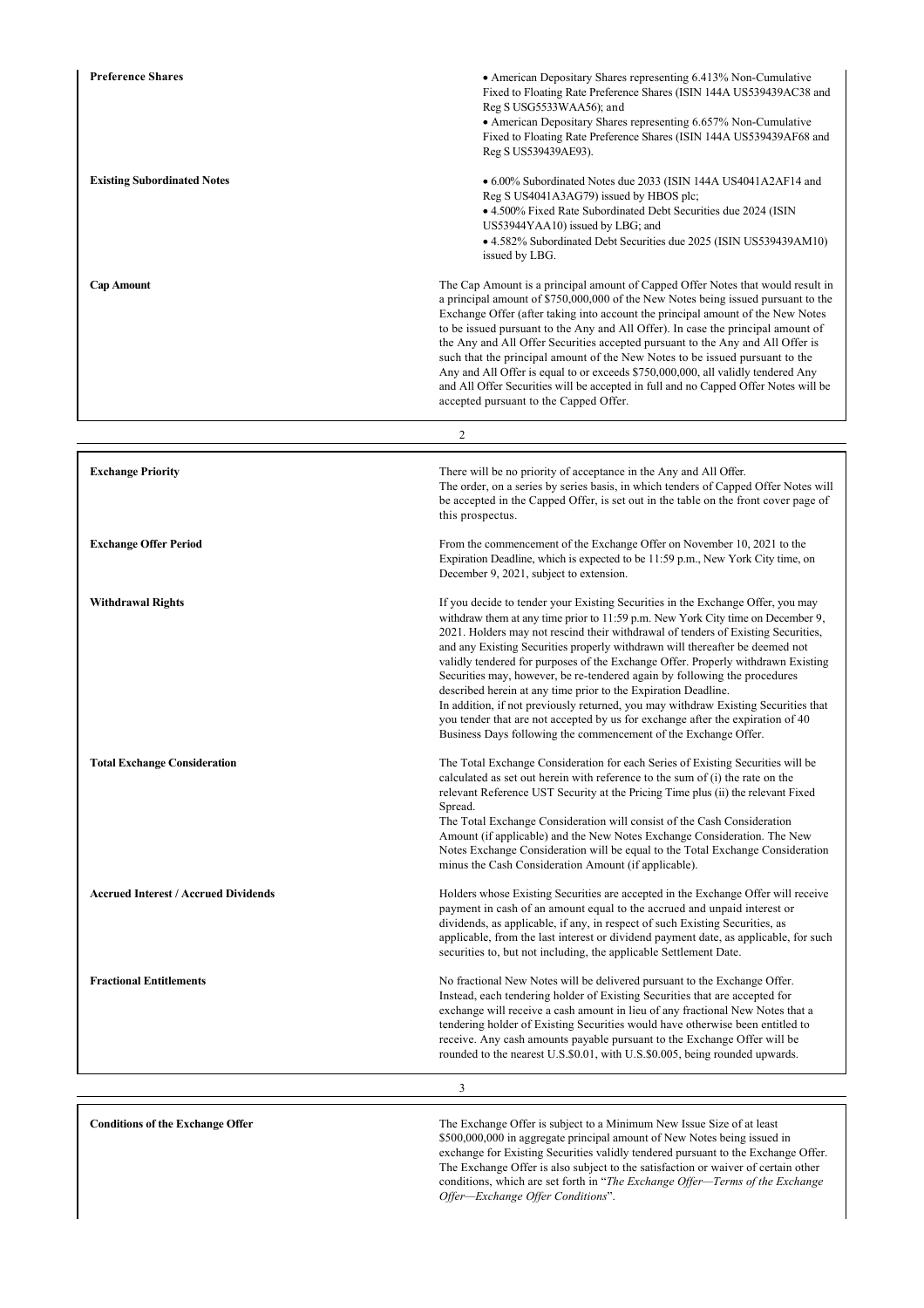| | |
|---|---|
| **Preference Shares** | • American Depositary Shares representing 6.413% Non-Cumulative Fixed to Floating Rate Preference Shares (ISIN 144A US539439AC38 and Reg S USG5533WAA56); and<br>• American Depositary Shares representing 6.657% Non-Cumulative Fixed to Floating Rate Preference Shares (ISIN 144A US539439AF68 and Reg S US539439AE93). |
| **Existing Subordinated Notes** | • 6.00% Subordinated Notes due 2033 (ISIN 144A US4041A2AF14 and Reg S US4041A3AG79) issued by HBOS plc;<br>• 4.500% Fixed Rate Subordinated Debt Securities due 2024 (ISIN US53944YAA10) issued by LBG; and<br>• 4.582% Subordinated Debt Securities due 2025 (ISIN US539439AM10) issued by LBG. |
| **Cap Amount** | The Cap Amount is a principal amount of Capped Offer Notes that would result in a principal amount of $750,000,000 of the New Notes being issued pursuant to the Exchange Offer (after taking into account the principal amount of the New Notes to be issued pursuant to the Any and All Offer). In case the principal amount of the Any and All Offer Securities accepted pursuant to the Any and All Offer is such that the principal amount of the New Notes to be issued pursuant to the Any and All Offer is equal to or exceeds $750,000,000, all validly tendered Any and All Offer Securities will be accepted in full and no Capped Offer Notes will be accepted pursuant to the Capped Offer. |

| | |
|---|---|
| **Exchange Priority** | There will be no priority of acceptance in the Any and All Offer.<br>The order, on a series by series basis, in which tenders of Capped Offer Notes will be accepted in the Capped Offer, is set out in the table on the front cover page of this prospectus. |
| **Exchange Offer Period** | From the commencement of the Exchange Offer on November 10, 2021 to the Expiration Deadline, which is expected to be 11:59 p.m., New York City time, on December 9, 2021, subject to extension. |
| **Withdrawal Rights** | If you decide to tender your Existing Securities in the Exchange Offer, you may withdraw them at any time prior to 11:59 p.m. New York City time on December 9, 2021. Holders may not rescind their withdrawal of tenders of Existing Securities, and any Existing Securities properly withdrawn will thereafter be deemed not validly tendered for purposes of the Exchange Offer. Properly withdrawn Existing Securities may, however, be re-tendered again by following the procedures described herein at any time prior to the Expiration Deadline.<br>In addition, if not previously returned, you may withdraw Existing Securities that you tender that are not accepted by us for exchange after the expiration of 40 Business Days following the commencement of the Exchange Offer. |
| **Total Exchange Consideration** | The Total Exchange Consideration for each Series of Existing Securities will be calculated as set out herein with reference to the sum of (i) the rate on the relevant Reference UST Security at the Pricing Time plus (ii) the relevant Fixed Spread.<br>The Total Exchange Consideration will consist of the Cash Consideration Amount (if applicable) and the New Notes Exchange Consideration. The New Notes Exchange Consideration will be equal to the Total Exchange Consideration minus the Cash Consideration Amount (if applicable). |
| **Accrued Interest / Accrued Dividends** | Holders whose Existing Securities are accepted in the Exchange Offer will receive payment in cash of an amount equal to the accrued and unpaid interest or dividends, as applicable, if any, in respect of such Existing Securities, as applicable, from the last interest or dividend payment date, as applicable, for such securities to, but not including, the applicable Settlement Date. |
| **Fractional Entitlements** | No fractional New Notes will be delivered pursuant to the Exchange Offer. Instead, each tendering holder of Existing Securities that are accepted for exchange will receive a cash amount in lieu of any fractional New Notes that a tendering holder of Existing Securities would have otherwise been entitled to receive. Any cash amounts payable pursuant to the Exchange Offer will be rounded to the nearest U.S.$0.01, with U.S.$0.005, being rounded upwards. |

| | |
|---|---|
| **Conditions of the Exchange Offer** | The Exchange Offer is subject to a Minimum New Issue Size of at least $500,000,000 in aggregate principal amount of New Notes being issued in exchange for Existing Securities validly tendered pursuant to the Exchange Offer. The Exchange Offer is also subject to the satisfaction or waiver of certain other conditions, which are set forth in "*The Exchange Offer—Terms of the Exchange Offer—Exchange Offer Conditions*". |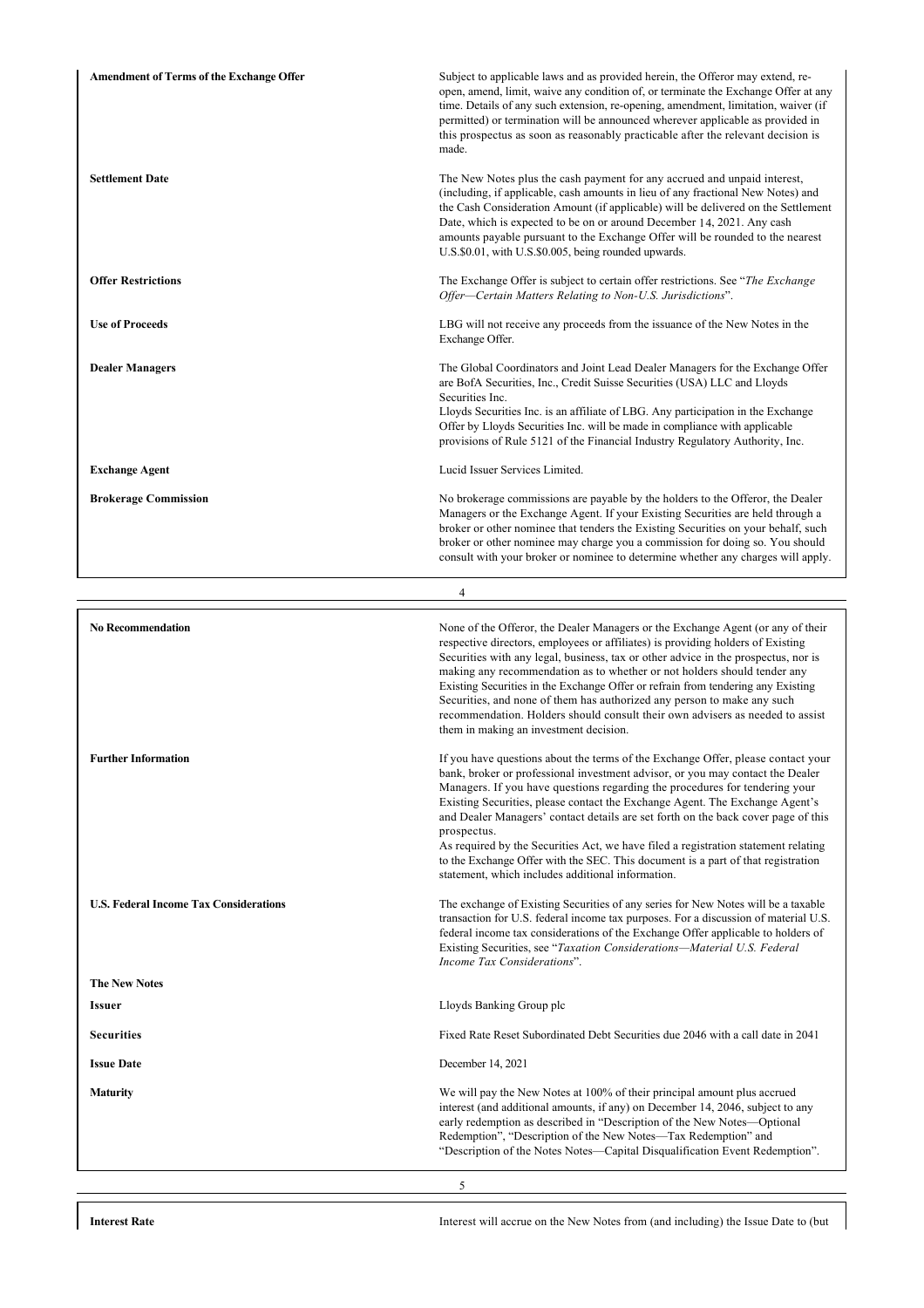| | |
|---|---|
| **Amendment of Terms of the Exchange Offer** | Subject to applicable laws and as provided herein, the Offeror may extend, re-open, amend, limit, waive any condition of, or terminate the Exchange Offer at any time. Details of any such extension, re-opening, amendment, limitation, waiver (if permitted) or termination will be announced wherever applicable as provided in this prospectus as soon as reasonably practicable after the relevant decision is made. |
| **Settlement Date** | The New Notes plus the cash payment for any accrued and unpaid interest, (including, if applicable, cash amounts in lieu of any fractional New Notes) and the Cash Consideration Amount (if applicable) will be delivered on the Settlement Date, which is expected to be on or around December 14, 2021. Any cash amounts payable pursuant to the Exchange Offer will be rounded to the nearest U.S.$0.01, with U.S.$0.005, being rounded upwards. |
| **Offer Restrictions** | The Exchange Offer is subject to certain offer restrictions. See "*The Exchange Offer—Certain Matters Relating to Non-U.S. Jurisdictions*". |
| **Use of Proceeds** | LBG will not receive any proceeds from the issuance of the New Notes in the Exchange Offer. |
| **Dealer Managers** | The Global Coordinators and Joint Lead Dealer Managers for the Exchange Offer are BofA Securities, Inc., Credit Suisse Securities (USA) LLC and Lloyds Securities Inc.<br>Lloyds Securities Inc. is an affiliate of LBG. Any participation in the Exchange Offer by Lloyds Securities Inc. will be made in compliance with applicable provisions of Rule 5121 of the Financial Industry Regulatory Authority, Inc. |
| **Exchange Agent** | Lucid Issuer Services Limited. |
| **Brokerage Commission** | No brokerage commissions are payable by the holders to the Offeror, the Dealer Managers or the Exchange Agent. If your Existing Securities are held through a broker or other nominee that tenders the Existing Securities on your behalf, such broker or other nominee may charge you a commission for doing so. You should consult with your broker or nominee to determine whether any charges will apply. |

| | |
|---|---|
| **No Recommendation** | None of the Offeror, the Dealer Managers or the Exchange Agent (or any of their respective directors, employees or affiliates) is providing holders of Existing Securities with any legal, business, tax or other advice in the prospectus, nor is making any recommendation as to whether or not holders should tender any Existing Securities in the Exchange Offer or refrain from tendering any Existing Securities, and none of them has authorized any person to make any such recommendation. Holders should consult their own advisers as needed to assist them in making an investment decision. |
| **Further Information** | If you have questions about the terms of the Exchange Offer, please contact your bank, broker or professional investment advisor, or you may contact the Dealer Managers. If you have questions regarding the procedures for tendering your Existing Securities, please contact the Exchange Agent. The Exchange Agent's and Dealer Managers' contact details are set forth on the back cover page of this prospectus.<br>As required by the Securities Act, we have filed a registration statement relating to the Exchange Offer with the SEC. This document is a part of that registration statement, which includes additional information. |
| **U.S. Federal Income Tax Considerations** | The exchange of Existing Securities of any series for New Notes will be a taxable transaction for U.S. federal income tax purposes. For a discussion of material U.S. federal income tax considerations of the Exchange Offer applicable to holders of Existing Securities, see "*Taxation Considerations—Material U.S. Federal Income Tax Considerations*". |
| **The New Notes** | |
| **Issuer** | Lloyds Banking Group plc |
| **Securities** | Fixed Rate Reset Subordinated Debt Securities due 2046 with a call date in 2041 |
| **Issue Date** | December 14, 2021 |
| **Maturity** | We will pay the New Notes at 100% of their principal amount plus accrued interest (and additional amounts, if any) on December 14, 2046, subject to any early redemption as described in "Description of the New Notes—Optional Redemption", "Description of the New Notes—Tax Redemption" and "Description of the Notes Notes—Capital Disqualification Event Redemption". |
| **Interest Rate** | Interest will accrue on the New Notes from (and including) the Issue Date to (but |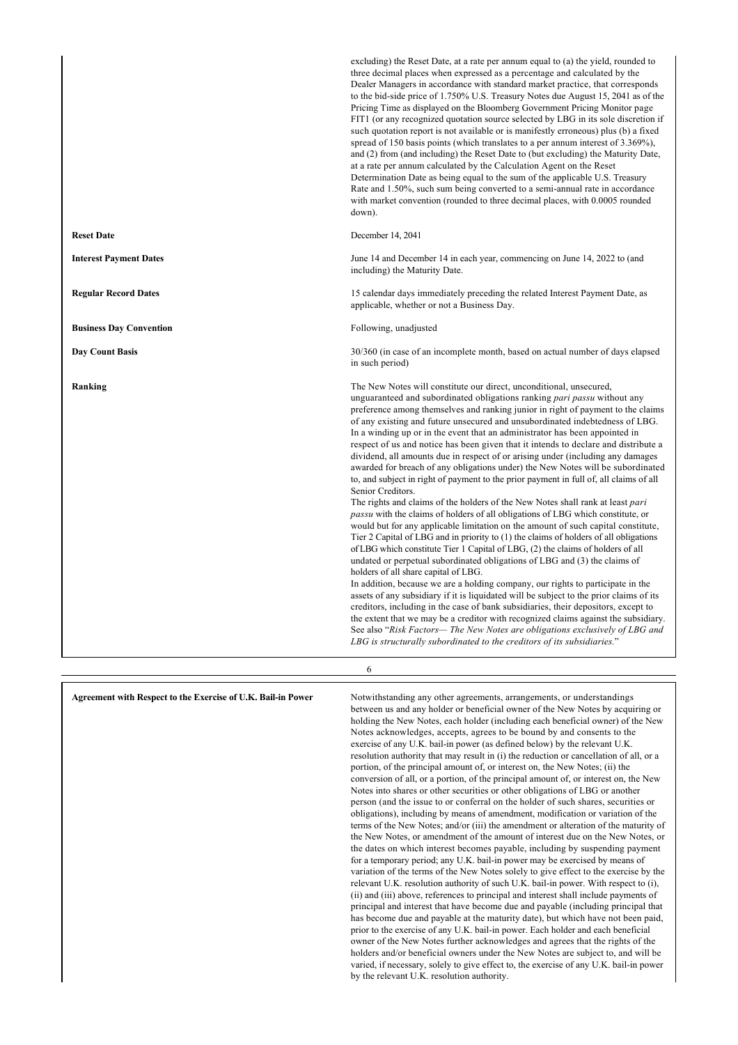| | |
|---|---|
| | excluding) the Reset Date, at a rate per annum equal to (a) the yield, rounded to three decimal places when expressed as a percentage and calculated by the Dealer Managers in accordance with standard market practice, that corresponds to the bid-side price of 1.750% U.S. Treasury Notes due August 15, 2041 as of the Pricing Time as displayed on the Bloomberg Government Pricing Monitor page FIT1 (or any recognized quotation source selected by LBG in its sole discretion if such quotation report is not available or is manifestly erroneous) plus (b) a fixed spread of 150 basis points (which translates to a per annum interest of 3.369%), and (2) from (and including) the Reset Date to (but excluding) the Maturity Date, at a rate per annum calculated by the Calculation Agent on the Reset Determination Date as being equal to the sum of the applicable U.S. Treasury Rate and 1.50%, such sum being converted to a semi-annual rate in accordance with market convention (rounded to three decimal places, with 0.0005 rounded down). |
| **Reset Date** | December 14, 2041 |
| **Interest Payment Dates** | June 14 and December 14 in each year, commencing on June 14, 2022 to (and including) the Maturity Date. |
| **Regular Record Dates** | 15 calendar days immediately preceding the related Interest Payment Date, as applicable, whether or not a Business Day. |
| **Business Day Convention** | Following, unadjusted |
| **Day Count Basis** | 30/360 (in case of an incomplete month, based on actual number of days elapsed in such period) |
| **Ranking** | The New Notes will constitute our direct, unconditional, unsecured, unguaranteed and subordinated obligations ranking *pari passu* without any preference among themselves and ranking junior in right of payment to the claims of any existing and future unsecured and unsubordinated indebtedness of LBG. In a winding up or in the event that an administrator has been appointed in respect of us and notice has been given that it intends to declare and distribute a dividend, all amounts due in respect of or arising under (including any damages awarded for breach of any obligations under) the New Notes will be subordinated to, and subject in right of payment to the prior payment in full of, all claims of all Senior Creditors.<br>The rights and claims of the holders of the New Notes shall rank at least *pari passu* with the claims of holders of all obligations of LBG which constitute, or would but for any applicable limitation on the amount of such capital constitute, Tier 2 Capital of LBG and in priority to (1) the claims of holders of all obligations of LBG which constitute Tier 1 Capital of LBG, (2) the claims of holders of all undated or perpetual subordinated obligations of LBG and (3) the claims of holders of all share capital of LBG.<br>In addition, because we are a holding company, our rights to participate in the assets of any subsidiary if it is liquidated will be subject to the prior claims of its creditors, including in the case of bank subsidiaries, their depositors, except to the extent that we may be a creditor with recognized claims against the subsidiary. See also "*Risk Factors— The New Notes are obligations exclusively of LBG and LBG is structurally subordinated to the creditors of its subsidiaries.*" |
| **Agreement with Respect to the Exercise of U.K. Bail-in Power** | Notwithstanding any other agreements, arrangements, or understandings between us and any holder or beneficial owner of the New Notes by acquiring or holding the New Notes, each holder (including each beneficial owner) of the New Notes acknowledges, accepts, agrees to be bound by and consents to the exercise of any U.K. bail-in power (as defined below) by the relevant U.K. resolution authority that may result in (i) the reduction or cancellation of all, or a portion, of the principal amount of, or interest on, the New Notes; (ii) the conversion of all, or a portion, of the principal amount of, or interest on, the New Notes into shares or other securities or other obligations of LBG or another person (and the issue to or conferral on the holder of such shares, securities or obligations), including by means of amendment, modification or variation of the terms of the New Notes; and/or (iii) the amendment or alteration of the maturity of the New Notes, or amendment of the amount of interest due on the New Notes, or the dates on which interest becomes payable, including by suspending payment for a temporary period; any U.K. bail-in power may be exercised by means of variation of the terms of the New Notes solely to give effect to the exercise by the relevant U.K. resolution authority of such U.K. bail-in power. With respect to (i), (ii) and (iii) above, references to principal and interest shall include payments of principal and interest that have become due and payable (including principal that has become due and payable at the maturity date), but which have not been paid, prior to the exercise of any U.K. bail-in power. Each holder and each beneficial owner of the New Notes further acknowledges and agrees that the rights of the holders and/or beneficial owners under the New Notes are subject to, and will be varied, if necessary, solely to give effect to, the exercise of any U.K. bail-in power by the relevant U.K. resolution authority. |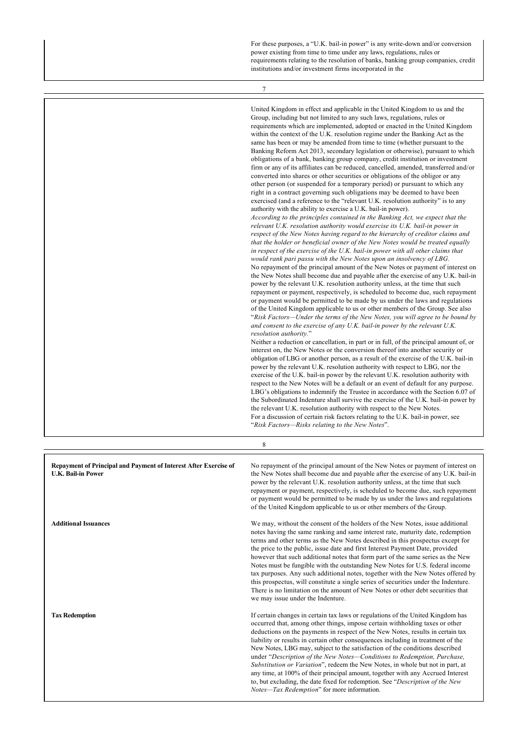For these purposes, a "U.K. bail-in power" is any write-down and/or conversion power existing from time to time under any laws, regulations, rules or requirements relating to the resolution of banks, banking group companies, credit institutions and/or investment firms incorporated in the United Kingdom in effect and applicable in the United Kingdom to us and the Group, including but not limited to any such laws, regulations, rules or requirements which are implemented, adopted or enacted in the United Kingdom within the context of the U.K. resolution regime under the Banking Act as the same has been or may be amended from time to time (whether pursuant to the Banking Reform Act 2013, secondary legislation or otherwise), pursuant to which obligations of a bank, banking group company, credit institution or investment firm or any of its affiliates can be reduced, cancelled, amended, transferred and/or converted into shares or other securities or obligations of the obligor or any other person (or suspended for a temporary period) or pursuant to which any right in a contract governing such obligations may be deemed to have been exercised (and a reference to the "relevant U.K. resolution authority" is to any authority with the ability to exercise a U.K. bail-in power).

*According to the principles contained in the Banking Act, we expect that the relevant U.K. resolution authority would exercise its U.K. bail-in power in respect of the New Notes having regard to the hierarchy of creditor claims and that the holder or beneficial owner of the New Notes would be treated equally in respect of the exercise of the U.K. bail-in power with all other claims that would rank pari passu with the New Notes upon an insolvency of LBG.*

No repayment of the principal amount of the New Notes or payment of interest on the New Notes shall become due and payable after the exercise of any U.K. bail-in power by the relevant U.K. resolution authority unless, at the time that such repayment or payment, respectively, is scheduled to become due, such repayment or payment would be permitted to be made by us under the laws and regulations of the United Kingdom applicable to us or other members of the Group. See also "*Risk Factors—Under the terms of the New Notes, you will agree to be bound by and consent to the exercise of any U.K. bail-in power by the relevant U.K. resolution authority.*"

Neither a reduction or cancellation, in part or in full, of the principal amount of, or interest on, the New Notes or the conversion thereof into another security or obligation of LBG or another person, as a result of the exercise of the U.K. bail-in power by the relevant U.K. resolution authority with respect to LBG, nor the exercise of the U.K. bail-in power by the relevant U.K. resolution authority with respect to the New Notes will be a default or an event of default for any purpose. LBG's obligations to indemnify the Trustee in accordance with the Section 6.07 of the Subordinated Indenture shall survive the exercise of the U.K. bail-in power by the relevant U.K. resolution authority with respect to the New Notes.

For a discussion of certain risk factors relating to the U.K. bail-in power, see "*Risk Factors—Risks relating to the New Notes*".

| | |
|---|---|
| **Repayment of Principal and Payment of Interest After Exercise of U.K. Bail-in Power** | No repayment of the principal amount of the New Notes or payment of interest on the New Notes shall become due and payable after the exercise of any U.K. bail-in power by the relevant U.K. resolution authority unless, at the time that such repayment or payment, respectively, is scheduled to become due, such repayment or payment would be permitted to be made by us under the laws and regulations of the United Kingdom applicable to us or other members of the Group. |
| **Additional Issuances** | We may, without the consent of the holders of the New Notes, issue additional notes having the same ranking and same interest rate, maturity date, redemption terms and other terms as the New Notes described in this prospectus except for the price to the public, issue date and first Interest Payment Date, provided however that such additional notes that form part of the same series as the New Notes must be fungible with the outstanding New Notes for U.S. federal income tax purposes. Any such additional notes, together with the New Notes offered by this prospectus, will constitute a single series of securities under the Indenture. There is no limitation on the amount of New Notes or other debt securities that we may issue under the Indenture. |
| **Tax Redemption** | If certain changes in certain tax laws or regulations of the United Kingdom has occurred that, among other things, impose certain withholding taxes or other deductions on the payments in respect of the New Notes, results in certain tax liability or results in certain other consequences including in treatment of the New Notes, LBG may, subject to the satisfaction of the conditions described under "*Description of the New Notes—Conditions to Redemption, Purchase, Substitution or Variation*", redeem the New Notes, in whole but not in part, at any time, at 100% of their principal amount, together with any Accrued Interest to, but excluding, the date fixed for redemption. See "*Description of the New Notes—Tax Redemption*" for more information. |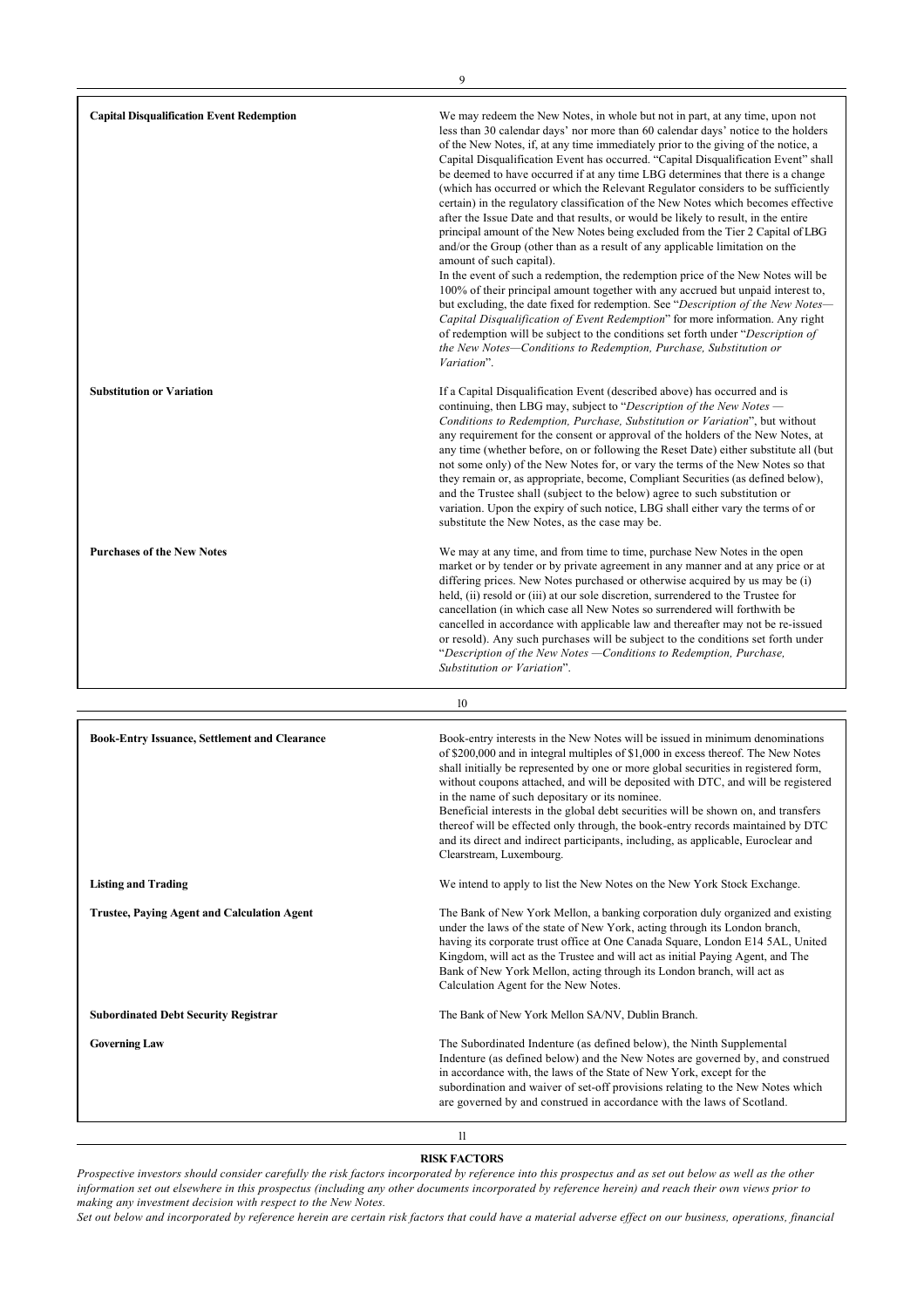| | |
|---|---|
| **Capital Disqualification Event Redemption** | We may redeem the New Notes, in whole but not in part, at any time, upon not less than 30 calendar days' nor more than 60 calendar days' notice to the holders of the New Notes, if, at any time immediately prior to the giving of the notice, a Capital Disqualification Event has occurred. "Capital Disqualification Event" shall be deemed to have occurred if at any time LBG determines that there is a change (which has occurred or which the Relevant Regulator considers to be sufficiently certain) in the regulatory classification of the New Notes which becomes effective after the Issue Date and that results, or would be likely to result, in the entire principal amount of the New Notes being excluded from the Tier 2 Capital of LBG and/or the Group (other than as a result of any applicable limitation on the amount of such capital). In the event of such a redemption, the redemption price of the New Notes will be 100% of their principal amount together with any accrued but unpaid interest to, but excluding, the date fixed for redemption. See "*Description of the New Notes—Capital Disqualification of Event Redemption*" for more information. Any right of redemption will be subject to the conditions set forth under "*Description of the New Notes—Conditions to Redemption, Purchase, Substitution or Variation*". |
| **Substitution or Variation** | If a Capital Disqualification Event (described above) has occurred and is continuing, then LBG may, subject to "*Description of the New Notes — Conditions to Redemption, Purchase, Substitution or Variation*", but without any requirement for the consent or approval of the holders of the New Notes, at any time (whether before, on or following the Reset Date) either substitute all (but not some only) of the New Notes for, or vary the terms of the New Notes so that they remain or, as appropriate, become, Compliant Securities (as defined below), and the Trustee shall (subject to the below) agree to such substitution or variation. Upon the expiry of such notice, LBG shall either vary the terms of or substitute the New Notes, as the case may be. |
| **Purchases of the New Notes** | We may at any time, and from time to time, purchase New Notes in the open market or by tender or by private agreement in any manner and at any price or at differing prices. New Notes purchased or otherwise acquired by us may be (i) held, (ii) resold or (iii) at our sole discretion, surrendered to the Trustee for cancellation (in which case all New Notes so surrendered will be forthwith be cancelled in accordance with applicable law and thereafter may not be re-issued or resold). Any such purchases will be subject to the conditions set forth under "*Description of the New Notes —Conditions to Redemption, Purchase, Substitution or Variation*". |

| | |
|---|---|
| **Book-Entry Issuance, Settlement and Clearance** | Book-entry interests in the New Notes will be issued in minimum denominations of $200,000 and in integral multiples of $1,000 in excess thereof. The New Notes shall initially be represented by one or more global securities in registered form, without coupons attached, and will be deposited with DTC, and will be registered in the name of such depositary or its nominee. Beneficial interests in the global debt securities will be shown on, and transfers thereof will be effected only through, the book-entry records maintained by DTC and its direct and indirect participants, including, as applicable, Euroclear and Clearstream, Luxembourg. |
| **Listing and Trading** | We intend to apply to list the New Notes on the New York Stock Exchange. |
| **Trustee, Paying Agent and Calculation Agent** | The Bank of New York Mellon, a banking corporation duly organized and existing under the laws of the state of New York, acting through its London branch, having its corporate trust office at One Canada Square, London E14 5AL, United Kingdom, will act as the Trustee and will act as initial Paying Agent, and The Bank of New York Mellon, acting through its London branch, will act as Calculation Agent for the New Notes. |
| **Subordinated Debt Security Registrar** | The Bank of New York Mellon SA/NV, Dublin Branch. |
| **Governing Law** | The Subordinated Indenture (as defined below), the Ninth Supplemental Indenture (as defined below) and the New Notes are governed by, and construed in accordance with, the laws of the State of New York, except for the subordination and waiver of set-off provisions relating to the New Notes which are governed by and construed in accordance with the laws of Scotland. |

## RISK FACTORS

*Prospective investors should consider carefully the risk factors incorporated by reference into this prospectus and as set out below as well as the other information set out elsewhere in this prospectus (including any other documents incorporated by reference herein) and reach their own views prior to making any investment decision with respect to the New Notes.*

*Set out below and incorporated by reference herein are certain risk factors that could have a material adverse effect on our business, operations, financial*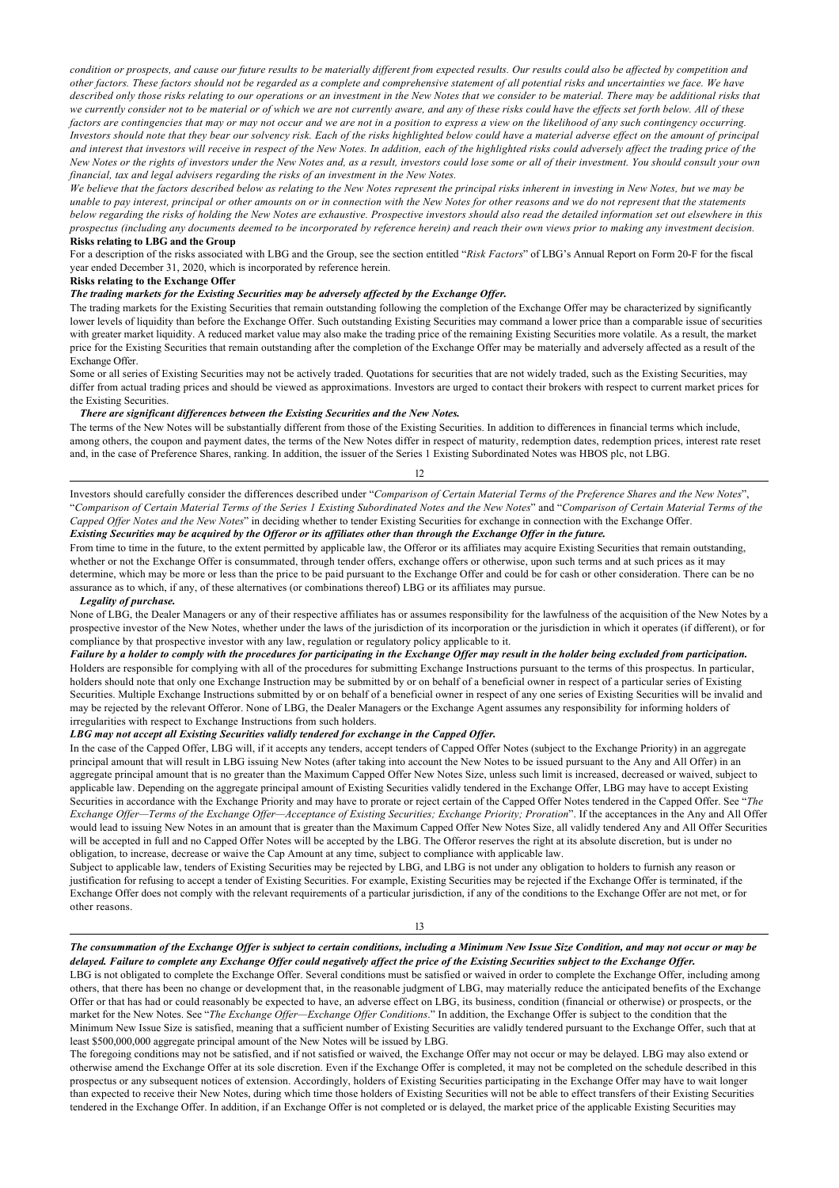*condition or prospects, and cause our future results to be materially different from expected results. Our results could also be affected by competition and other factors. These factors should not be regarded as a complete and comprehensive statement of all potential risks and uncertainties we face. We have described only those risks relating to our operations or an investment in the New Notes that we consider to be material. There may be additional risks that we currently consider not to be material or of which we are not currently aware, and any of these risks could have the effects set forth below. All of these factors are contingencies that may or may not occur and we are not in a position to express a view on the likelihood of any such contingency occurring. Investors should note that they bear our solvency risk. Each of the risks highlighted below could have a material adverse effect on the amount of principal and interest that investors will receive in respect of the New Notes. In addition, each of the highlighted risks could adversely affect the trading price of the New Notes or the rights of investors under the New Notes and, as a result, investors could lose some or all of their investment. You should consult your own financial, tax and legal advisers regarding the risks of an investment in the New Notes.*

*We believe that the factors described below as relating to the New Notes represent the principal risks inherent in investing in New Notes, but we may be unable to pay interest, principal or other amounts on or in connection with the New Notes for other reasons and we do not represent that the statements below regarding the risks of holding the New Notes are exhaustive. Prospective investors should also read the detailed information set out elsewhere in this prospectus (including any documents deemed to be incorporated by reference herein) and reach their own views prior to making any investment decision.*

**Risks relating to LBG and the Group**

For a description of the risks associated with LBG and the Group, see the section entitled "*Risk Factors*" of LBG's Annual Report on Form 20-F for the fiscal year ended December 31, 2020, which is incorporated by reference herein.

**Risks relating to the Exchange Offer**

***The trading markets for the Existing Securities may be adversely affected by the Exchange Offer.***

The trading markets for the Existing Securities that remain outstanding following the completion of the Exchange Offer may be characterized by significantly lower levels of liquidity than before the Exchange Offer. Such outstanding Existing Securities may command a lower price than a comparable issue of securities with greater market liquidity. A reduced market value may also make the trading price of the remaining Existing Securities more volatile. As a result, the market price for the Existing Securities that remain outstanding after the completion of the Exchange Offer may be materially and adversely affected as a result of the Exchange Offer.

Some or all series of Existing Securities may not be actively traded. Quotations for securities that are not widely traded, such as the Existing Securities, may differ from actual trading prices and should be viewed as approximations. Investors are urged to contact their brokers with respect to current market prices for the Existing Securities.

***There are significant differences between the Existing Securities and the New Notes.***

The terms of the New Notes will be substantially different from those of the Existing Securities. In addition to differences in financial terms which include, among others, the coupon and payment dates, the terms of the New Notes differ in respect of maturity, redemption dates, redemption prices, interest rate reset and, in the case of Preference Shares, ranking. In addition, the issuer of the Series 1 Existing Subordinated Notes was HBOS plc, not LBG.

Investors should carefully consider the differences described under "*Comparison of Certain Material Terms of the Preference Shares and the New Notes*", "*Comparison of Certain Material Terms of the Series 1 Existing Subordinated Notes and the New Notes*" and "*Comparison of Certain Material Terms of the Capped Offer Notes and the New Notes*" in deciding whether to tender Existing Securities for exchange in connection with the Exchange Offer.

***Existing Securities may be acquired by the Offeror or its affiliates other than through the Exchange Offer in the future.***

From time to time in the future, to the extent permitted by applicable law, the Offeror or its affiliates may acquire Existing Securities that remain outstanding, whether or not the Exchange Offer is consummated, through tender offers, exchange offers or otherwise, upon such terms and at such prices as it may determine, which may be more or less than the price to be paid pursuant to the Exchange Offer and could be for cash or other consideration. There can be no assurance as to which, if any, of these alternatives (or combinations thereof) LBG or its affiliates may pursue.

***Legality of purchase.***

None of LBG, the Dealer Managers or any of their respective affiliates has or assumes responsibility for the lawfulness of the acquisition of the New Notes by a prospective investor of the New Notes, whether under the laws of the jurisdiction of its incorporation or the jurisdiction in which it operates (if different), or for compliance by that prospective investor with any law, regulation or regulatory policy applicable to it.

***Failure by a holder to comply with the procedures for participating in the Exchange Offer may result in the holder being excluded from participation.***

Holders are responsible for complying with all of the procedures for submitting Exchange Instructions pursuant to the terms of this prospectus. In particular, holders should note that only one Exchange Instruction may be submitted by or on behalf of a beneficial owner in respect of a particular series of Existing Securities. Multiple Exchange Instructions submitted by or on behalf of a beneficial owner in respect of any one series of Existing Securities will be invalid and may be rejected by the relevant Offeror. None of LBG, the Dealer Managers or the Exchange Agent assumes any responsibility for informing holders of irregularities with respect to Exchange Instructions from such holders.

***LBG may not accept all Existing Securities validly tendered for exchange in the Capped Offer.***

In the case of the Capped Offer, LBG will, if it accepts any tenders, accept tenders of Capped Offer Notes (subject to the Exchange Priority) in an aggregate principal amount that will result in LBG issuing New Notes (after taking into account the New Notes to be issued pursuant to the Any and All Offer) in an aggregate principal amount that is no greater than the Maximum Capped Offer New Notes Size, unless such limit is increased, decreased or waived, subject to applicable law. Depending on the aggregate principal amount of Existing Securities validly tendered in the Exchange Offer, LBG may have to accept Existing Securities in accordance with the Exchange Priority and may have to prorate or reject certain of the Capped Offer Notes tendered in the Capped Offer. See "*The Exchange Offer—Terms of the Exchange Offer—Acceptance of Existing Securities; Exchange Priority; Proration*". If the acceptances in the Any and All Offer would lead to issuing New Notes in an amount that is greater than the Maximum Capped Offer New Notes Size, all validly tendered Any and All Offer Securities will be accepted in full and no Capped Offer Notes will be accepted by the LBG. The Offeror reserves the right at its absolute discretion, but is under no obligation, to increase, decrease or waive the Cap Amount at any time, subject to compliance with applicable law.

Subject to applicable law, tenders of Existing Securities may be rejected by LBG, and LBG is not under any obligation to holders to furnish any reason or justification for refusing to accept a tender of Existing Securities. For example, Existing Securities may be rejected if the Exchange Offer is terminated, if the Exchange Offer does not comply with the relevant requirements of a particular jurisdiction, if any of the conditions to the Exchange Offer are not met, or for other reasons.

***The consummation of the Exchange Offer is subject to certain conditions, including a Minimum New Issue Size Condition, and may not occur or may be delayed. Failure to complete any Exchange Offer could negatively affect the price of the Existing Securities subject to the Exchange Offer.***

LBG is not obligated to complete the Exchange Offer. Several conditions must be satisfied or waived in order to complete the Exchange Offer, including among others, that there has been no change or development that, in the reasonable judgment of LBG, may materially reduce the anticipated benefits of the Exchange Offer or that has had or could reasonably be expected to have, an adverse effect on LBG, its business, condition (financial or otherwise) or prospects, or the market for the New Notes. See "*The Exchange Offer—Exchange Offer Conditions*." In addition, the Exchange Offer is subject to the condition that the Minimum New Issue Size is satisfied, meaning that a sufficient number of Existing Securities are validly tendered pursuant to the Exchange Offer, such that at least $500,000,000 aggregate principal amount of the New Notes will be issued by LBG.

The foregoing conditions may not be satisfied, and if not satisfied or waived, the Exchange Offer may not occur or may be delayed. LBG may also extend or otherwise amend the Exchange Offer at its sole discretion. Even if the Exchange Offer is completed, it may not be completed on the schedule described in this prospectus or any subsequent notices of extension. Accordingly, holders of Existing Securities participating in the Exchange Offer may have to wait longer than expected to receive their New Notes, during which time those holders of Existing Securities will not be able to effect transfers of their Existing Securities tendered in the Exchange Offer. In addition, if an Exchange Offer is not completed or is delayed, the market price of the applicable Existing Securities may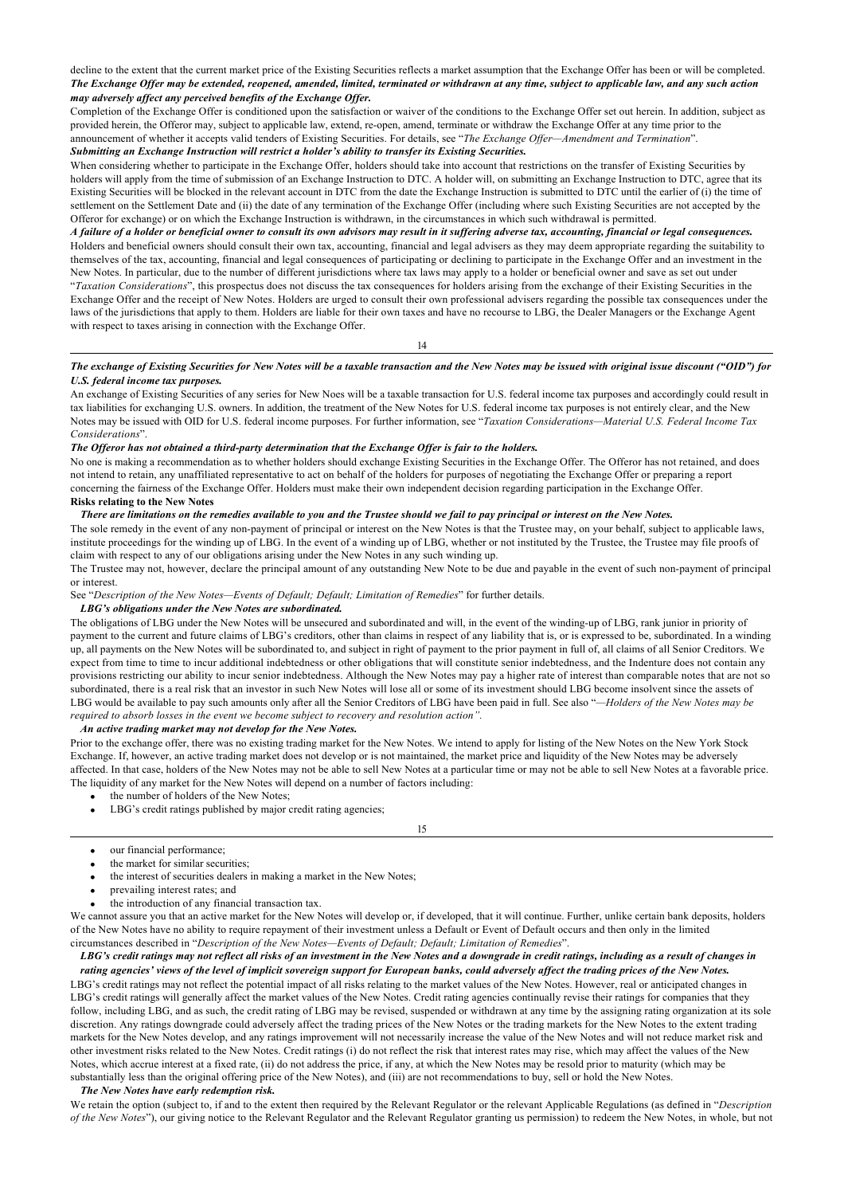decline to the extent that the current market price of the Existing Securities reflects a market assumption that the Exchange Offer has been or will be completed.

***The Exchange Offer may be extended, reopened, amended, limited, terminated or withdrawn at any time, subject to applicable law, and any such action may adversely affect any perceived benefits of the Exchange Offer.***

Completion of the Exchange Offer is conditioned upon the satisfaction or waiver of the conditions to the Exchange Offer set out herein. In addition, subject as provided herein, the Offeror may, subject to applicable law, extend, re-open, amend, terminate or withdraw the Exchange Offer at any time prior to the announcement of whether it accepts valid tenders of Existing Securities. For details, see "*The Exchange Offer—Amendment and Termination*".

***Submitting an Exchange Instruction will restrict a holder's ability to transfer its Existing Securities.***

When considering whether to participate in the Exchange Offer, holders should take into account that restrictions on the transfer of Existing Securities by holders will apply from the time of submission of an Exchange Instruction to DTC. A holder will, on submitting an Exchange Instruction to DTC, agree that its Existing Securities will be blocked in the relevant account in DTC from the date the Exchange Instruction is submitted to DTC until the earlier of (i) the time of settlement on the Settlement Date and (ii) the date of any termination of the Exchange Offer (including where such Existing Securities are not accepted by the Offeror for exchange) or on which the Exchange Instruction is withdrawn, in the circumstances in which such withdrawal is permitted.

***A failure of a holder or beneficial owner to consult its own advisors may result in it suffering adverse tax, accounting, financial or legal consequences.***

Holders and beneficial owners should consult their own tax, accounting, financial and legal advisers as they may deem appropriate regarding the suitability to themselves of the tax, accounting, financial and legal consequences of participating or declining to participate in the Exchange Offer and an investment in the New Notes. In particular, due to the number of different jurisdictions where tax laws may apply to a holder or beneficial owner and save as set out under "*Taxation Considerations*", this prospectus does not discuss the tax consequences for holders arising from the exchange of their Existing Securities in the Exchange Offer and the receipt of New Notes. Holders are urged to consult their own professional advisers regarding the possible tax consequences under the laws of the jurisdictions that apply to them. Holders are liable for their own taxes and have no recourse to LBG, the Dealer Managers or the Exchange Agent with respect to taxes arising in connection with the Exchange Offer.

***The exchange of Existing Securities for New Notes will be a taxable transaction and the New Notes may be issued with original issue discount ("OID") for U.S. federal income tax purposes.***

An exchange of Existing Securities of any series for New Noes will be a taxable transaction for U.S. federal income tax purposes and accordingly could result in tax liabilities for exchanging U.S. owners. In addition, the treatment of the New Notes for U.S. federal income tax purposes is not entirely clear, and the New Notes may be issued with OID for U.S. federal income purposes. For further information, see "*Taxation Considerations—Material U.S. Federal Income Tax Considerations*".

***The Offeror has not obtained a third-party determination that the Exchange Offer is fair to the holders.***

No one is making a recommendation as to whether holders should exchange Existing Securities in the Exchange Offer. The Offeror has not retained, and does not intend to retain, any unaffiliated representative to act on behalf of the holders for purposes of negotiating the Exchange Offer or preparing a report concerning the fairness of the Exchange Offer. Holders must make their own independent decision regarding participation in the Exchange Offer.

**Risks relating to the New Notes**

***There are limitations on the remedies available to you and the Trustee should we fail to pay principal or interest on the New Notes.***

The sole remedy in the event of any non-payment of principal or interest on the New Notes is that the Trustee may, on your behalf, subject to applicable laws, institute proceedings for the winding up of LBG. In the event of a winding up of LBG, whether or not instituted by the Trustee, the Trustee may file proofs of claim with respect to any of our obligations arising under the New Notes in any such winding up.

The Trustee may not, however, declare the principal amount of any outstanding New Note to be due and payable in the event of such non-payment of principal or interest.

See "*Description of the New Notes—Events of Default; Default; Limitation of Remedies*" for further details.

***LBG's obligations under the New Notes are subordinated.***

The obligations of LBG under the New Notes will be unsecured and subordinated and will, in the event of the winding-up of LBG, rank junior in priority of payment to the current and future claims of LBG's creditors, other than claims in respect of any liability that is, or is expressed to be, subordinated. In a winding up, all payments on the New Notes will be subordinated to, and subject in right of payment to the prior payment in full of, all claims of all Senior Creditors. We expect from time to time to incur additional indebtedness or other obligations that will constitute senior indebtedness, and the Indenture does not contain any provisions restricting our ability to incur senior indebtedness. Although the New Notes may pay a higher rate of interest than comparable notes that are not so subordinated, there is a real risk that an investor in such New Notes will lose all or some of its investment should LBG become insolvent since the assets of LBG would be available to pay such amounts only after all the Senior Creditors of LBG have been paid in full. See also "*—Holders of the New Notes may be required to absorb losses in the event we become subject to recovery and resolution action".*

***An active trading market may not develop for the New Notes.***

Prior to the exchange offer, there was no existing trading market for the New Notes. We intend to apply for listing of the New Notes on the New York Stock Exchange. If, however, an active trading market does not develop or is not maintained, the market price and liquidity of the New Notes may be adversely affected. In that case, holders of the New Notes may not be able to sell New Notes at a particular time or may not be able to sell New Notes at a favorable price. The liquidity of any market for the New Notes will depend on a number of factors including:

- the number of holders of the New Notes;
- LBG's credit ratings published by major credit rating agencies;
- our financial performance;
- the market for similar securities;
- the interest of securities dealers in making a market in the New Notes;
- prevailing interest rates; and
- the introduction of any financial transaction tax.

We cannot assure you that an active market for the New Notes will develop or, if developed, that it will continue. Further, unlike certain bank deposits, holders of the New Notes have no ability to require repayment of their investment unless a Default or Event of Default occurs and then only in the limited circumstances described in "*Description of the New Notes—Events of Default; Default; Limitation of Remedies*".

***LBG's credit ratings may not reflect all risks of an investment in the New Notes and a downgrade in credit ratings, including as a result of changes in rating agencies' views of the level of implicit sovereign support for European banks, could adversely affect the trading prices of the New Notes.***

LBG's credit ratings may not reflect the potential impact of all risks relating to the market values of the New Notes. However, real or anticipated changes in LBG's credit ratings will generally affect the market values of the New Notes. Credit rating agencies continually revise their ratings for companies that they follow, including LBG, and as such, the credit rating of LBG may be revised, suspended or withdrawn at any time by the assigning rating organization at its sole discretion. Any ratings downgrade could adversely affect the trading prices of the New Notes or the trading markets for the New Notes to the extent trading markets for the New Notes develop, and any ratings improvement will not necessarily increase the value of the New Notes and will not reduce market risk and other investment risks related to the New Notes. Credit ratings (i) do not reflect the risk that interest rates may rise, which may affect the values of the New Notes, which accrue interest at a fixed rate, (ii) do not address the price, if any, at which the New Notes may be resold prior to maturity (which may be substantially less than the original offering price of the New Notes), and (iii) are not recommendations to buy, sell or hold the New Notes.

***The New Notes have early redemption risk.***

We retain the option (subject to, if and to the extent then required by the Relevant Regulator or the relevant Applicable Regulations (as defined in "*Description of the New Notes*"), our giving notice to the Relevant Regulator and the Relevant Regulator granting us permission) to redeem the New Notes, in whole, but not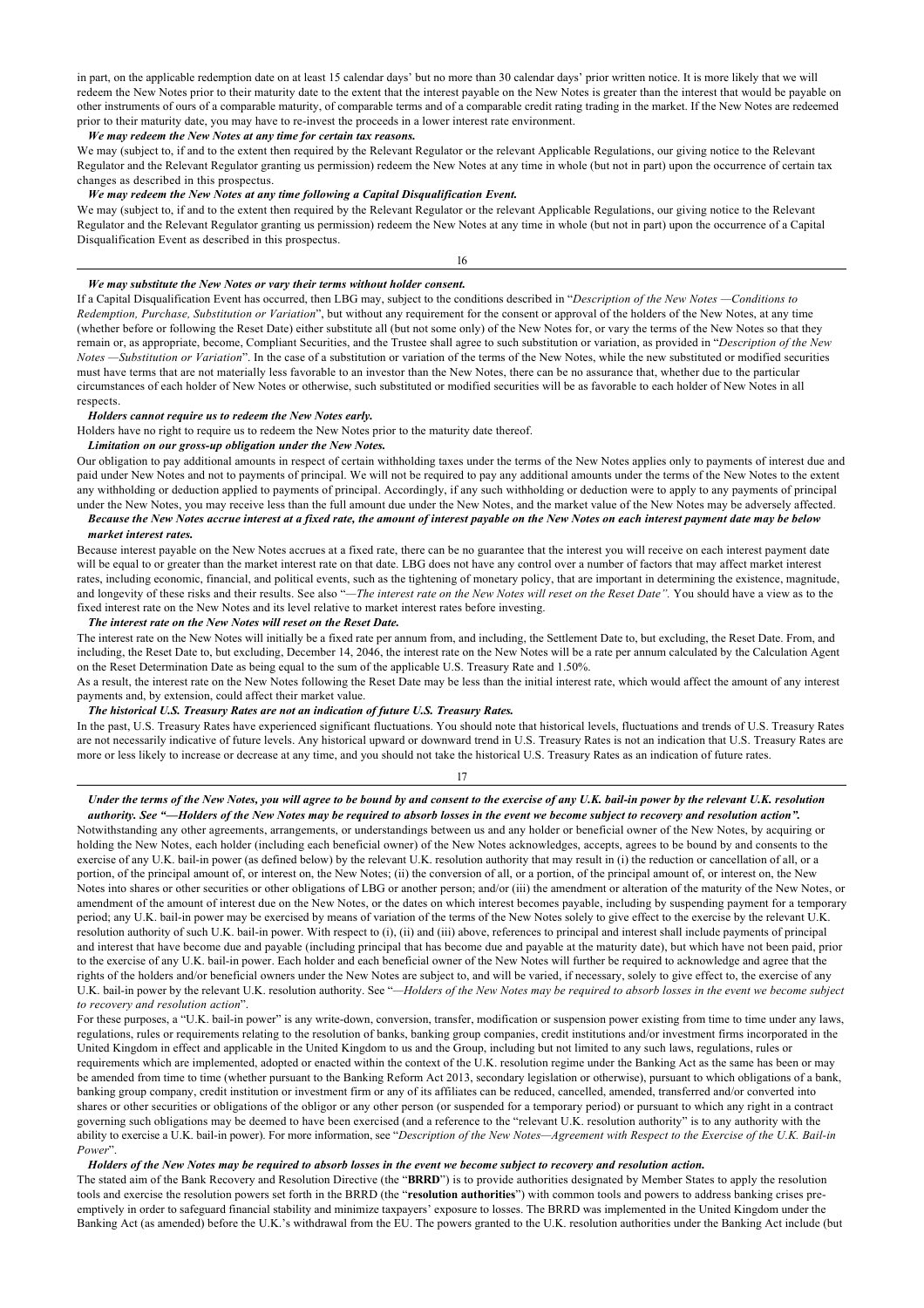in part, on the applicable redemption date on at least 15 calendar days' but no more than 30 calendar days' prior written notice. It is more likely that we will redeem the New Notes prior to their maturity date to the extent that the interest payable on the New Notes is greater than the interest that would be payable on other instruments of ours of a comparable maturity, of comparable terms and of a comparable credit rating trading in the market. If the New Notes are redeemed prior to their maturity date, you may have to re-invest the proceeds in a lower interest rate environment.

***We may redeem the New Notes at any time for certain tax reasons.***

We may (subject to, if and to the extent then required by the Relevant Regulator or the relevant Applicable Regulations, our giving notice to the Relevant Regulator and the Relevant Regulator granting us permission) redeem the New Notes at any time in whole (but not in part) upon the occurrence of certain tax changes as described in this prospectus.

***We may redeem the New Notes at any time following a Capital Disqualification Event.***

We may (subject to, if and to the extent then required by the Relevant Regulator or the relevant Applicable Regulations, our giving notice to the Relevant Regulator and the Relevant Regulator granting us permission) redeem the New Notes at any time in whole (but not in part) upon the occurrence of a Capital Disqualification Event as described in this prospectus.

***We may substitute the New Notes or vary their terms without holder consent.***

If a Capital Disqualification Event has occurred, then LBG may, subject to the conditions described in "*Description of the New Notes —Conditions to Redemption, Purchase, Substitution or Variation*", but without any requirement for the consent or approval of the holders of the New Notes, at any time (whether before or following the Reset Date) either substitute all (but not some only) of the New Notes for, or vary the terms of the New Notes so that they remain or, as appropriate, become, Compliant Securities, and the Trustee shall agree to such substitution or variation, as provided in "*Description of the New Notes —Substitution or Variation*". In the case of a substitution or variation of the terms of the New Notes, while the new substituted or modified securities must have terms that are not materially less favorable to an investor than the New Notes, there can be no assurance that, whether due to the particular circumstances of each holder of New Notes or otherwise, such substituted or modified securities will be as favorable to each holder of New Notes in all respects.

***Holders cannot require us to redeem the New Notes early.***

Holders have no right to require us to redeem the New Notes prior to the maturity date thereof.

***Limitation on our gross-up obligation under the New Notes.***

Our obligation to pay additional amounts in respect of certain withholding taxes under the terms of the New Notes applies only to payments of interest due and paid under New Notes and not to payments of principal. We will not be required to pay any additional amounts under the terms of the New Notes to the extent any withholding or deduction applied to payments of principal. Accordingly, if any such withholding or deduction were to apply to any payments of principal under the New Notes, you may receive less than the full amount due under the New Notes, and the market value of the New Notes may be adversely affected.

***Because the New Notes accrue interest at a fixed rate, the amount of interest payable on the New Notes on each interest payment date may be below market interest rates.***

Because interest payable on the New Notes accrues at a fixed rate, there can be no guarantee that the interest you will receive on each interest payment date will be equal to or greater than the market interest rate on that date. LBG does not have any control over a number of factors that may affect market interest rates, including economic, financial, and political events, such as the tightening of monetary policy, that are important in determining the existence, magnitude, and longevity of these risks and their results. See also "*—The interest rate on the New Notes will reset on the Reset Date".* You should have a view as to the fixed interest rate on the New Notes and its level relative to market interest rates before investing.

***The interest rate on the New Notes will reset on the Reset Date.***

The interest rate on the New Notes will initially be a fixed rate per annum from, and including, the Settlement Date to, but excluding, the Reset Date. From, and including, the Reset Date to, but excluding, December 14, 2046, the interest rate on the New Notes will be a rate per annum calculated by the Calculation Agent on the Reset Determination Date as being equal to the sum of the applicable U.S. Treasury Rate and 1.50%.

As a result, the interest rate on the New Notes following the Reset Date may be less than the initial interest rate, which would affect the amount of any interest payments and, by extension, could affect their market value.

***The historical U.S. Treasury Rates are not an indication of future U.S. Treasury Rates.***

In the past, U.S. Treasury Rates have experienced significant fluctuations. You should note that historical levels, fluctuations and trends of U.S. Treasury Rates are not necessarily indicative of future levels. Any historical upward or downward trend in U.S. Treasury Rates is not an indication that U.S. Treasury Rates are more or less likely to increase or decrease at any time, and you should not take the historical U.S. Treasury Rates as an indication of future rates.

***Under the terms of the New Notes, you will agree to be bound by and consent to the exercise of any U.K. bail-in power by the relevant U.K. resolution authority. See "—Holders of the New Notes may be required to absorb losses in the event we become subject to recovery and resolution action".***

Notwithstanding any other agreements, arrangements, or understandings between us and any holder or beneficial owner of the New Notes, by acquiring or holding the New Notes, each holder (including each beneficial owner) of the New Notes acknowledges, accepts, agrees to be bound by and consents to the exercise of any U.K. bail-in power (as defined below) by the relevant U.K. resolution authority that may result in (i) the reduction or cancellation of all, or a portion, of the principal amount of, or interest on, the New Notes; (ii) the conversion of all, or a portion, of the principal amount of, or interest on, the New Notes into shares or other securities or other obligations of LBG or another person; and/or (iii) the amendment or alteration of the maturity of the New Notes, or amendment of the amount of interest due on the New Notes, or the dates on which interest becomes payable, including by suspending payment for a temporary period; any U.K. bail-in power may be exercised by means of variation of the terms of the New Notes solely to give effect to the exercise by the relevant U.K. resolution authority of such U.K. bail-in power. With respect to (i), (ii) and (iii) above, references to principal and interest shall include payments of principal and interest that have become due and payable (including principal that has become due and payable at the maturity date), but which have not been paid, prior to the exercise of any U.K. bail-in power. Each holder and each beneficial owner of the New Notes will further be required to acknowledge and agree that the rights of the holders and/or beneficial owners under the New Notes are subject to, and will be varied, if necessary, solely to give effect to, the exercise of any U.K. bail-in power by the relevant U.K. resolution authority. See "*—Holders of the New Notes may be required to absorb losses in the event we become subject to recovery and resolution action*".

For these purposes, a "U.K. bail-in power" is any write-down, conversion, transfer, modification or suspension power existing from time to time under any laws, regulations, rules or requirements relating to the resolution of banks, banking group companies, credit institutions and/or investment firms incorporated in the United Kingdom in effect and applicable in the United Kingdom to us and the Group, including but not limited to any such laws, regulations, rules or requirements which are implemented, adopted or enacted within the context of the U.K. resolution regime under the Banking Act as the same has been or may be amended from time to time (whether pursuant to the Banking Reform Act 2013, secondary legislation or otherwise), pursuant to which obligations of a bank, banking group company, credit institution or investment firm or any of its affiliates can be reduced, cancelled, amended, transferred and/or converted into shares or other securities or obligations of the obligor or any other person (or suspended for a temporary period) or pursuant to which any right in a contract governing such obligations may be deemed to have been exercised (and a reference to the "relevant U.K. resolution authority" is to any authority with the ability to exercise a U.K. bail-in power). For more information, see "*Description of the New Notes—Agreement with Respect to the Exercise of the U.K. Bail-in Power*".

***Holders of the New Notes may be required to absorb losses in the event we become subject to recovery and resolution action.***

The stated aim of the Bank Recovery and Resolution Directive (the "**BRRD**") is to provide authorities designated by Member States to apply the resolution tools and exercise the resolution powers set forth in the BRRD (the "**resolution authorities**") with common tools and powers to address banking crises pre-emptively in order to safeguard financial stability and minimize taxpayers' exposure to losses. The BRRD was implemented in the United Kingdom under the Banking Act (as amended) before the U.K.'s withdrawal from the EU. The powers granted to the U.K. resolution authorities under the Banking Act include (but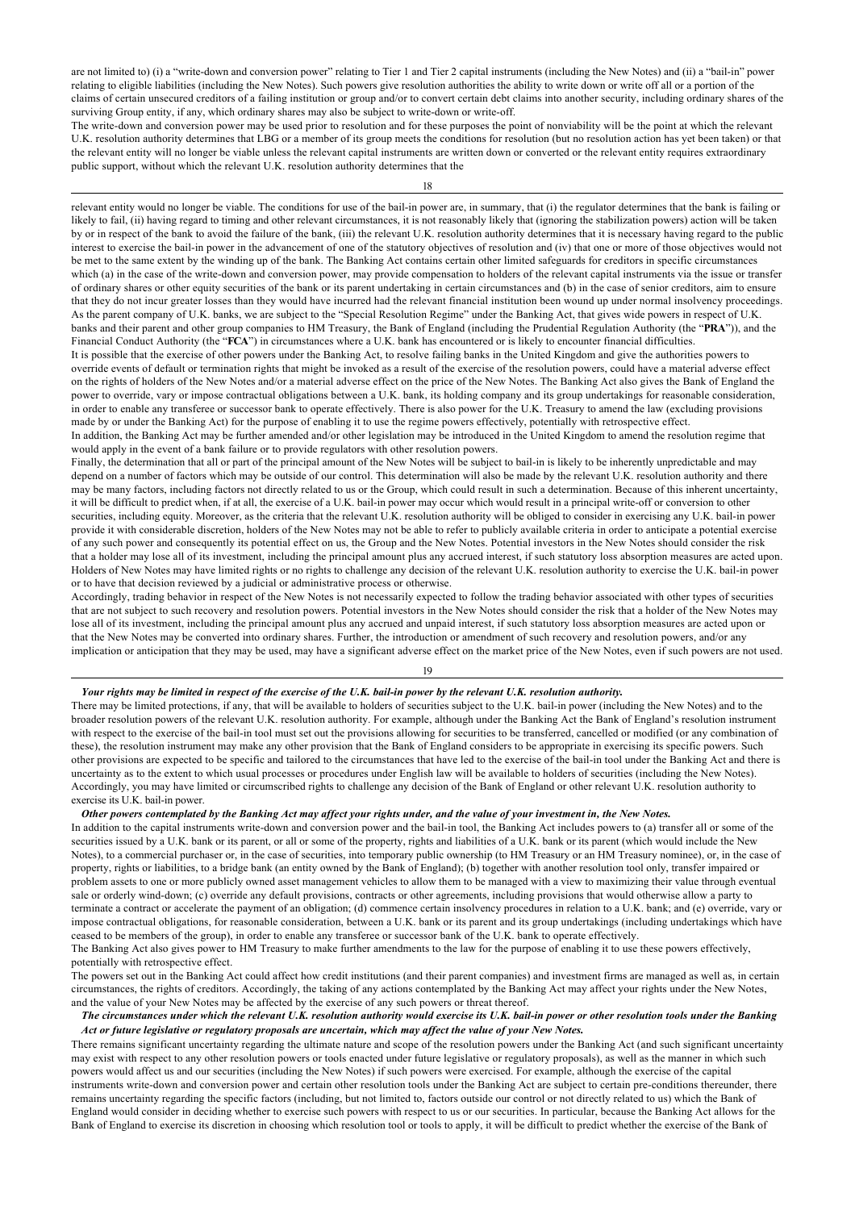are not limited to) (i) a "write-down and conversion power" relating to Tier 1 and Tier 2 capital instruments (including the New Notes) and (ii) a "bail-in" power relating to eligible liabilities (including the New Notes). Such powers give resolution authorities the ability to write down or write off all or a portion of the claims of certain unsecured creditors of a failing institution or group and/or to convert certain debt claims into another security, including ordinary shares of the surviving Group entity, if any, which ordinary shares may also be subject to write-down or write-off.

The write-down and conversion power may be used prior to resolution and for these purposes the point of nonviability will be the point at which the relevant U.K. resolution authority determines that LBG or a member of its group meets the conditions for resolution (but no resolution action has yet been taken) or that the relevant entity will no longer be viable unless the relevant capital instruments are written down or converted or the relevant entity requires extraordinary public support, without which the relevant U.K. resolution authority determines that the relevant entity would no longer be viable. The conditions for use of the bail-in power are, in summary, that (i) the regulator determines that the bank is failing or likely to fail, (ii) having regard to timing and other relevant circumstances, it is not reasonably likely that (ignoring the stabilization powers) action will be taken by or in respect of the bank to avoid the failure of the bank, (iii) the relevant U.K. resolution authority determines that it is necessary having regard to the public interest to exercise the bail-in power in the advancement of one of the statutory objectives of resolution and (iv) that one or more of those objectives would not be met to the same extent by the winding up of the bank. The Banking Act contains certain other limited safeguards for creditors in specific circumstances which (a) in the case of the write-down and conversion power, may provide compensation to holders of the relevant capital instruments via the issue or transfer of ordinary shares or other equity securities of the bank or its parent undertaking in certain circumstances and (b) in the case of senior creditors, aim to ensure that they do not incur greater losses than they would have incurred had the relevant financial institution been wound up under normal insolvency proceedings.

As the parent company of U.K. banks, we are subject to the "Special Resolution Regime" under the Banking Act, that gives wide powers in respect of U.K. banks and their parent and other group companies to HM Treasury, the Bank of England (including the Prudential Regulation Authority (the "**PRA**")), and the Financial Conduct Authority (the "**FCA**") in circumstances where a U.K. bank has encountered or is likely to encounter financial difficulties.

It is possible that the exercise of other powers under the Banking Act, to resolve failing banks in the United Kingdom and give the authorities powers to override events of default or termination rights that might be invoked as a result of the exercise of the resolution powers, could have a material adverse effect on the rights of holders of the New Notes and/or a material adverse effect on the price of the New Notes. The Banking Act also gives the Bank of England the power to override, vary or impose contractual obligations between a U.K. bank, its holding company and its group undertakings for reasonable consideration, in order to enable any transferee or successor bank to operate effectively. There is also power for the U.K. Treasury to amend the law (excluding provisions made by or under the Banking Act) for the purpose of enabling it to use the regime powers effectively, potentially with retrospective effect.

In addition, the Banking Act may be further amended and/or other legislation may be introduced in the United Kingdom to amend the resolution regime that would apply in the event of a bank failure or to provide regulators with other resolution powers.

Finally, the determination that all or part of the principal amount of the New Notes will be subject to bail-in is likely to be inherently unpredictable and may depend on a number of factors which may be outside of our control. This determination will also be made by the relevant U.K. resolution authority and there may be many factors, including factors not directly related to us or the Group, which could result in such a determination. Because of this inherent uncertainty, it will be difficult to predict when, if at all, the exercise of a U.K. bail-in power may occur which would result in a principal write-off or conversion to other securities, including equity. Moreover, as the criteria that the relevant U.K. resolution authority will be obliged to consider in exercising any U.K. bail-in power provide it with considerable discretion, holders of the New Notes may not be able to refer to publicly available criteria in order to anticipate a potential exercise of any such power and consequently its potential effect on us, the Group and the New Notes. Potential investors in the New Notes should consider the risk that a holder may lose all of its investment, including the principal amount plus any accrued interest, if such statutory loss absorption measures are acted upon. Holders of New Notes may have limited rights or no rights to challenge any decision of the relevant U.K. resolution authority to exercise the U.K. bail-in power or to have that decision reviewed by a judicial or administrative process or otherwise.

Accordingly, trading behavior in respect of the New Notes is not necessarily expected to follow the trading behavior associated with other types of securities that are not subject to such recovery and resolution powers. Potential investors in the New Notes should consider the risk that a holder of the New Notes may lose all of its investment, including the principal amount plus any accrued and unpaid interest, if such statutory loss absorption measures are acted upon or that the New Notes may be converted into ordinary shares. Further, the introduction or amendment of such recovery and resolution powers, and/or any implication or anticipation that they may be used, may have a significant adverse effect on the market price of the New Notes, even if such powers are not used.

***Your rights may be limited in respect of the exercise of the U.K. bail-in power by the relevant U.K. resolution authority.***

There may be limited protections, if any, that will be available to holders of securities subject to the U.K. bail-in power (including the New Notes) and to the broader resolution powers of the relevant U.K. resolution authority. For example, although under the Banking Act the Bank of England's resolution instrument with respect to the exercise of the bail-in tool must set out the provisions allowing for securities to be transferred, cancelled or modified (or any combination of these), the resolution instrument may make any other provision that the Bank of England considers to be appropriate in exercising its specific powers. Such other provisions are expected to be specific and tailored to the circumstances that have led to the exercise of the bail-in tool under the Banking Act and there is uncertainty as to the extent to which usual processes or procedures under English law will be available to holders of securities (including the New Notes). Accordingly, you may have limited or circumscribed rights to challenge any decision of the Bank of England or other relevant U.K. resolution authority to exercise its U.K. bail-in power.

***Other powers contemplated by the Banking Act may affect your rights under, and the value of your investment in, the New Notes.***

In addition to the capital instruments write-down and conversion power and the bail-in tool, the Banking Act includes powers to (a) transfer all or some of the securities issued by a U.K. bank or its parent, or all or some of the property, rights and liabilities of a U.K. bank or its parent (which would include the New Notes), to a commercial purchaser or, in the case of securities, into temporary public ownership (to HM Treasury or an HM Treasury nominee), or, in the case of property, rights or liabilities, to a bridge bank (an entity owned by the Bank of England); (b) together with another resolution tool only, transfer impaired or problem assets to one or more publicly owned asset management vehicles to allow them to be managed with a view to maximizing their value through eventual sale or orderly wind-down; (c) override any default provisions, contracts or other agreements, including provisions that would otherwise allow a party to terminate a contract or accelerate the payment of an obligation; (d) commence certain insolvency procedures in relation to a U.K. bank; and (e) override, vary or impose contractual obligations, for reasonable consideration, between a U.K. bank or its parent and its group undertakings (including undertakings which have ceased to be members of the group), in order to enable any transferee or successor bank of the U.K. bank to operate effectively.

The Banking Act also gives power to HM Treasury to make further amendments to the law for the purpose of enabling it to use these powers effectively, potentially with retrospective effect.

The powers set out in the Banking Act could affect how credit institutions (and their parent companies) and investment firms are managed as well as, in certain circumstances, the rights of creditors. Accordingly, the taking of any actions contemplated by the Banking Act may affect your rights under the New Notes, and the value of your New Notes may be affected by the exercise of any such powers or threat thereof.

***The circumstances under which the relevant U.K. resolution authority would exercise its U.K. bail-in power or other resolution tools under the Banking Act or future legislative or regulatory proposals are uncertain, which may affect the value of your New Notes.***

There remains significant uncertainty regarding the ultimate nature and scope of the resolution powers under the Banking Act (and such significant uncertainty may exist with respect to any other resolution powers or tools enacted under future legislative or regulatory proposals), as well as the manner in which such powers would affect us and our securities (including the New Notes) if such powers were exercised. For example, although the exercise of the capital instruments write-down and conversion power and certain other resolution tools under the Banking Act are subject to certain pre-conditions thereunder, there remains uncertainty regarding the specific factors (including, but not limited to, factors outside our control or not directly related to us) which the Bank of England would consider in deciding whether to exercise such powers with respect to us or our securities. In particular, because the Banking Act allows for the Bank of England to exercise its discretion in choosing which resolution tool or tools to apply, it will be difficult to predict whether the exercise of the Bank of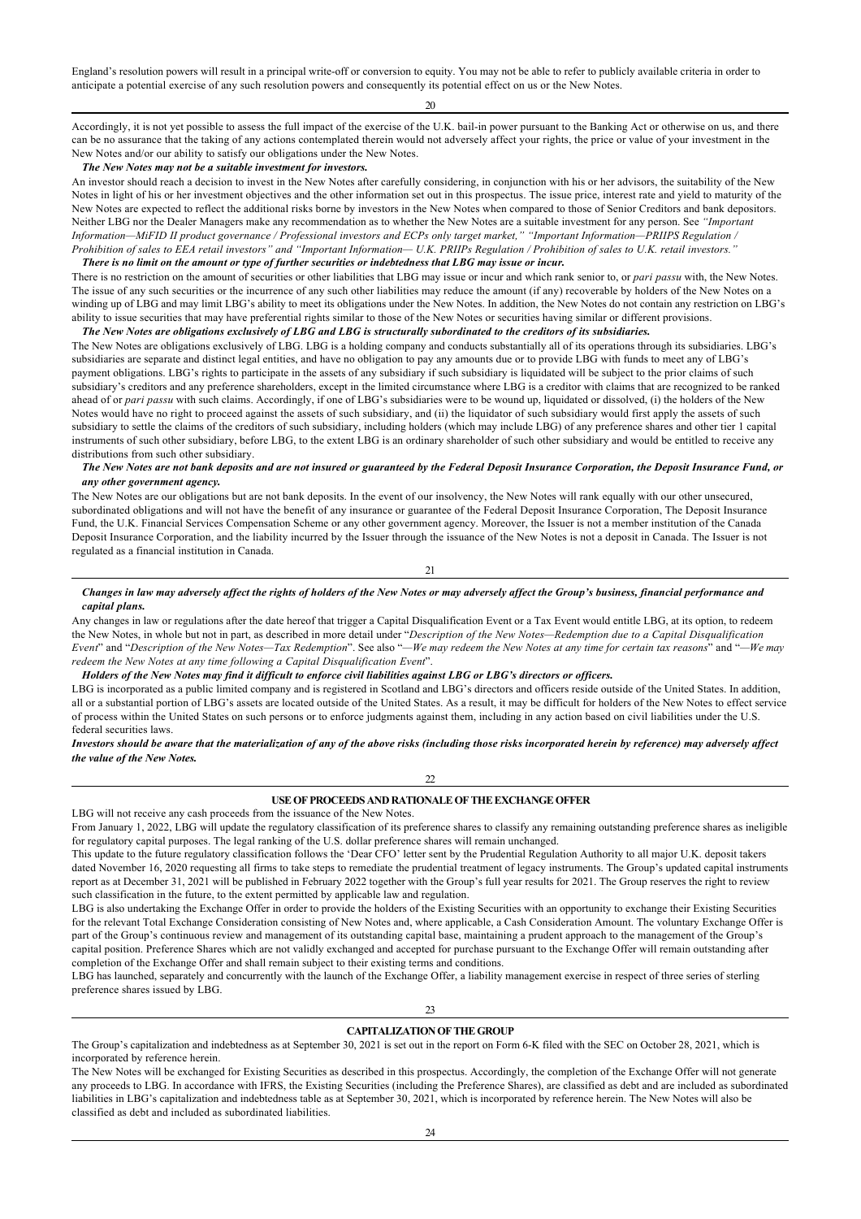England's resolution powers will result in a principal write-off or conversion to equity. You may not be able to refer to publicly available criteria in order to anticipate a potential exercise of any such resolution powers and consequently its potential effect on us or the New Notes.

Accordingly, it is not yet possible to assess the full impact of the exercise of the U.K. bail-in power pursuant to the Banking Act or otherwise on us, and there can be no assurance that the taking of any actions contemplated therein would not adversely affect your rights, the price or value of your investment in the New Notes and/or our ability to satisfy our obligations under the New Notes.

***The New Notes may not be a suitable investment for investors.***

An investor should reach a decision to invest in the New Notes after carefully considering, in conjunction with his or her advisors, the suitability of the New Notes in light of his or her investment objectives and the other information set out in this prospectus. The issue price, interest rate and yield to maturity of the New Notes are expected to reflect the additional risks borne by investors in the New Notes when compared to those of Senior Creditors and bank depositors. Neither LBG nor the Dealer Managers make any recommendation as to whether the New Notes are a suitable investment for any person. See *"Important Information—MiFID II product governance / Professional investors and ECPs only target market," "Important Information—PRIIPS Regulation / Prohibition of sales to EEA retail investors" and "Important Information— U.K. PRIIPs Regulation / Prohibition of sales to U.K. retail investors."*

***There is no limit on the amount or type of further securities or indebtedness that LBG may issue or incur.***

There is no restriction on the amount of securities or other liabilities that LBG may issue or incur and which rank senior to, or *pari passu* with, the New Notes. The issue of any such securities or the incurrence of any such other liabilities may reduce the amount (if any) recoverable by holders of the New Notes on a winding up of LBG and may limit LBG's ability to meet its obligations under the New Notes. In addition, the New Notes do not contain any restriction on LBG's ability to issue securities that may have preferential rights similar to those of the New Notes or securities having similar or different provisions.

***The New Notes are obligations exclusively of LBG and LBG is structurally subordinated to the creditors of its subsidiaries.***

The New Notes are obligations exclusively of LBG. LBG is a holding company and conducts substantially all of its operations through its subsidiaries. LBG's subsidiaries are separate and distinct legal entities, and have no obligation to pay any amounts due or to provide LBG with funds to meet any of LBG's payment obligations. LBG's rights to participate in the assets of any subsidiary if such subsidiary is liquidated will be subject to the prior claims of such subsidiary's creditors and any preference shareholders, except in the limited circumstance where LBG is a creditor with claims that are recognized to be ranked ahead of or *pari passu* with such claims. Accordingly, if one of LBG's subsidiaries were to be wound up, liquidated or dissolved, (i) the holders of the New Notes would have no right to proceed against the assets of such subsidiary, and (ii) the liquidator of such subsidiary would first apply the assets of such subsidiary to settle the claims of the creditors of such subsidiary, including holders (which may include LBG) of any preference shares and other tier 1 capital instruments of such other subsidiary, before LBG, to the extent LBG is an ordinary shareholder of such other subsidiary and would be entitled to receive any distributions from such other subsidiary.

***The New Notes are not bank deposits and are not insured or guaranteed by the Federal Deposit Insurance Corporation, the Deposit Insurance Fund, or any other government agency.***

The New Notes are our obligations but are not bank deposits. In the event of our insolvency, the New Notes will rank equally with our other unsecured, subordinated obligations and will not have the benefit of any insurance or guarantee of the Federal Deposit Insurance Corporation, The Deposit Insurance Fund, the U.K. Financial Services Compensation Scheme or any other government agency. Moreover, the Issuer is not a member institution of the Canada Deposit Insurance Corporation, and the liability incurred by the Issuer through the issuance of the New Notes is not a deposit in Canada. The Issuer is not regulated as a financial institution in Canada.

***Changes in law may adversely affect the rights of holders of the New Notes or may adversely affect the Group's business, financial performance and capital plans.***

Any changes in law or regulations after the date hereof that trigger a Capital Disqualification Event or a Tax Event would entitle LBG, at its option, to redeem the New Notes, in whole but not in part, as described in more detail under "*Description of the New Notes—Redemption due to a Capital Disqualification Event*" and "*Description of the New Notes—Tax Redemption*". See also "*—We may redeem the New Notes at any time for certain tax reasons*" and "*—We may redeem the New Notes at any time following a Capital Disqualification Event*".

***Holders of the New Notes may find it difficult to enforce civil liabilities against LBG or LBG's directors or officers.***

LBG is incorporated as a public limited company and is registered in Scotland and LBG's directors and officers reside outside of the United States. In addition, all or a substantial portion of LBG's assets are located outside of the United States. As a result, it may be difficult for holders of the New Notes to effect service of process within the United States on such persons or to enforce judgments against them, including in any action based on civil liabilities under the U.S. federal securities laws.

***Investors should be aware that the materialization of any of the above risks (including those risks incorporated herein by reference) may adversely affect the value of the New Notes.***

## USE OF PROCEEDS AND RATIONALE OF THE EXCHANGE OFFER

LBG will not receive any cash proceeds from the issuance of the New Notes.

From January 1, 2022, LBG will update the regulatory classification of its preference shares to classify any remaining outstanding preference shares as ineligible for regulatory capital purposes. The legal ranking of the U.S. dollar preference shares will remain unchanged.

This update to the future regulatory classification follows the 'Dear CFO' letter sent by the Prudential Regulation Authority to all major U.K. deposit takers dated November 16, 2020 requesting all firms to take steps to remediate the prudential treatment of legacy instruments. The Group's updated capital instruments report as at December 31, 2021 will be published in February 2022 together with the Group's full year results for 2021. The Group reserves the right to review such classification in the future, to the extent permitted by applicable law and regulation.

LBG is also undertaking the Exchange Offer in order to provide the holders of the Existing Securities with an opportunity to exchange their Existing Securities for the relevant Total Exchange Consideration consisting of New Notes and, where applicable, a Cash Consideration Amount. The voluntary Exchange Offer is part of the Group's continuous review and management of its outstanding capital base, maintaining a prudent approach to the management of the Group's capital position. Preference Shares which are not validly exchanged and accepted for purchase pursuant to the Exchange Offer will remain outstanding after completion of the Exchange Offer and shall remain subject to their existing terms and conditions.

LBG has launched, separately and concurrently with the launch of the Exchange Offer, a liability management exercise in respect of three series of sterling preference shares issued by LBG.

## CAPITALIZATION OF THE GROUP

The Group's capitalization and indebtedness as at September 30, 2021 is set out in the report on Form 6-K filed with the SEC on October 28, 2021, which is incorporated by reference herein.

The New Notes will be exchanged for Existing Securities as described in this prospectus. Accordingly, the completion of the Exchange Offer will not generate any proceeds to LBG. In accordance with IFRS, the Existing Securities (including the Preference Shares), are classified as debt and are included as subordinated liabilities in LBG's capitalization and indebtedness table as at September 30, 2021, which is incorporated by reference herein. The New Notes will also be classified as debt and included as subordinated liabilities.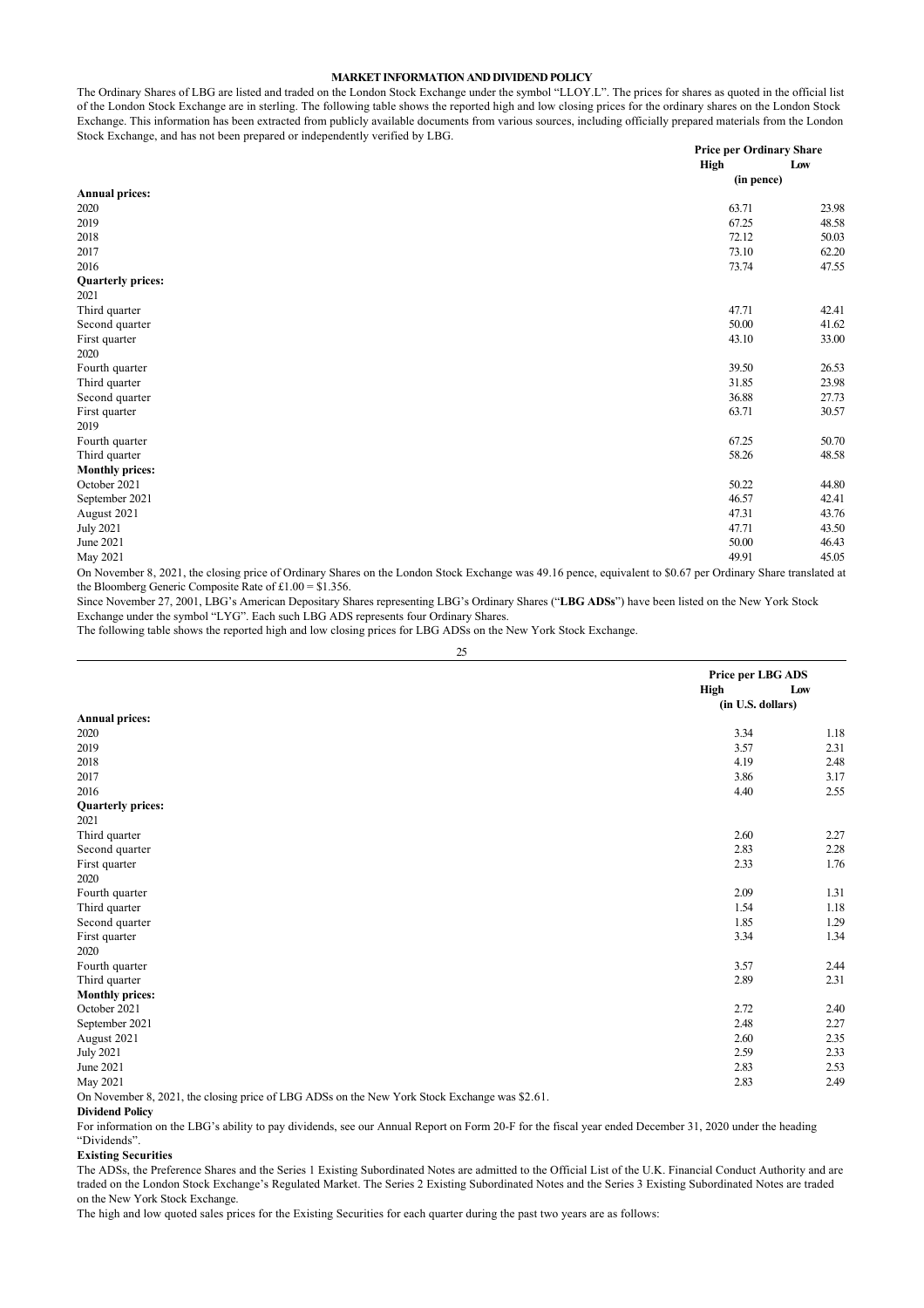## MARKET INFORMATION AND DIVIDEND POLICY

The Ordinary Shares of LBG are listed and traded on the London Stock Exchange under the symbol "LLOY.L". The prices for shares as quoted in the official list of the London Stock Exchange are in sterling. The following table shows the reported high and low closing prices for the ordinary shares on the London Stock Exchange. This information has been extracted from publicly available documents from various sources, including officially prepared materials from the London Stock Exchange, and has not been prepared or independently verified by LBG.

| | Price per Ordinary Share | |
|---|---|---|
| | High | Low |
| | (in pence) | |
| **Annual prices:** | | |
| 2020 | 63.71 | 23.98 |
| 2019 | 67.25 | 48.58 |
| 2018 | 72.12 | 50.03 |
| 2017 | 73.10 | 62.20 |
| 2016 | 73.74 | 47.55 |
| **Quarterly prices:** | | |
| 2021 | | |
| Third quarter | 47.71 | 42.41 |
| Second quarter | 50.00 | 41.62 |
| First quarter | 43.10 | 33.00 |
| 2020 | | |
| Fourth quarter | 39.50 | 26.53 |
| Third quarter | 31.85 | 23.98 |
| Second quarter | 36.88 | 27.73 |
| First quarter | 63.71 | 30.57 |
| 2019 | | |
| Fourth quarter | 67.25 | 50.70 |
| Third quarter | 58.26 | 48.58 |
| **Monthly prices:** | | |
| October 2021 | 50.22 | 44.80 |
| September 2021 | 46.57 | 42.41 |
| August 2021 | 47.31 | 43.76 |
| July 2021 | 47.71 | 43.50 |
| June 2021 | 50.00 | 46.43 |
| May 2021 | 49.91 | 45.05 |

On November 8, 2021, the closing price of Ordinary Shares on the London Stock Exchange was 49.16 pence, equivalent to $0.67 per Ordinary Share translated at the Bloomberg Generic Composite Rate of £1.00 = $1.356.

Since November 27, 2001, LBG's American Depositary Shares representing LBG's Ordinary Shares ("**LBG ADSs**") have been listed on the New York Stock Exchange under the symbol "LYG". Each such LBG ADS represents four Ordinary Shares.

The following table shows the reported high and low closing prices for LBG ADSs on the New York Stock Exchange.

| | Price per LBG ADS | |
|---|---|---|
| | High | Low |
| | (in U.S. dollars) | |
| **Annual prices:** | | |
| 2020 | 3.34 | 1.18 |
| 2019 | 3.57 | 2.31 |
| 2018 | 4.19 | 2.48 |
| 2017 | 3.86 | 3.17 |
| 2016 | 4.40 | 2.55 |
| **Quarterly prices:** | | |
| 2021 | | |
| Third quarter | 2.60 | 2.27 |
| Second quarter | 2.83 | 2.28 |
| First quarter | 2.33 | 1.76 |
| 2020 | | |
| Fourth quarter | 2.09 | 1.31 |
| Third quarter | 1.54 | 1.18 |
| Second quarter | 1.85 | 1.29 |
| First quarter | 3.34 | 1.34 |
| 2020 | | |
| Fourth quarter | 3.57 | 2.44 |
| Third quarter | 2.89 | 2.31 |
| **Monthly prices:** | | |
| October 2021 | 2.72 | 2.40 |
| September 2021 | 2.48 | 2.27 |
| August 2021 | 2.60 | 2.35 |
| July 2021 | 2.59 | 2.33 |
| June 2021 | 2.83 | 2.53 |
| May 2021 | 2.83 | 2.49 |

On November 8, 2021, the closing price of LBG ADSs on the New York Stock Exchange was $2.61.

**Dividend Policy**

For information on the LBG's ability to pay dividends, see our Annual Report on Form 20-F for the fiscal year ended December 31, 2020 under the heading "Dividends".

**Existing Securities**

The ADSs, the Preference Shares and the Series 1 Existing Subordinated Notes are admitted to the Official List of the U.K. Financial Conduct Authority and are traded on the London Stock Exchange's Regulated Market. The Series 2 Existing Subordinated Notes and the Series 3 Existing Subordinated Notes are traded on the New York Stock Exchange.

The high and low quoted sales prices for the Existing Securities for each quarter during the past two years are as follows: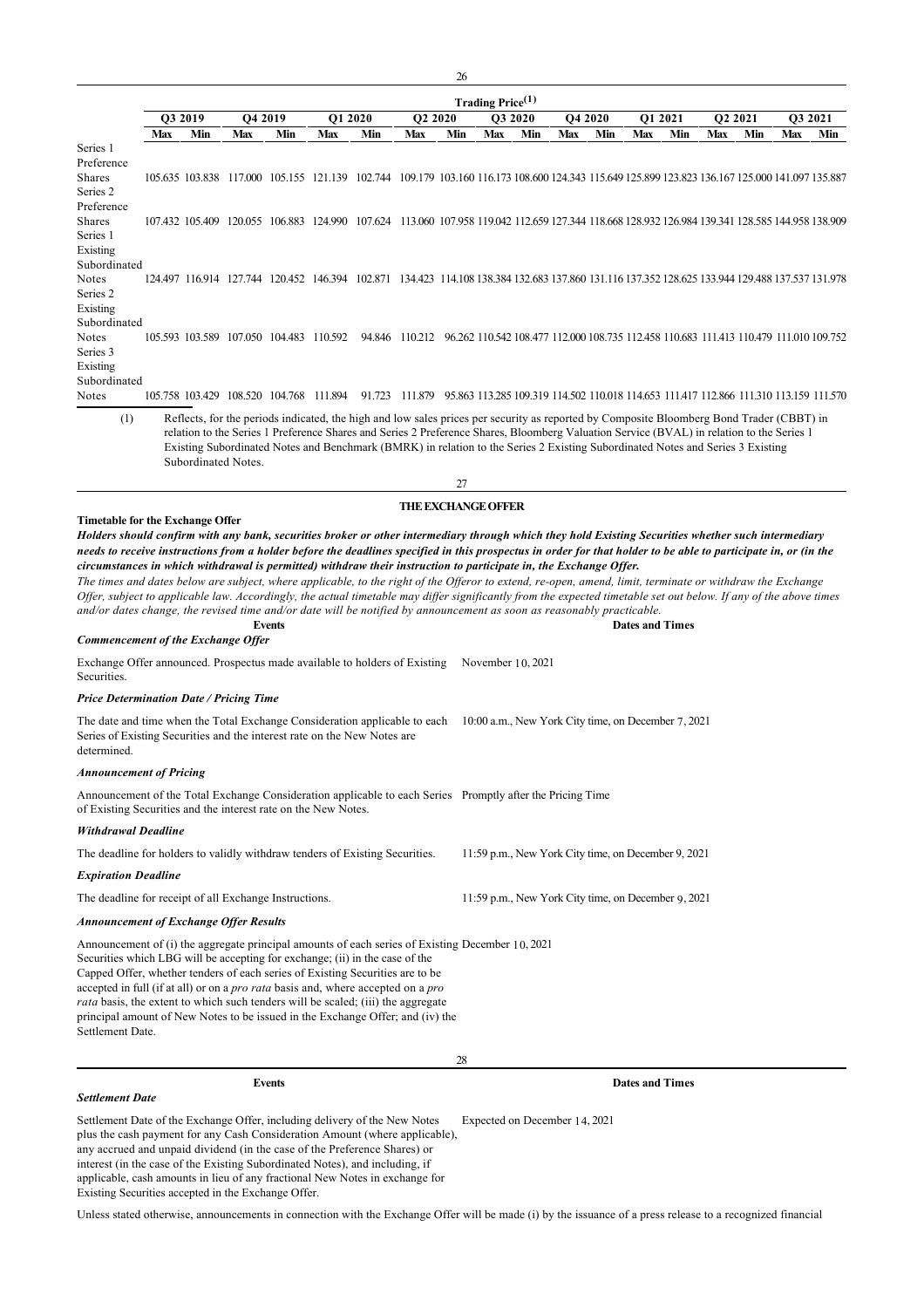| | Trading Price[(1)] | | | | | | | | | | | | | | | | | |
|---|---|---|---|---|---|---|---|---|---|---|---|---|---|---|---|---|---|---|
| | Q3 2019 | | Q4 2019 | | Q1 2020 | | Q2 2020 | | Q3 2020 | | Q4 2020 | | Q1 2021 | | Q2 2021 | | Q3 2021 | |
| | Max | Min | Max | Min | Max | Min | Max | Min | Max | Min | Max | Min | Max | Min | Max | Min | Max | Min |
| Series 1 Preference Shares | 105.635 | 103.838 | 117.000 | 105.155 | 121.139 | 102.744 | 109.179 | 103.160 | 116.173 | 108.600 | 124.343 | 115.649 | 125.899 | 123.823 | 136.167 | 125.000 | 141.097 | 135.887 |
| Series 2 Preference Shares | 107.432 | 105.409 | 120.055 | 106.883 | 124.990 | 107.624 | 113.060 | 107.958 | 119.042 | 112.659 | 127.344 | 118.668 | 128.932 | 126.984 | 139.341 | 128.585 | 144.958 | 138.909 |
| Series 1 Existing Subordinated Notes | 124.497 | 116.914 | 127.744 | 120.452 | 146.394 | 102.871 | 134.423 | 114.108 | 138.384 | 132.683 | 137.860 | 131.116 | 137.352 | 128.625 | 133.944 | 129.488 | 137.537 | 131.978 |
| Series 2 Existing Subordinated Notes | 105.593 | 103.589 | 107.050 | 104.483 | 110.592 | 94.846 | 110.212 | 96.262 | 110.542 | 108.477 | 112.000 | 108.735 | 112.458 | 110.683 | 111.413 | 110.479 | 111.010 | 109.752 |
| Series 3 Existing Subordinated Notes | 105.758 | 103.429 | 108.520 | 104.768 | 111.894 | 91.723 | 111.879 | 95.863 | 113.285 | 109.319 | 114.502 | 110.018 | 114.653 | 111.417 | 112.866 | 111.310 | 113.159 | 111.570 |

(1) Reflects, for the periods indicated, the high and low sales prices per security as reported by Composite Bloomberg Bond Trader (CBBT) in relation to the Series 1 Preference Shares and Series 2 Preference Shares, Bloomberg Valuation Service (BVAL) in relation to the Series 1 Existing Subordinated Notes and Benchmark (BMRK) in relation to the Series 2 Existing Subordinated Notes and Series 3 Existing Subordinated Notes.

# THE EXCHANGE OFFER

**Timetable for the Exchange Offer**

***Holders should confirm with any bank, securities broker or other intermediary through which they hold Existing Securities whether such intermediary needs to receive instructions from a holder before the deadlines specified in this prospectus in order for that holder to be able to participate in, or (in the circumstances in which withdrawal is permitted) withdraw their instruction to participate in, the Exchange Offer.***

*The times and dates below are subject, where applicable, to the right of the Offeror to extend, re-open, amend, limit, terminate or withdraw the Exchange Offer, subject to applicable law. Accordingly, the actual timetable may differ significantly from the expected timetable set out below. If any of the above times and/or dates change, the revised time and/or date will be notified by announcement as soon as reasonably practicable.*

| Events | Dates and Times |
|---|---|
| ***Commencement of the Exchange Offer*** | |
| Exchange Offer announced. Prospectus made available to holders of Existing Securities. | November 10, 2021 |
| ***Price Determination Date / Pricing Time*** | |
| The date and time when the Total Exchange Consideration applicable to each Series of Existing Securities and the interest rate on the New Notes are determined. | 10:00 a.m., New York City time, on December 7, 2021 |
| ***Announcement of Pricing*** | |
| Announcement of the Total Exchange Consideration applicable to each Series of Existing Securities and the interest rate on the New Notes. | Promptly after the Pricing Time |
| ***Withdrawal Deadline*** | |
| The deadline for holders to validly withdraw tenders of Existing Securities. | 11:59 p.m., New York City time, on December 9, 2021 |
| ***Expiration Deadline*** | |
| The deadline for receipt of all Exchange Instructions. | 11:59 p.m., New York City time, on December 9, 2021 |
| ***Announcement of Exchange Offer Results*** | |
| Announcement of (i) the aggregate principal amounts of each series of Existing Securities which LBG will be accepting for exchange; (ii) in the case of the Capped Offer, whether tenders of each series of Existing Securities are to be accepted in full (if at all) or on a *pro rata* basis and, where accepted on a *pro rata* basis, the extent to which such tenders will be scaled; (iii) the aggregate principal amount of New Notes to be issued in the Exchange Offer; and (iv) the Settlement Date. | December 10, 2021 |
| ***Settlement Date*** | |
| Settlement Date of the Exchange Offer, including delivery of the New Notes plus the cash payment for any Cash Consideration Amount (where applicable), any accrued and unpaid dividend (in the case of the Preference Shares) or interest (in the case of the Existing Subordinated Notes), and including, if applicable, cash amounts in lieu of any fractional New Notes in exchange for Existing Securities accepted in the Exchange Offer. | Expected on December 14, 2021 |

Unless stated otherwise, announcements in connection with the Exchange Offer will be made (i) by the issuance of a press release to a recognized financial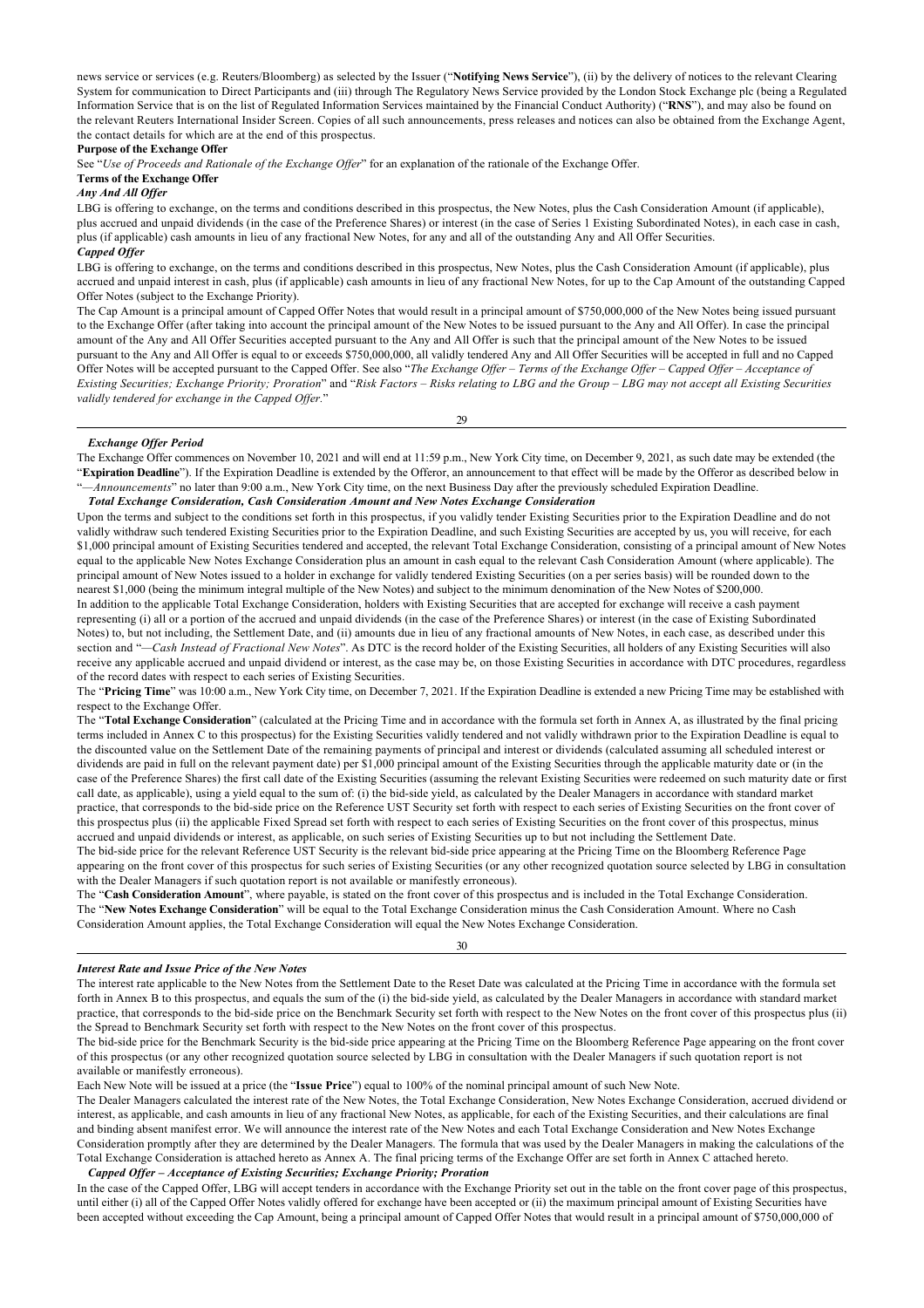news service or services (e.g. Reuters/Bloomberg) as selected by the Issuer ("**Notifying News Service**"), (ii) by the delivery of notices to the relevant Clearing System for communication to Direct Participants and (iii) through The Regulatory News Service provided by the London Stock Exchange plc (being a Regulated Information Service that is on the list of Regulated Information Services maintained by the Financial Conduct Authority) ("**RNS**"), and may also be found on the relevant Reuters International Insider Screen. Copies of all such announcements, press releases and notices can also be obtained from the Exchange Agent, the contact details for which are at the end of this prospectus.

**Purpose of the Exchange Offer**

See "*Use of Proceeds and Rationale of the Exchange Offer*" for an explanation of the rationale of the Exchange Offer.

**Terms of the Exchange Offer**

***Any And All Offer***

LBG is offering to exchange, on the terms and conditions described in this prospectus, the New Notes, plus the Cash Consideration Amount (if applicable), plus accrued and unpaid dividends (in the case of the Preference Shares) or interest (in the case of Series 1 Existing Subordinated Notes), in each case in cash, plus (if applicable) cash amounts in lieu of any fractional New Notes, for any and all of the outstanding Any and All Offer Securities.

***Capped Offer***

LBG is offering to exchange, on the terms and conditions described in this prospectus, New Notes, plus the Cash Consideration Amount (if applicable), plus accrued and unpaid interest in cash, plus (if applicable) cash amounts in lieu of any fractional New Notes, for up to the Cap Amount of the outstanding Capped Offer Notes (subject to the Exchange Priority).

The Cap Amount is a principal amount of Capped Offer Notes that would result in a principal amount of $750,000,000 of the New Notes being issued pursuant to the Exchange Offer (after taking into account the principal amount of the New Notes to be issued pursuant to the Any and All Offer). In case the principal amount of the Any and All Offer Securities accepted pursuant to the Any and All Offer is such that the principal amount of the New Notes to be issued pursuant to the Any and All Offer is equal to or exceeds $750,000,000, all validly tendered Any and All Offer Securities will be accepted in full and no Capped Offer Notes will be accepted pursuant to the Capped Offer. See also "*The Exchange Offer – Terms of the Exchange Offer – Capped Offer – Acceptance of Existing Securities; Exchange Priority; Proration*" and "*Risk Factors – Risks relating to LBG and the Group – LBG may not accept all Existing Securities validly tendered for exchange in the Capped Offer.*"

***Exchange Offer Period***

The Exchange Offer commences on November 10, 2021 and will end at 11:59 p.m., New York City time, on December 9, 2021, as such date may be extended (the "**Expiration Deadline**"). If the Expiration Deadline is extended by the Offeror, an announcement to that effect will be made by the Offeror as described below in "*—Announcements*" no later than 9:00 a.m., New York City time, on the next Business Day after the previously scheduled Expiration Deadline.

***Total Exchange Consideration, Cash Consideration Amount and New Notes Exchange Consideration***

Upon the terms and subject to the conditions set forth in this prospectus, if you validly tender Existing Securities prior to the Expiration Deadline and do not validly withdraw such tendered Existing Securities prior to the Expiration Deadline, and such Existing Securities are accepted by us, you will receive, for each $1,000 principal amount of Existing Securities tendered and accepted, the relevant Total Exchange Consideration, consisting of a principal amount of New Notes equal to the applicable New Notes Exchange Consideration plus an amount in cash equal to the relevant Cash Consideration Amount (where applicable). The principal amount of New Notes issued to a holder in exchange for validly tendered Existing Securities (on a per series basis) will be rounded down to the nearest $1,000 (being the minimum integral multiple of the New Notes) and subject to the minimum denomination of the New Notes of $200,000.

In addition to the applicable Total Exchange Consideration, holders with Existing Securities that are accepted for exchange will receive a cash payment representing (i) all or a portion of the accrued and unpaid dividends (in the case of the Preference Shares) or interest (in the case of Existing Subordinated Notes) to, but not including, the Settlement Date, and (ii) amounts due in lieu of any fractional amounts of New Notes, in each case, as described under this section and "*—Cash Instead of Fractional New Notes*". As DTC is the record holder of the Existing Securities, all holders of any Existing Securities will also receive any applicable accrued and unpaid dividend or interest, as the case may be, on those Existing Securities in accordance with DTC procedures, regardless of the record dates with respect to each series of Existing Securities.

The "**Pricing Time**" was 10:00 a.m., New York City time, on December 7, 2021. If the Expiration Deadline is extended a new Pricing Time may be established with respect to the Exchange Offer.

The "**Total Exchange Consideration**" (calculated at the Pricing Time and in accordance with the formula set forth in Annex A, as illustrated by the final pricing terms included in Annex C to this prospectus) for the Existing Securities validly tendered and not validly withdrawn prior to the Expiration Deadline is equal to the discounted value on the Settlement Date of the remaining payments of principal and interest or dividends (calculated assuming all scheduled interest or dividends are paid in full on the relevant payment date) per $1,000 principal amount of the Existing Securities through the applicable maturity date or (in the case of the Preference Shares) the first call date of the Existing Securities (assuming the relevant Existing Securities were redeemed on such maturity date or first call date, as applicable), using a yield equal to the sum of: (i) the bid-side yield, as calculated by the Dealer Managers in accordance with standard market practice, that corresponds to the bid-side price on the Reference UST Security set forth with respect to each series of Existing Securities on the front cover of this prospectus plus (ii) the applicable Fixed Spread set forth with respect to each series of Existing Securities on the front cover of this prospectus, minus accrued and unpaid dividends or interest, as applicable, on such series of Existing Securities up to but not including the Settlement Date.

The bid-side price for the relevant Reference UST Security is the relevant bid-side price appearing at the Pricing Time on the Bloomberg Reference Page appearing on the front cover of this prospectus for such series of Existing Securities (or any other recognized quotation source selected by LBG in consultation with the Dealer Managers if such quotation report is not available or manifestly erroneous).

The "**Cash Consideration Amount**", where payable, is stated on the front cover of this prospectus and is included in the Total Exchange Consideration.

The "**New Notes Exchange Consideration**" will be equal to the Total Exchange Consideration minus the Cash Consideration Amount. Where no Cash Consideration Amount applies, the Total Exchange Consideration will equal the New Notes Exchange Consideration.

***Interest Rate and Issue Price of the New Notes***

The interest rate applicable to the New Notes from the Settlement Date to the Reset Date was calculated at the Pricing Time in accordance with the formula set forth in Annex B to this prospectus, and equals the sum of the (i) the bid-side yield, as calculated by the Dealer Managers in accordance with standard market practice, that corresponds to the bid-side price on the Benchmark Security set forth with respect to the New Notes on the front cover of this prospectus plus (ii) the Spread to Benchmark Security set forth with respect to the New Notes on the front cover of this prospectus.

The bid-side price for the Benchmark Security is the bid-side price appearing at the Pricing Time on the Bloomberg Reference Page appearing on the front cover of this prospectus (or any other recognized quotation source selected by LBG in consultation with the Dealer Managers if such quotation report is not available or manifestly erroneous).

Each New Note will be issued at a price (the "**Issue Price**") equal to 100% of the nominal principal amount of such New Note.

The Dealer Managers calculated the interest rate of the New Notes, the Total Exchange Consideration, New Notes Exchange Consideration, accrued dividend or interest, as applicable, and cash amounts in lieu of any fractional New Notes, as applicable, for each of the Existing Securities, and their calculations are final and binding absent manifest error. We will announce the interest rate of the New Notes and each Total Exchange Consideration and New Notes Exchange Consideration promptly after they are determined by the Dealer Managers. The formula that was used by the Dealer Managers in making the calculations of the Total Exchange Consideration is attached hereto as Annex A. The final pricing terms of the Exchange Offer are set forth in Annex C attached hereto.

***Capped Offer – Acceptance of Existing Securities; Exchange Priority; Proration***

In the case of the Capped Offer, LBG will accept tenders in accordance with the Exchange Priority set out in the table on the front cover page of this prospectus, until either (i) all of the Capped Offer Notes validly offered for exchange have been accepted or (ii) the maximum principal amount of Existing Securities have been accepted without exceeding the Cap Amount, being a principal amount of Capped Offer Notes that would result in a principal amount of $750,000,000 of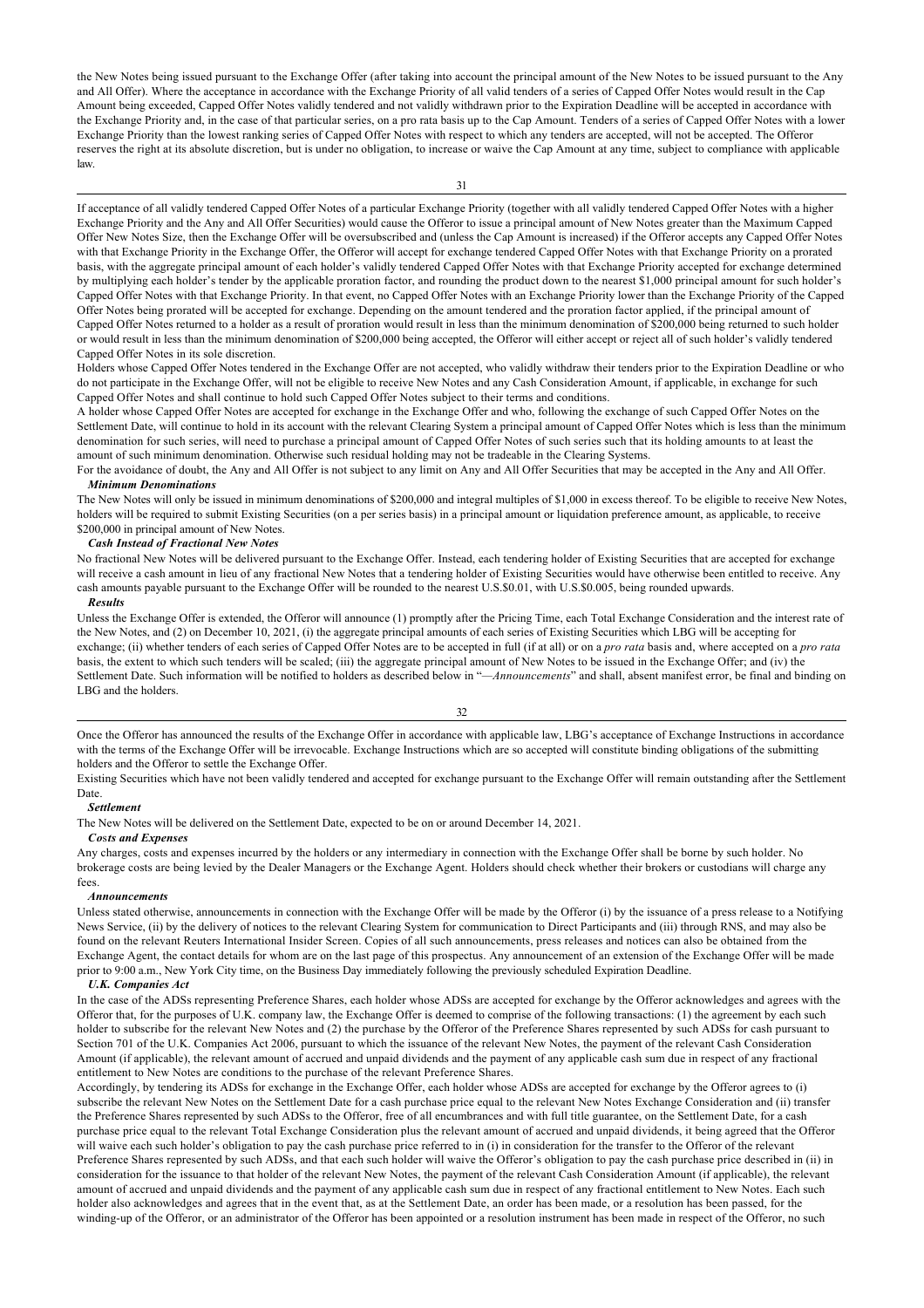the New Notes being issued pursuant to the Exchange Offer (after taking into account the principal amount of the New Notes to be issued pursuant to the Any and All Offer). Where the acceptance in accordance with the Exchange Priority of all valid tenders of a series of Capped Offer Notes would result in the Cap Amount being exceeded, Capped Offer Notes validly tendered and not validly withdrawn prior to the Expiration Deadline will be accepted in accordance with the Exchange Priority and, in the case of that particular series, on a pro rata basis up to the Cap Amount. Tenders of a series of Capped Offer Notes with a lower Exchange Priority than the lowest ranking series of Capped Offer Notes with respect to which any tenders are accepted, will not be accepted. The Offeror reserves the right at its absolute discretion, but is under no obligation, to increase or waive the Cap Amount at any time, subject to compliance with applicable law.

If acceptance of all validly tendered Capped Offer Notes of a particular Exchange Priority (together with all validly tendered Capped Offer Notes with a higher Exchange Priority and the Any and All Offer Securities) would cause the Offeror to issue a principal amount of New Notes greater than the Maximum Capped Offer New Notes Size, then the Exchange Offer will be oversubscribed and (unless the Cap Amount is increased) if the Offeror accepts any Capped Offer Notes with that Exchange Priority in the Exchange Offer, the Offeror will accept for exchange tendered Capped Offer Notes with that Exchange Priority on a prorated basis, with the aggregate principal amount of each holder's validly tendered Capped Offer Notes with that Exchange Priority accepted for exchange determined by multiplying each holder's tender by the applicable proration factor, and rounding the product down to the nearest $1,000 principal amount for such holder's Capped Offer Notes with that Exchange Priority. In that event, no Capped Offer Notes with an Exchange Priority lower than the Exchange Priority of the Capped Offer Notes being prorated will be accepted for exchange. Depending on the amount tendered and the proration factor applied, if the principal amount of Capped Offer Notes returned to a holder as a result of proration would result in less than the minimum denomination of $200,000 being returned to such holder or would result in less than the minimum denomination of $200,000 being accepted, the Offeror will either accept or reject all of such holder's validly tendered Capped Offer Notes in its sole discretion.

Holders whose Capped Offer Notes tendered in the Exchange Offer are not accepted, who validly withdraw their tenders prior to the Expiration Deadline or who do not participate in the Exchange Offer, will not be eligible to receive New Notes and any Cash Consideration Amount, if applicable, in exchange for such Capped Offer Notes and shall continue to hold such Capped Offer Notes subject to their terms and conditions.

A holder whose Capped Offer Notes are accepted for exchange in the Exchange Offer and who, following the exchange of such Capped Offer Notes on the Settlement Date, will continue to hold in its account with the relevant Clearing System a principal amount of Capped Offer Notes which is less than the minimum denomination for such series, will need to purchase a principal amount of Capped Offer Notes of such series such that its holding amounts to at least the amount of such minimum denomination. Otherwise such residual holding may not be tradeable in the Clearing Systems.

For the avoidance of doubt, the Any and All Offer is not subject to any limit on Any and All Offer Securities that may be accepted in the Any and All Offer.

***Minimum Denominations***

The New Notes will only be issued in minimum denominations of $200,000 and integral multiples of $1,000 in excess thereof. To be eligible to receive New Notes, holders will be required to submit Existing Securities (on a per series basis) in a principal amount or liquidation preference amount, as applicable, to receive $200,000 in principal amount of New Notes.

***Cash Instead of Fractional New Notes***

No fractional New Notes will be delivered pursuant to the Exchange Offer. Instead, each tendering holder of Existing Securities that are accepted for exchange will receive a cash amount in lieu of any fractional New Notes that a tendering holder of Existing Securities would have otherwise been entitled to receive. Any cash amounts payable pursuant to the Exchange Offer will be rounded to the nearest U.S.$0.01, with U.S.$0.005, being rounded upwards.

***Results***

Unless the Exchange Offer is extended, the Offeror will announce (1) promptly after the Pricing Time, each Total Exchange Consideration and the interest rate of the New Notes, and (2) on December 10, 2021, (i) the aggregate principal amounts of each series of Existing Securities which LBG will be accepting for exchange; (ii) whether tenders of each series of Capped Offer Notes are to be accepted in full (if at all) or on a *pro rata* basis and, where accepted on a *pro rata* basis, the extent to which such tenders will be scaled; (iii) the aggregate principal amount of New Notes to be issued in the Exchange Offer; and (iv) the Settlement Date. Such information will be notified to holders as described below in "*—Announcements*" and shall, absent manifest error, be final and binding on LBG and the holders.

Once the Offeror has announced the results of the Exchange Offer in accordance with applicable law, LBG's acceptance of Exchange Instructions in accordance with the terms of the Exchange Offer will be irrevocable. Exchange Instructions which are so accepted will constitute binding obligations of the submitting holders and the Offeror to settle the Exchange Offer.

Existing Securities which have not been validly tendered and accepted for exchange pursuant to the Exchange Offer will remain outstanding after the Settlement Date.

***Settlement***

The New Notes will be delivered on the Settlement Date, expected to be on or around December 14, 2021.

***Costs and Expenses***

Any charges, costs and expenses incurred by the holders or any intermediary in connection with the Exchange Offer shall be borne by such holder. No brokerage costs are being levied by the Dealer Managers or the Exchange Agent. Holders should check whether their brokers or custodians will charge any fees.

***Announcements***

Unless stated otherwise, announcements in connection with the Exchange Offer will be made by the Offeror (i) by the issuance of a press release to a Notifying News Service, (ii) by the delivery of notices to the relevant Clearing System for communication to Direct Participants and (iii) through RNS, and may also be found on the relevant Reuters International Insider Screen. Copies of all such announcements, press releases and notices can also be obtained from the Exchange Agent, the contact details for whom are on the last page of this prospectus. Any announcement of an extension of the Exchange Offer will be made prior to 9:00 a.m., New York City time, on the Business Day immediately following the previously scheduled Expiration Deadline.

***U.K. Companies Act***

In the case of the ADSs representing Preference Shares, each holder whose ADSs are accepted for exchange by the Offeror acknowledges and agrees with the Offeror that, for the purposes of U.K. company law, the Exchange Offer is deemed to comprise of the following transactions: (1) the agreement by each such holder to subscribe for the relevant New Notes and (2) the purchase by the Offeror of the Preference Shares represented by such ADSs for cash pursuant to Section 701 of the U.K. Companies Act 2006, pursuant to which the issuance of the relevant New Notes, the payment of the relevant Cash Consideration Amount (if applicable), the relevant amount of accrued and unpaid dividends and the payment of any applicable cash sum due in respect of any fractional entitlement to New Notes are conditions to the purchase of the relevant Preference Shares.

Accordingly, by tendering its ADSs for exchange in the Exchange Offer, each holder whose ADSs are accepted for exchange by the Offeror agrees to (i) subscribe the relevant New Notes on the Settlement Date for a cash purchase price equal to the relevant New Notes Exchange Consideration and (ii) transfer the Preference Shares represented by such ADSs to the Offeror, free of all encumbrances and with full title guarantee, on the Settlement Date, for a cash purchase price equal to the relevant Total Exchange Consideration plus the relevant amount of accrued and unpaid dividends, it being agreed that the Offeror will waive each such holder's obligation to pay the cash purchase price referred to in (i) in consideration for the transfer to the Offeror of the relevant Preference Shares represented by such ADSs, and that each such holder will waive the Offeror's obligation to pay the cash purchase price described in (ii) in consideration for the issuance to that holder of the relevant New Notes, the payment of the relevant Cash Consideration Amount (if applicable), the relevant amount of accrued and unpaid dividends and the payment of any applicable cash sum due in respect of any fractional entitlement to New Notes. Each such holder also acknowledges and agrees that in the event that, as at the Settlement Date, an order has been made, or a resolution has been passed, for the winding-up of the Offeror, or an administrator of the Offeror has been appointed or a resolution instrument has been made in respect of the Offeror, no such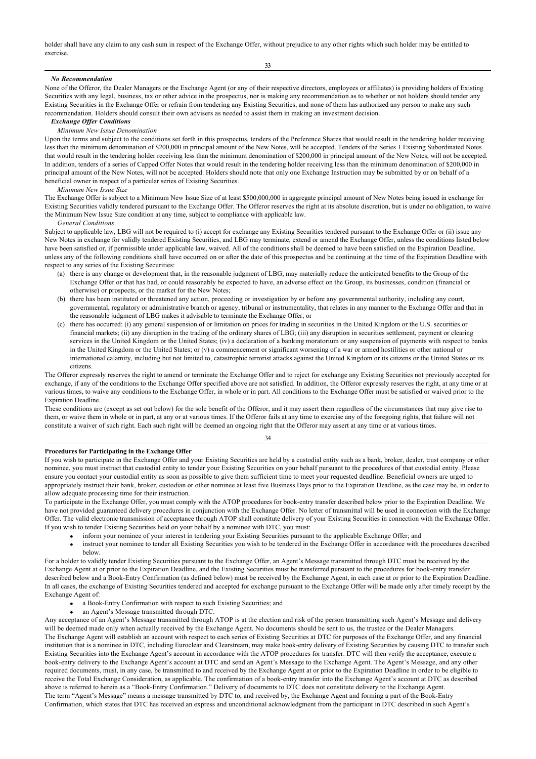holder shall have any claim to any cash sum in respect of the Exchange Offer, without prejudice to any other rights which such holder may be entitled to exercise.

### *No Recommendation*

None of the Offeror, the Dealer Managers or the Exchange Agent (or any of their respective directors, employees or affiliates) is providing holders of Existing Securities with any legal, business, tax or other advice in the prospectus, nor is making any recommendation as to whether or not holders should tender any Existing Securities in the Exchange Offer or refrain from tendering any Existing Securities, and none of them has authorized any person to make any such recommendation. Holders should consult their own advisers as needed to assist them in making an investment decision.

### *Exchange Offer Conditions*

#### *Minimum New Issue Denomination*

Upon the terms and subject to the conditions set forth in this prospectus, tenders of the Preference Shares that would result in the tendering holder receiving less than the minimum denomination of $200,000 in principal amount of the New Notes, will be accepted. Tenders of the Series 1 Existing Subordinated Notes that would result in the tendering holder receiving less than the minimum denomination of $200,000 in principal amount of the New Notes, will not be accepted. In addition, tenders of a series of Capped Offer Notes that would result in the tendering holder receiving less than the minimum denomination of $200,000 in principal amount of the New Notes, will not be accepted. Holders should note that only one Exchange Instruction may be submitted by or on behalf of a beneficial owner in respect of a particular series of Existing Securities.

#### *Minimum New Issue Size*

The Exchange Offer is subject to a Minimum New Issue Size of at least $500,000,000 in aggregate principal amount of New Notes being issued in exchange for Existing Securities validly tendered pursuant to the Exchange Offer. The Offeror reserves the right at its absolute discretion, but is under no obligation, to waive the Minimum New Issue Size condition at any time, subject to compliance with applicable law.

#### *General Conditions*

Subject to applicable law, LBG will not be required to (i) accept for exchange any Existing Securities tendered pursuant to the Exchange Offer or (ii) issue any New Notes in exchange for validly tendered Existing Securities, and LBG may terminate, extend or amend the Exchange Offer, unless the conditions listed below have been satisfied or, if permissible under applicable law, waived. All of the conditions shall be deemed to have been satisfied on the Expiration Deadline, unless any of the following conditions shall have occurred on or after the date of this prospectus and be continuing at the time of the Expiration Deadline with respect to any series of the Existing Securities:

(a) there is any change or development that, in the reasonable judgment of LBG, may materially reduce the anticipated benefits to the Group of the Exchange Offer or that has had, or could reasonably be expected to have, an adverse effect on the Group, its businesses, condition (financial or otherwise) or prospects, or the market for the New Notes;

(b) there has been instituted or threatened any action, proceeding or investigation by or before any governmental authority, including any court, governmental, regulatory or administrative branch or agency, tribunal or instrumentality, that relates in any manner to the Exchange Offer and that in the reasonable judgment of LBG makes it advisable to terminate the Exchange Offer; or

(c) there has occurred: (i) any general suspension of or limitation on prices for trading in securities in the United Kingdom or the U.S. securities or financial markets; (ii) any disruption in the trading of the ordinary shares of LBG; (iii) any disruption in securities settlement, payment or clearing services in the United Kingdom or the United States; (iv) a declaration of a banking moratorium or any suspension of payments with respect to banks in the United Kingdom or the United States; or (v) a commencement or significant worsening of a war or armed hostilities or other national or international calamity, including but not limited to, catastrophic terrorist attacks against the United Kingdom or its citizens or the United States or its citizens.

The Offeror expressly reserves the right to amend or terminate the Exchange Offer and to reject for exchange any Existing Securities not previously accepted for exchange, if any of the conditions to the Exchange Offer specified above are not satisfied. In addition, the Offeror expressly reserves the right, at any time or at various times, to waive any conditions to the Exchange Offer, in whole or in part. All conditions to the Exchange Offer must be satisfied or waived prior to the Expiration Deadline.

These conditions are (except as set out below) for the sole benefit of the Offeror, and it may assert them regardless of the circumstances that may give rise to them, or waive them in whole or in part, at any or at various times. If the Offeror fails at any time to exercise any of the foregoing rights, that failure will not constitute a waiver of such right. Each such right will be deemed an ongoing right that the Offeror may assert at any time or at various times.

## **Procedures for Participating in the Exchange Offer**

If you wish to participate in the Exchange Offer and your Existing Securities are held by a custodial entity such as a bank, broker, dealer, trust company or other nominee, you must instruct that custodial entity to tender your Existing Securities on your behalf pursuant to the procedures of that custodial entity. Please ensure you contact your custodial entity as soon as possible to give them sufficient time to meet your requested deadline. Beneficial owners are urged to appropriately instruct their bank, broker, custodian or other nominee at least five Business Days prior to the Expiration Deadline, as the case may be, in order to allow adequate processing time for their instruction.

To participate in the Exchange Offer, you must comply with the ATOP procedures for book-entry transfer described below prior to the Expiration Deadline. We have not provided guaranteed delivery procedures in conjunction with the Exchange Offer. No letter of transmittal will be used in connection with the Exchange Offer. The valid electronic transmission of acceptance through ATOP shall constitute delivery of your Existing Securities in connection with the Exchange Offer. If you wish to tender Existing Securities held on your behalf by a nominee with DTC, you must:

- inform your nominee of your interest in tendering your Existing Securities pursuant to the applicable Exchange Offer; and
- instruct your nominee to tender all Existing Securities you wish to be tendered in the Exchange Offer in accordance with the procedures described below.

For a holder to validly tender Existing Securities pursuant to the Exchange Offer, an Agent's Message transmitted through DTC must be received by the Exchange Agent at or prior to the Expiration Deadline, and the Existing Securities must be transferred pursuant to the procedures for book-entry transfer described below and a Book-Entry Confirmation (as defined below) must be received by the Exchange Agent, in each case at or prior to the Expiration Deadline. In all cases, the exchange of Existing Securities tendered and accepted for exchange pursuant to the Exchange Offer will be made only after timely receipt by the Exchange Agent of:

- a Book-Entry Confirmation with respect to such Existing Securities; and
- an Agent's Message transmitted through DTC.

Any acceptance of an Agent's Message transmitted through ATOP is at the election and risk of the person transmitting such Agent's Message and delivery will be deemed made only when actually received by the Exchange Agent. No documents should be sent to us, the trustee or the Dealer Managers.

The Exchange Agent will establish an account with respect to each series of Existing Securities at DTC for purposes of the Exchange Offer, and any financial institution that is a nominee in DTC, including Euroclear and Clearstream, may make book-entry delivery of Existing Securities by causing DTC to transfer such Existing Securities into the Exchange Agent's account in accordance with the ATOP procedures for transfer. DTC will then verify the acceptance, execute a book-entry delivery to the Exchange Agent's account at DTC and send an Agent's Message to the Exchange Agent. The Agent's Message, and any other required documents, must, in any case, be transmitted to and received by the Exchange Agent at or prior to the Expiration Deadline in order to be eligible to receive the Total Exchange Consideration, as applicable. The confirmation of a book-entry transfer into the Exchange Agent's account at DTC as described above is referred to herein as a "Book-Entry Confirmation." Delivery of documents to DTC does not constitute delivery to the Exchange Agent.

The term "Agent's Message" means a message transmitted by DTC to, and received by, the Exchange Agent and forming a part of the Book-Entry Confirmation, which states that DTC has received an express and unconditional acknowledgment from the participant in DTC described in such Agent's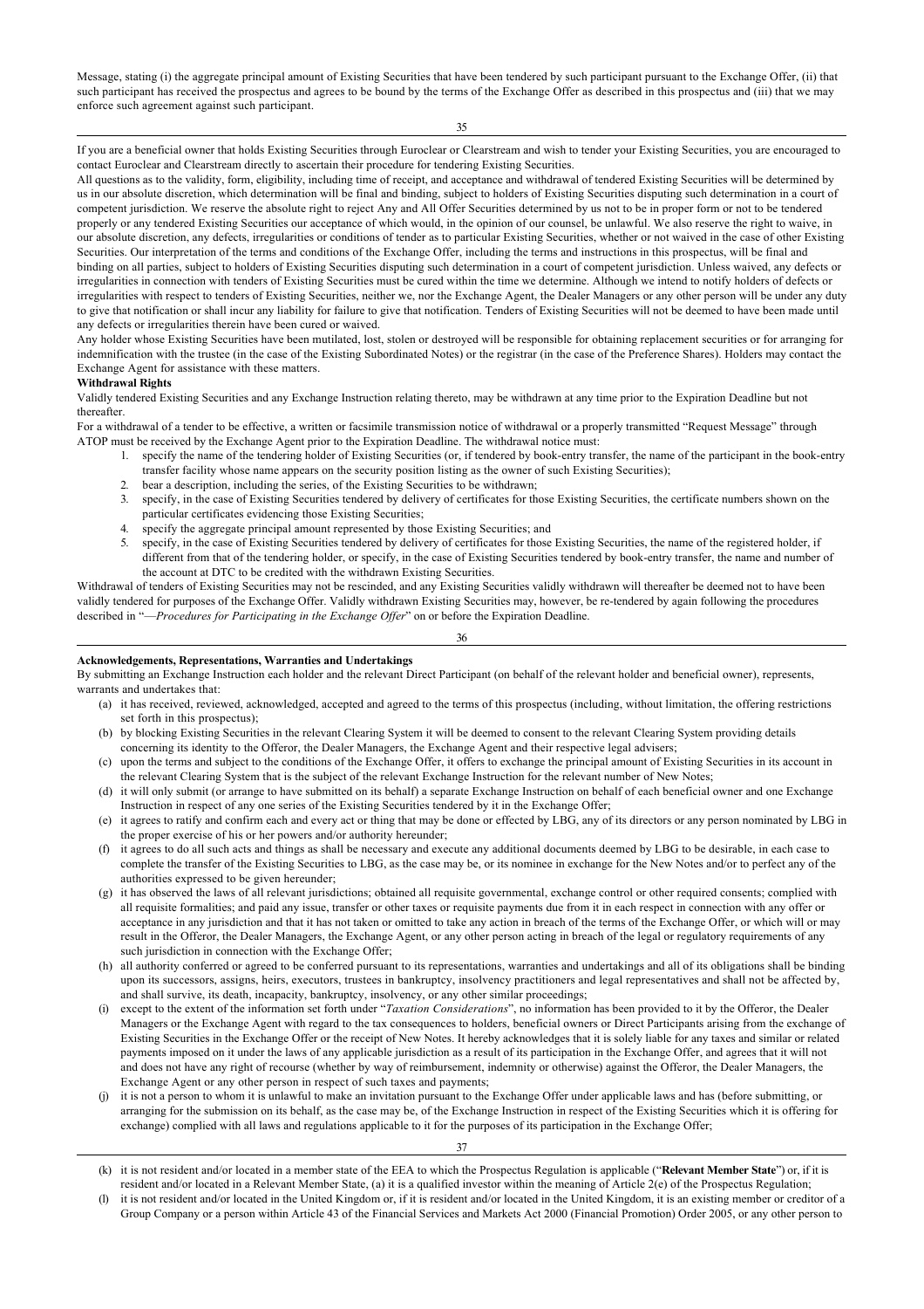Message, stating (i) the aggregate principal amount of Existing Securities that have been tendered by such participant pursuant to the Exchange Offer, (ii) that such participant has received the prospectus and agrees to be bound by the terms of the Exchange Offer as described in this prospectus and (iii) that we may enforce such agreement against such participant.

If you are a beneficial owner that holds Existing Securities through Euroclear or Clearstream and wish to tender your Existing Securities, you are encouraged to contact Euroclear and Clearstream directly to ascertain their procedure for tendering Existing Securities.

All questions as to the validity, form, eligibility, including time of receipt, and acceptance and withdrawal of tendered Existing Securities will be determined by us in our absolute discretion, which determination will be final and binding, subject to holders of Existing Securities disputing such determination in a court of competent jurisdiction. We reserve the absolute right to reject Any and All Offer Securities determined by us not to be in proper form or not to be tendered properly or any tendered Existing Securities our acceptance of which would, in the opinion of our counsel, be unlawful. We also reserve the right to waive, in our absolute discretion, any defects, irregularities or conditions of tender as to particular Existing Securities, whether or not waived in the case of other Existing Securities. Our interpretation of the terms and conditions of the Exchange Offer, including the terms and instructions in this prospectus, will be final and binding on all parties, subject to holders of Existing Securities disputing such determination in a court of competent jurisdiction. Unless waived, any defects or irregularities in connection with tenders of Existing Securities must be cured within the time we determine. Although we intend to notify holders of defects or irregularities with respect to tenders of Existing Securities, neither we, nor the Exchange Agent, the Dealer Managers or any other person will be under any duty to give that notification or shall incur any liability for failure to give that notification. Tenders of Existing Securities will not be deemed to have been made until any defects or irregularities therein have been cured or waived.

Any holder whose Existing Securities have been mutilated, lost, stolen or destroyed will be responsible for obtaining replacement securities or for arranging for indemnification with the trustee (in the case of the Existing Subordinated Notes) or the registrar (in the case of the Preference Shares). Holders may contact the Exchange Agent for assistance with these matters.

**Withdrawal Rights**

Validly tendered Existing Securities and any Exchange Instruction relating thereto, may be withdrawn at any time prior to the Expiration Deadline but not thereafter.

For a withdrawal of a tender to be effective, a written or facsimile transmission notice of withdrawal or a properly transmitted "Request Message" through ATOP must be received by the Exchange Agent prior to the Expiration Deadline. The withdrawal notice must:

1. specify the name of the tendering holder of Existing Securities (or, if tendered by book-entry transfer, the name of the participant in the book-entry transfer facility whose name appears on the security position listing as the owner of such Existing Securities);
2. bear a description, including the series, of the Existing Securities to be withdrawn;
3. specify, in the case of Existing Securities tendered by delivery of certificates for those Existing Securities, the certificate numbers shown on the particular certificates evidencing those Existing Securities;
4. specify the aggregate principal amount represented by those Existing Securities; and
5. specify, in the case of Existing Securities tendered by delivery of certificates for those Existing Securities, the name of the registered holder, if different from that of the tendering holder, or specify, in the case of Existing Securities tendered by book-entry transfer, the name and number of the account at DTC to be credited with the withdrawn Existing Securities.

Withdrawal of tenders of Existing Securities may not be rescinded, and any Existing Securities validly withdrawn will thereafter be deemed not to have been validly tendered for purposes of the Exchange Offer. Validly withdrawn Existing Securities may, however, be re-tendered by again following the procedures described in "—*Procedures for Participating in the Exchange Offer*" on or before the Expiration Deadline.

**Acknowledgements, Representations, Warranties and Undertakings**

By submitting an Exchange Instruction each holder and the relevant Direct Participant (on behalf of the relevant holder and beneficial owner), represents, warrants and undertakes that:

(a) it has received, reviewed, acknowledged, accepted and agreed to the terms of this prospectus (including, without limitation, the offering restrictions set forth in this prospectus);

(b) by blocking Existing Securities in the relevant Clearing System it will be deemed to consent to the relevant Clearing System providing details concerning its identity to the Offeror, the Dealer Managers, the Exchange Agent and their respective legal advisers;

(c) upon the terms and subject to the conditions of the Exchange Offer, it offers to exchange the principal amount of Existing Securities in its account in the relevant Clearing System that is the subject of the relevant Exchange Instruction for the relevant number of New Notes;

(d) it will only submit (or arrange to have submitted on its behalf) a separate Exchange Instruction on behalf of each beneficial owner and one Exchange Instruction in respect of any one series of the Existing Securities tendered by it in the Exchange Offer;

(e) it agrees to ratify and confirm each and every act or thing that may be done or effected by LBG, any of its directors or any person nominated by LBG in the proper exercise of his or her powers and/or authority hereunder;

(f) it agrees to do all such acts and things as shall be necessary and execute any additional documents deemed by LBG to be desirable, in each case to complete the transfer of the Existing Securities to LBG, as the case may be, or its nominee in exchange for the New Notes and/or to perfect any of the authorities expressed to be given hereunder;

(g) it has observed the laws of all relevant jurisdictions; obtained all requisite governmental, exchange control or other required consents; complied with all requisite formalities; and paid any issue, transfer or other taxes or requisite payments due from it in each respect in connection with any offer or acceptance in any jurisdiction and that it has not taken or omitted to take any action in breach of the terms of the Exchange Offer, or which will or may result in the Offeror, the Dealer Managers, the Exchange Agent, or any other person acting in breach of the legal or regulatory requirements of any such jurisdiction in connection with the Exchange Offer;

(h) all authority conferred or agreed to be conferred pursuant to its representations, warranties and undertakings and all of its obligations shall be binding upon its successors, assigns, heirs, executors, trustees in bankruptcy, insolvency practitioners and legal representatives and shall not be affected by, and shall survive, its death, incapacity, bankruptcy, insolvency, or any other similar proceedings;

(i) except to the extent of the information set forth under "*Taxation Considerations*", no information has been provided to it by the Offeror, the Dealer Managers or the Exchange Agent with regard to the tax consequences to holders, beneficial owners or Direct Participants arising from the exchange of Existing Securities in the Exchange Offer or the receipt of New Notes. It hereby acknowledges that it is solely liable for any taxes and similar or related payments imposed on it under the laws of any applicable jurisdiction as a result of its participation in the Exchange Offer, and agrees that it will not and does not have any right of recourse (whether by way of reimbursement, indemnity or otherwise) against the Offeror, the Dealer Managers, the Exchange Agent or any other person in respect of such taxes and payments;

(j) it is not a person to whom it is unlawful to make an invitation pursuant to the Exchange Offer under applicable laws and has (before submitting, or arranging for the submission on its behalf, as the case may be, of the Exchange Instruction in respect of the Existing Securities which it is offering for exchange) complied with all laws and regulations applicable to it for the purposes of its participation in the Exchange Offer;

(k) it is not resident and/or located in a member state of the EEA to which the Prospectus Regulation is applicable ("**Relevant Member State**") or, if it is resident and/or located in a Relevant Member State, (a) it is a qualified investor within the meaning of Article 2(e) of the Prospectus Regulation;

(l) it is not resident and/or located in the United Kingdom or, if it is resident and/or located in the United Kingdom, it is an existing member or creditor of a Group Company or a person within Article 43 of the Financial Services and Markets Act 2000 (Financial Promotion) Order 2005, or any other person to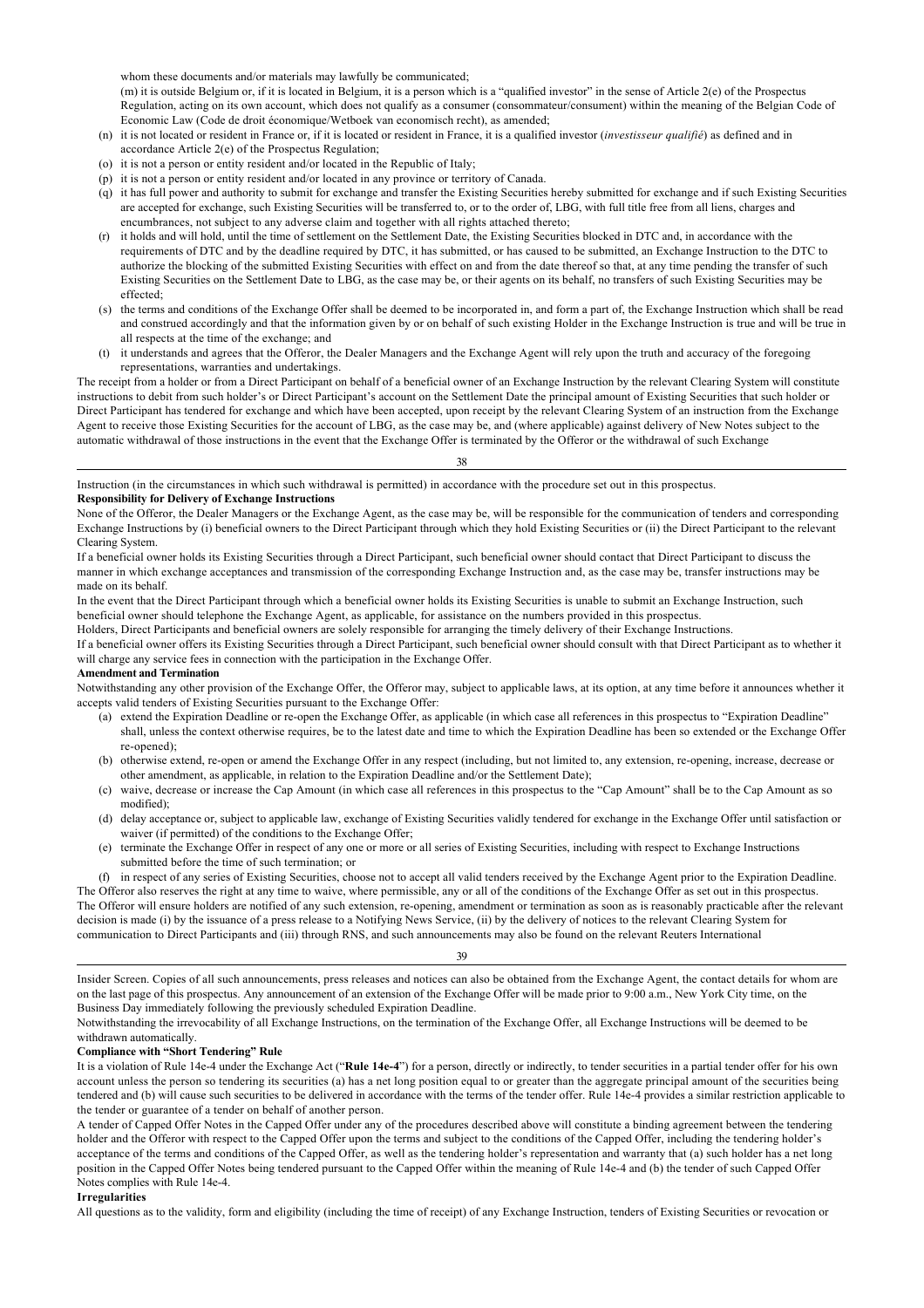whom these documents and/or materials may lawfully be communicated;

(m) it is outside Belgium or, if it is located in Belgium, it is a person which is a "qualified investor" in the sense of Article 2(e) of the Prospectus Regulation, acting on its own account, which does not qualify as a consumer (consommateur/consument) within the meaning of the Belgian Code of Economic Law (Code de droit économique/Wetboek van economisch recht), as amended;

(n) it is not located or resident in France or, if it is located or resident in France, it is a qualified investor (*investisseur qualifié*) as defined and in accordance Article 2(e) of the Prospectus Regulation;

(o) it is not a person or entity resident and/or located in the Republic of Italy;

(p) it is not a person or entity resident and/or located in any province or territory of Canada.

(q) it has full power and authority to submit for exchange and transfer the Existing Securities hereby submitted for exchange and if such Existing Securities are accepted for exchange, such Existing Securities will be transferred to, or to the order of, LBG, with full title free from all liens, charges and encumbrances, not subject to any adverse claim and together with all rights attached thereto;

(r) it holds and will hold, until the time of settlement on the Settlement Date, the Existing Securities blocked in DTC and, in accordance with the requirements of DTC and by the deadline required by DTC, it has submitted, or has caused to be submitted, an Exchange Instruction to the DTC to authorize the blocking of the submitted Existing Securities with effect on and from the date thereof so that, at any time pending the transfer of such Existing Securities on the Settlement Date to LBG, as the case may be, or their agents on its behalf, no transfers of such Existing Securities may be effected;

(s) the terms and conditions of the Exchange Offer shall be deemed to be incorporated in, and form a part of, the Exchange Instruction which shall be read and construed accordingly and that the information given by or on behalf of such existing Holder in the Exchange Instruction is true and will be true in all respects at the time of the exchange; and

(t) it understands and agrees that the Offeror, the Dealer Managers and the Exchange Agent will rely upon the truth and accuracy of the foregoing representations, warranties and undertakings.

The receipt from a holder or from a Direct Participant on behalf of a beneficial owner of an Exchange Instruction by the relevant Clearing System will constitute instructions to debit from such holder's or Direct Participant's account on the Settlement Date the principal amount of Existing Securities that such holder or Direct Participant has tendered for exchange and which have been accepted, upon receipt by the relevant Clearing System of an instruction from the Exchange Agent to receive those Existing Securities for the account of LBG, as the case may be, and (where applicable) against delivery of New Notes subject to the automatic withdrawal of those instructions in the event that the Exchange Offer is terminated by the Offeror or the withdrawal of such Exchange Instruction (in the circumstances in which such withdrawal is permitted) in accordance with the procedure set out in this prospectus.

**Responsibility for Delivery of Exchange Instructions**

None of the Offeror, the Dealer Managers or the Exchange Agent, as the case may be, will be responsible for the communication of tenders and corresponding Exchange Instructions by (i) beneficial owners to the Direct Participant through which they hold Existing Securities or (ii) the Direct Participant to the relevant Clearing System.

If a beneficial owner holds its Existing Securities through a Direct Participant, such beneficial owner should contact that Direct Participant to discuss the manner in which exchange acceptances and transmission of the corresponding Exchange Instruction and, as the case may be, transfer instructions may be made on its behalf.

In the event that the Direct Participant through which a beneficial owner holds its Existing Securities is unable to submit an Exchange Instruction, such beneficial owner should telephone the Exchange Agent, as applicable, for assistance on the numbers provided in this prospectus.

Holders, Direct Participants and beneficial owners are solely responsible for arranging the timely delivery of their Exchange Instructions.

If a beneficial owner offers its Existing Securities through a Direct Participant, such beneficial owner should consult with that Direct Participant as to whether it will charge any service fees in connection with the participation in the Exchange Offer.

**Amendment and Termination**

Notwithstanding any other provision of the Exchange Offer, the Offeror may, subject to applicable laws, at its option, at any time before it announces whether it accepts valid tenders of Existing Securities pursuant to the Exchange Offer:

(a) extend the Expiration Deadline or re-open the Exchange Offer, as applicable (in which case all references in this prospectus to "Expiration Deadline" shall, unless the context otherwise requires, be to the latest date and time to which the Expiration Deadline has been so extended or the Exchange Offer re-opened);

(b) otherwise extend, re-open or amend the Exchange Offer in any respect (including, but not limited to, any extension, re-opening, increase, decrease or other amendment, as applicable, in relation to the Expiration Deadline and/or the Settlement Date);

(c) waive, decrease or increase the Cap Amount (in which case all references in this prospectus to the "Cap Amount" shall be to the Cap Amount as so modified);

(d) delay acceptance or, subject to applicable law, exchange of Existing Securities validly tendered for exchange in the Exchange Offer until satisfaction or waiver (if permitted) of the conditions to the Exchange Offer;

(e) terminate the Exchange Offer in respect of any one or more or all series of Existing Securities, including with respect to Exchange Instructions submitted before the time of such termination; or

(f) in respect of any series of Existing Securities, choose not to accept all valid tenders received by the Exchange Agent prior to the Expiration Deadline.

The Offeror also reserves the right at any time to waive, where permissible, any or all of the conditions of the Exchange Offer as set out in this prospectus.

The Offeror will ensure holders are notified of any such extension, re-opening, amendment or termination as soon as is reasonably practicable after the relevant decision is made (i) by the issuance of a press release to a Notifying News Service, (ii) by the delivery of notices to the relevant Clearing System for communication to Direct Participants and (iii) through RNS, and such announcements may also be found on the relevant Reuters International Insider Screen. Copies of all such announcements, press releases and notices can also be obtained from the Exchange Agent, the contact details for whom are on the last page of this prospectus. Any announcement of an extension of the Exchange Offer will be made prior to 9:00 a.m., New York City time, on the Business Day immediately following the previously scheduled Expiration Deadline.

Notwithstanding the irrevocability of all Exchange Instructions, on the termination of the Exchange Offer, all Exchange Instructions will be deemed to be withdrawn automatically.

**Compliance with "Short Tendering" Rule**

It is a violation of Rule 14e-4 under the Exchange Act ("**Rule 14e-4**") for a person, directly or indirectly, to tender securities in a partial tender offer for his own account unless the person so tendering its securities (a) has a net long position equal to or greater than the aggregate principal amount of the securities being tendered and (b) will cause such securities to be delivered in accordance with the terms of the tender offer. Rule 14e-4 provides a similar restriction applicable to the tender or guarantee of a tender on behalf of another person.

A tender of Capped Offer Notes in the Capped Offer under any of the procedures described above will constitute a binding agreement between the tendering holder and the Offeror with respect to the Capped Offer upon the terms and subject to the conditions of the Capped Offer, including the tendering holder's acceptance of the terms and conditions of the Capped Offer, as well as the tendering holder's representation and warranty that (a) such holder has a net long position in the Capped Offer Notes being tendered pursuant to the Capped Offer within the meaning of Rule 14e-4 and (b) the tender of such Capped Offer Notes complies with Rule 14e-4.

**Irregularities**

All questions as to the validity, form and eligibility (including the time of receipt) of any Exchange Instruction, tenders of Existing Securities or revocation or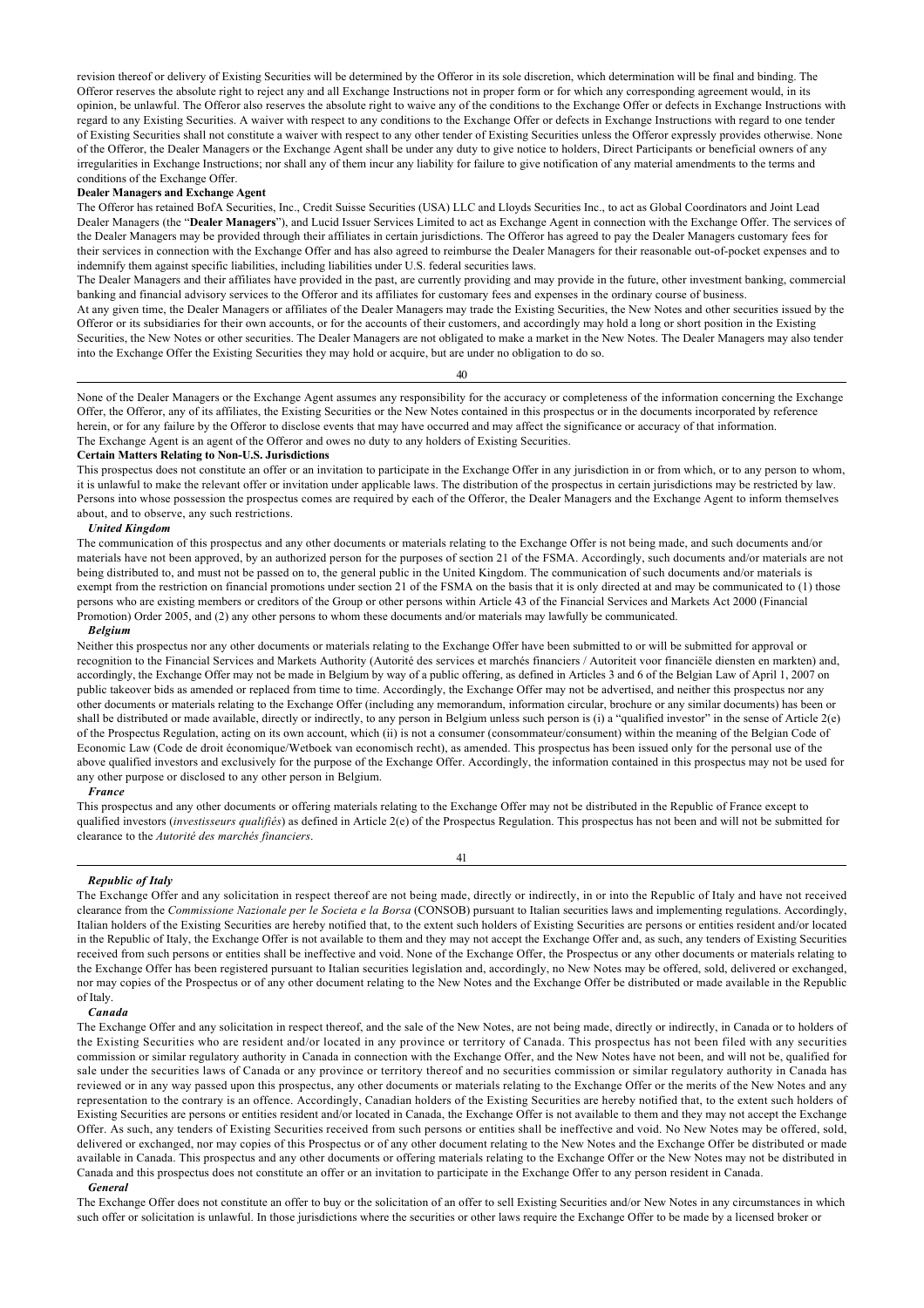revision thereof or delivery of Existing Securities will be determined by the Offeror in its sole discretion, which determination will be final and binding. The Offeror reserves the absolute right to reject any and all Exchange Instructions not in proper form or for which any corresponding agreement would, in its opinion, be unlawful. The Offeror also reserves the absolute right to waive any of the conditions to the Exchange Offer or defects in Exchange Instructions with regard to any Existing Securities. A waiver with respect to any conditions to the Exchange Offer or defects in Exchange Instructions with regard to one tender of Existing Securities shall not constitute a waiver with respect to any other tender of Existing Securities unless the Offeror expressly provides otherwise. None of the Offeror, the Dealer Managers or the Exchange Agent shall be under any duty to give notice to holders, Direct Participants or beneficial owners of any irregularities in Exchange Instructions; nor shall any of them incur any liability for failure to give notification of any material amendments to the terms and conditions of the Exchange Offer.

**Dealer Managers and Exchange Agent**

The Offeror has retained BofA Securities, Inc., Credit Suisse Securities (USA) LLC and Lloyds Securities Inc., to act as Global Coordinators and Joint Lead Dealer Managers (the "**Dealer Managers**"), and Lucid Issuer Services Limited to act as Exchange Agent in connection with the Exchange Offer. The services of the Dealer Managers may be provided through their affiliates in certain jurisdictions. The Offeror has agreed to pay the Dealer Managers customary fees for their services in connection with the Exchange Offer and has also agreed to reimburse the Dealer Managers for their reasonable out-of-pocket expenses and to indemnify them against specific liabilities, including liabilities under U.S. federal securities laws.

The Dealer Managers and their affiliates have provided in the past, are currently providing and may provide in the future, other investment banking, commercial banking and financial advisory services to the Offeror and its affiliates for customary fees and expenses in the ordinary course of business.

At any given time, the Dealer Managers or affiliates of the Dealer Managers may trade the Existing Securities, the New Notes and other securities issued by the Offeror or its subsidiaries for their own accounts, or for the accounts of their customers, and accordingly may hold a long or short position in the Existing Securities, the New Notes or other securities. The Dealer Managers are not obligated to make a market in the New Notes. The Dealer Managers may also tender into the Exchange Offer the Existing Securities they may hold or acquire, but are under no obligation to do so.

None of the Dealer Managers or the Exchange Agent assumes any responsibility for the accuracy or completeness of the information concerning the Exchange Offer, the Offeror, any of its affiliates, the Existing Securities or the New Notes contained in this prospectus or in the documents incorporated by reference herein, or for any failure by the Offeror to disclose events that may have occurred and may affect the significance or accuracy of that information.

The Exchange Agent is an agent of the Offeror and owes no duty to any holders of Existing Securities.

**Certain Matters Relating to Non-U.S. Jurisdictions**

This prospectus does not constitute an offer or an invitation to participate in the Exchange Offer in any jurisdiction in or from which, or to any person to whom, it is unlawful to make the relevant offer or invitation under applicable laws. The distribution of the prospectus in certain jurisdictions may be restricted by law. Persons into whose possession the prospectus comes are required by each of the Offeror, the Dealer Managers and the Exchange Agent to inform themselves about, and to observe, any such restrictions.

***United Kingdom***

The communication of this prospectus and any other documents or materials relating to the Exchange Offer is not being made, and such documents and/or materials have not been approved, by an authorized person for the purposes of section 21 of the FSMA. Accordingly, such documents and/or materials are not being distributed to, and must not be passed on to, the general public in the United Kingdom. The communication of such documents and/or materials is exempt from the restriction on financial promotions under section 21 of the FSMA on the basis that it is only directed at and may be communicated to (1) those persons who are existing members or creditors of the Group or other persons within Article 43 of the Financial Services and Markets Act 2000 (Financial Promotion) Order 2005, and (2) any other persons to whom these documents and/or materials may lawfully be communicated.

***Belgium***

Neither this prospectus nor any other documents or materials relating to the Exchange Offer have been submitted to or will be submitted for approval or recognition to the Financial Services and Markets Authority (Autorité des services et marchés financiers / Autoriteit voor financiële diensten en markten) and, accordingly, the Exchange Offer may not be made in Belgium by way of a public offering, as defined in Articles 3 and 6 of the Belgian Law of April 1, 2007 on public takeover bids as amended or replaced from time to time. Accordingly, the Exchange Offer may not be advertised, and neither this prospectus nor any other documents or materials relating to the Exchange Offer (including any memorandum, information circular, brochure or any similar documents) has been or shall be distributed or made available, directly or indirectly, to any person in Belgium unless such person is (i) a "qualified investor" in the sense of Article 2(e) of the Prospectus Regulation, acting on its own account, which (ii) is not a consumer (consommateur/consument) within the meaning of the Belgian Code of Economic Law (Code de droit économique/Wetboek van economisch recht), as amended. This prospectus has been issued only for the personal use of the above qualified investors and exclusively for the purpose of the Exchange Offer. Accordingly, the information contained in this prospectus may not be used for any other purpose or disclosed to any other person in Belgium.

***France***

This prospectus and any other documents or offering materials relating to the Exchange Offer may not be distributed in the Republic of France except to qualified investors (*investisseurs qualifiés*) as defined in Article 2(e) of the Prospectus Regulation. This prospectus has not been and will not be submitted for clearance to the *Autorité des marchés financiers*.

***Republic of Italy***

The Exchange Offer and any solicitation in respect thereof are not being made, directly or indirectly, in or into the Republic of Italy and have not received clearance from the *Commissione Nazionale per le Societa e la Borsa* (CONSOB) pursuant to Italian securities laws and implementing regulations. Accordingly, Italian holders of the Existing Securities are hereby notified that, to the extent such holders of Existing Securities are persons or entities resident and/or located in the Republic of Italy, the Exchange Offer is not available to them and they may not accept the Exchange Offer and, as such, any tenders of Existing Securities received from such persons or entities shall be ineffective and void. None of the Exchange Offer, the Prospectus or any other documents or materials relating to the Exchange Offer has been registered pursuant to Italian securities legislation and, accordingly, no New Notes may be offered, sold, delivered or exchanged, nor may copies of the Prospectus or of any other document relating to the New Notes and the Exchange Offer be distributed or made available in the Republic of Italy.

***Canada***

The Exchange Offer and any solicitation in respect thereof, and the sale of the New Notes, are not being made, directly or indirectly, in Canada or to holders of the Existing Securities who are resident and/or located in any province or territory of Canada. This prospectus has not been filed with any securities commission or similar regulatory authority in Canada in connection with the Exchange Offer, and the New Notes have not been, and will not be, qualified for sale under the securities laws of Canada or any province or territory thereof and no securities commission or similar regulatory authority in Canada has reviewed or in any way passed upon this prospectus, any other documents or materials relating to the Exchange Offer or the merits of the New Notes and any representation to the contrary is an offence. Accordingly, Canadian holders of the Existing Securities are hereby notified that, to the extent such holders of Existing Securities are persons or entities resident and/or located in Canada, the Exchange Offer is not available to them and they may not accept the Exchange Offer. As such, any tenders of Existing Securities received from such persons or entities shall be ineffective and void. No New Notes may be offered, sold, delivered or exchanged, nor may copies of this Prospectus or of any other document relating to the New Notes and the Exchange Offer be distributed or made available in Canada. This prospectus and any other documents or offering materials relating to the Exchange Offer or the New Notes may not be distributed in Canada and this prospectus does not constitute an offer or an invitation to participate in the Exchange Offer to any person resident in Canada.

***General***

The Exchange Offer does not constitute an offer to buy or the solicitation of an offer to sell Existing Securities and/or New Notes in any circumstances in which such offer or solicitation is unlawful. In those jurisdictions where the securities or other laws require the Exchange Offer to be made by a licensed broker or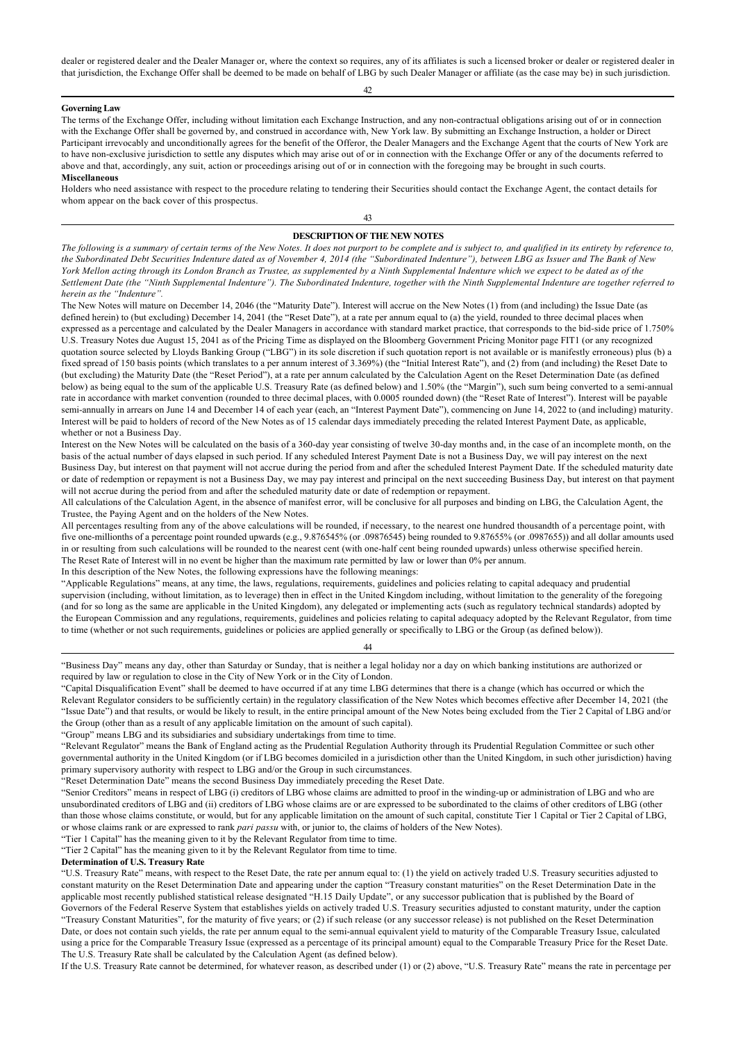dealer or registered dealer and the Dealer Manager or, where the context so requires, any of its affiliates is such a licensed broker or dealer or registered dealer in that jurisdiction, the Exchange Offer shall be deemed to be made on behalf of LBG by such Dealer Manager or affiliate (as the case may be) in such jurisdiction.

**Governing Law**

The terms of the Exchange Offer, including without limitation each Exchange Instruction, and any non-contractual obligations arising out of or in connection with the Exchange Offer shall be governed by, and construed in accordance with, New York law. By submitting an Exchange Instruction, a holder or Direct Participant irrevocably and unconditionally agrees for the benefit of the Offeror, the Dealer Managers and the Exchange Agent that the courts of New York are to have non-exclusive jurisdiction to settle any disputes which may arise out of or in connection with the Exchange Offer or any of the documents referred to above and that, accordingly, any suit, action or proceedings arising out of or in connection with the foregoing may be brought in such courts.

**Miscellaneous**

Holders who need assistance with respect to the procedure relating to tendering their Securities should contact the Exchange Agent, the contact details for whom appear on the back cover of this prospectus.

## DESCRIPTION OF THE NEW NOTES

*The following is a summary of certain terms of the New Notes. It does not purport to be complete and is subject to, and qualified in its entirety by reference to, the Subordinated Debt Securities Indenture dated as of November 4, 2014 (the "Subordinated Indenture"), between LBG as Issuer and The Bank of New York Mellon acting through its London Branch as Trustee, as supplemented by a Ninth Supplemental Indenture which we expect to be dated as of the Settlement Date (the "Ninth Supplemental Indenture"). The Subordinated Indenture, together with the Ninth Supplemental Indenture are together referred to herein as the "Indenture".*

The New Notes will mature on December 14, 2046 (the "Maturity Date"). Interest will accrue on the New Notes (1) from (and including) the Issue Date (as defined herein) to (but excluding) December 14, 2041 (the "Reset Date"), at a rate per annum equal to (a) the yield, rounded to three decimal places when expressed as a percentage and calculated by the Dealer Managers in accordance with standard market practice, that corresponds to the bid-side price of 1.750% U.S. Treasury Notes due August 15, 2041 as of the Pricing Time as displayed on the Bloomberg Government Pricing Monitor page FIT1 (or any recognized quotation source selected by Lloyds Banking Group ("LBG") in its sole discretion if such quotation report is not available or is manifestly erroneous) plus (b) a fixed spread of 150 basis points (which translates to a per annum interest of 3.369%) (the "Initial Interest Rate"), and (2) from (and including) the Reset Date to (but excluding) the Maturity Date (the "Reset Period"), at a rate per annum calculated by the Calculation Agent on the Reset Determination Date (as defined below) as being equal to the sum of the applicable U.S. Treasury Rate (as defined below) and 1.50% (the "Margin"), such sum being converted to a semi-annual rate in accordance with market convention (rounded to three decimal places, with 0.0005 rounded down) (the "Reset Rate of Interest"). Interest will be payable semi-annually in arrears on June 14 and December 14 of each year (each, an "Interest Payment Date"), commencing on June 14, 2022 to (and including) maturity. Interest will be paid to holders of record of the New Notes as of 15 calendar days immediately preceding the related Interest Payment Date, as applicable, whether or not a Business Day.

Interest on the New Notes will be calculated on the basis of a 360-day year consisting of twelve 30-day months and, in the case of an incomplete month, on the basis of the actual number of days elapsed in such period. If any scheduled Interest Payment Date is not a Business Day, we will pay interest on the next Business Day, but interest on that payment will not accrue during the period from and after the scheduled Interest Payment Date. If the scheduled maturity date or date of redemption or repayment is not a Business Day, we may pay interest and principal on the next succeeding Business Day, but interest on that payment will not accrue during the period from and after the scheduled maturity date or date of redemption or repayment.

All calculations of the Calculation Agent, in the absence of manifest error, will be conclusive for all purposes and binding on LBG, the Calculation Agent, the Trustee, the Paying Agent and on the holders of the New Notes.

All percentages resulting from any of the above calculations will be rounded, if necessary, to the nearest one hundred thousandth of a percentage point, with five one-millionths of a percentage point rounded upwards (e.g., 9.876545% (or .09876545) being rounded to 9.87655% (or .0987655)) and all dollar amounts used in or resulting from such calculations will be rounded to the nearest cent (with one-half cent being rounded upwards) unless otherwise specified herein.

The Reset Rate of Interest will in no event be higher than the maximum rate permitted by law or lower than 0% per annum.

In this description of the New Notes, the following expressions have the following meanings:

"Applicable Regulations" means, at any time, the laws, regulations, requirements, guidelines and policies relating to capital adequacy and prudential supervision (including, without limitation, as to leverage) then in effect in the United Kingdom including, without limitation to the generality of the foregoing (and for so long as the same are applicable in the United Kingdom), any delegated or implementing acts (such as regulatory technical standards) adopted by the European Commission and any regulations, requirements, guidelines and policies relating to capital adequacy adopted by the Relevant Regulator, from time to time (whether or not such requirements, guidelines or policies are applied generally or specifically to LBG or the Group (as defined below)).

"Business Day" means any day, other than Saturday or Sunday, that is neither a legal holiday nor a day on which banking institutions are authorized or required by law or regulation to close in the City of New York or in the City of London.

"Capital Disqualification Event" shall be deemed to have occurred if at any time LBG determines that there is a change (which has occurred or which the Relevant Regulator considers to be sufficiently certain) in the regulatory classification of the New Notes which becomes effective after December 14, 2021 (the "Issue Date") and that results, or would be likely to result, in the entire principal amount of the New Notes being excluded from the Tier 2 Capital of LBG and/or the Group (other than as a result of any applicable limitation on the amount of such capital).

"Group" means LBG and its subsidiaries and subsidiary undertakings from time to time.

"Relevant Regulator" means the Bank of England acting as the Prudential Regulation Authority through its Prudential Regulation Committee or such other governmental authority in the United Kingdom (or if LBG becomes domiciled in a jurisdiction other than the United Kingdom, in such other jurisdiction) having primary supervisory authority with respect to LBG and/or the Group in such circumstances.

"Reset Determination Date" means the second Business Day immediately preceding the Reset Date.

"Senior Creditors" means in respect of LBG (i) creditors of LBG whose claims are admitted to proof in the winding-up or administration of LBG and who are unsubordinated creditors of LBG and (ii) creditors of LBG whose claims are or are expressed to be subordinated to the claims of other creditors of LBG (other than those whose claims constitute, or would, but for any applicable limitation on the amount of such capital, constitute Tier 1 Capital or Tier 2 Capital of LBG, or whose claims rank or are expressed to rank *pari passu* with, or junior to, the claims of holders of the New Notes).

"Tier 1 Capital" has the meaning given to it by the Relevant Regulator from time to time.

"Tier 2 Capital" has the meaning given to it by the Relevant Regulator from time to time.

**Determination of U.S. Treasury Rate**

"U.S. Treasury Rate" means, with respect to the Reset Date, the rate per annum equal to: (1) the yield on actively traded U.S. Treasury securities adjusted to constant maturity on the Reset Determination Date and appearing under the caption "Treasury constant maturities" on the Reset Determination Date in the applicable most recently published statistical release designated "H.15 Daily Update", or any successor publication that is published by the Board of Governors of the Federal Reserve System that establishes yields on actively traded U.S. Treasury securities adjusted to constant maturity, under the caption "Treasury Constant Maturities", for the maturity of five years; or (2) if such release (or any successor release) is not published on the Reset Determination Date, or does not contain such yields, the rate per annum equal to the semi-annual equivalent yield to maturity of the Comparable Treasury Issue, calculated using a price for the Comparable Treasury Issue (expressed as a percentage of its principal amount) equal to the Comparable Treasury Price for the Reset Date. The U.S. Treasury Rate shall be calculated by the Calculation Agent (as defined below).

If the U.S. Treasury Rate cannot be determined, for whatever reason, as described under (1) or (2) above, "U.S. Treasury Rate" means the rate in percentage per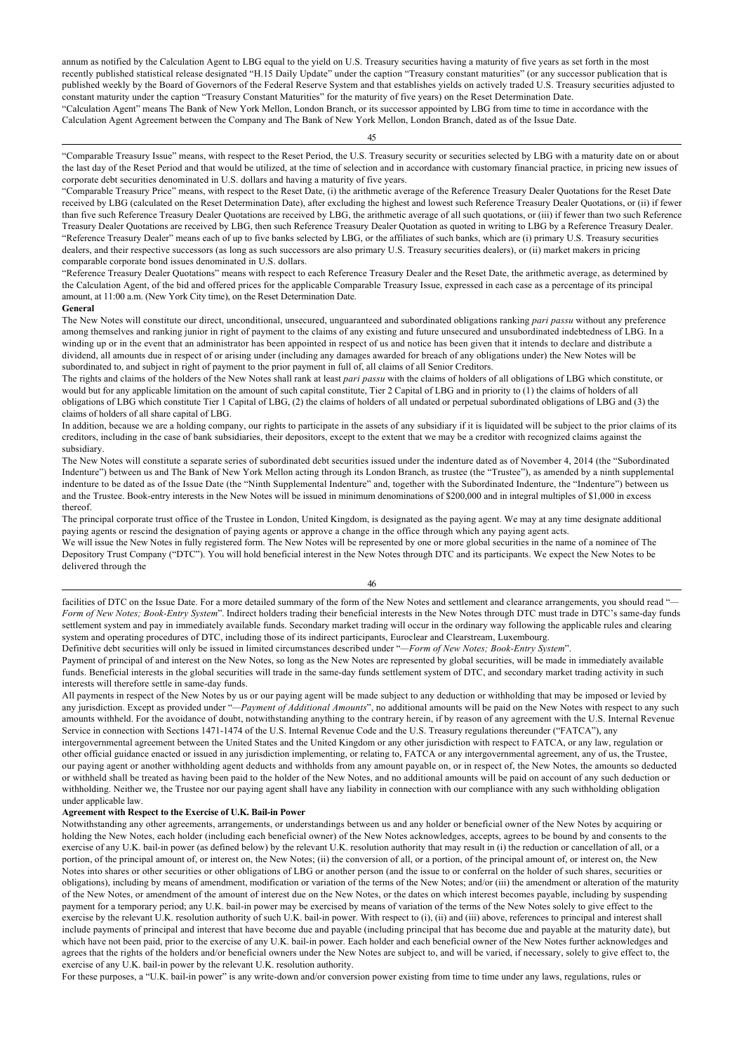annum as notified by the Calculation Agent to LBG equal to the yield on U.S. Treasury securities having a maturity of five years as set forth in the most recently published statistical release designated "H.15 Daily Update" under the caption "Treasury constant maturities" (or any successor publication that is published weekly by the Board of Governors of the Federal Reserve System and that establishes yields on actively traded U.S. Treasury securities adjusted to constant maturity under the caption "Treasury Constant Maturities" for the maturity of five years) on the Reset Determination Date.

"Calculation Agent" means The Bank of New York Mellon, London Branch, or its successor appointed by LBG from time to time in accordance with the Calculation Agent Agreement between the Company and The Bank of New York Mellon, London Branch, dated as of the Issue Date.

"Comparable Treasury Issue" means, with respect to the Reset Period, the U.S. Treasury security or securities selected by LBG with a maturity date on or about the last day of the Reset Period and that would be utilized, at the time of selection and in accordance with customary financial practice, in pricing new issues of corporate debt securities denominated in U.S. dollars and having a maturity of five years.

"Comparable Treasury Price" means, with respect to the Reset Date, (i) the arithmetic average of the Reference Treasury Dealer Quotations for the Reset Date received by LBG (calculated on the Reset Determination Date), after excluding the highest and lowest such Reference Treasury Dealer Quotations, or (ii) if fewer than five such Reference Treasury Dealer Quotations are received by LBG, the arithmetic average of all such quotations, or (iii) if fewer than two such Reference Treasury Dealer Quotations are received by LBG, then such Reference Treasury Dealer Quotation as quoted in writing to LBG by a Reference Treasury Dealer.

"Reference Treasury Dealer" means each of up to five banks selected by LBG, or the affiliates of such banks, which are (i) primary U.S. Treasury securities dealers, and their respective successors (as long as such successors are also primary U.S. Treasury securities dealers), or (ii) market makers in pricing comparable corporate bond issues denominated in U.S. dollars.

"Reference Treasury Dealer Quotations" means with respect to each Reference Treasury Dealer and the Reset Date, the arithmetic average, as determined by the Calculation Agent, of the bid and offered prices for the applicable Comparable Treasury Issue, expressed in each case as a percentage of its principal amount, at 11:00 a.m. (New York City time), on the Reset Determination Date.

**General**

The New Notes will constitute our direct, unconditional, unsecured, unguaranteed and subordinated obligations ranking *pari passu* without any preference among themselves and ranking junior in right of payment to the claims of any existing and future unsecured and unsubordinated indebtedness of LBG. In a winding up or in the event that an administrator has been appointed in respect of us and notice has been given that it intends to declare and distribute a dividend, all amounts due in respect of or arising under (including any damages awarded for breach of any obligations under) the New Notes will be subordinated to, and subject in right of payment to the prior payment in full of, all claims of all Senior Creditors.

The rights and claims of the holders of the New Notes shall rank at least *pari passu* with the claims of holders of all obligations of LBG which constitute, or would but for any applicable limitation on the amount of such capital constitute, Tier 2 Capital of LBG and in priority to (1) the claims of holders of all obligations of LBG which constitute Tier 1 Capital of LBG, (2) the claims of holders of all undated or perpetual subordinated obligations of LBG and (3) the claims of holders of all share capital of LBG.

In addition, because we are a holding company, our rights to participate in the assets of any subsidiary if it is liquidated will be subject to the prior claims of its creditors, including in the case of bank subsidiaries, their depositors, except to the extent that we may be a creditor with recognized claims against the subsidiary.

The New Notes will constitute a separate series of subordinated debt securities issued under the indenture dated as of November 4, 2014 (the "Subordinated Indenture") between us and The Bank of New York Mellon acting through its London Branch, as trustee (the "Trustee"), as amended by a ninth supplemental indenture to be dated as of the Issue Date (the "Ninth Supplemental Indenture" and, together with the Subordinated Indenture, the "Indenture") between us and the Trustee. Book-entry interests in the New Notes will be issued in minimum denominations of $200,000 and in integral multiples of $1,000 in excess thereof.

The principal corporate trust office of the Trustee in London, United Kingdom, is designated as the paying agent. We may at any time designate additional paying agents or rescind the designation of paying agents or approve a change in the office through which any paying agent acts.

We will issue the New Notes in fully registered form. The New Notes will be represented by one or more global securities in the name of a nominee of The Depository Trust Company ("DTC"). You will hold beneficial interest in the New Notes through DTC and its participants. We expect the New Notes to be delivered through the facilities of DTC on the Issue Date. For a more detailed summary of the form of the New Notes and settlement and clearance arrangements, you should read "*—Form of New Notes; Book-Entry System*". Indirect holders trading their beneficial interests in the New Notes through DTC must trade in DTC's same-day funds settlement system and pay in immediately available funds. Secondary market trading will occur in the ordinary way following the applicable rules and clearing system and operating procedures of DTC, including those of its indirect participants, Euroclear and Clearstream, Luxembourg.

Definitive debt securities will only be issued in limited circumstances described under "*—Form of New Notes; Book-Entry System*".

Payment of principal of and interest on the New Notes, so long as the New Notes are represented by global securities, will be made in immediately available funds. Beneficial interests in the global securities will trade in the same-day funds settlement system of DTC, and secondary market trading activity in such interests will therefore settle in same-day funds.

All payments in respect of the New Notes by us or our paying agent will be made subject to any deduction or withholding that may be imposed or levied by any jurisdiction. Except as provided under "*—Payment of Additional Amounts*", no additional amounts will be paid on the New Notes with respect to any such amounts withheld. For the avoidance of doubt, notwithstanding anything to the contrary herein, if by reason of any agreement with the U.S. Internal Revenue Service in connection with Sections 1471-1474 of the U.S. Internal Revenue Code and the U.S. Treasury regulations thereunder ("FATCA"), any intergovernmental agreement between the United States and the United Kingdom or any other jurisdiction with respect to FATCA, or any law, regulation or other official guidance enacted or issued in any jurisdiction implementing, or relating to, FATCA or any intergovernmental agreement, any of us, the Trustee, our paying agent or another withholding agent deducts and withholds from any amount payable on, or in respect of, the New Notes, the amounts so deducted or withheld shall be treated as having been paid to the holder of the New Notes, and no additional amounts will be paid on account of any such deduction or withholding. Neither we, the Trustee nor our paying agent shall have any liability in connection with our compliance with any such withholding obligation under applicable law.

**Agreement with Respect to the Exercise of U.K. Bail-in Power**

Notwithstanding any other agreements, arrangements, or understandings between us and any holder or beneficial owner of the New Notes by acquiring or holding the New Notes, each holder (including each beneficial owner) of the New Notes acknowledges, accepts, agrees to be bound by and consents to the exercise of any U.K. bail-in power (as defined below) by the relevant U.K. resolution authority that may result in (i) the reduction or cancellation of all, or a portion, of the principal amount of, or interest on, the New Notes; (ii) the conversion of all, or a portion, of the principal amount of, or interest on, the New Notes into shares or other securities or other obligations of LBG or another person (and the issue to or conferral on the holder of such shares, securities or obligations), including by means of amendment, modification or variation of the terms of the New Notes; and/or (iii) the amendment or alteration of the maturity of the New Notes, or amendment of the amount of interest due on the New Notes, or the dates on which interest becomes payable, including by suspending payment for a temporary period; any U.K. bail-in power may be exercised by means of variation of the terms of the New Notes solely to give effect to the exercise by the relevant U.K. resolution authority of such U.K. bail-in power. With respect to (i), (ii) and (iii) above, references to principal and interest shall include payments of principal and interest that have become due and payable (including principal that has become due and payable at the maturity date), but which have not been paid, prior to the exercise of any U.K. bail-in power. Each holder and each beneficial owner of the New Notes further acknowledges and agrees that the rights of the holders and/or beneficial owners under the New Notes are subject to, and will be varied, if necessary, solely to give effect to, the exercise of any U.K. bail-in power by the relevant U.K. resolution authority.

For these purposes, a "U.K. bail-in power" is any write-down and/or conversion power existing from time to time under any laws, regulations, rules or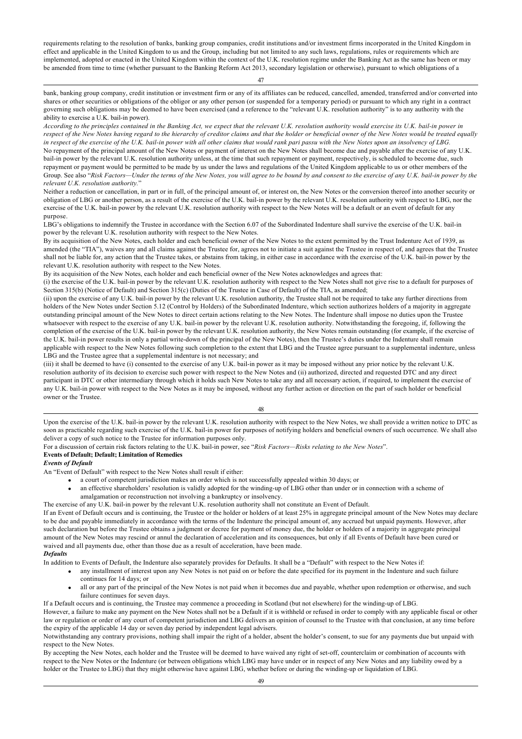requirements relating to the resolution of banks, banking group companies, credit institutions and/or investment firms incorporated in the United Kingdom in effect and applicable in the United Kingdom to us and the Group, including but not limited to any such laws, regulations, rules or requirements which are implemented, adopted or enacted in the United Kingdom within the context of the U.K. resolution regime under the Banking Act as the same has been or may be amended from time to time (whether pursuant to the Banking Reform Act 2013, secondary legislation or otherwise), pursuant to which obligations of a bank, banking group company, credit institution or investment firm or any of its affiliates can be reduced, cancelled, amended, transferred and/or converted into shares or other securities or obligations of the obligor or any other person (or suspended for a temporary period) or pursuant to which any right in a contract governing such obligations may be deemed to have been exercised (and a reference to the "relevant U.K. resolution authority" is to any authority with the ability to exercise a U.K. bail-in power).

*According to the principles contained in the Banking Act, we expect that the relevant U.K. resolution authority would exercise its U.K. bail-in power in respect of the New Notes having regard to the hierarchy of creditor claims and that the holder or beneficial owner of the New Notes would be treated equally in respect of the exercise of the U.K. bail-in power with all other claims that would rank pari passu with the New Notes upon an insolvency of LBG.*

No repayment of the principal amount of the New Notes or payment of interest on the New Notes shall become due and payable after the exercise of any U.K. bail-in power by the relevant U.K. resolution authority unless, at the time that such repayment or payment, respectively, is scheduled to become due, such repayment or payment would be permitted to be made by us under the laws and regulations of the United Kingdom applicable to us or other members of the Group. See also "*Risk Factors—Under the terms of the New Notes, you will agree to be bound by and consent to the exercise of any U.K. bail-in power by the relevant U.K. resolution authority.*"

Neither a reduction or cancellation, in part or in full, of the principal amount of, or interest on, the New Notes or the conversion thereof into another security or obligation of LBG or another person, as a result of the exercise of the U.K. bail-in power by the relevant U.K. resolution authority with respect to LBG, nor the exercise of the U.K. bail-in power by the relevant U.K. resolution authority with respect to the New Notes will be a default or an event of default for any purpose.

LBG's obligations to indemnify the Trustee in accordance with the Section 6.07 of the Subordinated Indenture shall survive the exercise of the U.K. bail-in power by the relevant U.K. resolution authority with respect to the New Notes.

By its acquisition of the New Notes, each holder and each beneficial owner of the New Notes to the extent permitted by the Trust Indenture Act of 1939, as amended (the "TIA"), waives any and all claims against the Trustee for, agrees not to initiate a suit against the Trustee in respect of, and agrees that the Trustee shall not be liable for, any action that the Trustee takes, or abstains from taking, in either case in accordance with the exercise of the U.K. bail-in power by the relevant U.K. resolution authority with respect to the New Notes.

By its acquisition of the New Notes, each holder and each beneficial owner of the New Notes acknowledges and agrees that:

(i) the exercise of the U.K. bail-in power by the relevant U.K. resolution authority with respect to the New Notes shall not give rise to a default for purposes of Section 315(b) (Notice of Default) and Section 315(c) (Duties of the Trustee in Case of Default) of the TIA, as amended;

(ii) upon the exercise of any U.K. bail-in power by the relevant U.K. resolution authority, the Trustee shall not be required to take any further directions from holders of the New Notes under Section 5.12 (Control by Holders) of the Subordinated Indenture, which section authorizes holders of a majority in aggregate outstanding principal amount of the New Notes to direct certain actions relating to the New Notes. The Indenture shall impose no duties upon the Trustee whatsoever with respect to the exercise of any U.K. bail-in power by the relevant U.K. resolution authority. Notwithstanding the foregoing, if, following the completion of the exercise of the U.K. bail-in power by the relevant U.K. resolution authority, the New Notes remain outstanding (for example, if the exercise of the U.K. bail-in power results in only a partial write-down of the principal of the New Notes), then the Trustee's duties under the Indenture shall remain applicable with respect to the New Notes following such completion to the extent that LBG and the Trustee agree pursuant to a supplemental indenture, unless LBG and the Trustee agree that a supplemental indenture is not necessary; and

(iii) it shall be deemed to have (i) consented to the exercise of any U.K. bail-in power as it may be imposed without any prior notice by the relevant U.K. resolution authority of its decision to exercise such power with respect to the New Notes and (ii) authorized, directed and requested DTC and any direct participant in DTC or other intermediary through which it holds such New Notes to take any and all necessary action, if required, to implement the exercise of any U.K. bail-in power with respect to the New Notes as it may be imposed, without any further action or direction on the part of such holder or beneficial owner or the Trustee.

Upon the exercise of the U.K. bail-in power by the relevant U.K. resolution authority with respect to the New Notes, we shall provide a written notice to DTC as soon as practicable regarding such exercise of the U.K. bail-in power for purposes of notifying holders and beneficial owners of such occurrence. We shall also deliver a copy of such notice to the Trustee for information purposes only.

For a discussion of certain risk factors relating to the U.K. bail-in power, see "*Risk Factors—Risks relating to the New Notes*".

**Events of Default; Default; Limitation of Remedies**

***Events of Default***

An "Event of Default" with respect to the New Notes shall result if either:

- a court of competent jurisdiction makes an order which is not successfully appealed within 30 days; or
- an effective shareholders' resolution is validly adopted for the winding-up of LBG other than under or in connection with a scheme of amalgamation or reconstruction not involving a bankruptcy or insolvency.

The exercise of any U.K. bail-in power by the relevant U.K. resolution authority shall not constitute an Event of Default.

If an Event of Default occurs and is continuing, the Trustee or the holder or holders of at least 25% in aggregate principal amount of the New Notes may declare to be due and payable immediately in accordance with the terms of the Indenture the principal amount of, any accrued but unpaid payments. However, after such declaration but before the Trustee obtains a judgment or decree for payment of money due, the holder or holders of a majority in aggregate principal amount of the New Notes may rescind or annul the declaration of acceleration and its consequences, but only if all Events of Default have been cured or waived and all payments due, other than those due as a result of acceleration, have been made.

***Defaults***

In addition to Events of Default, the Indenture also separately provides for Defaults. It shall be a "Default" with respect to the New Notes if:

- any installment of interest upon any New Notes is not paid on or before the date specified for its payment in the Indenture and such failure continues for 14 days; or
- all or any part of the principal of the New Notes is not paid when it becomes due and payable, whether upon redemption or otherwise, and such failure continues for seven days.

If a Default occurs and is continuing, the Trustee may commence a proceeding in Scotland (but not elsewhere) for the winding-up of LBG.

However, a failure to make any payment on the New Notes shall not be a Default if it is withheld or refused in order to comply with any applicable fiscal or other law or regulation or order of any court of competent jurisdiction and LBG delivers an opinion of counsel to the Trustee with that conclusion, at any time before the expiry of the applicable 14 day or seven day period by independent legal advisers.

Notwithstanding any contrary provisions, nothing shall impair the right of a holder, absent the holder's consent, to sue for any payments due but unpaid with respect to the New Notes.

By accepting the New Notes, each holder and the Trustee will be deemed to have waived any right of set-off, counterclaim or combination of accounts with respect to the New Notes or the Indenture (or between obligations which LBG may have under or in respect of any New Notes and any liability owed by a holder or the Trustee to LBG) that they might otherwise have against LBG, whether before or during the winding-up or liquidation of LBG.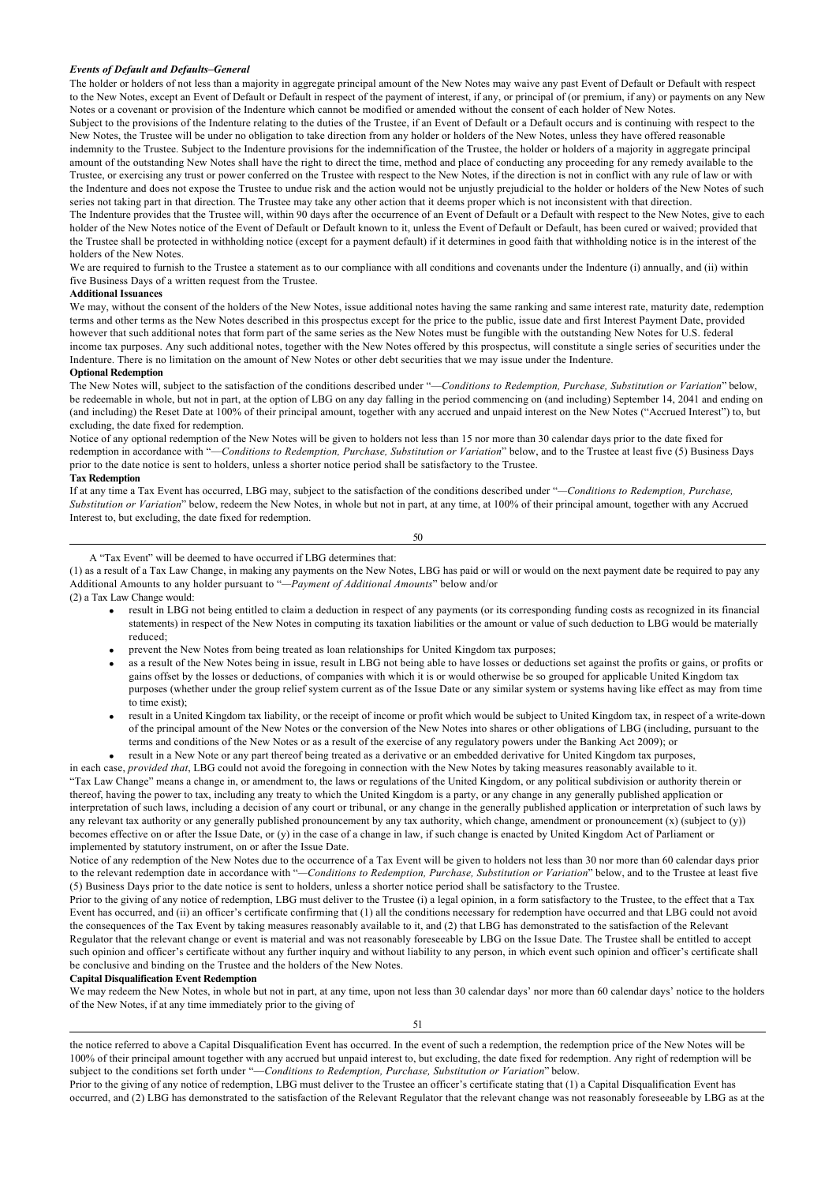### *Events of Default and Defaults–General*

The holder or holders of not less than a majority in aggregate principal amount of the New Notes may waive any past Event of Default or Default with respect to the New Notes, except an Event of Default or Default in respect of the payment of interest, if any, or principal of (or premium, if any) or payments on any New Notes or a covenant or provision of the Indenture which cannot be modified or amended without the consent of each holder of New Notes.

Subject to the provisions of the Indenture relating to the duties of the Trustee, if an Event of Default or a Default occurs and is continuing with respect to the New Notes, the Trustee will be under no obligation to take direction from any holder or holders of the New Notes, unless they have offered reasonable indemnity to the Trustee. Subject to the Indenture provisions for the indemnification of the Trustee, the holder or holders of a majority in aggregate principal amount of the outstanding New Notes shall have the right to direct the time, method and place of conducting any proceeding for any remedy available to the Trustee, or exercising any trust or power conferred on the Trustee with respect to the New Notes, if the direction is not in conflict with any rule of law or with the Indenture and does not expose the Trustee to undue risk and the action would not be unjustly prejudicial to the holder or holders of the New Notes of such series not taking part in that direction. The Trustee may take any other action that it deems proper which is not inconsistent with that direction.

The Indenture provides that the Trustee will, within 90 days after the occurrence of an Event of Default or a Default with respect to the New Notes, give to each holder of the New Notes notice of the Event of Default or Default known to it, unless the Event of Default or Default, has been cured or waived; provided that the Trustee shall be protected in withholding notice (except for a payment default) if it determines in good faith that withholding notice is in the interest of the holders of the New Notes.

We are required to furnish to the Trustee a statement as to our compliance with all conditions and covenants under the Indenture (i) annually, and (ii) within five Business Days of a written request from the Trustee.

**Additional Issuances**

We may, without the consent of the holders of the New Notes, issue additional notes having the same ranking and same interest rate, maturity date, redemption terms and other terms as the New Notes described in this prospectus except for the price to the public, issue date and first Interest Payment Date, provided however that such additional notes that form part of the same series as the New Notes must be fungible with the outstanding New Notes for U.S. federal income tax purposes. Any such additional notes, together with the New Notes offered by this prospectus, will constitute a single series of securities under the Indenture. There is no limitation on the amount of New Notes or other debt securities that we may issue under the Indenture.

**Optional Redemption**

The New Notes will, subject to the satisfaction of the conditions described under "—*Conditions to Redemption, Purchase, Substitution or Variation*" below, be redeemable in whole, but not in part, at the option of LBG on any day falling in the period commencing on (and including) September 14, 2041 and ending on (and including) the Reset Date at 100% of their principal amount, together with any accrued and unpaid interest on the New Notes ("Accrued Interest") to, but excluding, the date fixed for redemption.

Notice of any optional redemption of the New Notes will be given to holders not less than 15 nor more than 30 calendar days prior to the date fixed for redemption in accordance with "—*Conditions to Redemption, Purchase, Substitution or Variation*" below, and to the Trustee at least five (5) Business Days prior to the date notice is sent to holders, unless a shorter notice period shall be satisfactory to the Trustee.

**Tax Redemption**

If at any time a Tax Event has occurred, LBG may, subject to the satisfaction of the conditions described under "—*Conditions to Redemption, Purchase, Substitution or Variation*" below, redeem the New Notes, in whole but not in part, at any time, at 100% of their principal amount, together with any Accrued Interest to, but excluding, the date fixed for redemption.

A "Tax Event" will be deemed to have occurred if LBG determines that:

(1) as a result of a Tax Law Change, in making any payments on the New Notes, LBG has paid or will or would on the next payment date be required to pay any Additional Amounts to any holder pursuant to "—*Payment of Additional Amounts*" below and/or

(2) a Tax Law Change would:

- result in LBG not being entitled to claim a deduction in respect of any payments (or its corresponding funding costs as recognized in its financial statements) in respect of the New Notes in computing its taxation liabilities or the amount or value of such deduction to LBG would be materially reduced;
- prevent the New Notes from being treated as loan relationships for United Kingdom tax purposes;
- as a result of the New Notes being in issue, result in LBG not being able to have losses or deductions set against the profits or gains, or profits or gains offset by the losses or deductions, of companies with which it is or would otherwise be so grouped for applicable United Kingdom tax purposes (whether under the group relief system current as of the Issue Date or any similar system or systems having like effect as may from time to time exist);
- result in a United Kingdom tax liability, or the receipt of income or profit which would be subject to United Kingdom tax, in respect of a write-down of the principal amount of the New Notes or the conversion of the New Notes into shares or other obligations of LBG (including, pursuant to the terms and conditions of the New Notes or as a result of the exercise of any regulatory powers under the Banking Act 2009); or
- result in a New Note or any part thereof being treated as a derivative or an embedded derivative for United Kingdom tax purposes,

in each case, *provided that*, LBG could not avoid the foregoing in connection with the New Notes by taking measures reasonably available to it.

"Tax Law Change" means a change in, or amendment to, the laws or regulations of the United Kingdom, or any political subdivision or authority therein or thereof, having the power to tax, including any treaty to which the United Kingdom is a party, or any change in any generally published application or interpretation of such laws, including a decision of any court or tribunal, or any change in the generally published application or interpretation of such laws by any relevant tax authority or any generally published pronouncement by any tax authority, which change, amendment or pronouncement (x) (subject to (y)) becomes effective on or after the Issue Date, or (y) in the case of a change in law, if such change is enacted by United Kingdom Act of Parliament or implemented by statutory instrument, on or after the Issue Date.

Notice of any redemption of the New Notes due to the occurrence of a Tax Event will be given to holders not less than 30 nor more than 60 calendar days prior to the relevant redemption date in accordance with "—*Conditions to Redemption, Purchase, Substitution or Variation*" below, and to the Trustee at least five (5) Business Days prior to the date notice is sent to holders, unless a shorter notice period shall be satisfactory to the Trustee.

Prior to the giving of any notice of redemption, LBG must deliver to the Trustee (i) a legal opinion, in a form satisfactory to the Trustee, to the effect that a Tax Event has occurred, and (ii) an officer's certificate confirming that (1) all the conditions necessary for redemption have occurred and that LBG could not avoid the consequences of the Tax Event by taking measures reasonably available to it, and (2) that LBG has demonstrated to the satisfaction of the Relevant Regulator that the relevant change or event is material and was not reasonably foreseeable by LBG on the Issue Date. The Trustee shall be entitled to accept such opinion and officer's certificate without any further inquiry and without liability to any person, in which event such opinion and officer's certificate shall be conclusive and binding on the Trustee and the holders of the New Notes.

**Capital Disqualification Event Redemption**

We may redeem the New Notes, in whole but not in part, at any time, upon not less than 30 calendar days' nor more than 60 calendar days' notice to the holders of the New Notes, if at any time immediately prior to the giving of the notice referred to above a Capital Disqualification Event has occurred. In the event of such a redemption, the redemption price of the New Notes will be 100% of their principal amount together with any accrued but unpaid interest to, but excluding, the date fixed for redemption. Any right of redemption will be subject to the conditions set forth under "—*Conditions to Redemption, Purchase, Substitution or Variation*" below.

Prior to the giving of any notice of redemption, LBG must deliver to the Trustee an officer's certificate stating that (1) a Capital Disqualification Event has occurred, and (2) LBG has demonstrated to the satisfaction of the Relevant Regulator that the relevant change was not reasonably foreseeable by LBG as at the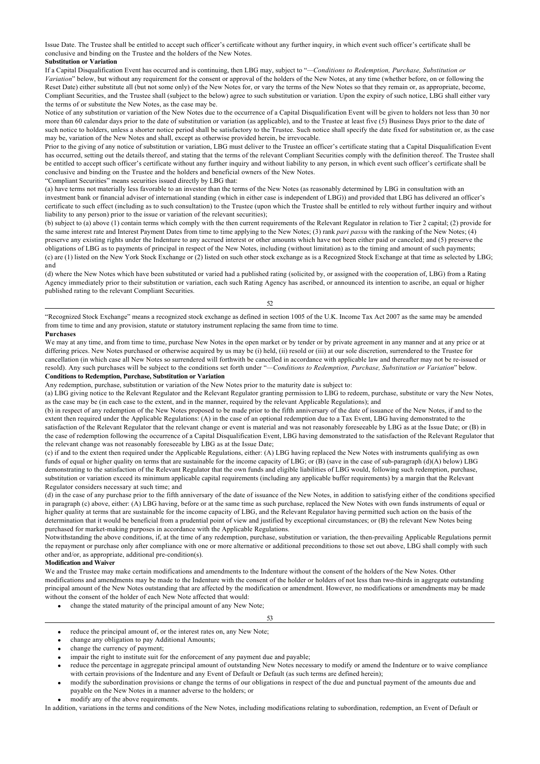Issue Date. The Trustee shall be entitled to accept such officer's certificate without any further inquiry, in which event such officer's certificate shall be conclusive and binding on the Trustee and the holders of the New Notes.

**Substitution or Variation**

If a Capital Disqualification Event has occurred and is continuing, then LBG may, subject to "*—Conditions to Redemption, Purchase, Substitution or Variation*" below, but without any requirement for the consent or approval of the holders of the New Notes, at any time (whether before, on or following the Reset Date) either substitute all (but not some only) of the New Notes for, or vary the terms of the New Notes so that they remain or, as appropriate, become, Compliant Securities, and the Trustee shall (subject to the below) agree to such substitution or variation. Upon the expiry of such notice, LBG shall either vary the terms of or substitute the New Notes, as the case may be.

Notice of any substitution or variation of the New Notes due to the occurrence of a Capital Disqualification Event will be given to holders not less than 30 nor more than 60 calendar days prior to the date of substitution or variation (as applicable), and to the Trustee at least five (5) Business Days prior to the date of such notice to holders, unless a shorter notice period shall be satisfactory to the Trustee. Such notice shall specify the date fixed for substitution or, as the case may be, variation of the New Notes and shall, except as otherwise provided herein, be irrevocable.

Prior to the giving of any notice of substitution or variation, LBG must deliver to the Trustee an officer's certificate stating that a Capital Disqualification Event has occurred, setting out the details thereof, and stating that the terms of the relevant Compliant Securities comply with the definition thereof. The Trustee shall be entitled to accept such officer's certificate without any further inquiry and without liability to any person, in which event such officer's certificate shall be conclusive and binding on the Trustee and the holders and beneficial owners of the New Notes.

"Compliant Securities" means securities issued directly by LBG that:

(a) have terms not materially less favorable to an investor than the terms of the New Notes (as reasonably determined by LBG in consultation with an investment bank or financial adviser of international standing (which in either case is independent of LBG)) and provided that LBG has delivered an officer's certificate to such effect (including as to such consultation) to the Trustee (upon which the Trustee shall be entitled to rely without further inquiry and without liability to any person) prior to the issue or variation of the relevant securities);

(b) subject to (a) above (1) contain terms which comply with the then current requirements of the Relevant Regulator in relation to Tier 2 capital; (2) provide for the same interest rate and Interest Payment Dates from time to time applying to the New Notes; (3) rank *pari passu* with the ranking of the New Notes; (4) preserve any existing rights under the Indenture to any accrued interest or other amounts which have not been either paid or canceled; and (5) preserve the obligations of LBG as to payments of principal in respect of the New Notes, including (without limitation) as to the timing and amount of such payments;

(c) are (1) listed on the New York Stock Exchange or (2) listed on such other stock exchange as is a Recognized Stock Exchange at that time as selected by LBG; and

(d) where the New Notes which have been substituted or varied had a published rating (solicited by, or assigned with the cooperation of, LBG) from a Rating Agency immediately prior to their substitution or variation, each such Rating Agency has ascribed, or announced its intention to ascribe, an equal or higher published rating to the relevant Compliant Securities.

"Recognized Stock Exchange" means a recognized stock exchange as defined in section 1005 of the U.K. Income Tax Act 2007 as the same may be amended from time to time and any provision, statute or statutory instrument replacing the same from time to time.

**Purchases**

We may at any time, and from time to time, purchase New Notes in the open market or by tender or by private agreement in any manner and at any price or at differing prices. New Notes purchased or otherwise acquired by us may be (i) held, (ii) resold or (iii) at our sole discretion, surrendered to the Trustee for cancellation (in which case all New Notes so surrendered will forthwith be cancelled in accordance with applicable law and thereafter may not be re-issued or resold). Any such purchases will be subject to the conditions set forth under "*—Conditions to Redemption, Purchase, Substitution or Variation*" below.

**Conditions to Redemption, Purchase, Substitution or Variation**

Any redemption, purchase, substitution or variation of the New Notes prior to the maturity date is subject to:

(a) LBG giving notice to the Relevant Regulator and the Relevant Regulator granting permission to LBG to redeem, purchase, substitute or vary the New Notes, as the case may be (in each case to the extent, and in the manner, required by the relevant Applicable Regulations); and

(b) in respect of any redemption of the New Notes proposed to be made prior to the fifth anniversary of the date of issuance of the New Notes, if and to the extent then required under the Applicable Regulations: (A) in the case of an optional redemption due to a Tax Event, LBG having demonstrated to the satisfaction of the Relevant Regulator that the relevant change or event is material and was not reasonably foreseeable by LBG as at the Issue Date; or (B) in the case of redemption following the occurrence of a Capital Disqualification Event, LBG having demonstrated to the satisfaction of the Relevant Regulator that the relevant change was not reasonably foreseeable by LBG as at the Issue Date;

(c) if and to the extent then required under the Applicable Regulations, either: (A) LBG having replaced the New Notes with instruments qualifying as own funds of equal or higher quality on terms that are sustainable for the income capacity of LBG; or (B) (save in the case of sub-paragraph (d)(A) below) LBG demonstrating to the satisfaction of the Relevant Regulator that the own funds and eligible liabilities of LBG would, following such redemption, purchase, substitution or variation exceed its minimum applicable capital requirements (including any applicable buffer requirements) by a margin that the Relevant Regulator considers necessary at such time; and

(d) in the case of any purchase prior to the fifth anniversary of the date of issuance of the New Notes, in addition to satisfying either of the conditions specified in paragraph (c) above, either: (A) LBG having, before or at the same time as such purchase, replaced the New Notes with own funds instruments of equal or higher quality at terms that are sustainable for the income capacity of LBG, and the Relevant Regulator having permitted such action on the basis of the determination that it would be beneficial from a prudential point of view and justified by exceptional circumstances; or (B) the relevant New Notes being purchased for market-making purposes in accordance with the Applicable Regulations.

Notwithstanding the above conditions, if, at the time of any redemption, purchase, substitution or variation, the then-prevailing Applicable Regulations permit the repayment or purchase only after compliance with one or more alternative or additional preconditions to those set out above, LBG shall comply with such other and/or, as appropriate, additional pre-condition(s).

**Modification and Waiver**

We and the Trustee may make certain modifications and amendments to the Indenture without the consent of the holders of the New Notes. Other modifications and amendments may be made to the Indenture with the consent of the holder or holders of not less than two-thirds in aggregate outstanding principal amount of the New Notes outstanding that are affected by the modification or amendment. However, no modifications or amendments may be made without the consent of the holder of each New Note affected that would:

- change the stated maturity of the principal amount of any New Note;
- reduce the principal amount of, or the interest rates on, any New Note;
- change any obligation to pay Additional Amounts;
- change the currency of payment;
- impair the right to institute suit for the enforcement of any payment due and payable;
- reduce the percentage in aggregate principal amount of outstanding New Notes necessary to modify or amend the Indenture or to waive compliance with certain provisions of the Indenture and any Event of Default or Default (as such terms are defined herein);
- modify the subordination provisions or change the terms of our obligations in respect of the due and punctual payment of the amounts due and payable on the New Notes in a manner adverse to the holders; or
- modify any of the above requirements.

In addition, variations in the terms and conditions of the New Notes, including modifications relating to subordination, redemption, an Event of Default or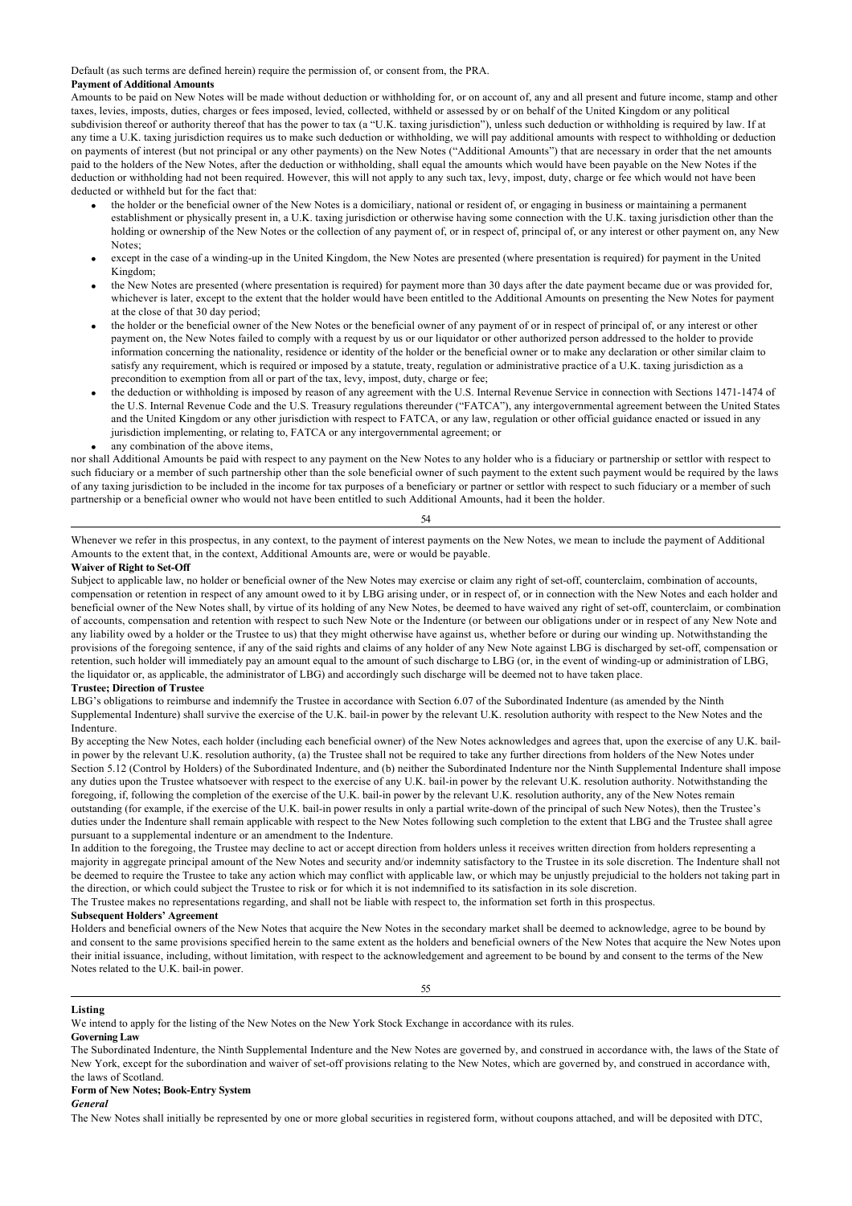Default (as such terms are defined herein) require the permission of, or consent from, the PRA.

**Payment of Additional Amounts**

Amounts to be paid on New Notes will be made without deduction or withholding for, or on account of, any and all present and future income, stamp and other taxes, levies, imposts, duties, charges or fees imposed, levied, collected, withheld or assessed by or on behalf of the United Kingdom or any political subdivision thereof or authority thereof that has the power to tax (a "U.K. taxing jurisdiction"), unless such deduction or withholding is required by law. If at any time a U.K. taxing jurisdiction requires us to make such deduction or withholding, we will pay additional amounts with respect to withholding or deduction on payments of interest (but not principal or any other payments) on the New Notes ("Additional Amounts") that are necessary in order that the net amounts paid to the holders of the New Notes, after the deduction or withholding, shall equal the amounts which would have been payable on the New Notes if the deduction or withholding had not been required. However, this will not apply to any such tax, levy, impost, duty, charge or fee which would not have been deducted or withheld but for the fact that:

- the holder or the beneficial owner of the New Notes is a domiciliary, national or resident of, or engaging in business or maintaining a permanent establishment or physically present in, a U.K. taxing jurisdiction or otherwise having some connection with the U.K. taxing jurisdiction other than the holding or ownership of the New Notes or the collection of any payment of, or in respect of, principal of, or any interest or other payment on, any New Notes;
- except in the case of a winding-up in the United Kingdom, the New Notes are presented (where presentation is required) for payment in the United Kingdom;
- the New Notes are presented (where presentation is required) for payment more than 30 days after the date payment became due or was provided for, whichever is later, except to the extent that the holder would have been entitled to the Additional Amounts on presenting the New Notes for payment at the close of that 30 day period;
- the holder or the beneficial owner of the New Notes or the beneficial owner of any payment of or in respect of principal of, or any interest or other payment on, the New Notes failed to comply with a request by us or our liquidator or other authorized person addressed to the holder to provide information concerning the nationality, residence or identity of the holder or the beneficial owner or to make any declaration or other similar claim to satisfy any requirement, which is required or imposed by a statute, treaty, regulation or administrative practice of a U.K. taxing jurisdiction as a precondition to exemption from all or part of the tax, levy, impost, duty, charge or fee;
- the deduction or withholding is imposed by reason of any agreement with the U.S. Internal Revenue Service in connection with Sections 1471-1474 of the U.S. Internal Revenue Code and the U.S. Treasury regulations thereunder ("FATCA"), any intergovernmental agreement between the United States and the United Kingdom or any other jurisdiction with respect to FATCA, or any law, regulation or other official guidance enacted or issued in any jurisdiction implementing, or relating to, FATCA or any intergovernmental agreement; or
- any combination of the above items,

nor shall Additional Amounts be paid with respect to any payment on the New Notes to any holder who is a fiduciary or partnership or settlor with respect to such fiduciary or a member of such partnership other than the sole beneficial owner of such payment to the extent such payment would be required by the laws of any taxing jurisdiction to be included in the income for tax purposes of a beneficiary or partner or settlor with respect to such fiduciary or a member of such partnership or a beneficial owner who would not have been entitled to such Additional Amounts, had it been the holder.

Whenever we refer in this prospectus, in any context, to the payment of interest payments on the New Notes, we mean to include the payment of Additional Amounts to the extent that, in the context, Additional Amounts are, were or would be payable.

**Waiver of Right to Set-Off**

Subject to applicable law, no holder or beneficial owner of the New Notes may exercise or claim any right of set-off, counterclaim, combination of accounts, compensation or retention in respect of any amount owed to it by LBG arising under, or in respect of, or in connection with the New Notes and each holder and beneficial owner of the New Notes shall, by virtue of its holding of any New Notes, be deemed to have waived any right of set-off, counterclaim, or combination of accounts, compensation and retention with respect to such New Note or the Indenture (or between our obligations under or in respect of any New Note and any liability owed by a holder or the Trustee to us) that they might otherwise have against us, whether before or during our winding up. Notwithstanding the provisions of the foregoing sentence, if any of the said rights and claims of any holder of any New Note against LBG is discharged by set-off, compensation or retention, such holder will immediately pay an amount equal to the amount of such discharge to LBG (or, in the event of winding-up or administration of LBG, the liquidator or, as applicable, the administrator of LBG) and accordingly such discharge will be deemed not to have taken place.

**Trustee; Direction of Trustee**

LBG's obligations to reimburse and indemnify the Trustee in accordance with Section 6.07 of the Subordinated Indenture (as amended by the Ninth Supplemental Indenture) shall survive the exercise of the U.K. bail-in power by the relevant U.K. resolution authority with respect to the New Notes and the Indenture.

By accepting the New Notes, each holder (including each beneficial owner) of the New Notes acknowledges and agrees that, upon the exercise of any U.K. bail-in power by the relevant U.K. resolution authority, (a) the Trustee shall not be required to take any further directions from holders of the New Notes under Section 5.12 (Control by Holders) of the Subordinated Indenture, and (b) neither the Subordinated Indenture nor the Ninth Supplemental Indenture shall impose any duties upon the Trustee whatsoever with respect to the exercise of any U.K. bail-in power by the relevant U.K. resolution authority. Notwithstanding the foregoing, if, following the completion of the exercise of the U.K. bail-in power by the relevant U.K. resolution authority, any of the New Notes remain outstanding (for example, if the exercise of the U.K. bail-in power results in only a partial write-down of the principal of such New Notes), then the Trustee's duties under the Indenture shall remain applicable with respect to the New Notes following such completion to the extent that LBG and the Trustee shall agree pursuant to a supplemental indenture or an amendment to the Indenture.

In addition to the foregoing, the Trustee may decline to act or accept direction from holders unless it receives written direction from holders representing a majority in aggregate principal amount of the New Notes and security and/or indemnity satisfactory to the Trustee in its sole discretion. The Indenture shall not be deemed to require the Trustee to take any action which may conflict with applicable law, or which may be unjustly prejudicial to the holders not taking part in the direction, or which could subject the Trustee to risk or for which it is not indemnified to its satisfaction in its sole discretion.

The Trustee makes no representations regarding, and shall not be liable with respect to, the information set forth in this prospectus.

**Subsequent Holders' Agreement**

Holders and beneficial owners of the New Notes that acquire the New Notes in the secondary market shall be deemed to acknowledge, agree to be bound by and consent to the same provisions specified herein to the same extent as the holders and beneficial owners of the New Notes that acquire the New Notes upon their initial issuance, including, without limitation, with respect to the acknowledgement and agreement to be bound by and consent to the terms of the New Notes related to the U.K. bail-in power.

**Listing**

We intend to apply for the listing of the New Notes on the New York Stock Exchange in accordance with its rules.

**Governing Law**

The Subordinated Indenture, the Ninth Supplemental Indenture and the New Notes are governed by, and construed in accordance with, the laws of the State of New York, except for the subordination and waiver of set-off provisions relating to the New Notes, which are governed by, and construed in accordance with, the laws of Scotland.

**Form of New Notes; Book-Entry System**

*General*

The New Notes shall initially be represented by one or more global securities in registered form, without coupons attached, and will be deposited with DTC,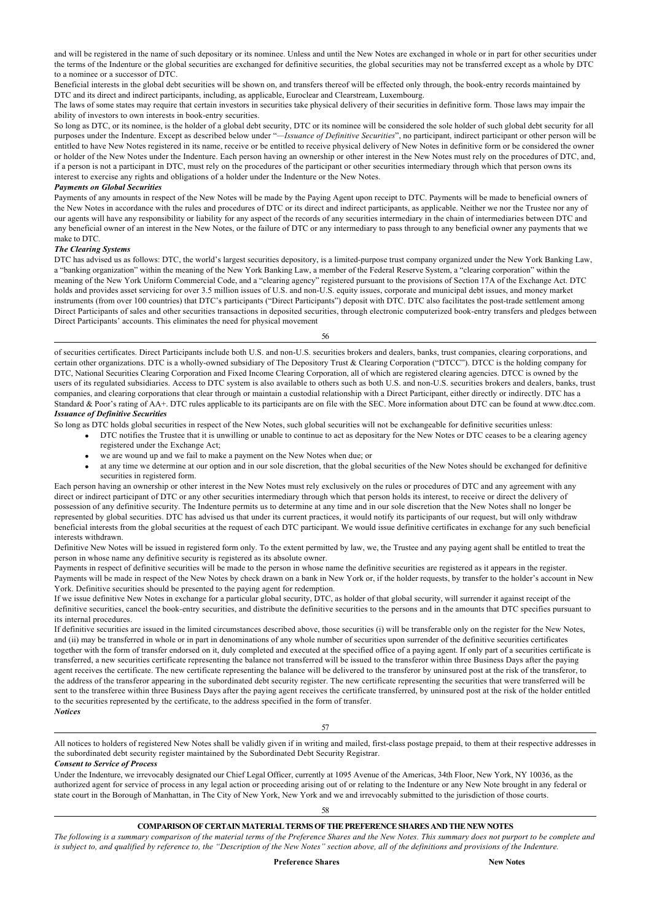and will be registered in the name of such depositary or its nominee. Unless and until the New Notes are exchanged in whole or in part for other securities under the terms of the Indenture or the global securities are exchanged for definitive securities, the global securities may not be transferred except as a whole by DTC to a nominee or a successor of DTC.

Beneficial interests in the global debt securities will be shown on, and transfers thereof will be effected only through, the book-entry records maintained by DTC and its direct and indirect participants, including, as applicable, Euroclear and Clearstream, Luxembourg.

The laws of some states may require that certain investors in securities take physical delivery of their securities in definitive form. Those laws may impair the ability of investors to own interests in book-entry securities.

So long as DTC, or its nominee, is the holder of a global debt security, DTC or its nominee will be considered the sole holder of such global debt security for all purposes under the Indenture. Except as described below under "—*Issuance of Definitive Securities*", no participant, indirect participant or other person will be entitled to have New Notes registered in its name, receive or be entitled to receive physical delivery of New Notes in definitive form or be considered the owner or holder of the New Notes under the Indenture. Each person having an ownership or other interest in the New Notes must rely on the procedures of DTC, and, if a person is not a participant in DTC, must rely on the procedures of the participant or other securities intermediary through which that person owns its interest to exercise any rights and obligations of a holder under the Indenture or the New Notes.

***Payments on Global Securities***

Payments of any amounts in respect of the New Notes will be made by the Paying Agent upon receipt to DTC. Payments will be made to beneficial owners of the New Notes in accordance with the rules and procedures of DTC or its direct and indirect participants, as applicable. Neither we nor the Trustee nor any of our agents will have any responsibility or liability for any aspect of the records of any securities intermediary in the chain of intermediaries between DTC and any beneficial owner of an interest in the New Notes, or the failure of DTC or any intermediary to pass through to any beneficial owner any payments that we make to DTC.

***The Clearing Systems***

DTC has advised us as follows: DTC, the world's largest securities depository, is a limited-purpose trust company organized under the New York Banking Law, a "banking organization" within the meaning of the New York Banking Law, a member of the Federal Reserve System, a "clearing corporation" within the meaning of the New York Uniform Commercial Code, and a "clearing agency" registered pursuant to the provisions of Section 17A of the Exchange Act. DTC holds and provides asset servicing for over 3.5 million issues of U.S. and non-U.S. equity issues, corporate and municipal debt issues, and money market instruments (from over 100 countries) that DTC's participants ("Direct Participants") deposit with DTC. DTC also facilitates the post-trade settlement among Direct Participants of sales and other securities transactions in deposited securities, through electronic computerized book-entry transfers and pledges between Direct Participants' accounts. This eliminates the need for physical movement of securities certificates. Direct Participants include both U.S. and non-U.S. securities brokers and dealers, banks, trust companies, clearing corporations, and certain other organizations. DTC is a wholly-owned subsidiary of The Depository Trust & Clearing Corporation ("DTCC"). DTCC is the holding company for DTC, National Securities Clearing Corporation and Fixed Income Clearing Corporation, all of which are registered clearing agencies. DTCC is owned by the users of its regulated subsidiaries. Access to DTC system is also available to others such as both U.S. and non-U.S. securities brokers and dealers, banks, trust companies, and clearing corporations that clear through or maintain a custodial relationship with a Direct Participant, either directly or indirectly. DTC has a Standard & Poor's rating of AA+. DTC rules applicable to its participants are on file with the SEC. More information about DTC can be found at www.dtcc.com.

***Issuance of Definitive Securities***

So long as DTC holds global securities in respect of the New Notes, such global securities will not be exchangeable for definitive securities unless:

- DTC notifies the Trustee that it is unwilling or unable to continue to act as depositary for the New Notes or DTC ceases to be a clearing agency registered under the Exchange Act;
- we are wound up and we fail to make a payment on the New Notes when due; or
- at any time we determine at our option and in our sole discretion, that the global securities of the New Notes should be exchanged for definitive securities in registered form.

Each person having an ownership or other interest in the New Notes must rely exclusively on the rules or procedures of DTC and any agreement with any direct or indirect participant of DTC or any other securities intermediary through which that person holds its interest, to receive or direct the delivery of possession of any definitive security. The Indenture permits us to determine at any time and in our sole discretion that the New Notes shall no longer be represented by global securities. DTC has advised us that under its current practices, it would notify its participants of our request, but will only withdraw beneficial interests from the global securities at the request of each DTC participant. We would issue definitive certificates in exchange for any such beneficial interests withdrawn.

Definitive New Notes will be issued in registered form only. To the extent permitted by law, we, the Trustee and any paying agent shall be entitled to treat the person in whose name any definitive security is registered as its absolute owner.

Payments in respect of definitive securities will be made to the person in whose name the definitive securities are registered as it appears in the register. Payments will be made in respect of the New Notes by check drawn on a bank in New York or, if the holder requests, by transfer to the holder's account in New York. Definitive securities should be presented to the paying agent for redemption.

If we issue definitive New Notes in exchange for a particular global security, DTC, as holder of that global security, will surrender it against receipt of the definitive securities, cancel the book-entry securities, and distribute the definitive securities to the persons and in the amounts that DTC specifies pursuant to its internal procedures.

If definitive securities are issued in the limited circumstances described above, those securities (i) will be transferable only on the register for the New Notes, and (ii) may be transferred in whole or in part in denominations of any whole number of securities upon surrender of the definitive securities certificates together with the form of transfer endorsed on it, duly completed and executed at the specified office of a paying agent. If only part of a securities certificate is transferred, a new securities certificate representing the balance not transferred will be issued to the transferor within three Business Days after the paying agent receives the certificate. The new certificate representing the balance will be delivered to the transferor by uninsured post at the risk of the transferor, to the address of the transferor appearing in the subordinated debt security register. The new certificate representing the securities that were transferred will be sent to the transferee within three Business Days after the paying agent receives the certificate transferred, by uninsured post at the risk of the holder entitled to the securities represented by the certificate, to the address specified in the form of transfer.

***Notices***

All notices to holders of registered New Notes shall be validly given if in writing and mailed, first-class postage prepaid, to them at their respective addresses in the subordinated debt security register maintained by the Subordinated Debt Security Registrar.

***Consent to Service of Process***

Under the Indenture, we irrevocably designated our Chief Legal Officer, currently at 1095 Avenue of the Americas, 34th Floor, New York, NY 10036, as the authorized agent for service of process in any legal action or proceeding arising out of or relating to the Indenture or any New Note brought in any federal or state court in the Borough of Manhattan, in The City of New York, New York and we and irrevocably submitted to the jurisdiction of those courts.

## COMPARISON OF CERTAIN MATERIAL TERMS OF THE PREFERENCE SHARES AND THE NEW NOTES

*The following is a summary comparison of the material terms of the Preference Shares and the New Notes. This summary does not purport to be complete and is subject to, and qualified by reference to, the "Description of the New Notes" section above, all of the definitions and provisions of the Indenture.*

| | Preference Shares | New Notes |
|---|---|---|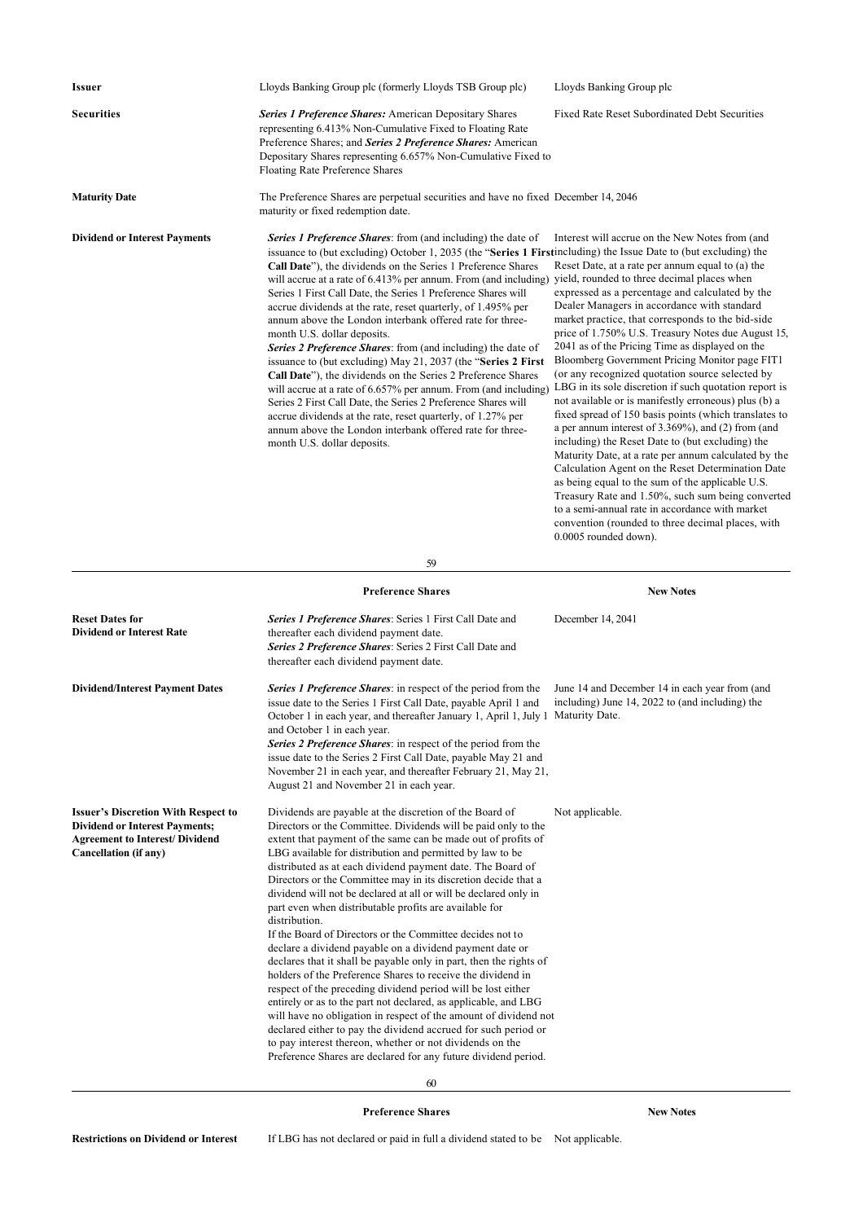| | | |
|---|---|---|
| **Issuer** | Lloyds Banking Group plc (formerly Lloyds TSB Group plc) | Lloyds Banking Group plc |
| **Securities** | ***Series 1 Preference Shares:*** American Depositary Shares representing 6.413% Non-Cumulative Fixed to Floating Rate Preference Shares; and ***Series 2 Preference Shares:*** American Depositary Shares representing 6.657% Non-Cumulative Fixed to Floating Rate Preference Shares | Fixed Rate Reset Subordinated Debt Securities |
| **Maturity Date** | The Preference Shares are perpetual securities and have no fixed maturity or fixed redemption date. | December 14, 2046 |
| **Dividend or Interest Payments** | ***Series 1 Preference Shares***: from (and including) the date of issuance to (but excluding) October 1, 2035 (the "**Series 1 First Call Date**"), the dividends on the Series 1 Preference Shares will accrue at a rate of 6.413% per annum. From (and including) Series 1 First Call Date, the Series 1 Preference Shares will accrue dividends at the rate, reset quarterly, of 1.495% per annum above the London interbank offered rate for three-month U.S. dollar deposits.<br>***Series 2 Preference Shares***: from (and including) the date of issuance to (but excluding) May 21, 2037 (the "**Series 2 First Call Date**"), the dividends on the Series 2 Preference Shares will accrue at a rate of 6.657% per annum. From (and including) Series 2 First Call Date, the Series 2 Preference Shares will accrue dividends at the rate, reset quarterly, of 1.27% per annum above the London interbank offered rate for three-month U.S. dollar deposits. | Interest will accrue on the New Notes from (and including) the Issue Date to (but excluding) the Reset Date, at a rate per annum equal to (a) the yield, rounded to three decimal places when expressed as a percentage and calculated by the Dealer Managers in accordance with standard market practice, that corresponds to the bid-side price of 1.750% U.S. Treasury Notes due August 15, 2041 as of the Pricing Time as displayed on the Bloomberg Government Pricing Monitor page FIT1 (or any recognized quotation source selected by LBG in its sole discretion if such quotation report is not available or is manifestly erroneous) plus (b) a fixed spread of 150 basis points (which translates to a per annum interest of 3.369%), and (2) from (and including) the Reset Date to (but excluding) the Maturity Date, at a rate per annum calculated by the Calculation Agent on the Reset Determination Date as being equal to the sum of the applicable U.S. Treasury Rate and 1.50%, such sum being converted to a semi-annual rate in accordance with market convention (rounded to three decimal places, with 0.0005 rounded down). |

| | **Preference Shares** | **New Notes** |
|---|---|---|
| **Reset Dates for Dividend or Interest Rate** | ***Series 1 Preference Shares***: Series 1 First Call Date and thereafter each dividend payment date.<br>***Series 2 Preference Shares***: Series 2 First Call Date and thereafter each dividend payment date. | December 14, 2041 |
| **Dividend/Interest Payment Dates** | ***Series 1 Preference Shares***: in respect of the period from the issue date to the Series 1 First Call Date, payable April 1 and October 1 in each year, and thereafter January 1, April 1, July 1 and October 1 in each year.<br>***Series 2 Preference Shares***: in respect of the period from the issue date to the Series 2 First Call Date, payable May 21 and November 21 in each year, and thereafter February 21, May 21, August 21 and November 21 in each year. | June 14 and December 14 in each year from (and including) June 14, 2022 to (and including) the Maturity Date. |
| **Issuer's Discretion With Respect to Dividend or Interest Payments; Agreement to Interest/ Dividend Cancellation (if any)** | Dividends are payable at the discretion of the Board of Directors or the Committee. Dividends will be paid only to the extent that payment of the same can be made out of profits of LBG available for distribution and permitted by law to be distributed as at each dividend payment date. The Board of Directors or the Committee may in its discretion decide that a dividend will not be declared at all or will be declared only in part even when distributable profits are available for distribution.<br>If the Board of Directors or the Committee decides not to declare a dividend payable on a dividend payment date or declares that it shall be payable only in part, then the rights of holders of the Preference Shares to receive the dividend in respect of the preceding dividend period will be lost either entirely or as to the part not declared, as applicable, and LBG will have no obligation in respect of the amount of dividend not declared either to pay the dividend accrued for such period or to pay interest thereon, whether or not dividends on the Preference Shares are declared for any future dividend period. | Not applicable. |

| | **Preference Shares** | **New Notes** |
|---|---|---|
| **Restrictions on Dividend or Interest** | If LBG has not declared or paid in full a dividend stated to be | Not applicable. |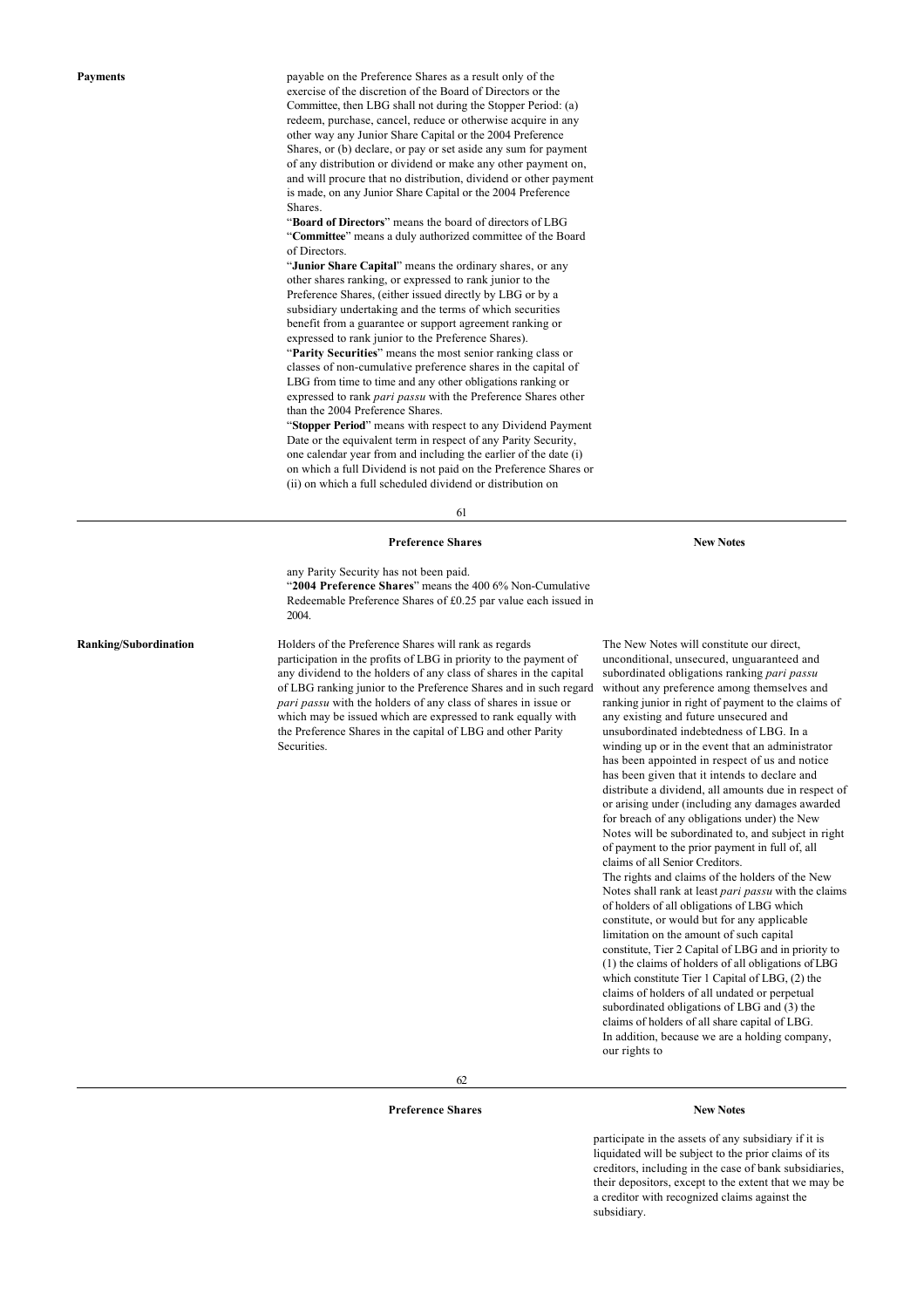| | Preference Shares | New Notes |
|---|---|---|
| **Payments** | payable on the Preference Shares as a result only of the exercise of the discretion of the Board of Directors or the Committee, then LBG shall not during the Stopper Period: (a) redeem, purchase, cancel, reduce or otherwise acquire in any other way any Junior Share Capital or the 2004 Preference Shares, or (b) declare, or pay or set aside any sum for payment of any distribution or dividend or make any other payment on, and will procure that no distribution, dividend or other payment is made, on any Junior Share Capital or the 2004 Preference Shares.<br>"**Board of Directors**" means the board of directors of LBG<br>"**Committee**" means a duly authorized committee of the Board of Directors.<br>"**Junior Share Capital**" means the ordinary shares, or any other shares ranking, or expressed to rank junior to the Preference Shares, (either issued directly by LBG or by a subsidiary undertaking and the terms of which securities benefit from a guarantee or support agreement ranking or expressed to rank junior to the Preference Shares).<br>"**Parity Securities**" means the most senior ranking class or classes of non-cumulative preference shares in the capital of LBG from time to time and any other obligations ranking or expressed to rank *pari passu* with the Preference Shares other than the 2004 Preference Shares.<br>"**Stopper Period**" means with respect to any Dividend Payment Date or the equivalent term in respect of any Parity Security, one calendar year from and including the earlier of the date (i) on which a full Dividend is not paid on the Preference Shares or (ii) on which a full scheduled dividend or distribution on any Parity Security has not been paid.<br>"**2004 Preference Shares**" means the 400 6% Non-Cumulative Redeemable Preference Shares of £0.25 par value each issued in 2004. | |
| **Ranking/Subordination** | Holders of the Preference Shares will rank as regards participation in the profits of LBG in priority to the payment of any dividend to the holders of any class of shares in the capital of LBG ranking junior to the Preference Shares and in such regard *pari passu* with the holders of any class of shares in issue or which may be issued which are expressed to rank equally with the Preference Shares in the capital of LBG and other Parity Securities. | The New Notes will constitute our direct, unconditional, unsecured, unguaranteed and subordinated obligations ranking *pari passu* without any preference among themselves and ranking junior in right of payment to the claims of any existing and future unsecured and unsubordinated indebtedness of LBG. In a winding up or in the event that an administrator has been appointed in respect of us and notice has been given that it intends to declare and distribute a dividend, all amounts due in respect of or arising under (including any damages awarded for breach of any obligations under) the New Notes will be subordinated to, and subject in right of payment to the prior payment in full of, all claims of all Senior Creditors.<br>The rights and claims of the holders of the New Notes shall rank at least *pari passu* with the claims of holders of all obligations of LBG which constitute, or would but for any applicable limitation on the amount of such capital constitute, Tier 2 Capital of LBG and in priority to (1) the claims of holders of all obligations of LBG which constitute Tier 1 Capital of LBG, (2) the claims of holders of all undated or perpetual subordinated obligations of LBG and (3) the claims of holders of all share capital of LBG.<br>In addition, because we are a holding company, our rights to participate in the assets of any subsidiary if it is liquidated will be subject to the prior claims of its creditors, including in the case of bank subsidiaries, their depositors, except to the extent that we may be a creditor with recognized claims against the subsidiary. |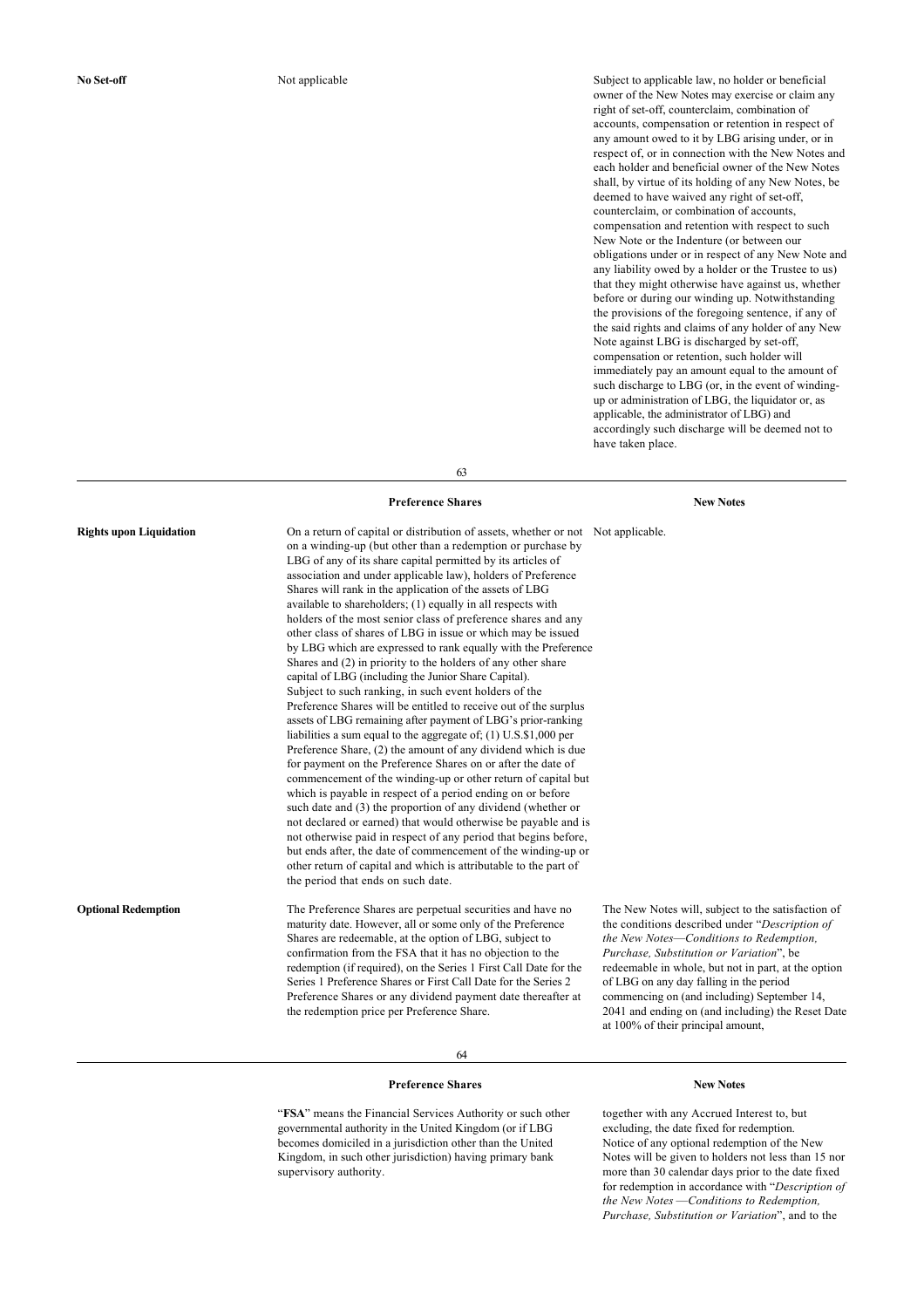| | Preference Shares | New Notes |
|---|---|---|
| **No Set-off** | Not applicable | Subject to applicable law, no holder or beneficial owner of the New Notes may exercise or claim any right of set-off, counterclaim, combination of accounts, compensation or retention in respect of any amount owed to it by LBG arising under, or in respect of, or in connection with the New Notes and each holder and beneficial owner of the New Notes shall, by virtue of its holding of any New Notes, be deemed to have waived any right of set-off, counterclaim, or combination of accounts, compensation and retention with respect to such New Note or the Indenture (or between our obligations under or in respect of any New Note and any liability owed by a holder or the Trustee to us) that they might otherwise have against us, whether before or during our winding up. Notwithstanding the provisions of the foregoing sentence, if any of the said rights and claims of any holder of any New Note against LBG is discharged by set-off, compensation or retention, such holder will immediately pay an amount equal to the amount of such discharge to LBG (or, in the event of winding-up or administration of LBG, the liquidator or, as applicable, the administrator of LBG) and accordingly such discharge will be deemed not to have taken place. |
| **Rights upon Liquidation** | On a return of capital or distribution of assets, whether or not on a winding-up (but other than a redemption or purchase by LBG of any of its share capital permitted by its articles of association and under applicable law), holders of Preference Shares will rank in the application of the assets of LBG available to shareholders; (1) equally in all respects with holders of the most senior class of preference shares and any other class of shares of LBG in issue or which may be issued by LBG which are expressed to rank equally with the Preference Shares and (2) in priority to the holders of any other share capital of LBG (including the Junior Share Capital). Subject to such ranking, in such event holders of the Preference Shares will be entitled to receive out of the surplus assets of LBG remaining after payment of LBG's prior-ranking liabilities a sum equal to the aggregate of; (1) U.S.$1,000 per Preference Share, (2) the amount of any dividend which is due for payment on the Preference Shares on or after the date of commencement of the winding-up or other return of capital but which is payable in respect of a period ending on or before such date and (3) the proportion of any dividend (whether or not declared or earned) that would otherwise be payable and is not otherwise paid in respect of any period that begins before, but ends after, the date of commencement of the winding-up or other return of capital and which is attributable to the part of the period that ends on such date. | Not applicable. |
| **Optional Redemption** | The Preference Shares are perpetual securities and have no maturity date. However, all or some only of the Preference Shares are redeemable, at the option of LBG, subject to confirmation from the FSA that it has no objection to the redemption (if required), on the Series 1 First Call Date for the Series 1 Preference Shares or First Call Date for the Series 2 Preference Shares or any dividend payment date thereafter at the redemption price per Preference Share.<br><br>"**FSA**" means the Financial Services Authority or such other governmental authority in the United Kingdom (or if LBG becomes domiciled in a jurisdiction other than the United Kingdom, in such other jurisdiction) having primary bank supervisory authority. | The New Notes will, subject to the satisfaction of the conditions described under "*Description of the New Notes—Conditions to Redemption, Purchase, Substitution or Variation*", be redeemable in whole, but not in part, at the option of LBG on any day falling in the period commencing on (and including) September 14, 2041 and ending on (and including) the Reset Date at 100% of their principal amount, together with any Accrued Interest to, but excluding, the date fixed for redemption.<br><br>Notice of any optional redemption of the New Notes will be given to holders not less than 15 nor more than 30 calendar days prior to the date fixed for redemption in accordance with "*Description of the New Notes —Conditions to Redemption, Purchase, Substitution or Variation*", and to the |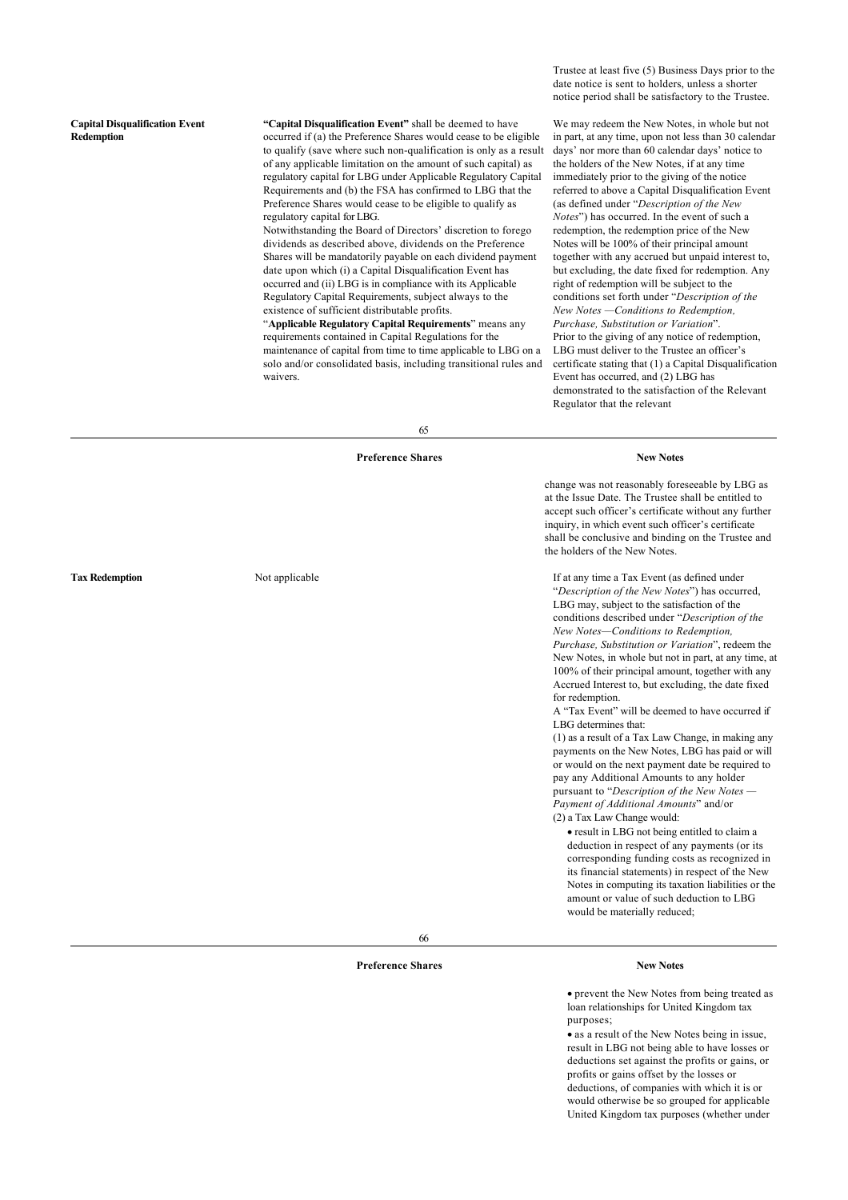| | | |
|---|---|---|
| | | Trustee at least five (5) Business Days prior to the date notice is sent to holders, unless a shorter notice period shall be satisfactory to the Trustee. |
| **Capital Disqualification Event Redemption** | **"Capital Disqualification Event"** shall be deemed to have occurred if (a) the Preference Shares would cease to be eligible to qualify (save where such non-qualification is only as a result of any applicable limitation on the amount of such capital) as regulatory capital for LBG under Applicable Regulatory Capital Requirements and (b) the FSA has confirmed to LBG that the Preference Shares would cease to be eligible to qualify as regulatory capital for LBG.<br>Notwithstanding the Board of Directors' discretion to forego dividends as described above, dividends on the Preference Shares will be mandatorily payable on each dividend payment date upon which (i) a Capital Disqualification Event has occurred and (ii) LBG is in compliance with its Applicable Regulatory Capital Requirements, subject always to the existence of sufficient distributable profits.<br>"**Applicable Regulatory Capital Requirements**" means any requirements contained in Capital Regulations for the maintenance of capital from time to time applicable to LBG on a solo and/or consolidated basis, including transitional rules and waivers. | We may redeem the New Notes, in whole but not in part, at any time, upon not less than 30 calendar days' nor more than 60 calendar days' notice to the holders of the New Notes, if at any time immediately prior to the giving of the notice referred to above a Capital Disqualification Event (as defined under "*Description of the New Notes*") has occurred. In the event of such a redemption, the redemption price of the New Notes will be 100% of their principal amount together with any accrued but unpaid interest to, but excluding, the date fixed for redemption. Any right of redemption will be subject to the conditions set forth under "*Description of the New Notes —Conditions to Redemption, Purchase, Substitution or Variation*".<br>Prior to the giving of any notice of redemption, LBG must deliver to the Trustee an officer's certificate stating that (1) a Capital Disqualification Event has occurred, and (2) LBG has demonstrated to the satisfaction of the Relevant Regulator that the relevant change was not reasonably foreseeable by LBG as at the Issue Date. The Trustee shall be entitled to accept such officer's certificate without any further inquiry, in which event such officer's certificate shall be conclusive and binding on the Trustee and the holders of the New Notes. |
| | **Preference Shares** | **New Notes** |
| **Tax Redemption** | Not applicable | If at any time a Tax Event (as defined under "*Description of the New Notes*") has occurred, LBG may, subject to the satisfaction of the conditions described under "*Description of the New Notes—Conditions to Redemption, Purchase, Substitution or Variation*", redeem the New Notes, in whole but not in part, at any time, at 100% of their principal amount, together with any Accrued Interest to, but excluding, the date fixed for redemption.<br>A "Tax Event" will be deemed to have occurred if LBG determines that:<br>(1) as a result of a Tax Law Change, in making any payments on the New Notes, LBG has paid or will or would on the next payment date be required to pay any Additional Amounts to any holder pursuant to "*Description of the New Notes — Payment of Additional Amounts*" and/or<br>(2) a Tax Law Change would:<br>• result in LBG not being entitled to claim a deduction in respect of any payments (or its corresponding funding costs as recognized in its financial statements) in respect of the New Notes in computing its taxation liabilities or the amount or value of such deduction to LBG would be materially reduced;<br>• prevent the New Notes from being treated as loan relationships for United Kingdom tax purposes;<br>• as a result of the New Notes being in issue, result in LBG not being able to have losses or deductions set against the profits or gains, or profits or gains offset by the losses or deductions, of companies with which it is or would otherwise be so grouped for applicable United Kingdom tax purposes (whether under |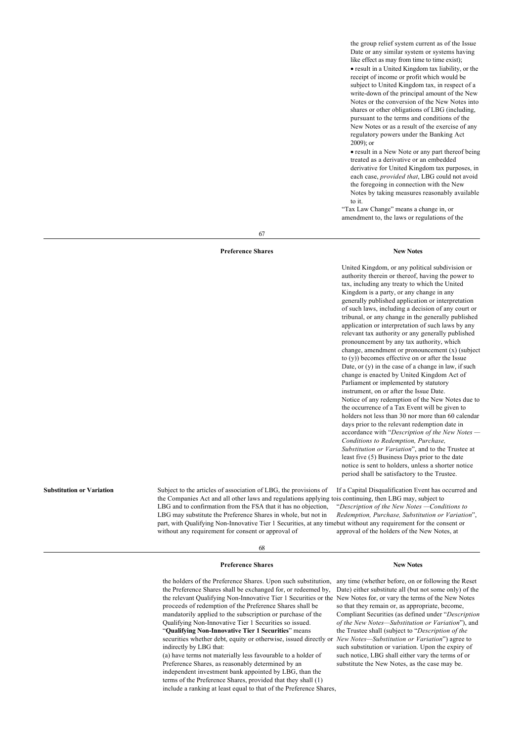| | Preference Shares | New Notes |
|---|---|---|
| | | the group relief system current as of the Issue Date or any similar system or systems having like effect as may from time to time exist);<br>• result in a United Kingdom tax liability, or the receipt of income or profit which would be subject to United Kingdom tax, in respect of a write-down of the principal amount of the New Notes or the conversion of the New Notes into shares or other obligations of LBG (including, pursuant to the terms and conditions of the New Notes or as a result of the exercise of any regulatory powers under the Banking Act 2009); or<br>• result in a New Note or any part thereof being treated as a derivative or an embedded derivative for United Kingdom tax purposes, in each case, *provided that*, LBG could not avoid the foregoing in connection with the New Notes by taking measures reasonably available to it.<br>"Tax Law Change" means a change in, or amendment to, the laws or regulations of the United Kingdom, or any political subdivision or authority therein or thereof, having the power to tax, including any treaty to which the United Kingdom is a party, or any change in any generally published application or interpretation of such laws, including a decision of any court or tribunal, or any change in the generally published application or interpretation of such laws by any relevant tax authority or any generally published pronouncement by any tax authority, which change, amendment or pronouncement (x) (subject to (y)) becomes effective on or after the Issue Date, or (y) in the case of a change in law, if such change is enacted by United Kingdom Act of Parliament or implemented by statutory instrument, on or after the Issue Date.<br>Notice of any redemption of the New Notes due to the occurrence of a Tax Event will be given to holders not less than 30 nor more than 60 calendar days prior to the relevant redemption date in accordance with "*Description of the New Notes — Conditions to Redemption, Purchase, Substitution or Variation*", and to the Trustee at least five (5) Business Days prior to the date notice is sent to holders, unless a shorter notice period shall be satisfactory to the Trustee. |
| **Substitution or Variation** | Subject to the articles of association of LBG, the provisions of the Companies Act and all other laws and regulations applying to LBG and to confirmation from the FSA that it has no objection, LBG may substitute the Preference Shares in whole, but not in part, with Qualifying Non-Innovative Tier 1 Securities, at any time without any requirement for consent or approval of the holders of the Preference Shares. Upon such substitution, the Preference Shares shall be exchanged for, or redeemed by, the relevant Qualifying Non-Innovative Tier 1 Securities or the proceeds of redemption of the Preference Shares shall be mandatorily applied to the subscription or purchase of the Qualifying Non-Innovative Tier 1 Securities so issued.<br>"**Qualifying Non-Innovative Tier 1 Securities**" means securities whether debt, equity or otherwise, issued directly or indirectly by LBG that:<br>(a) have terms not materially less favourable to a holder of Preference Shares, as reasonably determined by an independent investment bank appointed by LBG, than the terms of the Preference Shares, provided that they shall (1) include a ranking at least equal to that of the Preference Shares, | If a Capital Disqualification Event has occurred and is continuing, then LBG may, subject to "*Description of the New Notes —Conditions to Redemption, Purchase, Substitution or Variation*", but without any requirement for the consent or approval of the holders of the New Notes, at any time (whether before, on or following the Reset Date) either substitute all (but not some only) of the New Notes for, or vary the terms of the New Notes so that they remain or, as appropriate, become, Compliant Securities (as defined under "*Description of the New Notes—Substitution or Variation*"), and the Trustee shall (subject to "*Description of the New Notes—Substitution or Variation*") agree to such substitution or variation. Upon the expiry of such notice, LBG shall either vary the terms of or substitute the New Notes, as the case may be. |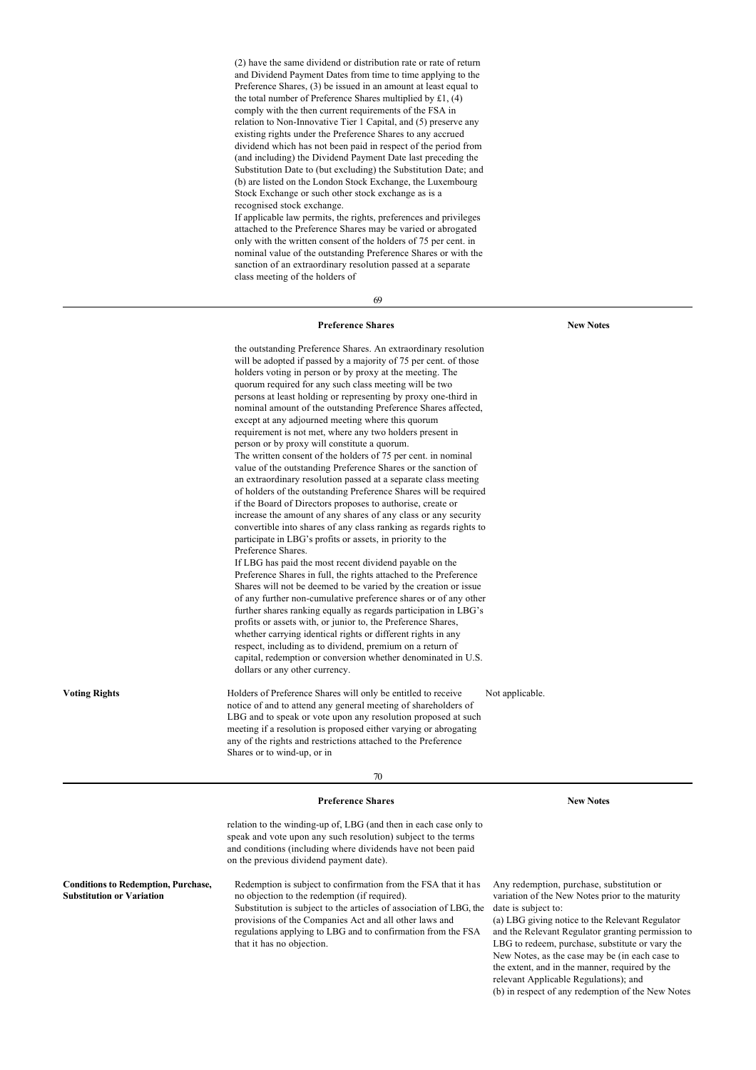| | Preference Shares | New Notes |
|---|---|---|
| | (2) have the same dividend or distribution rate or rate of return and Dividend Payment Dates from time to time applying to the Preference Shares, (3) be issued in an amount at least equal to the total number of Preference Shares multiplied by £1, (4) comply with the then current requirements of the FSA in relation to Non-Innovative Tier 1 Capital, and (5) preserve any existing rights under the Preference Shares to any accrued dividend which has not been paid in respect of the period from (and including) the Dividend Payment Date last preceding the Substitution Date to (but excluding) the Substitution Date; and (b) are listed on the London Stock Exchange, the Luxembourg Stock Exchange or such other stock exchange as is a recognised stock exchange.<br>If applicable law permits, the rights, preferences and privileges attached to the Preference Shares may be varied or abrogated only with the written consent of the holders of 75 per cent. in nominal value of the outstanding Preference Shares or with the sanction of an extraordinary resolution passed at a separate class meeting of the holders of the outstanding Preference Shares. An extraordinary resolution will be adopted if passed by a majority of 75 per cent. of those holders voting in person or by proxy at the meeting. The quorum required for any such class meeting will be two persons at least holding or representing by proxy one-third in nominal amount of the outstanding Preference Shares affected, except at any adjourned meeting where this quorum requirement is not met, where any two holders present in person or by proxy will constitute a quorum.<br>The written consent of the holders of 75 per cent. in nominal value of the outstanding Preference Shares or the sanction of an extraordinary resolution passed at a separate class meeting of holders of the outstanding Preference Shares will be required if the Board of Directors proposes to authorise, create or increase the amount of any shares of any class or any security convertible into shares of any class ranking as regards rights to participate in LBG's profits or assets, in priority to the Preference Shares.<br>If LBG has paid the most recent dividend payable on the Preference Shares in full, the rights attached to the Preference Shares will not be deemed to be varied by the creation or issue of any further non-cumulative preference shares or of any other further shares ranking equally as regards participation in LBG's profits or assets with, or junior to, the Preference Shares, whether carrying identical rights or different rights in any respect, including as to dividend, premium on a return of capital, redemption or conversion whether denominated in U.S. dollars or any other currency. | |
| **Voting Rights** | Holders of Preference Shares will only be entitled to receive notice of and to attend any general meeting of shareholders of LBG and to speak or vote upon any resolution proposed at such meeting if a resolution is proposed either varying or abrogating any of the rights and restrictions attached to the Preference Shares or to wind-up, or in relation to the winding-up of, LBG (and then in each case only to speak and vote upon any such resolution) subject to the terms and conditions (including where dividends have not been paid on the previous dividend payment date). | Not applicable. |
| **Conditions to Redemption, Purchase, Substitution or Variation** | Redemption is subject to confirmation from the FSA that it has no objection to the redemption (if required).<br>Substitution is subject to the articles of association of LBG, the provisions of the Companies Act and all other laws and regulations applying to LBG and to confirmation from the FSA that it has no objection. | Any redemption, purchase, substitution or variation of the New Notes prior to the maturity date is subject to:<br>(a) LBG giving notice to the Relevant Regulator and the Relevant Regulator granting permission to LBG to redeem, purchase, substitute or vary the New Notes, as the case may be (in each case to the extent, and in the manner, required by the relevant Applicable Regulations); and<br>(b) in respect of any redemption of the New Notes |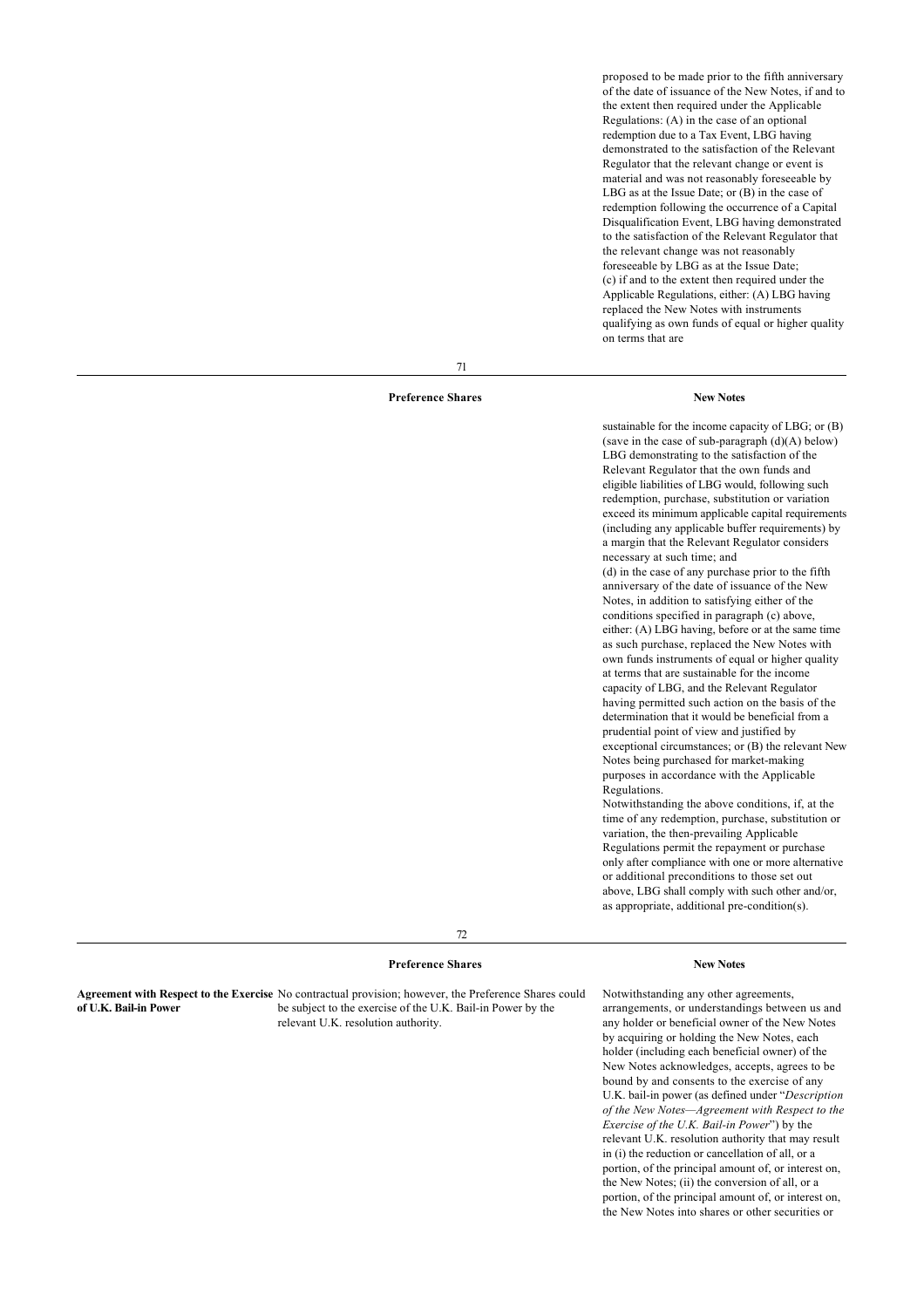| | Preference Shares | New Notes |
|---|---|---|
| | | proposed to be made prior to the fifth anniversary of the date of issuance of the New Notes, if and to the extent then required under the Applicable Regulations: (A) in the case of an optional redemption due to a Tax Event, LBG having demonstrated to the satisfaction of the Relevant Regulator that the relevant change or event is material and was not reasonably foreseeable by LBG as at the Issue Date; or (B) in the case of redemption following the occurrence of a Capital Disqualification Event, LBG having demonstrated to the satisfaction of the Relevant Regulator that the relevant change was not reasonably foreseeable by LBG as at the Issue Date;<br>(c) if and to the extent then required under the Applicable Regulations, either: (A) LBG having replaced the New Notes with instruments qualifying as own funds of equal or higher quality on terms that are sustainable for the income capacity of LBG; or (B) (save in the case of sub-paragraph (d)(A) below) LBG demonstrating to the satisfaction of the Relevant Regulator that the own funds and eligible liabilities of LBG would, following such redemption, purchase, substitution or variation exceed its minimum applicable capital requirements (including any applicable buffer requirements) by a margin that the Relevant Regulator considers necessary at such time; and<br>(d) in the case of any purchase prior to the fifth anniversary of the date of issuance of the New Notes, in addition to satisfying either of the conditions specified in paragraph (c) above, either: (A) LBG having, before or at the same time as such purchase, replaced the New Notes with own funds instruments of equal or higher quality at terms that are sustainable for the income capacity of LBG, and the Relevant Regulator having permitted such action on the basis of the determination that it would be beneficial from a prudential point of view and justified by exceptional circumstances; or (B) the relevant New Notes being purchased for market-making purposes in accordance with the Applicable Regulations.<br>Notwithstanding the above conditions, if, at the time of any redemption, purchase, substitution or variation, the then-prevailing Applicable Regulations permit the repayment or purchase only after compliance with one or more alternative or additional preconditions to those set out above, LBG shall comply with such other and/or, as appropriate, additional pre-condition(s). |
| **Agreement with Respect to the Exercise of U.K. Bail-in Power** | No contractual provision; however, the Preference Shares could be subject to the exercise of the U.K. Bail-in Power by the relevant U.K. resolution authority. | Notwithstanding any other agreements, arrangements, or understandings between us and any holder or beneficial owner of the New Notes by acquiring or holding the New Notes, each holder (including each beneficial owner) of the New Notes acknowledges, accepts, agrees to be bound by and consents to the exercise of any U.K. bail-in power (as defined under "*Description of the New Notes—Agreement with Respect to the Exercise of the U.K. Bail-in Power*") by the relevant U.K. resolution authority that may result in (i) the reduction or cancellation of all, or a portion, of the principal amount of, or interest on, the New Notes; (ii) the conversion of all, or a portion, of the principal amount of, or interest on, the New Notes into shares or other securities or |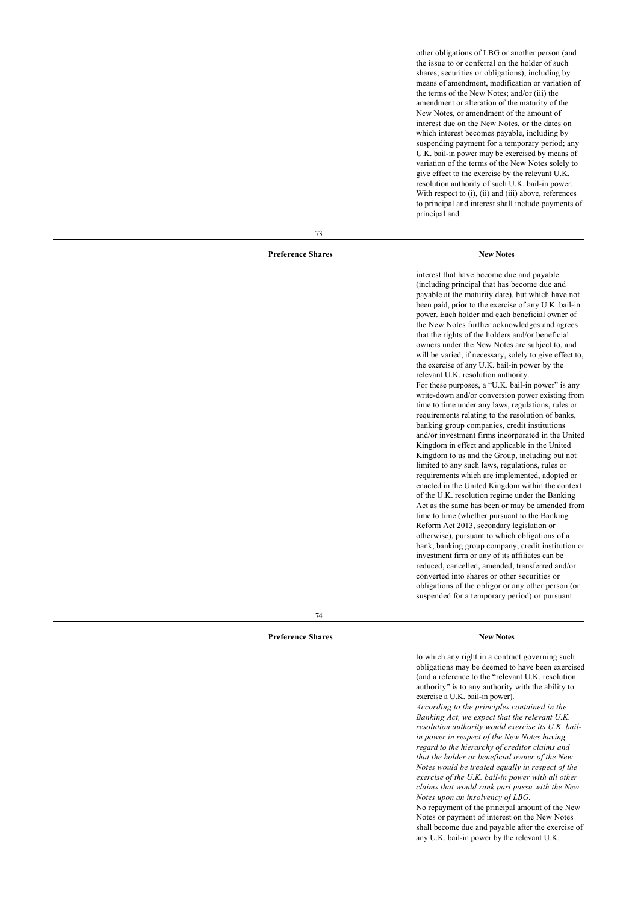other obligations of LBG or another person (and the issue to or conferral on the holder of such shares, securities or obligations), including by means of amendment, modification or variation of the terms of the New Notes; and/or (iii) the amendment or alteration of the maturity of the New Notes, or amendment of the amount of interest due on the New Notes, or the dates on which interest becomes payable, including by suspending payment for a temporary period; any U.K. bail-in power may be exercised by means of variation of the terms of the New Notes solely to give effect to the exercise by the relevant U.K. resolution authority of such U.K. bail-in power. With respect to (i), (ii) and (iii) above, references to principal and interest shall include payments of principal and

| Preference Shares | New Notes |
|---|---|
| | interest that have become due and payable (including principal that has become due and payable at the maturity date), but which have not been paid, prior to the exercise of any U.K. bail-in power. Each holder and each beneficial owner of the New Notes further acknowledges and agrees that the rights of the holders and/or beneficial owners under the New Notes are subject to, and will be varied, if necessary, solely to give effect to, the exercise of any U.K. bail-in power by the relevant U.K. resolution authority. |
| | For these purposes, a "U.K. bail-in power" is any write-down and/or conversion power existing from time to time under any laws, regulations, rules or requirements relating to the resolution of banks, banking group companies, credit institutions and/or investment firms incorporated in the United Kingdom in effect and applicable in the United Kingdom to us and the Group, including but not limited to any such laws, regulations, rules or requirements which are implemented, adopted or enacted in the United Kingdom within the context of the U.K. resolution regime under the Banking Act as the same has been or may be amended from time to time (whether pursuant to the Banking Reform Act 2013, secondary legislation or otherwise), pursuant to which obligations of a bank, banking group company, credit institution or investment firm or any of its affiliates can be reduced, cancelled, amended, transferred and/or converted into shares or other securities or obligations of the obligor or any other person (or suspended for a temporary period) or pursuant |

| Preference Shares | New Notes |
|---|---|
| | to which any right in a contract governing such obligations may be deemed to have been exercised (and a reference to the "relevant U.K. resolution authority" is to any authority with the ability to exercise a U.K. bail-in power). |
| | *According to the principles contained in the Banking Act, we expect that the relevant U.K. resolution authority would exercise its U.K. bail-in power in respect of the New Notes having regard to the hierarchy of creditor claims and that the holder or beneficial owner of the New Notes would be treated equally in respect of the exercise of the U.K. bail-in power with all other claims that would rank pari passu with the New Notes upon an insolvency of LBG.* |
| | No repayment of the principal amount of the New Notes or payment of interest on the New Notes shall become due and payable after the exercise of any U.K. bail-in power by the relevant U.K. |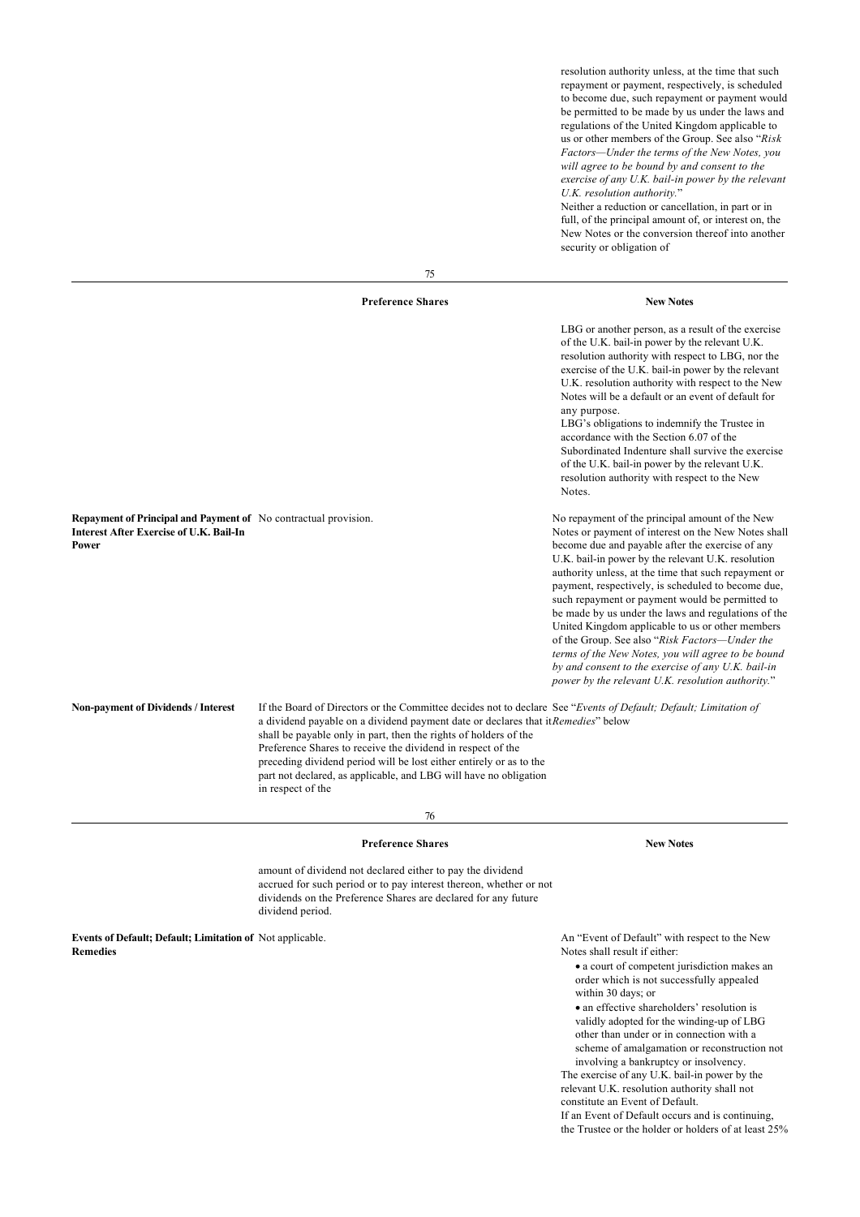| | | |
|---|---|---|
| | | resolution authority unless, at the time that such repayment or payment, respectively, is scheduled to become due, such repayment or payment would be permitted to be made by us under the laws and regulations of the United Kingdom applicable to us or other members of the Group. See also "*Risk Factors—Under the terms of the New Notes, you will agree to be bound by and consent to the exercise of any U.K. bail-in power by the relevant U.K. resolution authority.*" Neither a reduction or cancellation, in part or in full, of the principal amount of, or interest on, the New Notes or the conversion thereof into another security or obligation of LBG or another person, as a result of the exercise of the U.K. bail-in power by the relevant U.K. resolution authority with respect to LBG, nor the exercise of the U.K. bail-in power by the relevant U.K. resolution authority with respect to the New Notes will be a default or an event of default for any purpose. LBG's obligations to indemnify the Trustee in accordance with the Section 6.07 of the Subordinated Indenture shall survive the exercise of the U.K. bail-in power by the relevant U.K. resolution authority with respect to the New Notes. |

| | **Preference Shares** | **New Notes** |
|---|---|---|
| **Repayment of Principal and Payment of Interest After Exercise of U.K. Bail-In Power** | No contractual provision. | No repayment of the principal amount of the New Notes or payment of interest on the New Notes shall become due and payable after the exercise of any U.K. bail-in power by the relevant U.K. resolution authority unless, at the time that such repayment or payment, respectively, is scheduled to become due, such repayment or payment would be permitted to be made by us under the laws and regulations of the United Kingdom applicable to us or other members of the Group. See also "*Risk Factors—Under the terms of the New Notes, you will agree to be bound by and consent to the exercise of any U.K. bail-in power by the relevant U.K. resolution authority.*" |
| **Non-payment of Dividends / Interest** | If the Board of Directors or the Committee decides not to declare a dividend payable on a dividend payment date or declares that it shall be payable only in part, then the rights of holders of the Preference Shares to receive the dividend in respect of the preceding dividend period will be lost either entirely or as to the part not declared, as applicable, and LBG will have no obligation in respect of the amount of dividend not declared either to pay the dividend accrued for such period or to pay interest thereon, whether or not dividends on the Preference Shares are declared for any future dividend period. | See "*Events of Default; Default; Limitation of Remedies*" below |
| **Events of Default; Default; Limitation of Remedies** | Not applicable. | An "Event of Default" with respect to the New Notes shall result if either:<br>• a court of competent jurisdiction makes an order which is not successfully appealed within 30 days; or<br>• an effective shareholders' resolution is validly adopted for the winding-up of LBG other than under or in connection with a scheme of amalgamation or reconstruction not involving a bankruptcy or insolvency.<br>The exercise of any U.K. bail-in power by the relevant U.K. resolution authority shall not constitute an Event of Default.<br>If an Event of Default occurs and is continuing, the Trustee or the holder or holders of at least 25% |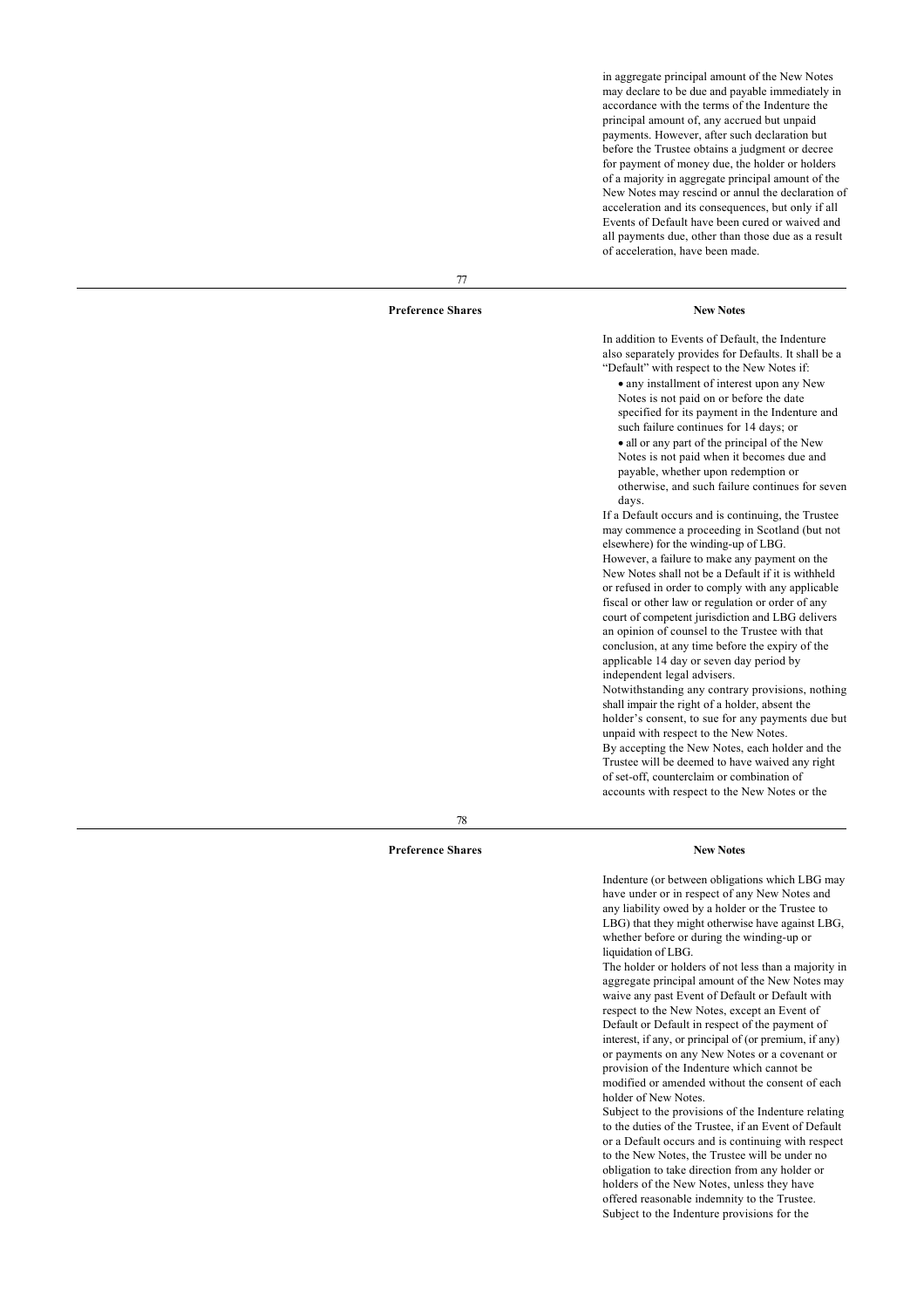in aggregate principal amount of the New Notes may declare to be due and payable immediately in accordance with the terms of the Indenture the principal amount of, any accrued but unpaid payments. However, after such declaration but before the Trustee obtains a judgment or decree for payment of money due, the holder or holders of a majority in aggregate principal amount of the New Notes may rescind or annul the declaration of acceleration and its consequences, but only if all Events of Default have been cured or waived and all payments due, other than those due as a result of acceleration, have been made.

| Preference Shares | New Notes |
|---|---|
| | In addition to Events of Default, the Indenture also separately provides for Defaults. It shall be a "Default" with respect to the New Notes if:<br>• any installment of interest upon any New Notes is not paid on or before the date specified for its payment in the Indenture and such failure continues for 14 days; or<br>• all or any part of the principal of the New Notes is not paid when it becomes due and payable, whether upon redemption or otherwise, and such failure continues for seven days.<br>If a Default occurs and is continuing, the Trustee may commence a proceeding in Scotland (but not elsewhere) for the winding-up of LBG.<br>However, a failure to make any payment on the New Notes shall not be a Default if it is withheld or refused in order to comply with any applicable fiscal or other law or regulation or order of any court of competent jurisdiction and LBG delivers an opinion of counsel to the Trustee with that conclusion, at any time before the expiry of the applicable 14 day or seven day period by independent legal advisers.<br>Notwithstanding any contrary provisions, nothing shall impair the right of a holder, absent the holder's consent, to sue for any payments due but unpaid with respect to the New Notes.<br>By accepting the New Notes, each holder and the Trustee will be deemed to have waived any right of set-off, counterclaim or combination of accounts with respect to the New Notes or the |

| Preference Shares | New Notes |
|---|---|
| | Indenture (or between obligations which LBG may have under or in respect of any New Notes and any liability owed by a holder or the Trustee to LBG) that they might otherwise have against LBG, whether before or during the winding-up or liquidation of LBG.<br>The holder or holders of not less than a majority in aggregate principal amount of the New Notes may waive any past Event of Default or Default with respect to the New Notes, except an Event of Default or Default in respect of the payment of interest, if any, or principal of (or premium, if any) or payments on any New Notes or a covenant or provision of the Indenture which cannot be modified or amended without the consent of each holder of New Notes.<br>Subject to the provisions of the Indenture relating to the duties of the Trustee, if an Event of Default or a Default occurs and is continuing with respect to the New Notes, the Trustee will be under no obligation to take direction from any holder or holders of the New Notes, unless they have offered reasonable indemnity to the Trustee. Subject to the Indenture provisions for the |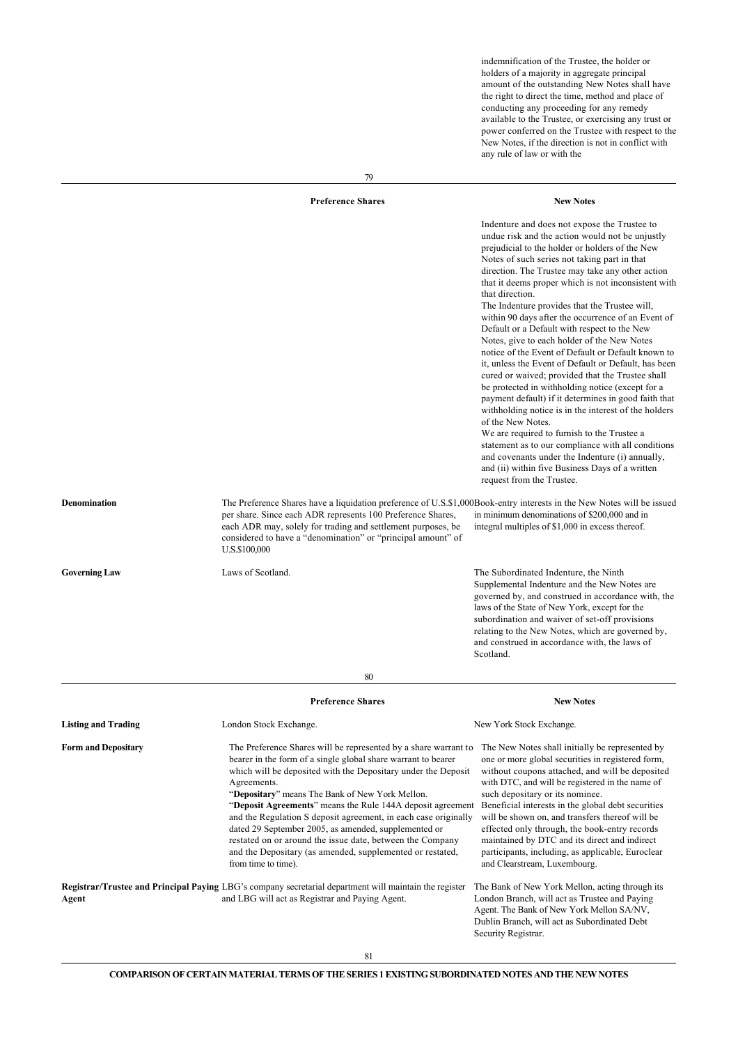| | Preference Shares | New Notes |
|---|---|---|
| | | indemnification of the Trustee, the holder or holders of a majority in aggregate principal amount of the outstanding New Notes shall have the right to direct the time, method and place of conducting any proceeding for any remedy available to the Trustee, or exercising any trust or power conferred on the Trustee with respect to the New Notes, if the direction is not in conflict with any rule of law or with the Indenture and does not expose the Trustee to undue risk and the action would not be unjustly prejudicial to the holder or holders of the New Notes of such series not taking part in that direction. The Trustee may take any other action that it deems proper which is not inconsistent with that direction.<br>The Indenture provides that the Trustee will, within 90 days after the occurrence of an Event of Default or a Default with respect to the New Notes, give to each holder of the New Notes notice of the Event of Default or Default known to it, unless the Event of Default or Default, has been cured or waived; provided that the Trustee shall be protected in withholding notice (except for a payment default) if it determines in good faith that withholding notice is in the interest of the holders of the New Notes.<br>We are required to furnish to the Trustee a statement as to our compliance with all conditions and covenants under the Indenture (i) annually, and (ii) within five Business Days of a written request from the Trustee. |
| **Denomination** | The Preference Shares have a liquidation preference of U.S.$1,000 per share. Since each ADR represents 100 Preference Shares, each ADR may, solely for trading and settlement purposes, be considered to have a "denomination" or "principal amount" of U.S.$100,000 | Book-entry interests in the New Notes will be issued in minimum denominations of $200,000 and in integral multiples of $1,000 in excess thereof. |
| **Governing Law** | Laws of Scotland. | The Subordinated Indenture, the Ninth Supplemental Indenture and the New Notes are governed by, and construed in accordance with, the laws of the State of New York, except for the subordination and waiver of set-off provisions relating to the New Notes, which are governed by, and construed in accordance with, the laws of Scotland. |
| **Listing and Trading** | London Stock Exchange. | New York Stock Exchange. |
| **Form and Depositary** | The Preference Shares will be represented by a share warrant to bearer in the form of a single global share warrant to bearer which will be deposited with the Depositary under the Deposit Agreements.<br>"**Depositary**" means The Bank of New York Mellon.<br>"**Deposit Agreements**" means the Rule 144A deposit agreement and the Regulation S deposit agreement, in each case originally dated 29 September 2005, as amended, supplemented or restated on or around the issue date, between the Company and the Depositary (as amended, supplemented or restated, from time to time). | The New Notes shall initially be represented by one or more global securities in registered form, without coupons attached, and will be deposited with DTC, and will be registered in the name of such depositary or its nominee.<br>Beneficial interests in the global debt securities will be shown on, and transfers thereof will be effected only through, the book-entry records maintained by DTC and its direct and indirect participants, including, as applicable, Euroclear and Clearstream, Luxembourg. |
| **Registrar/Trustee and Principal Paying Agent** | LBG's company secretarial department will maintain the register and LBG will act as Registrar and Paying Agent. | The Bank of New York Mellon, acting through its London Branch, will act as Trustee and Paying Agent. The Bank of New York Mellon SA/NV, Dublin Branch, will act as Subordinated Debt Security Registrar. |

**COMPARISON OF CERTAIN MATERIAL TERMS OF THE SERIES 1 EXISTING SUBORDINATED NOTES AND THE NEW NOTES**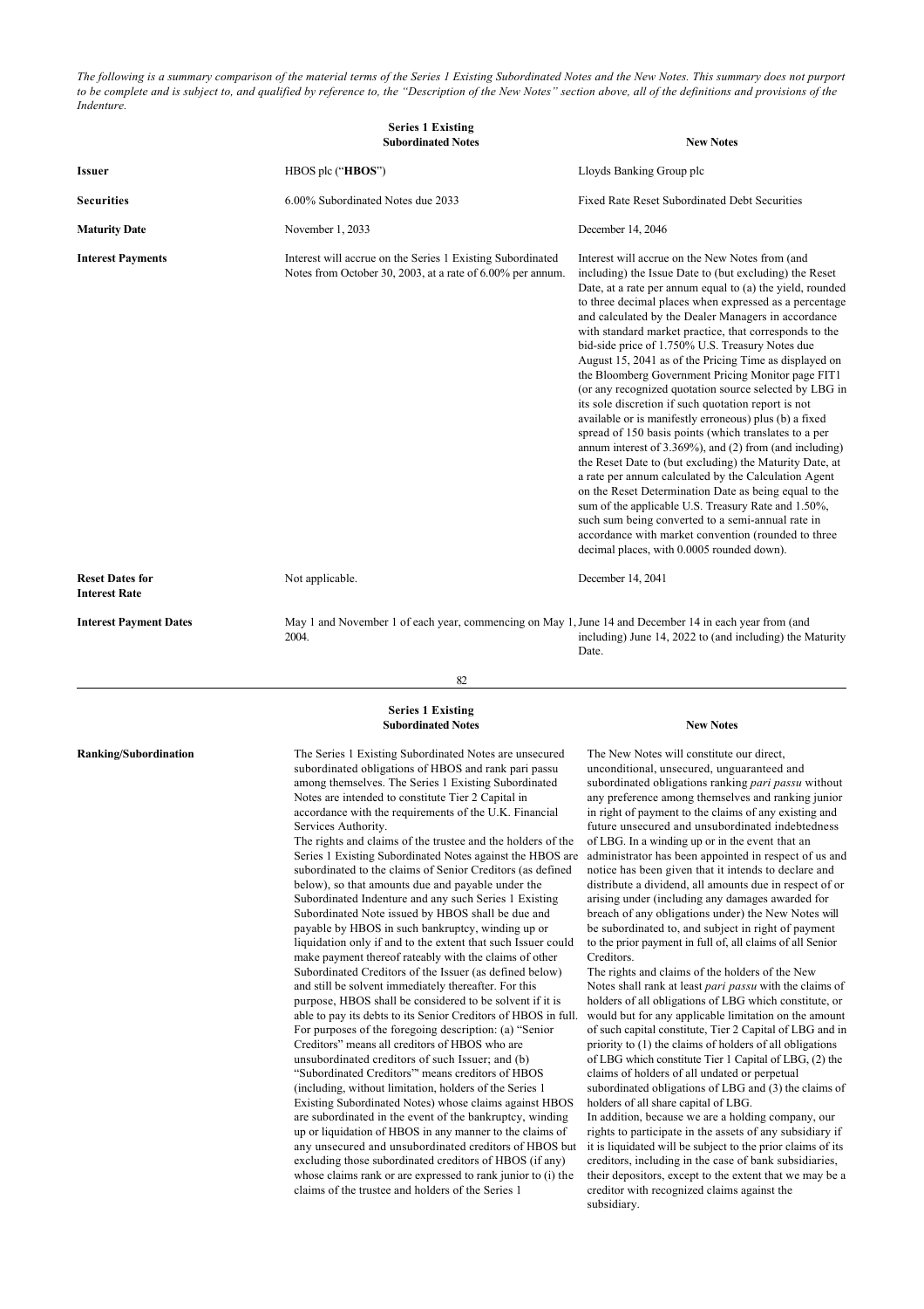*The following is a summary comparison of the material terms of the Series 1 Existing Subordinated Notes and the New Notes. This summary does not purport to be complete and is subject to, and qualified by reference to, the "Description of the New Notes" section above, all of the definitions and provisions of the Indenture.*

| | Series 1 Existing Subordinated Notes | New Notes |
|---|---|---|
| **Issuer** | HBOS plc ("**HBOS**") | Lloyds Banking Group plc |
| **Securities** | 6.00% Subordinated Notes due 2033 | Fixed Rate Reset Subordinated Debt Securities |
| **Maturity Date** | November 1, 2033 | December 14, 2046 |
| **Interest Payments** | Interest will accrue on the Series 1 Existing Subordinated Notes from October 30, 2003, at a rate of 6.00% per annum. | Interest will accrue on the New Notes from (and including) the Issue Date to (but excluding) the Reset Date, at a rate per annum equal to (a) the yield, rounded to three decimal places when expressed as a percentage and calculated by the Dealer Managers in accordance with standard market practice, that corresponds to the bid-side price of 1.750% U.S. Treasury Notes due August 15, 2041 as of the Pricing Time as displayed on the Bloomberg Government Pricing Monitor page FIT1 (or any recognized quotation source selected by LBG in its sole discretion if such quotation report is not available or is manifestly erroneous) plus (b) a fixed spread of 150 basis points (which translates to a per annum interest of 3.369%), and (2) from (and including) the Reset Date to (but excluding) the Maturity Date, at a rate per annum calculated by the Calculation Agent on the Reset Determination Date as being equal to the sum of the applicable U.S. Treasury Rate and 1.50%, such sum being converted to a semi-annual rate in accordance with market convention (rounded to three decimal places, with 0.0005 rounded down). |
| **Reset Dates for Interest Rate** | Not applicable. | December 14, 2041 |
| **Interest Payment Dates** | May 1 and November 1 of each year, commencing on May 1, 2004. | June 14 and December 14 in each year from (and including) June 14, 2022 to (and including) the Maturity Date. |

| | Series 1 Existing Subordinated Notes | New Notes |
|---|---|---|
| **Ranking/Subordination** | The Series 1 Existing Subordinated Notes are unsecured subordinated obligations of HBOS and rank pari passu among themselves. The Series 1 Existing Subordinated Notes are intended to constitute Tier 2 Capital in accordance with the requirements of the U.K. Financial Services Authority.<br>The rights and claims of the trustee and the holders of the Series 1 Existing Subordinated Notes against the HBOS are subordinated to the claims of Senior Creditors (as defined below), so that amounts due and payable under the Subordinated Indenture and any such Series 1 Existing Subordinated Note issued by HBOS shall be due and payable by HBOS in such bankruptcy, winding up or liquidation only if and to the extent that such Issuer could make payment thereof rateably with the claims of other Subordinated Creditors of the Issuer (as defined below) and still be solvent immediately thereafter. For this purpose, HBOS shall be considered to be solvent if it is able to pay its debts to its Senior Creditors of HBOS in full. For purposes of the foregoing description: (a) "Senior Creditors" means all creditors of HBOS who are unsubordinated creditors of such Issuer; and (b) "Subordinated Creditors"' means creditors of HBOS (including, without limitation, holders of the Series 1 Existing Subordinated Notes) whose claims against HBOS are subordinated in the event of the bankruptcy, winding up or liquidation of HBOS in any manner to the claims of any unsecured and unsubordinated creditors of HBOS but excluding those subordinated creditors of HBOS (if any) whose claims rank or are expressed to rank junior to (i) the claims of the trustee and holders of the Series 1 | The New Notes will constitute our direct, unconditional, unsecured, unguaranteed and subordinated obligations ranking *pari passu* without any preference among themselves and ranking junior in right of payment to the claims of any existing and future unsecured and unsubordinated indebtedness of LBG. In a winding up or in the event that an administrator has been appointed in respect of us and notice has been given that it intends to declare and distribute a dividend, all amounts due in respect of or arising under (including any damages awarded for breach of any obligations under) the New Notes will be subordinated to, and subject in right of payment to the prior payment in full of, all claims of all Senior Creditors.<br>The rights and claims of the holders of the New Notes shall rank at least *pari passu* with the claims of holders of all obligations of LBG which constitute, or would but for any applicable limitation on the amount of such capital constitute, Tier 2 Capital of LBG and in priority to (1) the claims of holders of all obligations of LBG which constitute Tier 1 Capital of LBG, (2) the claims of holders of all undated or perpetual subordinated obligations of LBG and (3) the claims of holders of all share capital of LBG.<br>In addition, because we are a holding company, our rights to participate in the assets of any subsidiary if it is liquidated will be subject to the prior claims of its creditors, including in the case of bank subsidiaries, their depositors, except to the extent that we may be a creditor with recognized claims against the subsidiary. |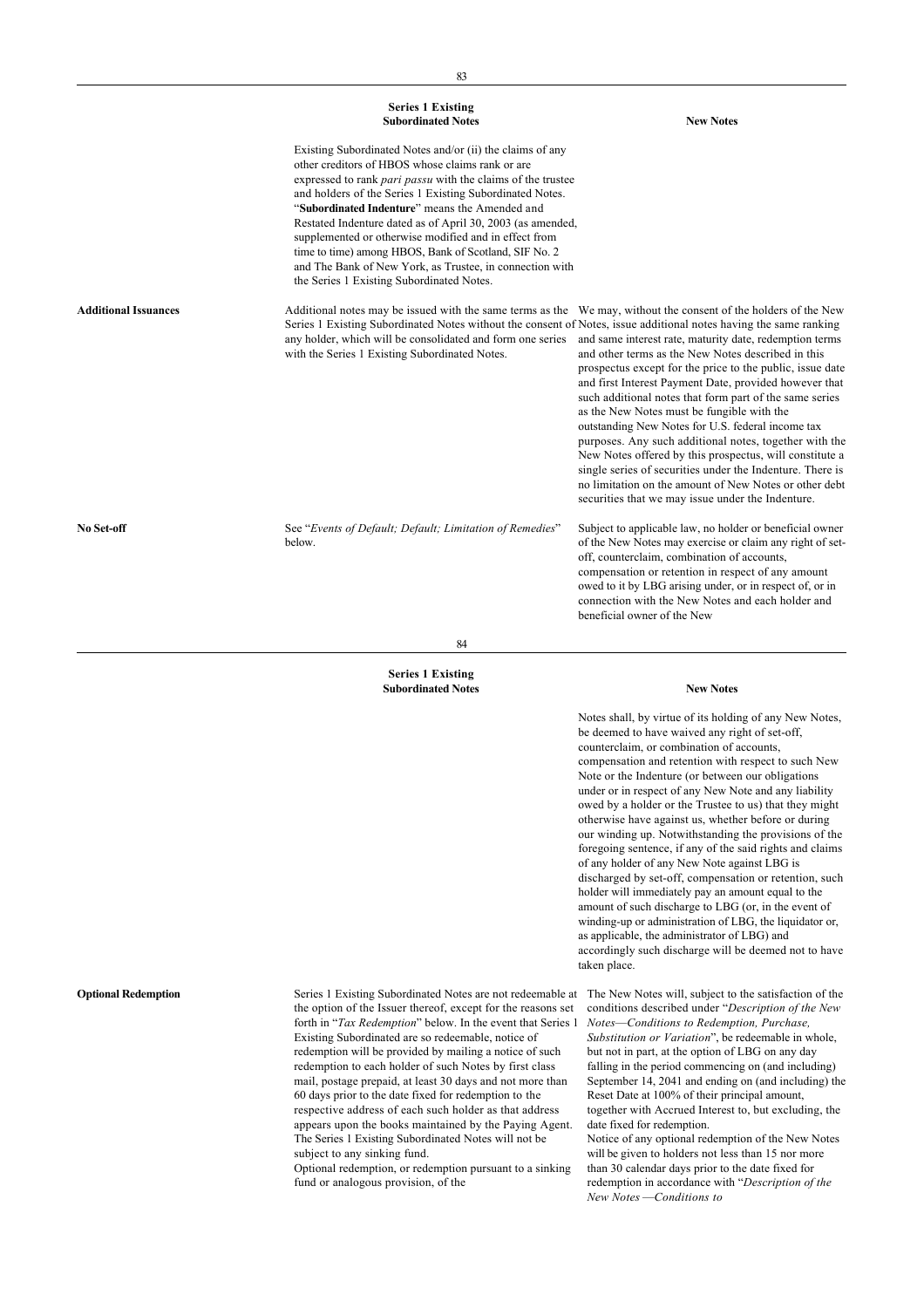| | Series 1 Existing Subordinated Notes | New Notes |
|---|---|---|
| | Existing Subordinated Notes and/or (ii) the claims of any other creditors of HBOS whose claims rank or are expressed to rank *pari passu* with the claims of the trustee and holders of the Series 1 Existing Subordinated Notes. "**Subordinated Indenture**" means the Amended and Restated Indenture dated as of April 30, 2003 (as amended, supplemented or otherwise modified and in effect from time to time) among HBOS, Bank of Scotland, SIF No. 2 and The Bank of New York, as Trustee, in connection with the Series 1 Existing Subordinated Notes. | |
| **Additional Issuances** | Additional notes may be issued with the same terms as the Series 1 Existing Subordinated Notes without the consent of any holder, which will be consolidated and form one series with the Series 1 Existing Subordinated Notes. | We may, without the consent of the holders of the New Notes, issue additional notes having the same ranking and same interest rate, maturity date, redemption terms and other terms as the New Notes described in this prospectus except for the price to the public, issue date and first Interest Payment Date, provided however that such additional notes that form part of the same series as the New Notes must be fungible with the outstanding New Notes for U.S. federal income tax purposes. Any such additional notes, together with the New Notes offered by this prospectus, will constitute a single series of securities under the Indenture. There is no limitation on the amount of New Notes or other debt securities that we may issue under the Indenture. |
| **No Set-off** | See "*Events of Default; Default; Limitation of Remedies*" below. | Subject to applicable law, no holder or beneficial owner of the New Notes may exercise or claim any right of set-off, counterclaim, combination of accounts, compensation or retention in respect of any amount owed to it by LBG arising under, or in respect of, or in connection with the New Notes and each holder and beneficial owner of the New Notes shall, by virtue of its holding of any New Notes, be deemed to have waived any right of set-off, counterclaim, or combination of accounts, compensation and retention with respect to such New Note or the Indenture (or between our obligations under or in respect of any New Note and any liability owed by a holder or the Trustee to us) that they might otherwise have against us, whether before or during our winding up. Notwithstanding the provisions of the foregoing sentence, if any of the said rights and claims of any holder of any New Note against LBG is discharged by set-off, compensation or retention, such holder will immediately pay an amount equal to the amount of such discharge to LBG (or, in the event of winding-up or administration of LBG, the liquidator or, as applicable, the administrator of LBG) and accordingly such discharge will be deemed not to have taken place. |
| **Optional Redemption** | Series 1 Existing Subordinated Notes are not redeemable at the option of the Issuer thereof, except for the reasons set forth in "*Tax Redemption*" below. In the event that Series 1 Existing Subordinated are so redeemable, notice of redemption will be provided by mailing a notice of such redemption to each holder of such Notes by first class mail, postage prepaid, at least 30 days and not more than 60 days prior to the date fixed for redemption to the respective address of each such holder as that address appears upon the books maintained by the Paying Agent. The Series 1 Existing Subordinated Notes will not be subject to any sinking fund.<br>Optional redemption, or redemption pursuant to a sinking fund or analogous provision, of the | The New Notes will, subject to the satisfaction of the conditions described under "*Description of the New Notes—Conditions to Redemption, Purchase, Substitution or Variation*", be redeemable in whole, but not in part, at the option of LBG on any day falling in the period commencing on (and including) September 14, 2041 and ending on (and including) the Reset Date at 100% of their principal amount, together with Accrued Interest to, but excluding, the date fixed for redemption.<br>Notice of any optional redemption of the New Notes will be given to holders not less than 15 nor more than 30 calendar days prior to the date fixed for redemption in accordance with "*Description of the New Notes —Conditions to* |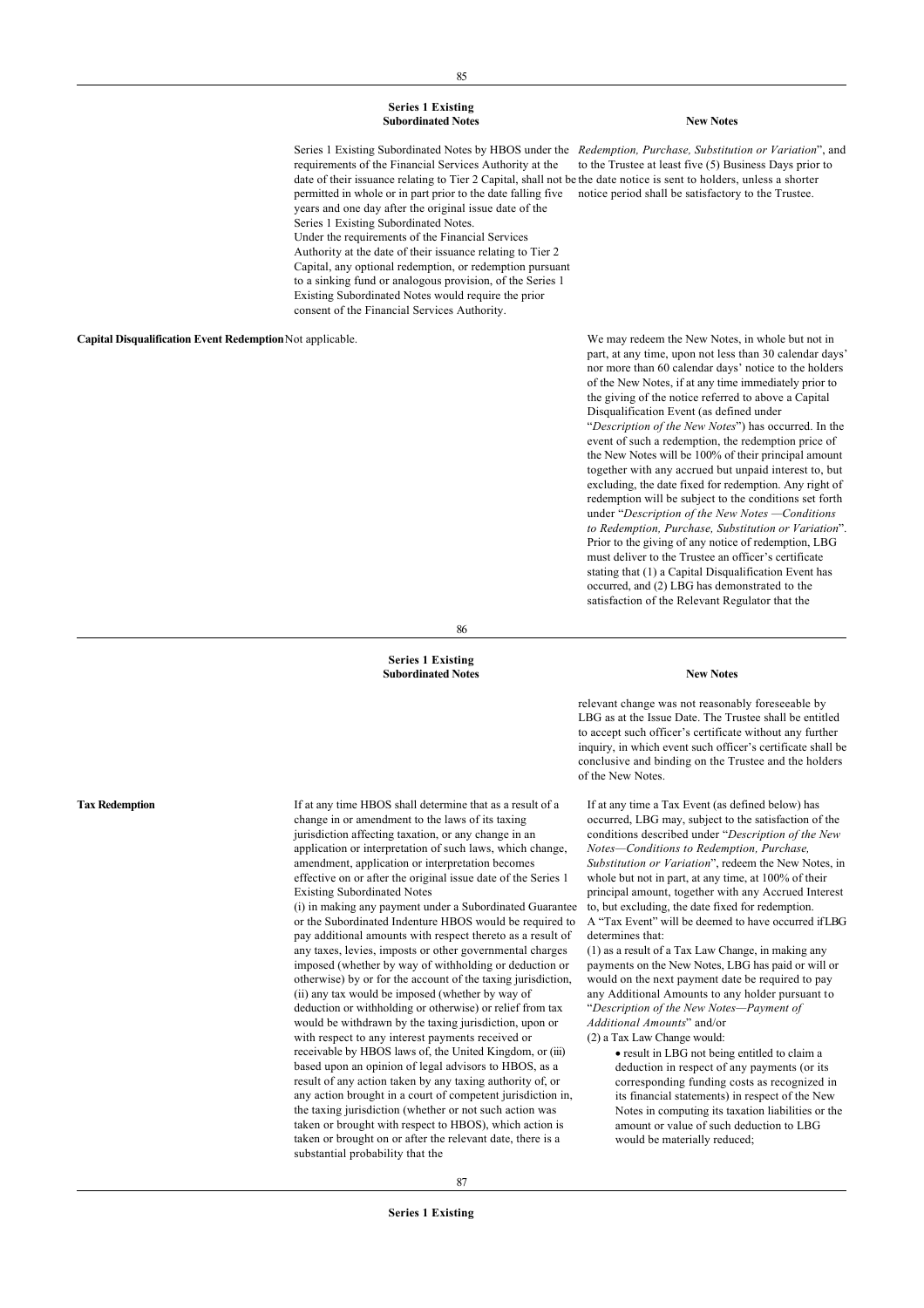| | Series 1 Existing Subordinated Notes | New Notes |
|---|---|---|
| | Series 1 Existing Subordinated Notes by HBOS under the requirements of the Financial Services Authority at the date of their issuance relating to Tier 2 Capital, shall not be permitted in whole or in part prior to the date falling five years and one day after the original issue date of the Series 1 Existing Subordinated Notes. Under the requirements of the Financial Services Authority at the date of their issuance relating to Tier 2 Capital, any optional redemption, or redemption pursuant to a sinking fund or analogous provision, of the Series 1 Existing Subordinated Notes would require the prior consent of the Financial Services Authority. | *Redemption, Purchase, Substitution or Variation*", and to the Trustee at least five (5) Business Days prior to the date notice is sent to holders, unless a shorter notice period shall be satisfactory to the Trustee. |
| **Capital Disqualification Event Redemption** | Not applicable. | We may redeem the New Notes, in whole but not in part, at any time, upon not less than 30 calendar days' nor more than 60 calendar days' notice to the holders of the New Notes, if at any time immediately prior to the giving of the notice referred to above a Capital Disqualification Event (as defined under "*Description of the New Notes*") has occurred. In the event of such a redemption, the redemption price of the New Notes will be 100% of their principal amount together with any accrued but unpaid interest to, but excluding, the date fixed for redemption. Any right of redemption will be subject to the conditions set forth under "*Description of the New Notes —Conditions to Redemption, Purchase, Substitution or Variation*". Prior to the giving of any notice of redemption, LBG must deliver to the Trustee an officer's certificate stating that (1) a Capital Disqualification Event has occurred, and (2) LBG has demonstrated to the satisfaction of the Relevant Regulator that the relevant change was not reasonably foreseeable by LBG as at the Issue Date. The Trustee shall be entitled to accept such officer's certificate without any further inquiry, in which event such officer's certificate shall be conclusive and binding on the Trustee and the holders of the New Notes. |
| **Tax Redemption** | If at any time HBOS shall determine that as a result of a change in or amendment to the laws of its taxing jurisdiction affecting taxation, or any change in an application or interpretation of such laws, which change, amendment, application or interpretation becomes effective on or after the original issue date of the Series 1 Existing Subordinated Notes<br>(i) in making any payment under a Subordinated Guarantee or the Subordinated Indenture HBOS would be required to pay additional amounts with respect thereto as a result of any taxes, levies, imposts or other governmental charges imposed (whether by way of withholding or deduction or otherwise) by or for the account of the taxing jurisdiction, (ii) any tax would be imposed (whether by way of deduction or withholding or otherwise) or relief from tax would be withdrawn by the taxing jurisdiction, upon or with respect to any interest payments received or receivable by HBOS laws of, the United Kingdom, or (iii) based upon an opinion of legal advisors to HBOS, as a result of any action taken by any taxing authority of, or any action brought in a court of competent jurisdiction in, the taxing jurisdiction (whether or not such action was taken or brought with respect to HBOS), which action is taken or brought on or after the relevant date, there is a substantial probability that the | If at any time a Tax Event (as defined below) has occurred, LBG may, subject to the satisfaction of the conditions described under "*Description of the New Notes—Conditions to Redemption, Purchase, Substitution or Variation*", redeem the New Notes, in whole but not in part, at any time, at 100% of their principal amount, together with any Accrued Interest to, but excluding, the date fixed for redemption.<br>A "Tax Event" will be deemed to have occurred if LBG determines that:<br>(1) as a result of a Tax Law Change, in making any payments on the New Notes, LBG has paid or will or would on the next payment date be required to pay any Additional Amounts to any holder pursuant to "*Description of the New Notes—Payment of Additional Amounts*" and/or<br>(2) a Tax Law Change would:<br>• result in LBG not being entitled to claim a deduction in respect of any payments (or its corresponding funding costs as recognized in its financial statements) in respect of the New Notes in computing its taxation liabilities or the amount or value of such deduction to LBG would be materially reduced; |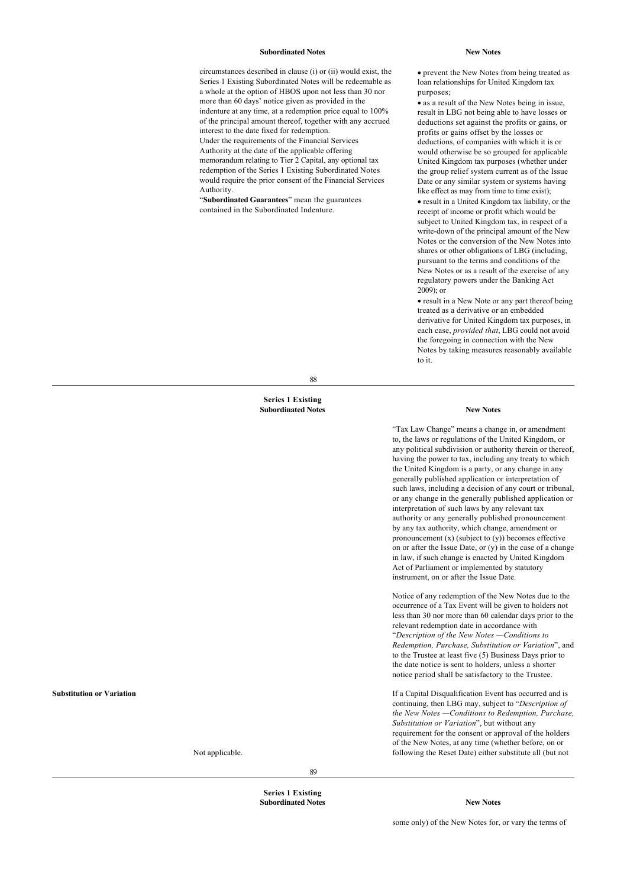| Subordinated Notes | New Notes |
| --- | --- |
| circumstances described in clause (i) or (ii) would exist, the Series 1 Existing Subordinated Notes will be redeemable as a whole at the option of HBOS upon not less than 30 nor more than 60 days' notice given as provided in the indenture at any time, at a redemption price equal to 100% of the principal amount thereof, together with any accrued interest to the date fixed for redemption.<br>Under the requirements of the Financial Services Authority at the date of the applicable offering memorandum relating to Tier 2 Capital, any optional tax redemption of the Series 1 Existing Subordinated Notes would require the prior consent of the Financial Services Authority.<br>"**Subordinated Guarantees**" mean the guarantees contained in the Subordinated Indenture. | • prevent the New Notes from being treated as loan relationships for United Kingdom tax purposes;<br>• as a result of the New Notes being in issue, result in LBG not being able to have losses or deductions set against the profits or gains, or profits or gains offset by the losses or deductions, of companies with which it is or would otherwise be so grouped for applicable United Kingdom tax purposes (whether under the group relief system current as of the Issue Date or any similar system or systems having like effect as may from time to time exist);<br>• result in a United Kingdom tax liability, or the receipt of income or profit which would be subject to United Kingdom tax, in respect of a write-down of the principal amount of the New Notes or the conversion of the New Notes into shares or other obligations of LBG (including, pursuant to the terms and conditions of the New Notes or as a result of the exercise of any regulatory powers under the Banking Act 2009); or<br>• result in a New Note or any part thereof being treated as a derivative or an embedded derivative for United Kingdom tax purposes, in each case, *provided that*, LBG could not avoid the foregoing in connection with the New Notes by taking measures reasonably available to it. |

| | Series 1 Existing Subordinated Notes | New Notes |
| --- | --- | --- |
| | | "Tax Law Change" means a change in, or amendment to, the laws or regulations of the United Kingdom, or any political subdivision or authority therein or thereof, having the power to tax, including any treaty to which the United Kingdom is a party, or any change in any generally published application or interpretation of such laws, including a decision of any court or tribunal, or any change in the generally published application or interpretation of such laws by any relevant tax authority or any generally published pronouncement by any tax authority, which change, amendment or pronouncement (x) (subject to (y)) becomes effective on or after the Issue Date, or (y) in the case of a change in law, if such change is enacted by United Kingdom Act of Parliament or implemented by statutory instrument, on or after the Issue Date.<br><br>Notice of any redemption of the New Notes due to the occurrence of a Tax Event will be given to holders not less than 30 nor more than 60 calendar days prior to the relevant redemption date in accordance with "*Description of the New Notes —Conditions to Redemption, Purchase, Substitution or Variation*", and to the Trustee at least five (5) Business Days prior to the date notice is sent to holders, unless a shorter notice period shall be satisfactory to the Trustee. |
| **Substitution or Variation** | Not applicable. | If a Capital Disqualification Event has occurred and is continuing, then LBG may, subject to "*Description of the New Notes —Conditions to Redemption, Purchase, Substitution or Variation*", but without any requirement for the consent or approval of the holders of the New Notes, at any time (whether before, on or following the Reset Date) either substitute all (but not some only) of the New Notes for, or vary the terms of |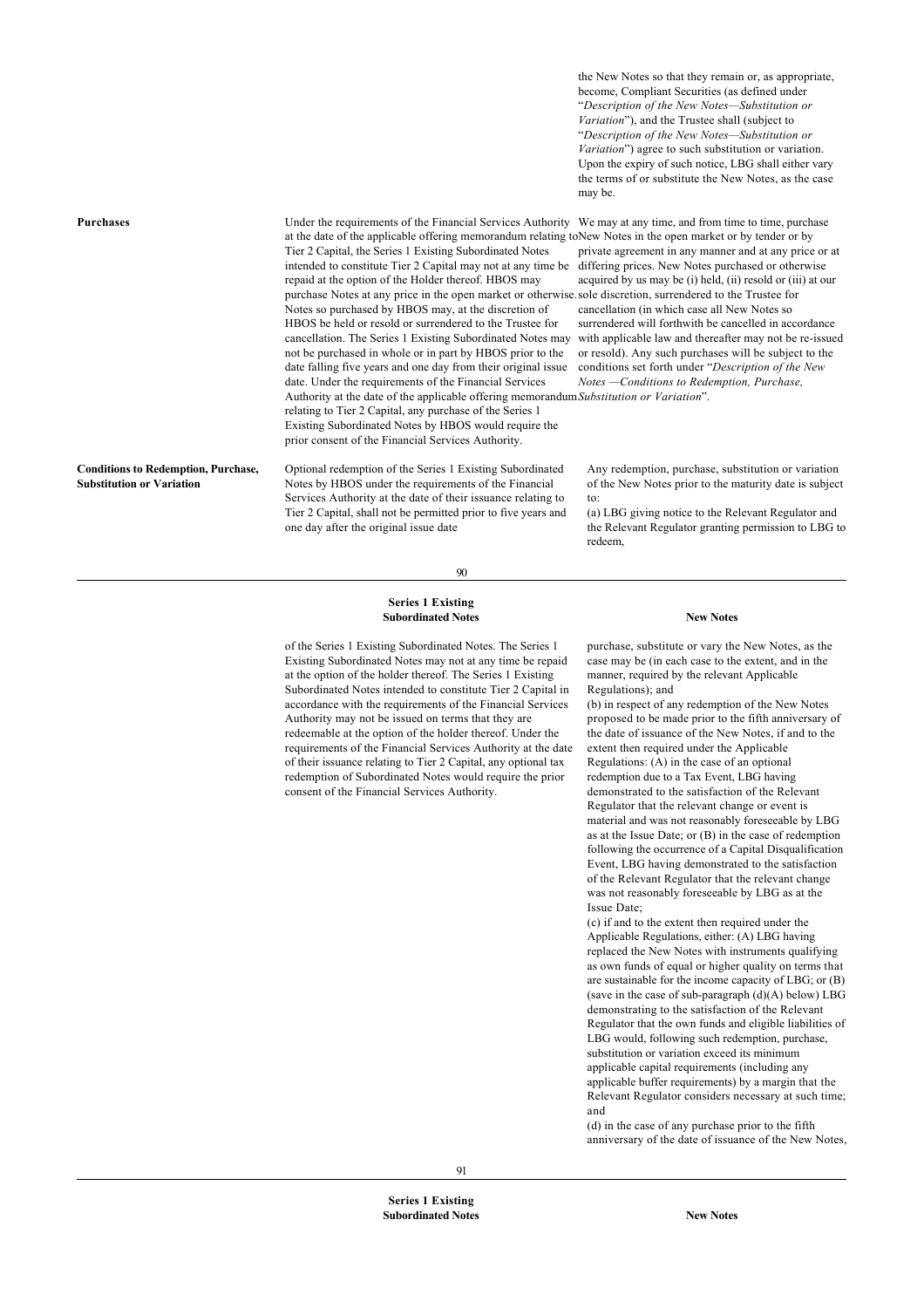| | Series 1 Existing Subordinated Notes | New Notes |
|---|---|---|
| | | the New Notes so that they remain or, as appropriate, become, Compliant Securities (as defined under "*Description of the New Notes—Substitution or Variation*"), and the Trustee shall (subject to "*Description of the New Notes—Substitution or Variation*") agree to such substitution or variation. Upon the expiry of such notice, LBG shall either vary the terms of or substitute the New Notes, as the case may be. |
| **Purchases** | Under the requirements of the Financial Services Authority at the date of the applicable offering memorandum relating to Tier 2 Capital, the Series 1 Existing Subordinated Notes intended to constitute Tier 2 Capital may not at any time be repaid at the option of the Holder thereof. HBOS may purchase Notes at any price in the open market or otherwise. Notes so purchased by HBOS may, at the discretion of HBOS be held or resold or surrendered to the Trustee for cancellation. The Series 1 Existing Subordinated Notes may not be purchased in whole or in part by HBOS prior to the date falling five years and one day from their original issue date. Under the requirements of the Financial Services Authority at the date of the applicable offering memorandum relating to Tier 2 Capital, any purchase of the Series 1 Existing Subordinated Notes by HBOS would require the prior consent of the Financial Services Authority. | We may at any time, and from time to time, purchase New Notes in the open market or by tender or by private agreement in any manner and at any price or at differing prices. New Notes purchased or otherwise acquired by us may be (i) held, (ii) resold or (iii) at our sole discretion, surrendered to the Trustee for cancellation (in which case all New Notes so surrendered will forthwith be cancelled in accordance with applicable law and thereafter may not be re-issued or resold). Any such purchases will be subject to the conditions set forth under "*Description of the New Notes —Conditions to Redemption, Purchase, Substitution or Variation*". |
| **Conditions to Redemption, Purchase, Substitution or Variation** | Optional redemption of the Series 1 Existing Subordinated Notes by HBOS under the requirements of the Financial Services Authority at the date of their issuance relating to Tier 2 Capital, shall not be permitted prior to five years and one day after the original issue date of the Series 1 Existing Subordinated Notes. The Series 1 Existing Subordinated Notes may not at any time be repaid at the option of the holder thereof. The Series 1 Existing Subordinated Notes intended to constitute Tier 2 Capital in accordance with the requirements of the Financial Services Authority may not be issued on terms that they are redeemable at the option of the holder thereof. Under the requirements of the Financial Services Authority at the date of their issuance relating to Tier 2 Capital, any optional tax redemption of Subordinated Notes would require the prior consent of the Financial Services Authority. | Any redemption, purchase, substitution or variation of the New Notes prior to the maturity date is subject to:<br>(a) LBG giving notice to the Relevant Regulator and the Relevant Regulator granting permission to LBG to redeem, purchase, substitute or vary the New Notes, as the case may be (in each case to the extent, and in the manner, required by the relevant Applicable Regulations); and<br>(b) in respect of any redemption of the New Notes proposed to be made prior to the fifth anniversary of the date of issuance of the New Notes, if and to the extent then required under the Applicable Regulations: (A) in the case of an optional redemption due to a Tax Event, LBG having demonstrated to the satisfaction of the Relevant Regulator that the relevant change or event is material and was not reasonably foreseeable by LBG as at the Issue Date; or (B) in the case of redemption following the occurrence of a Capital Disqualification Event, LBG having demonstrated to the satisfaction of the Relevant Regulator that the relevant change was not reasonably foreseeable by LBG as at the Issue Date;<br>(c) if and to the extent then required under the Applicable Regulations, either: (A) LBG having replaced the New Notes with instruments qualifying as own funds of equal or higher quality on terms that are sustainable for the income capacity of LBG; or (B) (save in the case of sub-paragraph (d)(A) below) LBG demonstrating to the satisfaction of the Relevant Regulator that the own funds and eligible liabilities of LBG would, following such redemption, purchase, substitution or variation exceed its minimum applicable capital requirements (including any applicable buffer requirements) by a margin that the Relevant Regulator considers necessary at such time; and<br>(d) in the case of any purchase prior to the fifth anniversary of the date of issuance of the New Notes, |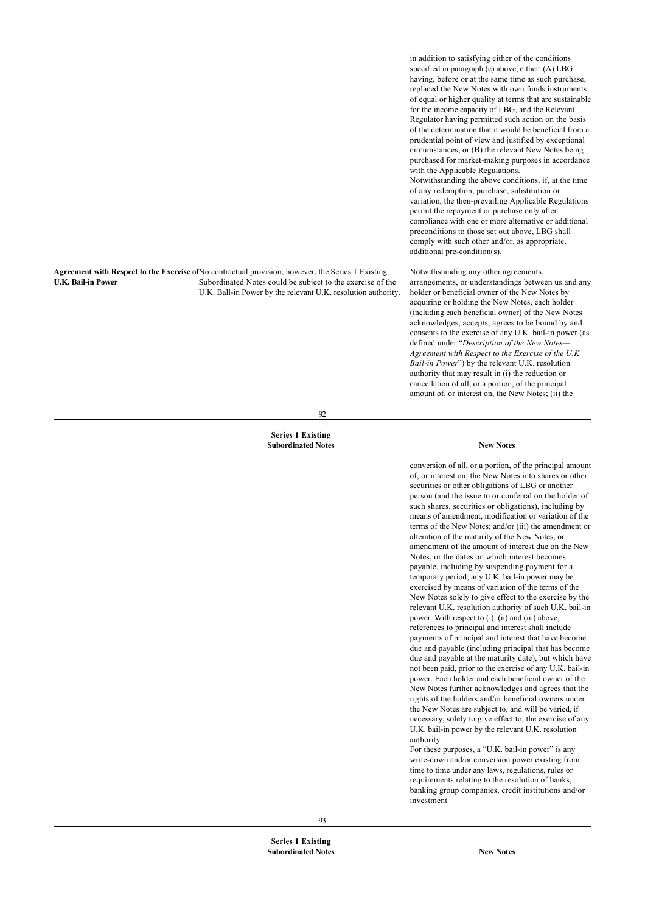| | Series 1 Existing Subordinated Notes | New Notes |
|---|---|---|
| | | in addition to satisfying either of the conditions specified in paragraph (c) above, either: (A) LBG having, before or at the same time as such purchase, replaced the New Notes with own funds instruments of equal or higher quality at terms that are sustainable for the income capacity of LBG, and the Relevant Regulator having permitted such action on the basis of the determination that it would be beneficial from a prudential point of view and justified by exceptional circumstances; or (B) the relevant New Notes being purchased for market-making purposes in accordance with the Applicable Regulations. Notwithstanding the above conditions, if, at the time of any redemption, purchase, substitution or variation, the then-prevailing Applicable Regulations permit the repayment or purchase only after compliance with one or more alternative or additional preconditions to those set out above, LBG shall comply with such other and/or, as appropriate, additional pre-condition(s). |
| **Agreement with Respect to the Exercise of U.K. Bail-in Power** | No contractual provision; however, the Series 1 Existing Subordinated Notes could be subject to the exercise of the U.K. Ball-in Power by the relevant U.K. resolution authority. | Notwithstanding any other agreements, arrangements, or understandings between us and any holder or beneficial owner of the New Notes by acquiring or holding the New Notes, each holder (including each beneficial owner) of the New Notes acknowledges, accepts, agrees to be bound by and consents to the exercise of any U.K. bail-in power (as defined under "*Description of the New Notes—Agreement with Respect to the Exercise of the U.K. Bail-in Power*") by the relevant U.K. resolution authority that may result in (i) the reduction or cancellation of all, or a portion, of the principal amount of, or interest on, the New Notes; (ii) the conversion of all, or a portion, of the principal amount of, or interest on, the New Notes into shares or other securities or other obligations of LBG or another person (and the issue to or conferral on the holder of such shares, securities or obligations), including by means of amendment, modification or variation of the terms of the New Notes; and/or (iii) the amendment or alteration of the maturity of the New Notes, or amendment of the amount of interest due on the New Notes, or the dates on which interest becomes payable, including by suspending payment for a temporary period; any U.K. bail-in power may be exercised by means of variation of the terms of the New Notes solely to give effect to the exercise by the relevant U.K. resolution authority of such U.K. bail-in power. With respect to (i), (ii) and (iii) above, references to principal and interest shall include payments of principal and interest that have become due and payable (including principal that has become due and payable at the maturity date), but which have not been paid, prior to the exercise of any U.K. bail-in power. Each holder and each beneficial owner of the New Notes further acknowledges and agrees that the rights of the holders and/or beneficial owners under the New Notes are subject to, and will be varied, if necessary, solely to give effect to, the exercise of any U.K. bail-in power by the relevant U.K. resolution authority. For these purposes, a "U.K. bail-in power" is any write-down and/or conversion power existing from time to time under any laws, regulations, rules or requirements relating to the resolution of banks, banking group companies, credit institutions and/or investment |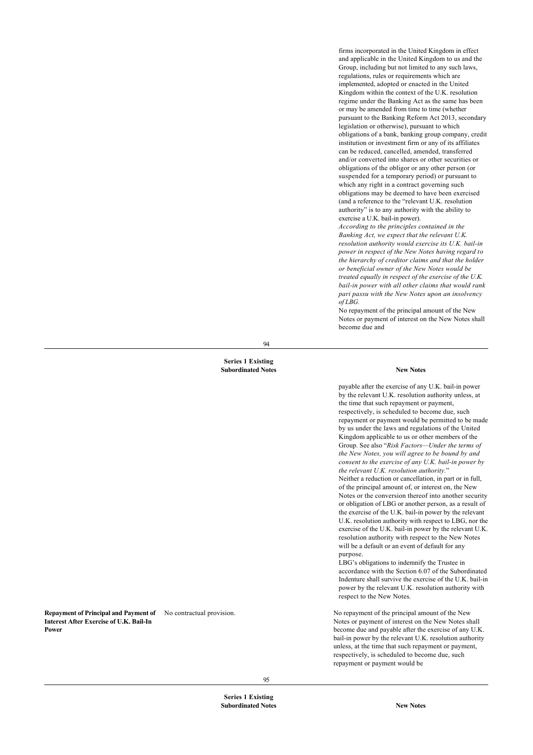| | Series 1 Existing Subordinated Notes | New Notes |
|---|---|---|
| | | firms incorporated in the United Kingdom in effect and applicable in the United Kingdom to us and the Group, including but not limited to any such laws, regulations, rules or requirements which are implemented, adopted or enacted in the United Kingdom within the context of the U.K. resolution regime under the Banking Act as the same has been or may be amended from time to time (whether pursuant to the Banking Reform Act 2013, secondary legislation or otherwise), pursuant to which obligations of a bank, banking group company, credit institution or investment firm or any of its affiliates can be reduced, cancelled, amended, transferred and/or converted into shares or other securities or obligations of the obligor or any other person (or suspended for a temporary period) or pursuant to which any right in a contract governing such obligations may be deemed to have been exercised (and a reference to the "relevant U.K. resolution authority" is to any authority with the ability to exercise a U.K. bail-in power).<br>*According to the principles contained in the Banking Act, we expect that the relevant U.K. resolution authority would exercise its U.K. bail-in power in respect of the New Notes having regard to the hierarchy of creditor claims and that the holder or beneficial owner of the New Notes would be treated equally in respect of the exercise of the U.K. bail-in power with all other claims that would rank pari passu with the New Notes upon an insolvency of LBG.*<br>No repayment of the principal amount of the New Notes or payment of interest on the New Notes shall become due and payable after the exercise of any U.K. bail-in power by the relevant U.K. resolution authority unless, at the time that such repayment or payment, respectively, is scheduled to become due, such repayment or payment would be permitted to be made by us under the laws and regulations of the United Kingdom applicable to us or other members of the Group. See also "*Risk Factors—Under the terms of the New Notes, you will agree to be bound by and consent to the exercise of any U.K. bail-in power by the relevant U.K. resolution authority.*"<br>Neither a reduction or cancellation, in part or in full, of the principal amount of, or interest on, the New Notes or the conversion thereof into another security or obligation of LBG or another person, as a result of the exercise of the U.K. bail-in power by the relevant U.K. resolution authority with respect to LBG, nor the exercise of the U.K. bail-in power by the relevant U.K. resolution authority with respect to the New Notes will be a default or an event of default for any purpose.<br>LBG's obligations to indemnify the Trustee in accordance with the Section 6.07 of the Subordinated Indenture shall survive the exercise of the U.K. bail-in power by the relevant U.K. resolution authority with respect to the New Notes. |
| **Repayment of Principal and Payment of Interest After Exercise of U.K. Bail-In Power** | No contractual provision. | No repayment of the principal amount of the New Notes or payment of interest on the New Notes shall become due and payable after the exercise of any U.K. bail-in power by the relevant U.K. resolution authority unless, at the time that such repayment or payment, respectively, is scheduled to become due, such repayment or payment would be |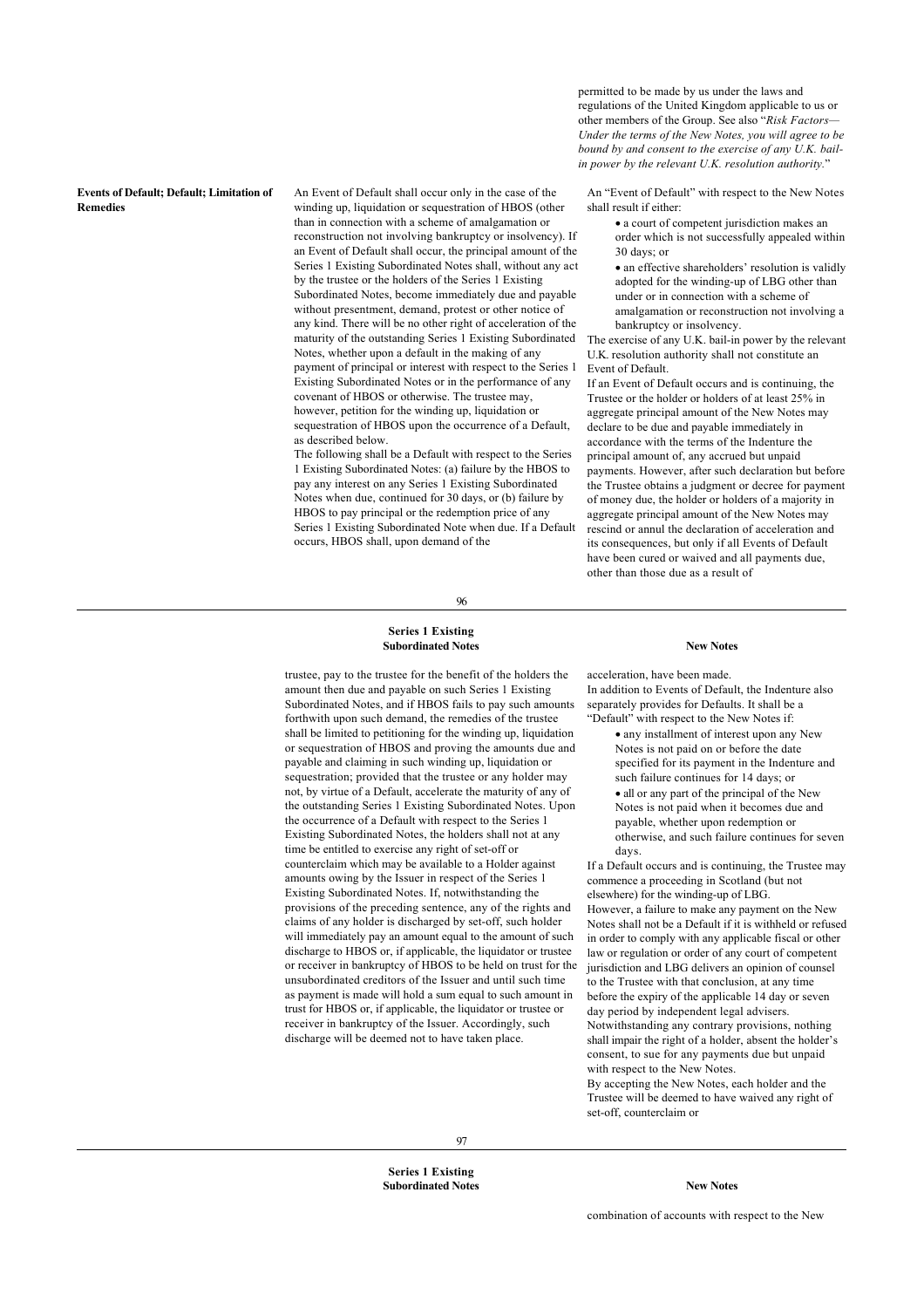permitted to be made by us under the laws and regulations of the United Kingdom applicable to us or other members of the Group. See also "*Risk Factors—Under the terms of the New Notes, you will agree to be bound by and consent to the exercise of any U.K. bail-in power by the relevant U.K. resolution authority.*"

| | Series 1 Existing Subordinated Notes | New Notes |
|---|---|---|
| **Events of Default; Default; Limitation of Remedies** | An Event of Default shall occur only in the case of the winding up, liquidation or sequestration of HBOS (other than in connection with a scheme of amalgamation or reconstruction not involving bankruptcy or insolvency). If an Event of Default shall occur, the principal amount of the Series 1 Existing Subordinated Notes shall, without any act by the trustee or the holders of the Series 1 Existing Subordinated Notes, become immediately due and payable without presentment, demand, protest or other notice of any kind. There will be no other right of acceleration of the maturity of the outstanding Series 1 Existing Subordinated Notes, whether upon a default in the making of any payment of principal or interest with respect to the Series 1 Existing Subordinated Notes or in the performance of any covenant of HBOS or otherwise. The trustee may, however, petition for the winding up, liquidation or sequestration of HBOS upon the occurrence of a Default, as described below.<br><br>The following shall be a Default with respect to the Series 1 Existing Subordinated Notes: (a) failure by the HBOS to pay any interest on any Series 1 Existing Subordinated Notes when due, continued for 30 days, or (b) failure by HBOS to pay principal or the redemption price of any Series 1 Existing Subordinated Note when due. If a Default occurs, HBOS shall, upon demand of the trustee, pay to the trustee for the benefit of the holders the amount then due and payable on such Series 1 Existing Subordinated Notes, and if HBOS fails to pay such amounts forthwith upon such demand, the remedies of the trustee shall be limited to petitioning for the winding up, liquidation or sequestration of HBOS and proving the amounts due and payable and claiming in such winding up, liquidation or sequestration; provided that the trustee or any holder may not, by virtue of a Default, accelerate the maturity of any of the outstanding Series 1 Existing Subordinated Notes. Upon the occurrence of a Default with respect to the Series 1 Existing Subordinated Notes, the holders shall not at any time be entitled to exercise any right of set-off or counterclaim which may be available to a Holder against amounts owing by the Issuer in respect of the Series 1 Existing Subordinated Notes. If, notwithstanding the provisions of the preceding sentence, any of the rights and claims of any holder is discharged by set-off, such holder will immediately pay an amount equal to the amount of such discharge to HBOS or, if applicable, the liquidator or trustee or receiver in bankruptcy of HBOS to be held on trust for the unsubordinated creditors of the Issuer and until such time as payment is made will hold a sum equal to such amount in trust for HBOS or, if applicable, the liquidator or trustee or receiver in bankruptcy of the Issuer. Accordingly, such discharge will be deemed not to have taken place. | An "Event of Default" with respect to the New Notes shall result if either:<br>• a court of competent jurisdiction makes an order which is not successfully appealed within 30 days; or<br>• an effective shareholders' resolution is validly adopted for the winding-up of LBG other than under or in connection with a scheme of amalgamation or reconstruction not involving a bankruptcy or insolvency.<br><br>The exercise of any U.K. bail-in power by the relevant U.K. resolution authority shall not constitute an Event of Default.<br><br>If an Event of Default occurs and is continuing, the Trustee or the holder or holders of at least 25% in aggregate principal amount of the New Notes may declare to be due and payable immediately in accordance with the terms of the Indenture the principal amount of, any accrued but unpaid payments. However, after such declaration but before the Trustee obtains a judgment or decree for payment of money due, the holder or holders of a majority in aggregate principal amount of the New Notes may rescind or annul the declaration of acceleration and its consequences, but only if all Events of Default have been cured or waived and all payments due, other than those due as a result of acceleration, have been made.<br><br>In addition to Events of Default, the Indenture also separately provides for Defaults. It shall be a "Default" with respect to the New Notes if:<br>• any installment of interest upon any New Notes is not paid on or before the date specified for its payment in the Indenture and such failure continues for 14 days; or<br>• all or any part of the principal of the New Notes is not paid when it becomes due and payable, whether upon redemption or otherwise, and such failure continues for seven days.<br><br>If a Default occurs and is continuing, the Trustee may commence a proceeding in Scotland (but not elsewhere) for the winding-up of LBG.<br><br>However, a failure to make any payment on the New Notes shall not be a Default if it is withheld or refused in order to comply with any applicable fiscal or other law or regulation or order of any court of competent jurisdiction and LBG delivers an opinion of counsel to the Trustee with that conclusion, at any time before the expiry of the applicable 14 day or seven day period by independent legal advisers.<br><br>Notwithstanding any contrary provisions, nothing shall impair the right of a holder, absent the holder's consent, to sue for any payments due but unpaid with respect to the New Notes.<br><br>By accepting the New Notes, each holder and the Trustee will be deemed to have waived any right of set-off, counterclaim or combination of accounts with respect to the New |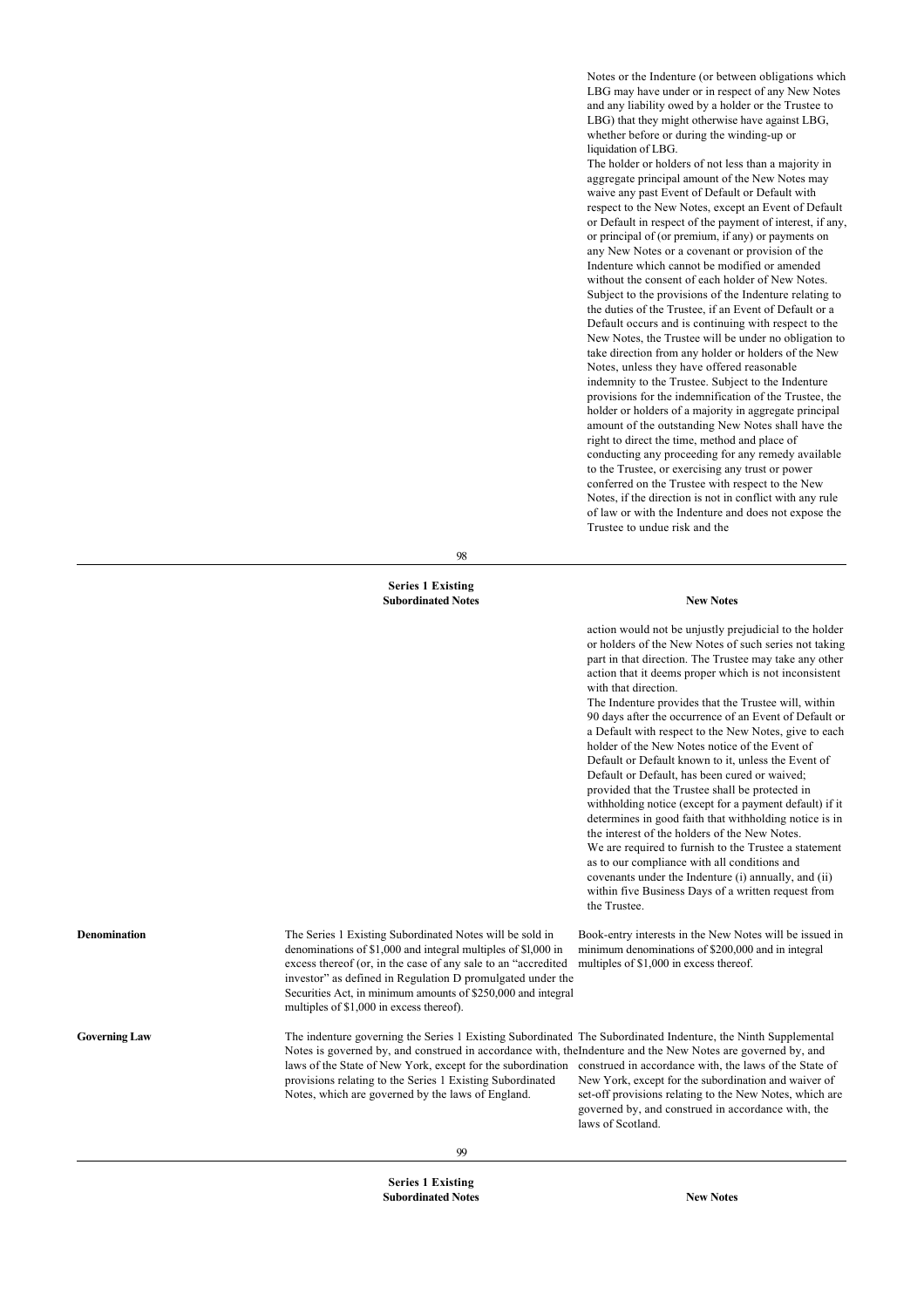| | Series 1 Existing Subordinated Notes | New Notes |
|---|---|---|
| | | Notes or the Indenture (or between obligations which LBG may have under or in respect of any New Notes and any liability owed by a holder or the Trustee to LBG) that they might otherwise have against LBG, whether before or during the winding-up or liquidation of LBG. The holder or holders of not less than a majority in aggregate principal amount of the New Notes may waive any past Event of Default or Default with respect to the New Notes, except an Event of Default or Default in respect of the payment of interest, if any, or principal of (or premium, if any) or payments on any New Notes or a covenant or provision of the Indenture which cannot be modified or amended without the consent of each holder of New Notes. Subject to the provisions of the Indenture relating to the duties of the Trustee, if an Event of Default or a Default occurs and is continuing with respect to the New Notes, the Trustee will be under no obligation to take direction from any holder or holders of the New Notes, unless they have offered reasonable indemnity to the Trustee. Subject to the Indenture provisions for the indemnification of the Trustee, the holder or holders of a majority in aggregate principal amount of the outstanding New Notes shall have the right to direct the time, method and place of conducting any proceeding for any remedy available to the Trustee, or exercising any trust or power conferred on the Trustee with respect to the New Notes, if the direction is not in conflict with any rule of law or with the Indenture and does not expose the Trustee to undue risk and the action would not be unjustly prejudicial to the holder or holders of the New Notes of such series not taking part in that direction. The Trustee may take any other action that it deems proper which is not inconsistent with that direction. The Indenture provides that the Trustee will, within 90 days after the occurrence of an Event of Default or a Default with respect to the New Notes, give to each holder of the New Notes notice of the Event of Default or Default known to it, unless the Event of Default or Default, has been cured or waived; provided that the Trustee shall be protected in withholding notice (except for a payment default) if it determines in good faith that withholding notice is in the interest of the holders of the New Notes. We are required to furnish to the Trustee a statement as to our compliance with all conditions and covenants under the Indenture (i) annually, and (ii) within five Business Days of a written request from the Trustee. |
| **Denomination** | The Series 1 Existing Subordinated Notes will be sold in denominations of $1,000 and integral multiples of $l,000 in excess thereof (or, in the case of any sale to an "accredited investor" as defined in Regulation D promulgated under the Securities Act, in minimum amounts of $250,000 and integral multiples of $1,000 in excess thereof). | Book-entry interests in the New Notes will be issued in minimum denominations of $200,000 and in integral multiples of $1,000 in excess thereof. |
| **Governing Law** | The indenture governing the Series 1 Existing Subordinated Notes is governed by, and construed in accordance with, the laws of the State of New York, except for the subordination provisions relating to the Series 1 Existing Subordinated Notes, which are governed by the laws of England. | The Subordinated Indenture, the Ninth Supplemental Indenture and the New Notes are governed by, and construed in accordance with, the laws of the State of New York, except for the subordination and waiver of set-off provisions relating to the New Notes, which are governed by, and construed in accordance with, the laws of Scotland. |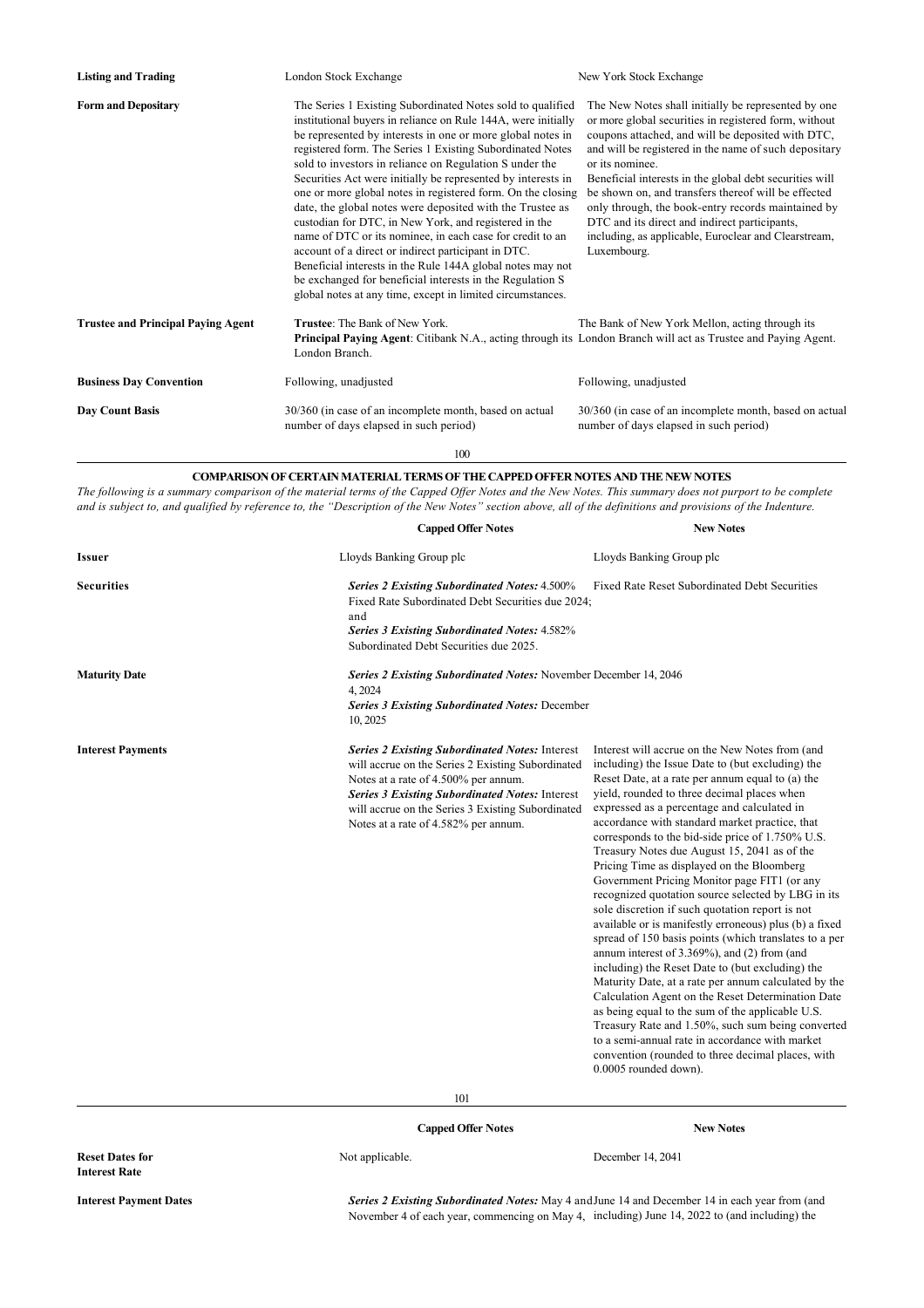| | | |
|---|---|---|
| **Listing and Trading** | London Stock Exchange | New York Stock Exchange |
| **Form and Depositary** | The Series 1 Existing Subordinated Notes sold to qualified institutional buyers in reliance on Rule 144A, were initially be represented by interests in one or more global notes in registered form. The Series 1 Existing Subordinated Notes sold to investors in reliance on Regulation S under the Securities Act were initially be represented by interests in one or more global notes in registered form. On the closing date, the global notes were deposited with the Trustee as custodian for DTC, in New York, and registered in the name of DTC or its nominee, in each case for credit to an account of a direct or indirect participant in DTC. Beneficial interests in the Rule 144A global notes may not be exchanged for beneficial interests in the Regulation S global notes at any time, except in limited circumstances. | The New Notes shall initially be represented by one or more global securities in registered form, without coupons attached, and will be deposited with DTC, and will be registered in the name of such depositary or its nominee. Beneficial interests in the global debt securities will be shown on, and transfers thereof will be effected only through, the book-entry records maintained by DTC and its direct and indirect participants, including, as applicable, Euroclear and Clearstream, Luxembourg. |
| **Trustee and Principal Paying Agent** | **Trustee**: The Bank of New York. **Principal Paying Agent**: Citibank N.A., acting through its London Branch. | The Bank of New York Mellon, acting through its London Branch will act as Trustee and Paying Agent. |
| **Business Day Convention** | Following, unadjusted | Following, unadjusted |
| **Day Count Basis** | 30/360 (in case of an incomplete month, based on actual number of days elapsed in such period) | 30/360 (in case of an incomplete month, based on actual number of days elapsed in such period) |

## COMPARISON OF CERTAIN MATERIAL TERMS OF THE CAPPED OFFER NOTES AND THE NEW NOTES

*The following is a summary comparison of the material terms of the Capped Offer Notes and the New Notes. This summary does not purport to be complete and is subject to, and qualified by reference to, the "Description of the New Notes" section above, all of the definitions and provisions of the Indenture.*

| | Capped Offer Notes | New Notes |
|---|---|---|
| **Issuer** | Lloyds Banking Group plc | Lloyds Banking Group plc |
| **Securities** | ***Series 2 Existing Subordinated Notes:*** 4.500% Fixed Rate Subordinated Debt Securities due 2024; and ***Series 3 Existing Subordinated Notes:*** 4.582% Subordinated Debt Securities due 2025. | Fixed Rate Reset Subordinated Debt Securities |
| **Maturity Date** | ***Series 2 Existing Subordinated Notes:*** November 4, 2024 ***Series 3 Existing Subordinated Notes:*** December 10, 2025 | December 14, 2046 |
| **Interest Payments** | ***Series 2 Existing Subordinated Notes:*** Interest will accrue on the Series 2 Existing Subordinated Notes at a rate of 4.500% per annum. ***Series 3 Existing Subordinated Notes:*** Interest will accrue on the Series 3 Existing Subordinated Notes at a rate of 4.582% per annum. | Interest will accrue on the New Notes from (and including) the Issue Date to (but excluding) the Reset Date, at a rate per annum equal to (a) the yield, rounded to three decimal places when expressed as a percentage and calculated in accordance with standard market practice, that corresponds to the bid-side price of 1.750% U.S. Treasury Notes due August 15, 2041 as of the Pricing Time as displayed on the Bloomberg Government Pricing Monitor page FIT1 (or any recognized quotation source selected by LBG in its sole discretion if such quotation report is not available or is manifestly erroneous) plus (b) a fixed spread of 150 basis points (which translates to a per annum interest of 3.369%), and (2) from (and including) the Reset Date to (but excluding) the Maturity Date, at a rate per annum calculated by the Calculation Agent on the Reset Determination Date as being equal to the sum of the applicable U.S. Treasury Rate and 1.50%, such sum being converted to a semi-annual rate in accordance with market convention (rounded to three decimal places, with 0.0005 rounded down). |
| **Reset Dates for Interest Rate** | Not applicable. | December 14, 2041 |
| **Interest Payment Dates** | ***Series 2 Existing Subordinated Notes:*** May 4 and November 4 of each year, commencing on May 4, | June 14 and December 14 in each year from (and including) June 14, 2022 to (and including) the |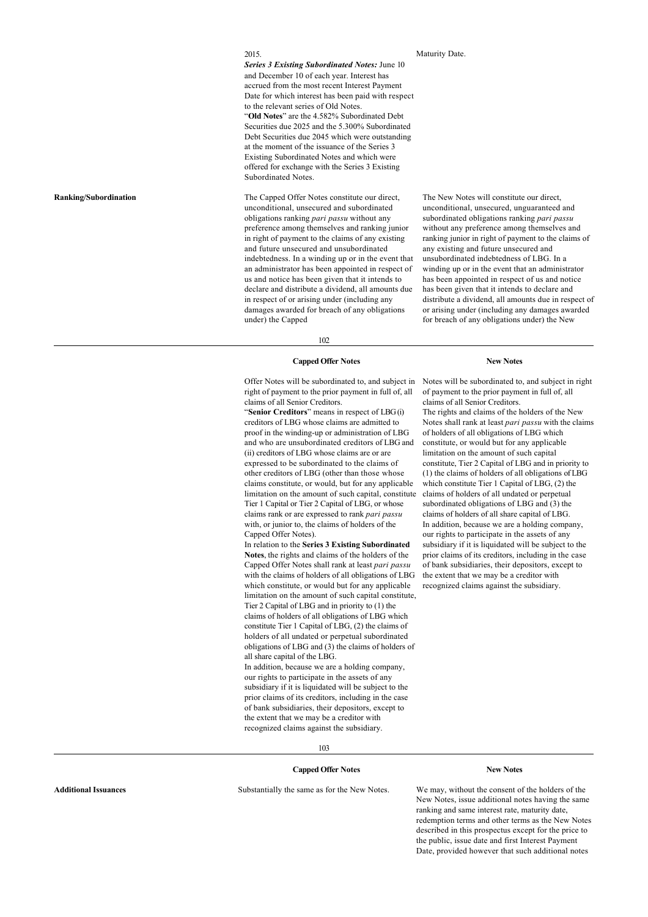| | Capped Offer Notes | New Notes |
|---|---|---|
| | 2015.<br>***Series 3 Existing Subordinated Notes:*** June 10 and December 10 of each year. Interest has accrued from the most recent Interest Payment Date for which interest has been paid with respect to the relevant series of Old Notes.<br>"**Old Notes**" are the 4.582% Subordinated Debt Securities due 2025 and the 5.300% Subordinated Debt Securities due 2045 which were outstanding at the moment of the issuance of the Series 3 Existing Subordinated Notes and which were offered for exchange with the Series 3 Existing Subordinated Notes. | Maturity Date. |
| **Ranking/Subordination** | The Capped Offer Notes constitute our direct, unconditional, unsecured and subordinated obligations ranking *pari passu* without any preference among themselves and ranking junior in right of payment to the claims of any existing and future unsecured and unsubordinated indebtedness. In a winding up or in the event that an administrator has been appointed in respect of us and notice has been given that it intends to declare and distribute a dividend, all amounts due in respect of or arising under (including any damages awarded for breach of any obligations under) the Capped Offer Notes will be subordinated to, and subject in right of payment to the prior payment in full of, all claims of all Senior Creditors.<br>"**Senior Creditors**" means in respect of LBG (i) creditors of LBG whose claims are admitted to proof in the winding-up or administration of LBG and who are unsubordinated creditors of LBG and (ii) creditors of LBG whose claims are or are expressed to be subordinated to the claims of other creditors of LBG (other than those whose claims constitute, or would, but for any applicable limitation on the amount of such capital, constitute Tier 1 Capital or Tier 2 Capital of LBG, or whose claims rank or are expressed to rank *pari passu* with, or junior to, the claims of holders of the Capped Offer Notes).<br>In relation to the **Series 3 Existing Subordinated Notes**, the rights and claims of the holders of the Capped Offer Notes shall rank at least *pari passu* with the claims of holders of all obligations of LBG which constitute, or would but for any applicable limitation on the amount of such capital constitute, Tier 2 Capital of LBG and in priority to (1) the claims of holders of all obligations of LBG which constitute Tier 1 Capital of LBG, (2) the claims of holders of all undated or perpetual subordinated obligations of LBG and (3) the claims of holders of all share capital of the LBG.<br>In addition, because we are a holding company, our rights to participate in the assets of any subsidiary if it is liquidated will be subject to the prior claims of its creditors, including in the case of bank subsidiaries, their depositors, except to the extent that we may be a creditor with recognized claims against the subsidiary. | The New Notes will constitute our direct, unconditional, unsecured, unguaranteed and subordinated obligations ranking *pari passu* without any preference among themselves and ranking junior in right of payment to the claims of any existing and future unsecured and unsubordinated indebtedness of LBG. In a winding up or in the event that an administrator has been appointed in respect of us and notice has been given that it intends to declare and distribute a dividend, all amounts due in respect of or arising under (including any damages awarded for breach of any obligations under) the New Notes will be subordinated to, and subject in right of payment to the prior payment in full of, all claims of all Senior Creditors.<br>The rights and claims of the holders of the New Notes shall rank at least *pari passu* with the claims of holders of all obligations of LBG which constitute, or would but for any applicable limitation on the amount of such capital constitute, Tier 2 Capital of LBG and in priority to (1) the claims of holders of all obligations of LBG which constitute Tier 1 Capital of LBG, (2) the claims of holders of all undated or perpetual subordinated obligations of LBG and (3) the claims of holders of all share capital of LBG.<br>In addition, because we are a holding company, our rights to participate in the assets of any subsidiary if it is liquidated will be subject to the prior claims of its creditors, including in the case of bank subsidiaries, their depositors, except to the extent that we may be a creditor with recognized claims against the subsidiary. |
| **Additional Issuances** | Substantially the same as for the New Notes. | We may, without the consent of the holders of the New Notes, issue additional notes having the same ranking and same interest rate, maturity date, redemption terms and other terms as the New Notes described in this prospectus except for the price to the public, issue date and first Interest Payment Date, provided however that such additional notes |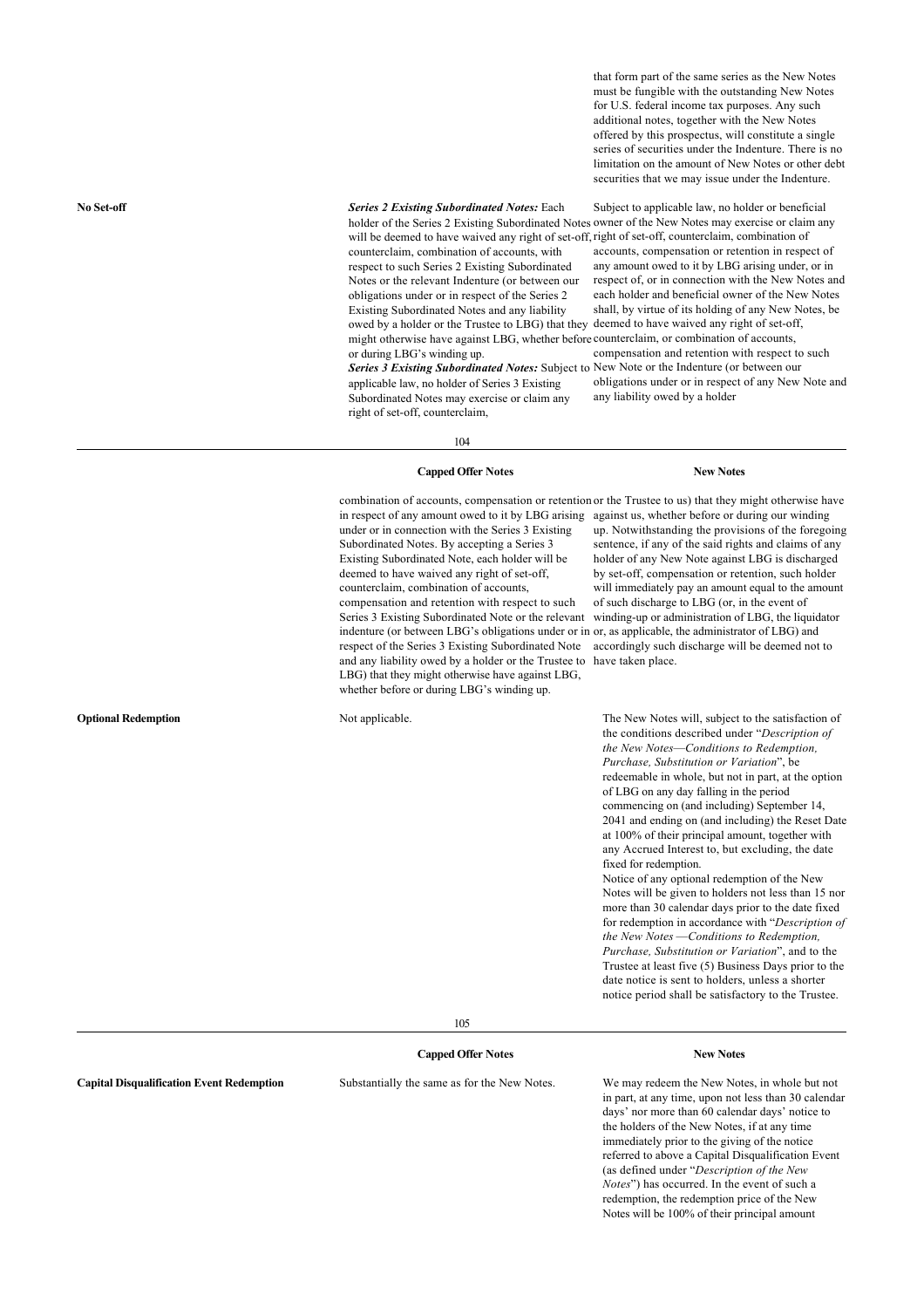| | | that form part of the same series as the New Notes must be fungible with the outstanding New Notes for U.S. federal income tax purposes. Any such additional notes, together with the New Notes offered by this prospectus, will constitute a single series of securities under the Indenture. There is no limitation on the amount of New Notes or other debt securities that we may issue under the Indenture. |
|---|---|---|
| **No Set-off** | ***Series 2 Existing Subordinated Notes:*** Each holder of the Series 2 Existing Subordinated Notes will be deemed to have waived any right of set-off, counterclaim, combination of accounts, with respect to such Series 2 Existing Subordinated Notes or the relevant Indenture (or between our obligations under or in respect of the Series 2 Existing Subordinated Notes and any liability owed by a holder or the Trustee to LBG) that they might otherwise have against LBG, whether before or during LBG's winding up.<br>***Series 3 Existing Subordinated Notes:*** Subject to applicable law, no holder of Series 3 Existing Subordinated Notes may exercise or claim any right of set-off, counterclaim, combination of accounts, compensation or retention in respect of any amount owed to it by LBG arising under or in connection with the Series 3 Existing Subordinated Notes. By accepting a Series 3 Existing Subordinated Note, each holder will be deemed to have waived any right of set-off, counterclaim, combination of accounts, compensation and retention with respect to such Series 3 Existing Subordinated Note or the relevant indenture (or between LBG's obligations under or in respect of the Series 3 Existing Subordinated Note and any liability owed by a holder or the Trustee to LBG) that they might otherwise have against LBG, whether before or during LBG's winding up. | Subject to applicable law, no holder or beneficial owner of the New Notes may exercise or claim any right of set-off, counterclaim, combination of accounts, compensation or retention in respect of any amount owed to it by LBG arising under, or in respect of, or in connection with the New Notes and each holder and beneficial owner of the New Notes shall, by virtue of its holding of any New Notes, be deemed to have waived any right of set-off, counterclaim, or combination of accounts, compensation and retention with respect to such New Note or the Indenture (or between our obligations under or in respect of any New Note and any liability owed by a holder or the Trustee to us) that they might otherwise have against us, whether before or during our winding up. Notwithstanding the provisions of the foregoing sentence, if any of the said rights and claims of any holder of any New Note against LBG is discharged by set-off, compensation or retention, such holder will immediately pay an amount equal to the amount of such discharge to LBG (or, in the event of winding-up or administration of LBG, the liquidator or, as applicable, the administrator of LBG) and accordingly such discharge will be deemed not to have taken place. |
| | **Capped Offer Notes** | **New Notes** |
| **Optional Redemption** | Not applicable. | The New Notes will, subject to the satisfaction of the conditions described under "*Description of the New Notes—Conditions to Redemption, Purchase, Substitution or Variation*", be redeemable in whole, but not in part, at the option of LBG on any day falling in the period commencing on (and including) September 14, 2041 and ending on (and including) the Reset Date at 100% of their principal amount, together with any Accrued Interest to, but excluding, the date fixed for redemption.<br>Notice of any optional redemption of the New Notes will be given to holders not less than 15 nor more than 30 calendar days prior to the date fixed for redemption in accordance with "*Description of the New Notes —Conditions to Redemption, Purchase, Substitution or Variation*", and to the Trustee at least five (5) Business Days prior to the date notice is sent to holders, unless a shorter notice period shall be satisfactory to the Trustee. |
| **Capital Disqualification Event Redemption** | Substantially the same as for the New Notes. | We may redeem the New Notes, in whole but not in part, at any time, upon not less than 30 calendar days' nor more than 60 calendar days' notice to the holders of the New Notes, if at any time immediately prior to the giving of the notice referred to above a Capital Disqualification Event (as defined under "*Description of the New Notes*") has occurred. In the event of such a redemption, the redemption price of the New Notes will be 100% of their principal amount |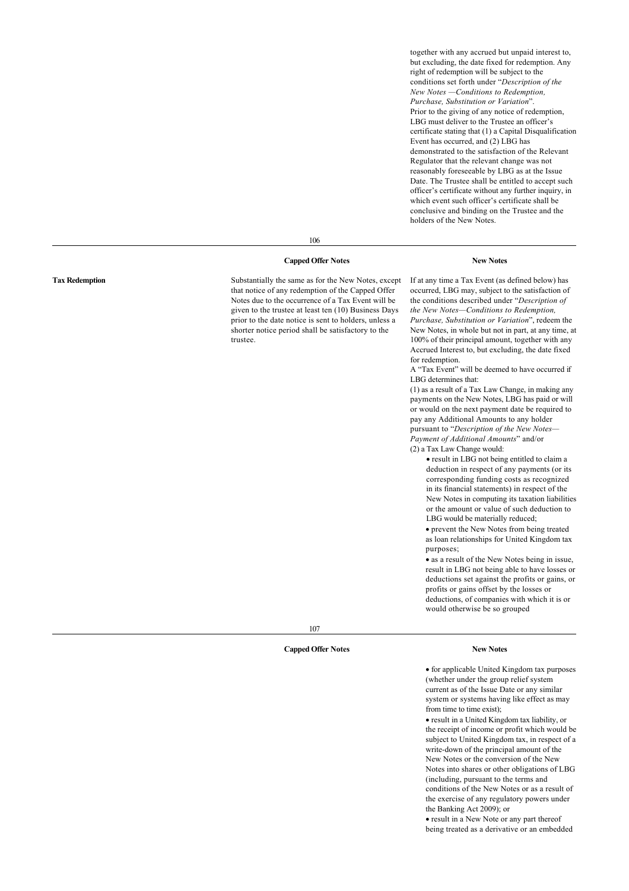| | Capped Offer Notes | New Notes |
|---|---|---|
| | | together with any accrued but unpaid interest to, but excluding, the date fixed for redemption. Any right of redemption will be subject to the conditions set forth under "*Description of the New Notes —Conditions to Redemption, Purchase, Substitution or Variation*". Prior to the giving of any notice of redemption, LBG must deliver to the Trustee an officer's certificate stating that (1) a Capital Disqualification Event has occurred, and (2) LBG has demonstrated to the satisfaction of the Relevant Regulator that the relevant change was not reasonably foreseeable by LBG as at the Issue Date. The Trustee shall be entitled to accept such officer's certificate without any further inquiry, in which event such officer's certificate shall be conclusive and binding on the Trustee and the holders of the New Notes. |
| **Tax Redemption** | Substantially the same as for the New Notes, except that notice of any redemption of the Capped Offer Notes due to the occurrence of a Tax Event will be given to the trustee at least ten (10) Business Days prior to the date notice is sent to holders, unless a shorter notice period shall be satisfactory to the trustee. | If at any time a Tax Event (as defined below) has occurred, LBG may, subject to the satisfaction of the conditions described under "*Description of the New Notes—Conditions to Redemption, Purchase, Substitution or Variation*", redeem the New Notes, in whole but not in part, at any time, at 100% of their principal amount, together with any Accrued Interest to, but excluding, the date fixed for redemption. A "Tax Event" will be deemed to have occurred if LBG determines that: (1) as a result of a Tax Law Change, in making any payments on the New Notes, LBG has paid or will or would on the next payment date be required to pay any Additional Amounts to any holder pursuant to "*Description of the New Notes—Payment of Additional Amounts*" and/or (2) a Tax Law Change would: • result in LBG not being entitled to claim a deduction in respect of any payments (or its corresponding funding costs as recognized in its financial statements) in respect of the New Notes in computing its taxation liabilities or the amount or value of such deduction to LBG would be materially reduced; • prevent the New Notes from being treated as loan relationships for United Kingdom tax purposes; • as a result of the New Notes being in issue, result in LBG not being able to have losses or deductions set against the profits or gains, or profits or gains offset by the losses or deductions, of companies with which it is or would otherwise be so grouped for applicable United Kingdom tax purposes (whether under the group relief system current as of the Issue Date or any similar system or systems having like effect as may from time to time exist); • result in a United Kingdom tax liability, or the receipt of income or profit which would be subject to United Kingdom tax, in respect of a write-down of the principal amount of the New Notes or the conversion of the New Notes into shares or other obligations of LBG (including, pursuant to the terms and conditions of the New Notes or as a result of the exercise of any regulatory powers under the Banking Act 2009); or • result in a New Note or any part thereof being treated as a derivative or an embedded |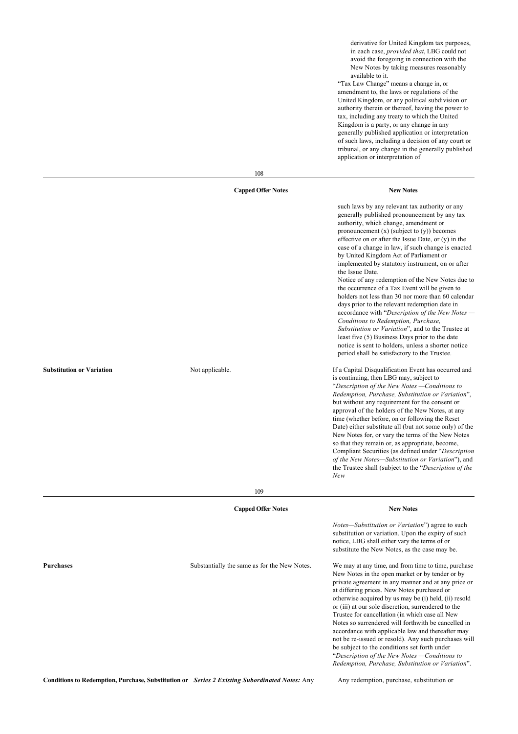| | Capped Offer Notes | New Notes |
|---|---|---|
| | | derivative for United Kingdom tax purposes, in each case, *provided that*, LBG could not avoid the foregoing in connection with the New Notes by taking measures reasonably available to it. "Tax Law Change" means a change in, or amendment to, the laws or regulations of the United Kingdom, or any political subdivision or authority therein or thereof, having the power to tax, including any treaty to which the United Kingdom is a party, or any change in any generally published application or interpretation of such laws, including a decision of any court or tribunal, or any change in the generally published application or interpretation of such laws by any relevant tax authority or any generally published pronouncement by any tax authority, which change, amendment or pronouncement (x) (subject to (y)) becomes effective on or after the Issue Date, or (y) in the case of a change in law, if such change is enacted by United Kingdom Act of Parliament or implemented by statutory instrument, on or after the Issue Date. Notice of any redemption of the New Notes due to the occurrence of a Tax Event will be given to holders not less than 30 nor more than 60 calendar days prior to the relevant redemption date in accordance with "*Description of the New Notes — Conditions to Redemption, Purchase, Substitution or Variation*", and to the Trustee at least five (5) Business Days prior to the date notice is sent to holders, unless a shorter notice period shall be satisfactory to the Trustee. |
| **Substitution or Variation** | Not applicable. | If a Capital Disqualification Event has occurred and is continuing, then LBG may, subject to "*Description of the New Notes —Conditions to Redemption, Purchase, Substitution or Variation*", but without any requirement for the consent or approval of the holders of the New Notes, at any time (whether before, on or following the Reset Date) either substitute all (but not some only) of the New Notes for, or vary the terms of the New Notes so that they remain or, as appropriate, become, Compliant Securities (as defined under "*Description of the New Notes—Substitution or Variation*"), and the Trustee shall (subject to the "*Description of the New Notes—Substitution or Variation*") agree to such substitution or variation. Upon the expiry of such notice, LBG shall either vary the terms of or substitute the New Notes, as the case may be. |
| **Purchases** | Substantially the same as for the New Notes. | We may at any time, and from time to time, purchase New Notes in the open market or by tender or by private agreement in any manner and at any price or at differing prices. New Notes purchased or otherwise acquired by us may be (i) held, (ii) resold or (iii) at our sole discretion, surrendered to the Trustee for cancellation (in which case all New Notes so surrendered will forthwith be cancelled in accordance with applicable law and thereafter may not be re-issued or resold). Any such purchases will be subject to the conditions set forth under "*Description of the New Notes —Conditions to Redemption, Purchase, Substitution or Variation*". |
| **Conditions to Redemption, Purchase, Substitution or** | *Series 2 Existing Subordinated Notes:* Any | Any redemption, purchase, substitution or |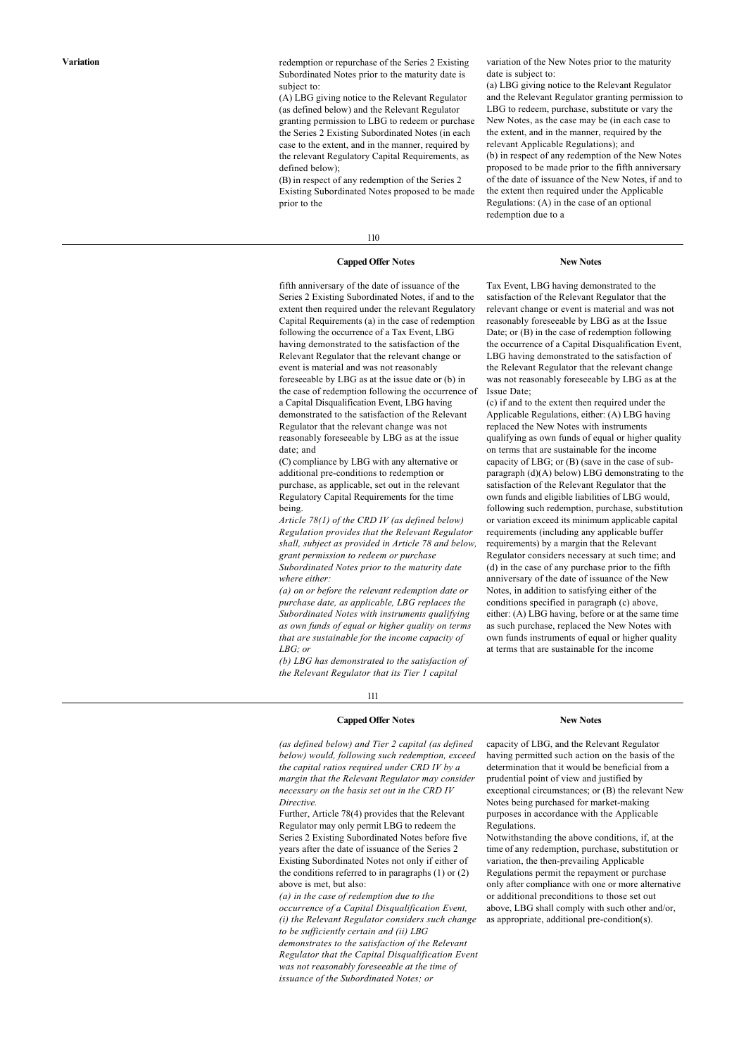| | Capped Offer Notes | New Notes |
|---|---|---|
| **Variation** | redemption or repurchase of the Series 2 Existing Subordinated Notes prior to the maturity date is subject to:<br>(A) LBG giving notice to the Relevant Regulator (as defined below) and the Relevant Regulator granting permission to LBG to redeem or purchase the Series 2 Existing Subordinated Notes (in each case to the extent, and in the manner, required by the relevant Regulatory Capital Requirements, as defined below);<br>(B) in respect of any redemption of the Series 2 Existing Subordinated Notes proposed to be made prior to the fifth anniversary of the date of issuance of the Series 2 Existing Subordinated Notes, if and to the extent then required under the relevant Regulatory Capital Requirements (a) in the case of redemption following the occurrence of a Tax Event, LBG having demonstrated to the satisfaction of the Relevant Regulator that the relevant change or event is material and was not reasonably foreseeable by LBG as at the issue date or (b) in the case of redemption following the occurrence of a Capital Disqualification Event, LBG having demonstrated to the satisfaction of the Relevant Regulator that the relevant change was not reasonably foreseeable by LBG as at the issue date; and<br>(C) compliance by LBG with any alternative or additional pre-conditions to redemption or purchase, as applicable, set out in the relevant Regulatory Capital Requirements for the time being.<br>*Article 78(1) of the CRD IV (as defined below) Regulation provides that the Relevant Regulator shall, subject as provided in Article 78 and below, grant permission to redeem or purchase Subordinated Notes prior to the maturity date where either:*<br>*(a) on or before the relevant redemption date or purchase date, as applicable, LBG replaces the Subordinated Notes with instruments qualifying as own funds of equal or higher quality on terms that are sustainable for the income capacity of LBG; or*<br>*(b) LBG has demonstrated to the satisfaction of the Relevant Regulator that its Tier 1 capital (as defined below) and Tier 2 capital (as defined below) would, following such redemption, exceed the capital ratios required under CRD IV by a margin that the Relevant Regulator may consider necessary on the basis set out in the CRD IV Directive.*<br>Further, Article 78(4) provides that the Relevant Regulator may only permit LBG to redeem the Series 2 Existing Subordinated Notes before five years after the date of issuance of the Series 2 Existing Subordinated Notes not only if either of the conditions referred to in paragraphs (1) or (2) above is met, but also:<br>*(a) in the case of redemption due to the occurrence of a Capital Disqualification Event, (i) the Relevant Regulator considers such change to be sufficiently certain and (ii) LBG demonstrates to the satisfaction of the Relevant Regulator that the Capital Disqualification Event was not reasonably foreseeable at the time of issuance of the Subordinated Notes; or* | variation of the New Notes prior to the maturity date is subject to:<br>(a) LBG giving notice to the Relevant Regulator and the Relevant Regulator granting permission to LBG to redeem, purchase, substitute or vary the New Notes, as the case may be (in each case to the extent, and in the manner, required by the relevant Applicable Regulations); and<br>(b) in respect of any redemption of the New Notes proposed to be made prior to the fifth anniversary of the date of issuance of the New Notes, if and to the extent then required under the Applicable Regulations: (A) in the case of an optional redemption due to a Tax Event, LBG having demonstrated to the satisfaction of the Relevant Regulator that the relevant change or event is material and was not reasonably foreseeable by LBG as at the Issue Date; or (B) in the case of redemption following the occurrence of a Capital Disqualification Event, LBG having demonstrated to the satisfaction of the Relevant Regulator that the relevant change was not reasonably foreseeable by LBG as at the Issue Date;<br>(c) if and to the extent then required under the Applicable Regulations, either: (A) LBG having replaced the New Notes with instruments qualifying as own funds of equal or higher quality on terms that are sustainable for the income capacity of LBG; or (B) (save in the case of sub-paragraph (d)(A) below) LBG demonstrating to the satisfaction of the Relevant Regulator that the own funds and eligible liabilities of LBG would, following such redemption, purchase, substitution or variation exceed its minimum applicable capital requirements (including any applicable buffer requirements) by a margin that the Relevant Regulator considers necessary at such time; and<br>(d) in the case of any purchase prior to the fifth anniversary of the date of issuance of the New Notes, in addition to satisfying either of the conditions specified in paragraph (c) above, either: (A) LBG having, before or at the same time as such purchase, replaced the New Notes with own funds instruments of equal or higher quality at terms that are sustainable for the income capacity of LBG, and the Relevant Regulator having permitted such action on the basis of the determination that it would be beneficial from a prudential point of view and justified by exceptional circumstances; or (B) the relevant New Notes being purchased for market-making purposes in accordance with the Applicable Regulations.<br>Notwithstanding the above conditions, if, at the time of any redemption, purchase, substitution or variation, the then-prevailing Applicable Regulations permit the repayment or purchase only after compliance with one or more alternative or additional preconditions to those set out above, LBG shall comply with such other and/or, as appropriate, additional pre-condition(s). |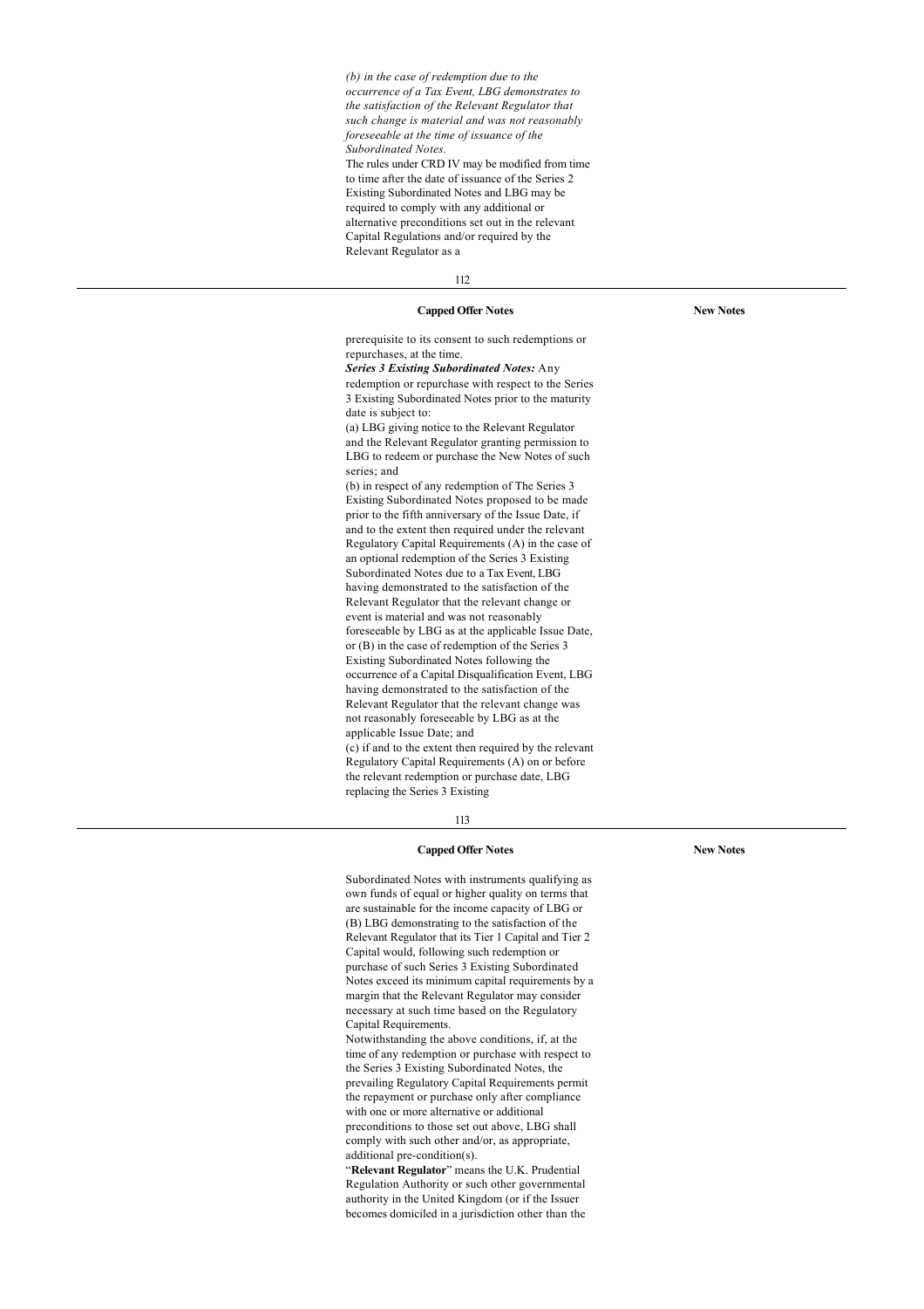*(b) in the case of redemption due to the occurrence of a Tax Event, LBG demonstrates to the satisfaction of the Relevant Regulator that such change is material and was not reasonably foreseeable at the time of issuance of the Subordinated Notes.*

The rules under CRD IV may be modified from time to time after the date of issuance of the Series 2 Existing Subordinated Notes and LBG may be required to comply with any additional or alternative preconditions set out in the relevant Capital Regulations and/or required by the Relevant Regulator as a

| Capped Offer Notes | New Notes |
|---|---|

prerequisite to its consent to such redemptions or repurchases, at the time.

***Series 3 Existing Subordinated Notes:*** Any redemption or repurchase with respect to the Series 3 Existing Subordinated Notes prior to the maturity date is subject to:

(a) LBG giving notice to the Relevant Regulator and the Relevant Regulator granting permission to LBG to redeem or purchase the New Notes of such series; and

(b) in respect of any redemption of The Series 3 Existing Subordinated Notes proposed to be made prior to the fifth anniversary of the Issue Date, if and to the extent then required under the relevant Regulatory Capital Requirements (A) in the case of an optional redemption of the Series 3 Existing Subordinated Notes due to a Tax Event, LBG having demonstrated to the satisfaction of the Relevant Regulator that the relevant change or event is material and was not reasonably foreseeable by LBG as at the applicable Issue Date, or (B) in the case of redemption of the Series 3 Existing Subordinated Notes following the occurrence of a Capital Disqualification Event, LBG having demonstrated to the satisfaction of the Relevant Regulator that the relevant change was not reasonably foreseeable by LBG as at the applicable Issue Date; and

(c) if and to the extent then required by the relevant Regulatory Capital Requirements (A) on or before the relevant redemption or purchase date, LBG replacing the Series 3 Existing

| Capped Offer Notes | New Notes |
|---|---|

Subordinated Notes with instruments qualifying as own funds of equal or higher quality on terms that are sustainable for the income capacity of LBG or (B) LBG demonstrating to the satisfaction of the Relevant Regulator that its Tier 1 Capital and Tier 2 Capital would, following such redemption or purchase of such Series 3 Existing Subordinated Notes exceed its minimum capital requirements by a margin that the Relevant Regulator may consider necessary at such time based on the Regulatory Capital Requirements.

Notwithstanding the above conditions, if, at the time of any redemption or purchase with respect to the Series 3 Existing Subordinated Notes, the prevailing Regulatory Capital Requirements permit the repayment or purchase only after compliance with one or more alternative or additional preconditions to those set out above, LBG shall comply with such other and/or, as appropriate, additional pre-condition(s).

"**Relevant Regulator**" means the U.K. Prudential Regulation Authority or such other governmental authority in the United Kingdom (or if the Issuer becomes domiciled in a jurisdiction other than the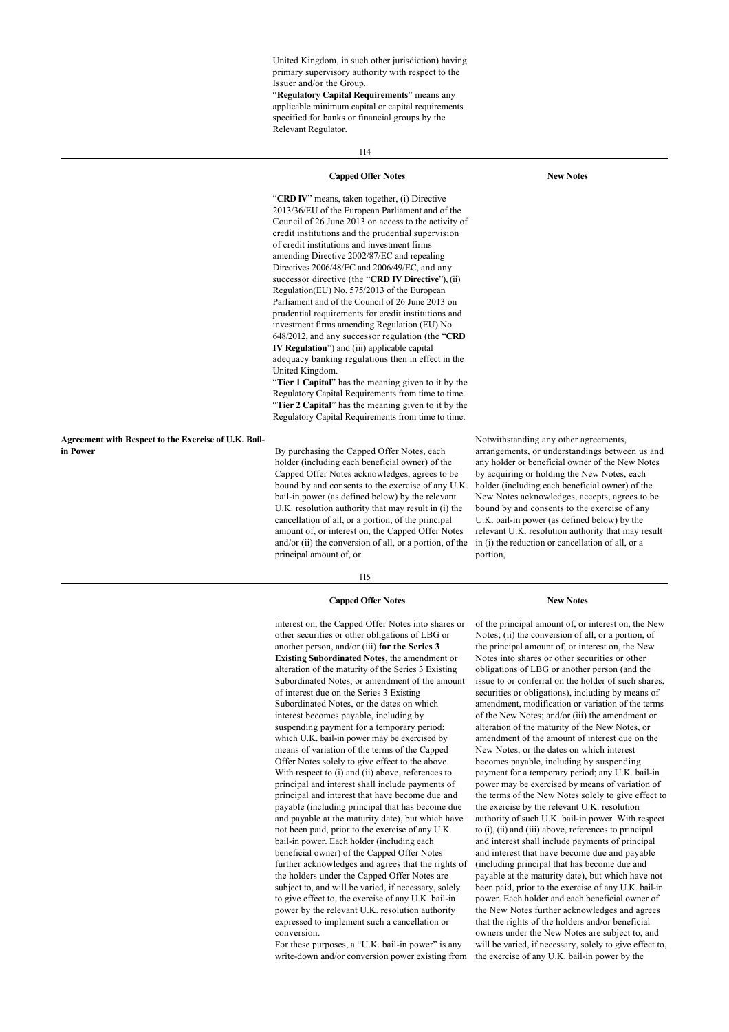United Kingdom, in such other jurisdiction) having primary supervisory authority with respect to the Issuer and/or the Group.

"**Regulatory Capital Requirements**" means any applicable minimum capital or capital requirements specified for banks or financial groups by the Relevant Regulator.

| | Capped Offer Notes | New Notes |
|---|---|---|
| | "**CRD IV**" means, taken together, (i) Directive 2013/36/EU of the European Parliament and of the Council of 26 June 2013 on access to the activity of credit institutions and the prudential supervision of credit institutions and investment firms amending Directive 2002/87/EC and repealing Directives 2006/48/EC and 2006/49/EC, and any successor directive (the "**CRD IV Directive**"), (ii) Regulation(EU) No. 575/2013 of the European Parliament and of the Council of 26 June 2013 on prudential requirements for credit institutions and investment firms amending Regulation (EU) No 648/2012, and any successor regulation (the "**CRD IV Regulation**") and (iii) applicable capital adequacy banking regulations then in effect in the United Kingdom. "**Tier 1 Capital**" has the meaning given to it by the Regulatory Capital Requirements from time to time. "**Tier 2 Capital**" has the meaning given to it by the Regulatory Capital Requirements from time to time. | |
| **Agreement with Respect to the Exercise of U.K. Bail-in Power** | By purchasing the Capped Offer Notes, each holder (including each beneficial owner) of the Capped Offer Notes acknowledges, agrees to be bound by and consents to the exercise of any U.K. bail-in power (as defined below) by the relevant U.K. resolution authority that may result in (i) the cancellation of all, or a portion, of the principal amount of, or interest on, the Capped Offer Notes and/or (ii) the conversion of all, or a portion, of the principal amount of, or interest on, the Capped Offer Notes into shares or other securities or other obligations of LBG or another person, and/or (iii) **for the Series 3 Existing Subordinated Notes**, the amendment or alteration of the maturity of the Series 3 Existing Subordinated Notes, or amendment of the amount of interest due on the Series 3 Existing Subordinated Notes, or the dates on which interest becomes payable, including by suspending payment for a temporary period; which U.K. bail-in power may be exercised by means of variation of the terms of the Capped Offer Notes solely to give effect to the above. With respect to (i) and (ii) above, references to principal and interest shall include payments of principal and interest that have become due and payable (including principal that has become due and payable at the maturity date), but which have not been paid, prior to the exercise of any U.K. bail-in power. Each holder (including each beneficial owner) of the Capped Offer Notes further acknowledges and agrees that the rights of the holders under the Capped Offer Notes are subject to, and will be varied, if necessary, solely to give effect to, the exercise of any U.K. bail-in power by the relevant U.K. resolution authority expressed to implement such a cancellation or conversion. For these purposes, a "U.K. bail-in power" is any write-down and/or conversion power existing from | Notwithstanding any other agreements, arrangements, or understandings between us and any holder or beneficial owner of the New Notes by acquiring or holding the New Notes, each holder (including each beneficial owner) of the New Notes acknowledges, accepts, agrees to be bound by and consents to the exercise of any U.K. bail-in power (as defined below) by the relevant U.K. resolution authority that may result in (i) the reduction or cancellation of all, or a portion, of the principal amount of, or interest on, the New Notes; (ii) the conversion of all, or a portion, of the principal amount of, or interest on, the New Notes into shares or other securities or other obligations of LBG or another person (and the issue to or conferral on the holder of such shares, securities or obligations), including by means of amendment, modification or variation of the terms of the New Notes; and/or (iii) the amendment or alteration of the maturity of the New Notes, or amendment of the amount of interest due on the New Notes, or the dates on which interest becomes payable, including by suspending payment for a temporary period; any U.K. bail-in power may be exercised by means of variation of the terms of the New Notes solely to give effect to the exercise by the relevant U.K. resolution authority of such U.K. bail-in power. With respect to (i), (ii) and (iii) above, references to principal and interest shall include payments of principal and interest that have become due and payable (including principal that has become due and payable at the maturity date), but which have not been paid, prior to the exercise of any U.K. bail-in power. Each holder and each beneficial owner of the New Notes further acknowledges and agrees that the rights of the holders and/or beneficial owners under the New Notes are subject to, and will be varied, if necessary, solely to give effect to, the exercise of any U.K. bail-in power by the |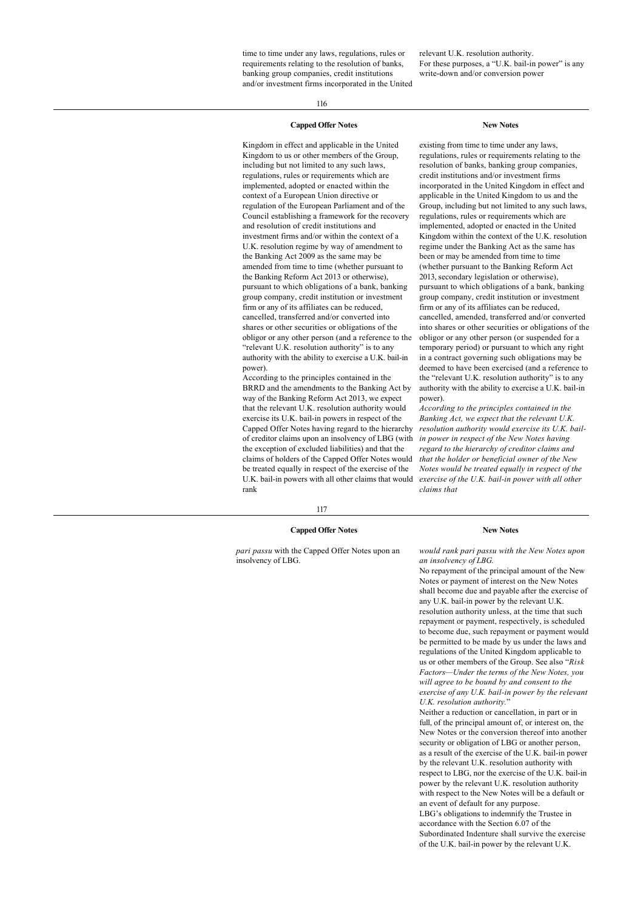| Capped Offer Notes | New Notes |
| --- | --- |
| time to time under any laws, regulations, rules or requirements relating to the resolution of banks, banking group companies, credit institutions and/or investment firms incorporated in the United Kingdom in effect and applicable in the United Kingdom to us or other members of the Group, including but not limited to any such laws, regulations, rules or requirements which are implemented, adopted or enacted within the context of a European Union directive or regulation of the European Parliament and of the Council establishing a framework for the recovery and resolution of credit institutions and investment firms and/or within the context of a U.K. resolution regime by way of amendment to the Banking Act 2009 as the same may be amended from time to time (whether pursuant to the Banking Reform Act 2013 or otherwise), pursuant to which obligations of a bank, banking group company, credit institution or investment firm or any of its affiliates can be reduced, cancelled, transferred and/or converted into shares or other securities or obligations of the obligor or any other person (and a reference to the "relevant U.K. resolution authority" is to any authority with the ability to exercise a U.K. bail-in power). | relevant U.K. resolution authority. For these purposes, a "U.K. bail-in power" is any write-down and/or conversion power existing from time to time under any laws, regulations, rules or requirements relating to the resolution of banks, banking group companies, credit institutions and/or investment firms incorporated in the United Kingdom in effect and applicable in the United Kingdom to us and the Group, including but not limited to any such laws, regulations, rules or requirements which are implemented, adopted or enacted in the United Kingdom within the context of the U.K. resolution regime under the Banking Act as the same has been or may be amended from time to time (whether pursuant to the Banking Reform Act 2013, secondary legislation or otherwise), pursuant to which obligations of a bank, banking group company, credit institution or investment firm or any of its affiliates can be reduced, cancelled, amended, transferred and/or converted into shares or other securities or obligations of the obligor or any other person (or suspended for a temporary period) or pursuant to which any right in a contract governing such obligations may be deemed to have been exercised (and a reference to the "relevant U.K. resolution authority" is to any authority with the ability to exercise a U.K. bail-in power). |
| According to the principles contained in the BRRD and the amendments to the Banking Act by way of the Banking Reform Act 2013, we expect that the relevant U.K. resolution authority would exercise its U.K. bail-in powers in respect of the Capped Offer Notes having regard to the hierarchy of creditor claims upon an insolvency of LBG (with the exception of excluded liabilities) and that the claims of holders of the Capped Offer Notes would be treated equally in respect of the exercise of the U.K. bail-in powers with all other claims that would rank *pari passu* with the Capped Offer Notes upon an insolvency of LBG. | *According to the principles contained in the Banking Act, we expect that the relevant U.K. resolution authority would exercise its U.K. bail-in power in respect of the New Notes having regard to the hierarchy of creditor claims and that the holder or beneficial owner of the New Notes would be treated equally in respect of the exercise of the U.K. bail-in power with all other claims that would rank pari passu with the New Notes upon an insolvency of LBG.* |
| | No repayment of the principal amount of the New Notes or payment of interest on the New Notes shall become due and payable after the exercise of any U.K. bail-in power by the relevant U.K. resolution authority unless, at the time that such repayment or payment, respectively, is scheduled to become due, such repayment or payment would be permitted to be made by us under the laws and regulations of the United Kingdom applicable to us or other members of the Group. See also "*Risk Factors—Under the terms of the New Notes, you will agree to be bound by and consent to the exercise of any U.K. bail-in power by the relevant U.K. resolution authority.*" |
| | Neither a reduction or cancellation, in part or in full, of the principal amount of, or interest on, the New Notes or the conversion thereof into another security or obligation of LBG or another person, as a result of the exercise of the U.K. bail-in power by the relevant U.K. resolution authority with respect to LBG, nor the exercise of the U.K. bail-in power by the relevant U.K. resolution authority with respect to the New Notes will be a default or an event of default for any purpose. |
| | LBG's obligations to indemnify the Trustee in accordance with the Section 6.07 of the Subordinated Indenture shall survive the exercise of the U.K. bail-in power by the relevant U.K. |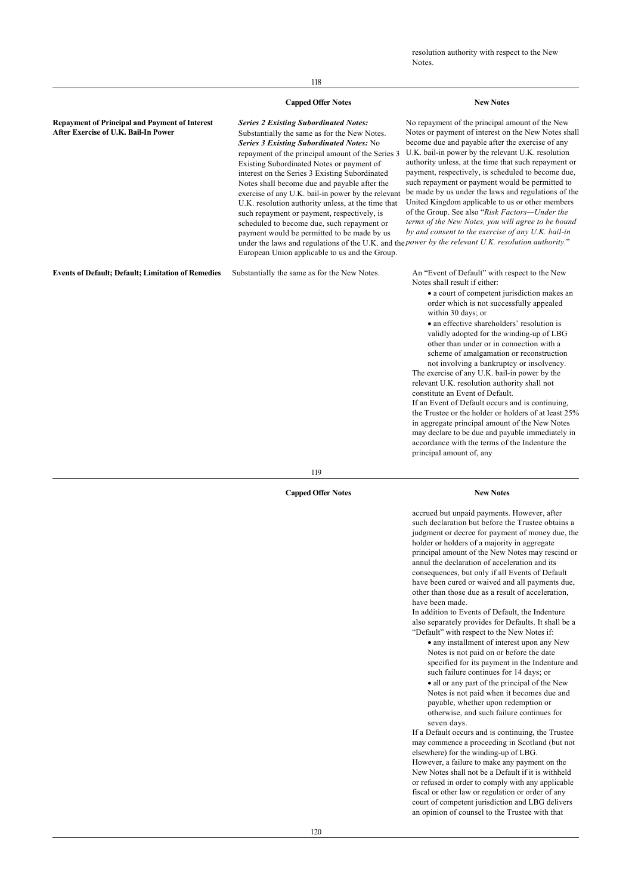resolution authority with respect to the New Notes.

| | Capped Offer Notes | New Notes |
|---|---|---|
| **Repayment of Principal and Payment of Interest After Exercise of U.K. Bail-In Power** | ***Series 2 Existing Subordinated Notes:*** Substantially the same as for the New Notes. ***Series 3 Existing Subordinated Notes:*** No repayment of the principal amount of the Series 3 Existing Subordinated Notes or payment of interest on the Series 3 Existing Subordinated Notes shall become due and payable after the exercise of any U.K. bail-in power by the relevant U.K. resolution authority unless, at the time that such repayment or payment, respectively, is scheduled to become due, such repayment or payment would be permitted to be made by us under the laws and regulations of the U.K. and the European Union applicable to us and the Group. | No repayment of the principal amount of the New Notes or payment of interest on the New Notes shall become due and payable after the exercise of any U.K. bail-in power by the relevant U.K. resolution authority unless, at the time that such repayment or payment, respectively, is scheduled to become due, such repayment or payment would be permitted to be made by us under the laws and regulations of the United Kingdom applicable to us or other members of the Group. See also "*Risk Factors—Under the terms of the New Notes, you will agree to be bound by and consent to the exercise of any U.K. bail-in power by the relevant U.K. resolution authority.*" |
| **Events of Default; Default; Limitation of Remedies** | Substantially the same as for the New Notes. | An "Event of Default" with respect to the New Notes shall result if either:<br>• a court of competent jurisdiction makes an order which is not successfully appealed within 30 days; or<br>• an effective shareholders' resolution is validly adopted for the winding-up of LBG other than under or in connection with a scheme of amalgamation or reconstruction not involving a bankruptcy or insolvency.<br>The exercise of any U.K. bail-in power by the relevant U.K. resolution authority shall not constitute an Event of Default.<br>If an Event of Default occurs and is continuing, the Trustee or the holder or holders of at least 25% in aggregate principal amount of the New Notes may declare to be due and payable immediately in accordance with the terms of the Indenture the principal amount of, any accrued but unpaid payments. However, after such declaration but before the Trustee obtains a judgment or decree for payment of money due, the holder or holders of a majority in aggregate principal amount of the New Notes may rescind or annul the declaration of acceleration and its consequences, but only if all Events of Default have been cured or waived and all payments due, other than those due as a result of acceleration, have been made.<br>In addition to Events of Default, the Indenture also separately provides for Defaults. It shall be a "Default" with respect to the New Notes if:<br>• any installment of interest upon any New Notes is not paid on or before the date specified for its payment in the Indenture and such failure continues for 14 days; or<br>• all or any part of the principal of the New Notes is not paid when it becomes due and payable, whether upon redemption or otherwise, and such failure continues for seven days.<br>If a Default occurs and is continuing, the Trustee may commence a proceeding in Scotland (but not elsewhere) for the winding-up of LBG.<br>However, a failure to make any payment on the New Notes shall not be a Default if it is withheld or refused in order to comply with any applicable fiscal or other law or regulation or order of any court of competent jurisdiction and LBG delivers an opinion of counsel to the Trustee with that |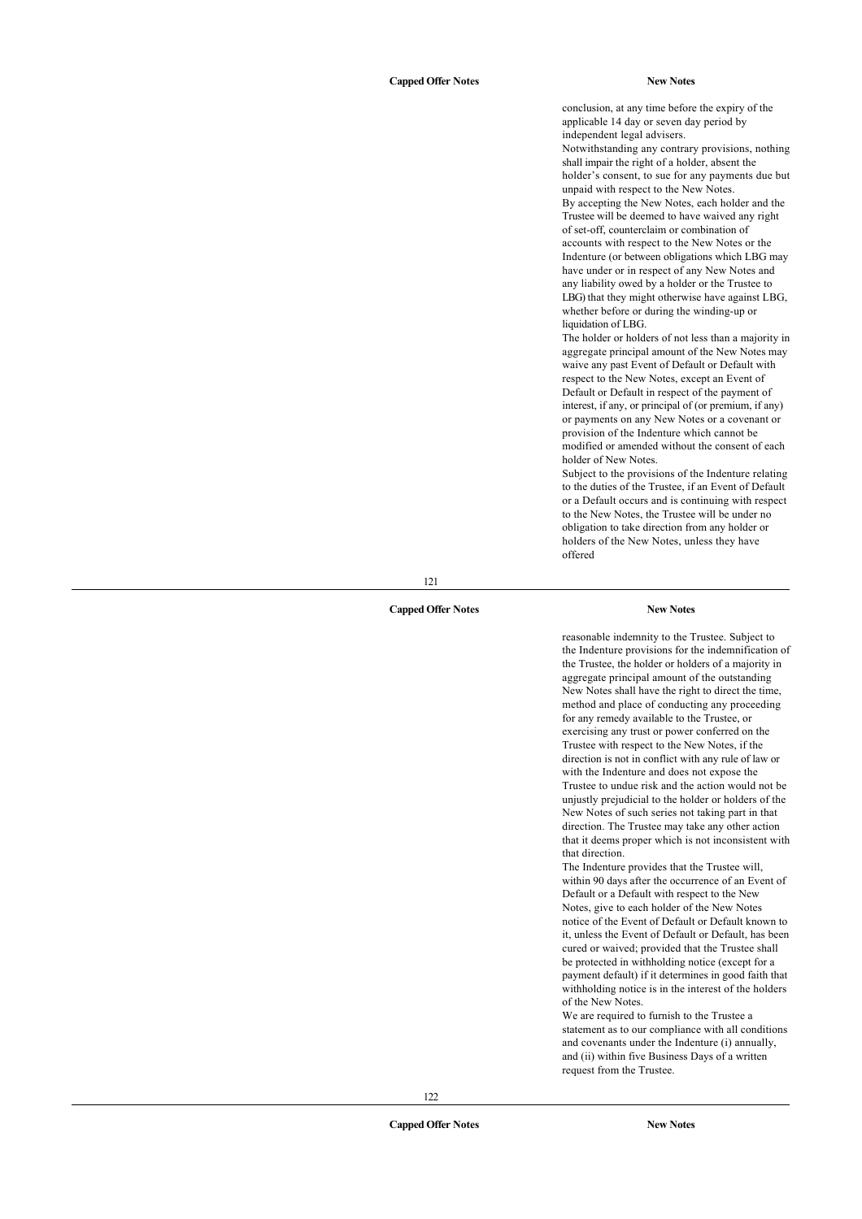| Capped Offer Notes | New Notes |
|---|---|
| | conclusion, at any time before the expiry of the applicable 14 day or seven day period by independent legal advisers. Notwithstanding any contrary provisions, nothing shall impair the right of a holder, absent the holder's consent, to sue for any payments due but unpaid with respect to the New Notes. By accepting the New Notes, each holder and the Trustee will be deemed to have waived any right of set-off, counterclaim or combination of accounts with respect to the New Notes or the Indenture (or between obligations which LBG may have under or in respect of any New Notes and any liability owed by a holder or the Trustee to LBG) that they might otherwise have against LBG, whether before or during the winding-up or liquidation of LBG. The holder or holders of not less than a majority in aggregate principal amount of the New Notes may waive any past Event of Default or Default with respect to the New Notes, except an Event of Default or Default in respect of the payment of interest, if any, or principal of (or premium, if any) or payments on any New Notes or a covenant or provision of the Indenture which cannot be modified or amended without the consent of each holder of New Notes. Subject to the provisions of the Indenture relating to the duties of the Trustee, if an Event of Default or a Default occurs and is continuing with respect to the New Notes, the Trustee will be under no obligation to take direction from any holder or holders of the New Notes, unless they have offered |

| Capped Offer Notes | New Notes |
|---|---|
| | reasonable indemnity to the Trustee. Subject to the Indenture provisions for the indemnification of the Trustee, the holder or holders of a majority in aggregate principal amount of the outstanding New Notes shall have the right to direct the time, method and place of conducting any proceeding for any remedy available to the Trustee, or exercising any trust or power conferred on the Trustee with respect to the New Notes, if the direction is not in conflict with any rule of law or with the Indenture and does not expose the Trustee to undue risk and the action would not be unjustly prejudicial to the holder or holders of the New Notes of such series not taking part in that direction. The Trustee may take any other action that it deems proper which is not inconsistent with that direction. The Indenture provides that the Trustee will, within 90 days after the occurrence of an Event of Default or a Default with respect to the New Notes, give to each holder of the New Notes notice of the Event of Default or Default known to it, unless the Event of Default or Default, has been cured or waived; provided that the Trustee shall be protected in withholding notice (except for a payment default) if it determines in good faith that withholding notice is in the interest of the holders of the New Notes. We are required to furnish to the Trustee a statement as to our compliance with all conditions and covenants under the Indenture (i) annually, and (ii) within five Business Days of a written request from the Trustee. |

| Capped Offer Notes | New Notes |
|---|---|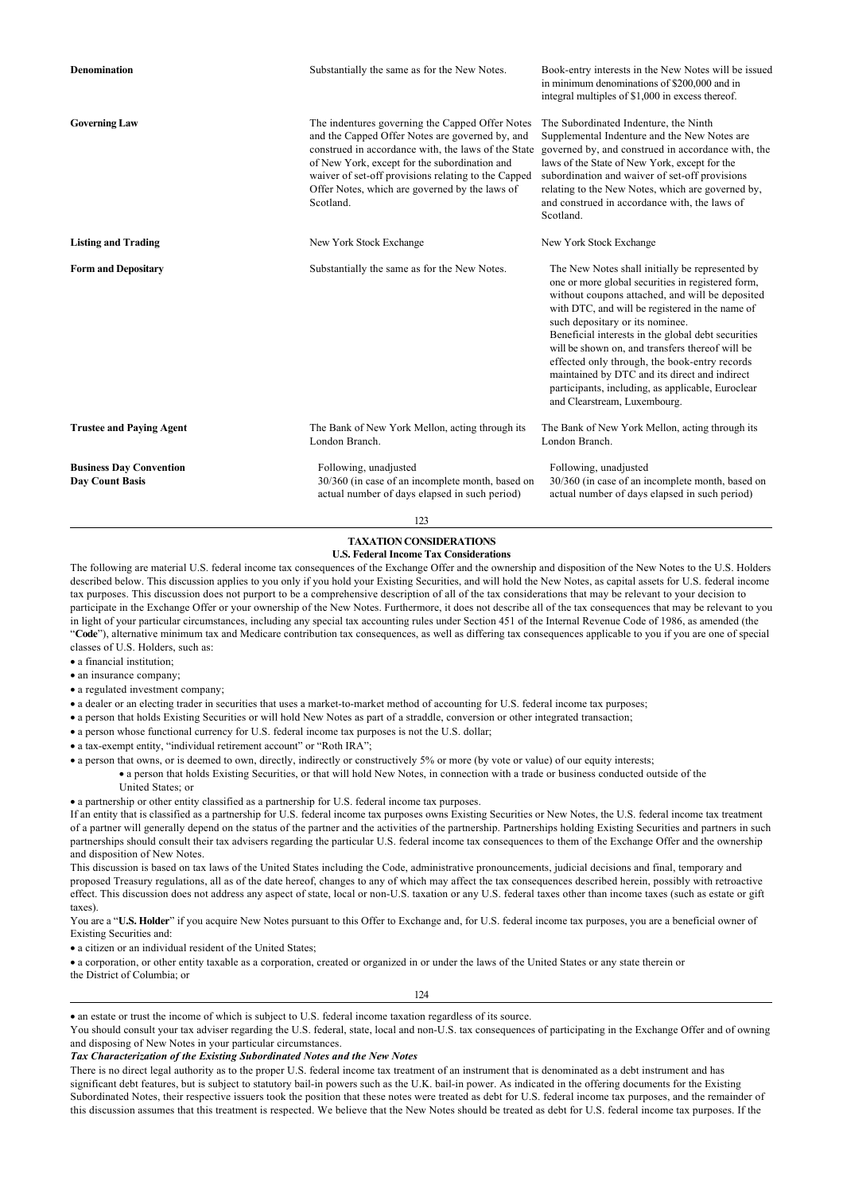| | | |
|---|---|---|
| **Denomination** | Substantially the same as for the New Notes. | Book-entry interests in the New Notes will be issued in minimum denominations of $200,000 and in integral multiples of $1,000 in excess thereof. |
| **Governing Law** | The indentures governing the Capped Offer Notes and the Capped Offer Notes are governed by, and construed in accordance with, the laws of the State of New York, except for the subordination and waiver of set-off provisions relating to the Capped Offer Notes, which are governed by the laws of Scotland. | The Subordinated Indenture, the Ninth Supplemental Indenture and the New Notes are governed by, and construed in accordance with, the laws of the State of New York, except for the subordination and waiver of set-off provisions relating to the New Notes, which are governed by, and construed in accordance with, the laws of Scotland. |
| **Listing and Trading** | New York Stock Exchange | New York Stock Exchange |
| **Form and Depositary** | Substantially the same as for the New Notes. | The New Notes shall initially be represented by one or more global securities in registered form, without coupons attached, and will be deposited with DTC, and will be registered in the name of such depositary or its nominee. Beneficial interests in the global debt securities will be shown on, and transfers thereof will be effected only through, the book-entry records maintained by DTC and its direct and indirect participants, including, as applicable, Euroclear and Clearstream, Luxembourg. |
| **Trustee and Paying Agent** | The Bank of New York Mellon, acting through its London Branch. | The Bank of New York Mellon, acting through its London Branch. |
| **Business Day Convention** | Following, unadjusted | Following, unadjusted |
| **Day Count Basis** | 30/360 (in case of an incomplete month, based on actual number of days elapsed in such period) | 30/360 (in case of an incomplete month, based on actual number of days elapsed in such period) |

## TAXATION CONSIDERATIONS

### U.S. Federal Income Tax Considerations

The following are material U.S. federal income tax consequences of the Exchange Offer and the ownership and disposition of the New Notes to the U.S. Holders described below. This discussion applies to you only if you hold your Existing Securities, and will hold the New Notes, as capital assets for U.S. federal income tax purposes. This discussion does not purport to be a comprehensive description of all of the tax considerations that may be relevant to your decision to participate in the Exchange Offer or your ownership of the New Notes. Furthermore, it does not describe all of the tax consequences that may be relevant to you in light of your particular circumstances, including any special tax accounting rules under Section 451 of the Internal Revenue Code of 1986, as amended (the "**Code**"), alternative minimum tax and Medicare contribution tax consequences, as well as differing tax consequences applicable to you if you are one of special classes of U.S. Holders, such as:

- a financial institution;
- an insurance company;
- a regulated investment company;
- a dealer or an electing trader in securities that uses a market-to-market method of accounting for U.S. federal income tax purposes;
- a person that holds Existing Securities or will hold New Notes as part of a straddle, conversion or other integrated transaction;
- a person whose functional currency for U.S. federal income tax purposes is not the U.S. dollar;
- a tax-exempt entity, "individual retirement account" or "Roth IRA";
- a person that owns, or is deemed to own, directly, indirectly or constructively 5% or more (by vote or value) of our equity interests;
- a person that holds Existing Securities, or that will hold New Notes, in connection with a trade or business conducted outside of the United States; or
- a partnership or other entity classified as a partnership for U.S. federal income tax purposes.

If an entity that is classified as a partnership for U.S. federal income tax purposes owns Existing Securities or New Notes, the U.S. federal income tax treatment of a partner will generally depend on the status of the partner and the activities of the partnership. Partnerships holding Existing Securities and partners in such partnerships should consult their tax advisers regarding the particular U.S. federal income tax consequences to them of the Exchange Offer and the ownership and disposition of New Notes.

This discussion is based on tax laws of the United States including the Code, administrative pronouncements, judicial decisions and final, temporary and proposed Treasury regulations, all as of the date hereof, changes to any of which may affect the tax consequences described herein, possibly with retroactive effect. This discussion does not address any aspect of state, local or non-U.S. taxation or any U.S. federal taxes other than income taxes (such as estate or gift taxes).

You are a "**U.S. Holder**" if you acquire New Notes pursuant to this Offer to Exchange and, for U.S. federal income tax purposes, you are a beneficial owner of Existing Securities and:

- a citizen or an individual resident of the United States;
- a corporation, or other entity taxable as a corporation, created or organized in or under the laws of the United States or any state therein or the District of Columbia; or
- an estate or trust the income of which is subject to U.S. federal income taxation regardless of its source.

You should consult your tax adviser regarding the U.S. federal, state, local and non-U.S. tax consequences of participating in the Exchange Offer and of owning and disposing of New Notes in your particular circumstances.

***Tax Characterization of the Existing Subordinated Notes and the New Notes***

There is no direct legal authority as to the proper U.S. federal income tax treatment of an instrument that is denominated as a debt instrument and has significant debt features, but is subject to statutory bail-in powers such as the U.K. bail-in power. As indicated in the offering documents for the Existing Subordinated Notes, their respective issuers took the position that these notes were treated as debt for U.S. federal income tax purposes, and the remainder of this discussion assumes that this treatment is respected. We believe that the New Notes should be treated as debt for U.S. federal income tax purposes. If the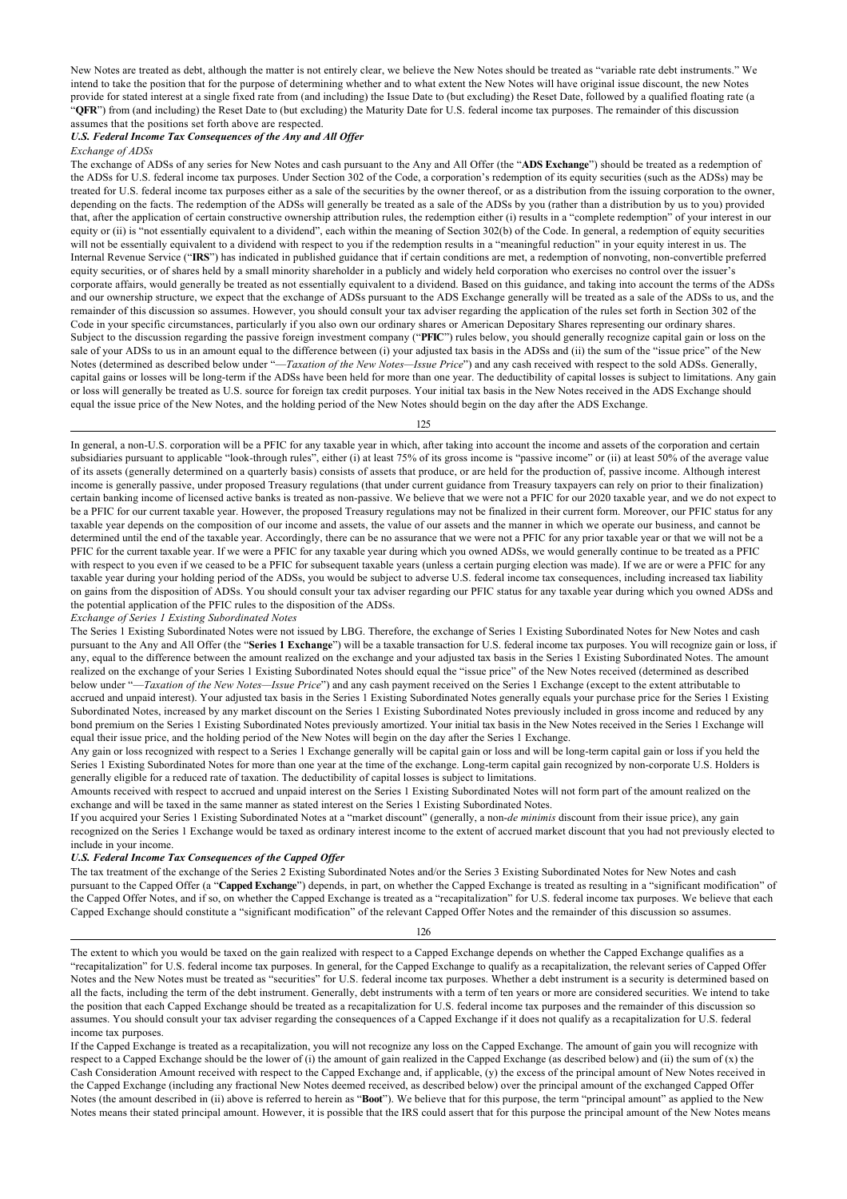New Notes are treated as debt, although the matter is not entirely clear, we believe the New Notes should be treated as "variable rate debt instruments." We intend to take the position that for the purpose of determining whether and to what extent the New Notes will have original issue discount, the new Notes provide for stated interest at a single fixed rate from (and including) the Issue Date to (but excluding) the Reset Date, followed by a qualified floating rate (a "**QFR**") from (and including) the Reset Date to (but excluding) the Maturity Date for U.S. federal income tax purposes. The remainder of this discussion assumes that the positions set forth above are respected.

### *U.S. Federal Income Tax Consequences of the Any and All Offer*

*Exchange of ADSs*

The exchange of ADSs of any series for New Notes and cash pursuant to the Any and All Offer (the "**ADS Exchange**") should be treated as a redemption of the ADSs for U.S. federal income tax purposes. Under Section 302 of the Code, a corporation's redemption of its equity securities (such as the ADSs) may be treated for U.S. federal income tax purposes either as a sale of the securities by the owner thereof, or as a distribution from the issuing corporation to the owner, depending on the facts. The redemption of the ADSs will generally be treated as a sale of the ADSs by you (rather than a distribution by us to you) provided that, after the application of certain constructive ownership attribution rules, the redemption either (i) results in a "complete redemption" of your interest in our equity or (ii) is "not essentially equivalent to a dividend", each within the meaning of Section 302(b) of the Code. In general, a redemption of equity securities will not be essentially equivalent to a dividend with respect to you if the redemption results in a "meaningful reduction" in your equity interest in us. The Internal Revenue Service ("**IRS**") has indicated in published guidance that if certain conditions are met, a redemption of nonvoting, non-convertible preferred equity securities, or of shares held by a small minority shareholder in a publicly and widely held corporation who exercises no control over the issuer's corporate affairs, would generally be treated as not essentially equivalent to a dividend. Based on this guidance, and taking into account the terms of the ADSs and our ownership structure, we expect that the exchange of ADSs pursuant to the ADS Exchange generally will be treated as a sale of the ADSs to us, and the remainder of this discussion so assumes. However, you should consult your tax adviser regarding the application of the rules set forth in Section 302 of the Code in your specific circumstances, particularly if you also own our ordinary shares or American Depositary Shares representing our ordinary shares.

Subject to the discussion regarding the passive foreign investment company ("**PFIC**") rules below, you should generally recognize capital gain or loss on the sale of your ADSs to us in an amount equal to the difference between (i) your adjusted tax basis in the ADSs and (ii) the sum of the "issue price" of the New Notes (determined as described below under "—*Taxation of the New Notes—Issue Price*") and any cash received with respect to the sold ADSs. Generally, capital gains or losses will be long-term if the ADSs have been held for more than one year. The deductibility of capital losses is subject to limitations. Any gain or loss will generally be treated as U.S. source for foreign tax credit purposes. Your initial tax basis in the New Notes received in the ADS Exchange should equal the issue price of the New Notes, and the holding period of the New Notes should begin on the day after the ADS Exchange.

In general, a non-U.S. corporation will be a PFIC for any taxable year in which, after taking into account the income and assets of the corporation and certain subsidiaries pursuant to applicable "look-through rules", either (i) at least 75% of its gross income is "passive income" or (ii) at least 50% of the average value of its assets (generally determined on a quarterly basis) consists of assets that produce, or are held for the production of, passive income. Although interest income is generally passive, under proposed Treasury regulations (that under current guidance from Treasury taxpayers can rely on prior to their finalization) certain banking income of licensed active banks is treated as non-passive. We believe that we were not a PFIC for our 2020 taxable year, and we do not expect to be a PFIC for our current taxable year. However, the proposed Treasury regulations may not be finalized in their current form. Moreover, our PFIC status for any taxable year depends on the composition of our income and assets, the value of our assets and the manner in which we operate our business, and cannot be determined until the end of the taxable year. Accordingly, there can be no assurance that we were not a PFIC for any prior taxable year or that we will not be a PFIC for the current taxable year. If we were a PFIC for any taxable year during which you owned ADSs, we would generally continue to be treated as a PFIC with respect to you even if we ceased to be a PFIC for subsequent taxable years (unless a certain purging election was made). If we are or were a PFIC for any taxable year during your holding period of the ADSs, you would be subject to adverse U.S. federal income tax consequences, including increased tax liability on gains from the disposition of ADSs. You should consult your tax adviser regarding our PFIC status for any taxable year during which you owned ADSs and the potential application of the PFIC rules to the disposition of the ADSs.

*Exchange of Series 1 Existing Subordinated Notes*

The Series 1 Existing Subordinated Notes were not issued by LBG. Therefore, the exchange of Series 1 Existing Subordinated Notes for New Notes and cash pursuant to the Any and All Offer (the "**Series 1 Exchange**") will be a taxable transaction for U.S. federal income tax purposes. You will recognize gain or loss, if any, equal to the difference between the amount realized on the exchange and your adjusted tax basis in the Series 1 Existing Subordinated Notes. The amount realized on the exchange of your Series 1 Existing Subordinated Notes should equal the "issue price" of the New Notes received (determined as described below under "—*Taxation of the New Notes—Issue Price*") and any cash payment received on the Series 1 Exchange (except to the extent attributable to accrued and unpaid interest). Your adjusted tax basis in the Series 1 Existing Subordinated Notes generally equals your purchase price for the Series 1 Existing Subordinated Notes, increased by any market discount on the Series 1 Existing Subordinated Notes previously included in gross income and reduced by any bond premium on the Series 1 Existing Subordinated Notes previously amortized. Your initial tax basis in the New Notes received in the Series 1 Exchange will equal their issue price, and the holding period of the New Notes will begin on the day after the Series 1 Exchange.

Any gain or loss recognized with respect to a Series 1 Exchange generally will be capital gain or loss and will be long-term capital gain or loss if you held the Series 1 Existing Subordinated Notes for more than one year at the time of the exchange. Long-term capital gain recognized by non-corporate U.S. Holders is generally eligible for a reduced rate of taxation. The deductibility of capital losses is subject to limitations.

Amounts received with respect to accrued and unpaid interest on the Series 1 Existing Subordinated Notes will not form part of the amount realized on the exchange and will be taxed in the same manner as stated interest on the Series 1 Existing Subordinated Notes.

If you acquired your Series 1 Existing Subordinated Notes at a "market discount" (generally, a non-*de minimis* discount from their issue price), any gain recognized on the Series 1 Exchange would be taxed as ordinary interest income to the extent of accrued market discount that you had not previously elected to include in your income.

### *U.S. Federal Income Tax Consequences of the Capped Offer*

The tax treatment of the exchange of the Series 2 Existing Subordinated Notes and/or the Series 3 Existing Subordinated Notes for New Notes and cash pursuant to the Capped Offer (a "**Capped Exchange**") depends, in part, on whether the Capped Exchange is treated as resulting in a "significant modification" of the Capped Offer Notes, and if so, on whether the Capped Exchange is treated as a "recapitalization" for U.S. federal income tax purposes. We believe that each Capped Exchange should constitute a "significant modification" of the relevant Capped Offer Notes and the remainder of this discussion so assumes.

The extent to which you would be taxed on the gain realized with respect to a Capped Exchange depends on whether the Capped Exchange qualifies as a "recapitalization" for U.S. federal income tax purposes. In general, for the Capped Exchange to qualify as a recapitalization, the relevant series of Capped Offer Notes and the New Notes must be treated as "securities" for U.S. federal income tax purposes. Whether a debt instrument is a security is determined based on all the facts, including the term of the debt instrument. Generally, debt instruments with a term of ten years or more are considered securities. We intend to take the position that each Capped Exchange should be treated as a recapitalization for U.S. federal income tax purposes and the remainder of this discussion so assumes. You should consult your tax adviser regarding the consequences of a Capped Exchange if it does not qualify as a recapitalization for U.S. federal income tax purposes.

If the Capped Exchange is treated as a recapitalization, you will not recognize any loss on the Capped Exchange. The amount of gain you will recognize with respect to a Capped Exchange should be the lower of (i) the amount of gain realized in the Capped Exchange (as described below) and (ii) the sum of (x) the Cash Consideration Amount received with respect to the Capped Exchange and, if applicable, (y) the excess of the principal amount of New Notes received in the Capped Exchange (including any fractional New Notes deemed received, as described below) over the principal amount of the exchanged Capped Offer Notes (the amount described in (ii) above is referred to herein as "**Boot**"). We believe that for this purpose, the term "principal amount" as applied to the New Notes means their stated principal amount. However, it is possible that the IRS could assert that for this purpose the principal amount of the New Notes means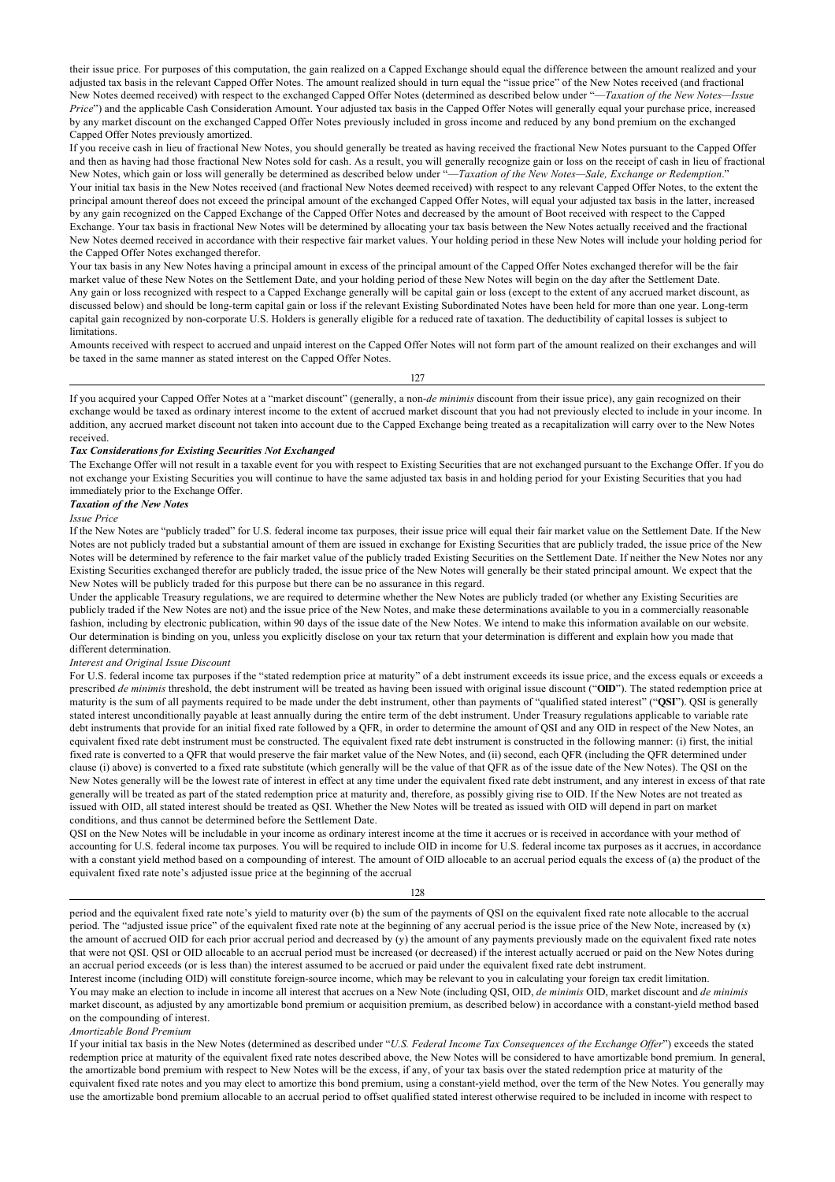their issue price. For purposes of this computation, the gain realized on a Capped Exchange should equal the difference between the amount realized and your adjusted tax basis in the relevant Capped Offer Notes. The amount realized should in turn equal the "issue price" of the New Notes received (and fractional New Notes deemed received) with respect to the exchanged Capped Offer Notes (determined as described below under "—*Taxation of the New Notes—Issue Price*") and the applicable Cash Consideration Amount. Your adjusted tax basis in the Capped Offer Notes will generally equal your purchase price, increased by any market discount on the exchanged Capped Offer Notes previously included in gross income and reduced by any bond premium on the exchanged Capped Offer Notes previously amortized.

If you receive cash in lieu of fractional New Notes, you should generally be treated as having received the fractional New Notes pursuant to the Capped Offer and then as having had those fractional New Notes sold for cash. As a result, you will generally recognize gain or loss on the receipt of cash in lieu of fractional New Notes, which gain or loss will generally be determined as described below under "—*Taxation of the New Notes—Sale, Exchange or Redemption*."

Your initial tax basis in the New Notes received (and fractional New Notes deemed received) with respect to any relevant Capped Offer Notes, to the extent the principal amount thereof does not exceed the principal amount of the exchanged Capped Offer Notes, will equal your adjusted tax basis in the latter, increased by any gain recognized on the Capped Exchange of the Capped Offer Notes and decreased by the amount of Boot received with respect to the Capped Exchange. Your tax basis in fractional New Notes will be determined by allocating your tax basis between the New Notes actually received and the fractional New Notes deemed received in accordance with their respective fair market values. Your holding period in these New Notes will include your holding period for the Capped Offer Notes exchanged therefor.

Your tax basis in any New Notes having a principal amount in excess of the principal amount of the Capped Offer Notes exchanged therefor will be the fair market value of these New Notes on the Settlement Date, and your holding period of these New Notes will begin on the day after the Settlement Date.

Any gain or loss recognized with respect to a Capped Exchange generally will be capital gain or loss (except to the extent of any accrued market discount, as discussed below) and should be long-term capital gain or loss if the relevant Existing Subordinated Notes have been held for more than one year. Long-term capital gain recognized by non-corporate U.S. Holders is generally eligible for a reduced rate of taxation. The deductibility of capital losses is subject to limitations.

Amounts received with respect to accrued and unpaid interest on the Capped Offer Notes will not form part of the amount realized on their exchanges and will be taxed in the same manner as stated interest on the Capped Offer Notes.

If you acquired your Capped Offer Notes at a "market discount" (generally, a non-*de minimis* discount from their issue price), any gain recognized on their exchange would be taxed as ordinary interest income to the extent of accrued market discount that you had not previously elected to include in your income. In addition, any accrued market discount not taken into account due to the Capped Exchange being treated as a recapitalization will carry over to the New Notes received.

***Tax Considerations for Existing Securities Not Exchanged***

The Exchange Offer will not result in a taxable event for you with respect to Existing Securities that are not exchanged pursuant to the Exchange Offer. If you do not exchange your Existing Securities you will continue to have the same adjusted tax basis in and holding period for your Existing Securities that you had immediately prior to the Exchange Offer.

***Taxation of the New Notes***

*Issue Price*

If the New Notes are "publicly traded" for U.S. federal income tax purposes, their issue price will equal their fair market value on the Settlement Date. If the New Notes are not publicly traded but a substantial amount of them are issued in exchange for Existing Securities that are publicly traded, the issue price of the New Notes will be determined by reference to the fair market value of the publicly traded Existing Securities on the Settlement Date. If neither the New Notes nor any Existing Securities exchanged therefor are publicly traded, the issue price of the New Notes will generally be their stated principal amount. We expect that the New Notes will be publicly traded for this purpose but there can be no assurance in this regard.

Under the applicable Treasury regulations, we are required to determine whether the New Notes are publicly traded (or whether any Existing Securities are publicly traded if the New Notes are not) and the issue price of the New Notes, and make these determinations available to you in a commercially reasonable fashion, including by electronic publication, within 90 days of the issue date of the New Notes. We intend to make this information available on our website. Our determination is binding on you, unless you explicitly disclose on your tax return that your determination is different and explain how you made that different determination.

*Interest and Original Issue Discount*

For U.S. federal income tax purposes if the "stated redemption price at maturity" of a debt instrument exceeds its issue price, and the excess equals or exceeds a prescribed *de minimis* threshold, the debt instrument will be treated as having been issued with original issue discount ("**OID**"). The stated redemption price at maturity is the sum of all payments required to be made under the debt instrument, other than payments of "qualified stated interest" ("**QSI**"). QSI is generally stated interest unconditionally payable at least annually during the entire term of the debt instrument. Under Treasury regulations applicable to variable rate debt instruments that provide for an initial fixed rate followed by a QFR, in order to determine the amount of QSI and any OID in respect of the New Notes, an equivalent fixed rate debt instrument must be constructed. The equivalent fixed rate debt instrument is constructed in the following manner: (i) first, the initial fixed rate is converted to a QFR that would preserve the fair market value of the New Notes, and (ii) second, each QFR (including the QFR determined under clause (i) above) is converted to a fixed rate substitute (which generally will be the value of that QFR as of the issue date of the New Notes). The QSI on the New Notes generally will be the lowest rate of interest in effect at any time under the equivalent fixed rate debt instrument, and any interest in excess of that rate generally will be treated as part of the stated redemption price at maturity and, therefore, as possibly giving rise to OID. If the New Notes are not treated as issued with OID, all stated interest should be treated as QSI. Whether the New Notes will be treated as issued with OID will depend in part on market conditions, and thus cannot be determined before the Settlement Date.

QSI on the New Notes will be includable in your income as ordinary interest income at the time it accrues or is received in accordance with your method of accounting for U.S. federal income tax purposes. You will be required to include OID in income for U.S. federal income tax purposes as it accrues, in accordance with a constant yield method based on a compounding of interest. The amount of OID allocable to an accrual period equals the excess of (a) the product of the equivalent fixed rate note's adjusted issue price at the beginning of the accrual period and the equivalent fixed rate note's yield to maturity over (b) the sum of the payments of QSI on the equivalent fixed rate note allocable to the accrual period. The "adjusted issue price" of the equivalent fixed rate note at the beginning of any accrual period is the issue price of the New Note, increased by (x) the amount of accrued OID for each prior accrual period and decreased by (y) the amount of any payments previously made on the equivalent fixed rate notes that were not QSI. QSI or OID allocable to an accrual period must be increased (or decreased) if the interest actually accrued or paid on the New Notes during an accrual period exceeds (or is less than) the interest assumed to be accrued or paid under the equivalent fixed rate debt instrument.

Interest income (including OID) will constitute foreign-source income, which may be relevant to you in calculating your foreign tax credit limitation.

You may make an election to include in income all interest that accrues on a New Note (including QSI, OID, *de minimis* OID, market discount and *de minimis* market discount, as adjusted by any amortizable bond premium or acquisition premium, as described below) in accordance with a constant-yield method based on the compounding of interest.

*Amortizable Bond Premium*

If your initial tax basis in the New Notes (determined as described under "*U.S. Federal Income Tax Consequences of the Exchange Offer*") exceeds the stated redemption price at maturity of the equivalent fixed rate notes described above, the New Notes will be considered to have amortizable bond premium. In general, the amortizable bond premium with respect to New Notes will be the excess, if any, of your tax basis over the stated redemption price at maturity of the equivalent fixed rate notes and you may elect to amortize this bond premium, using a constant-yield method, over the term of the New Notes. You generally may use the amortizable bond premium allocable to an accrual period to offset qualified stated interest otherwise required to be included in income with respect to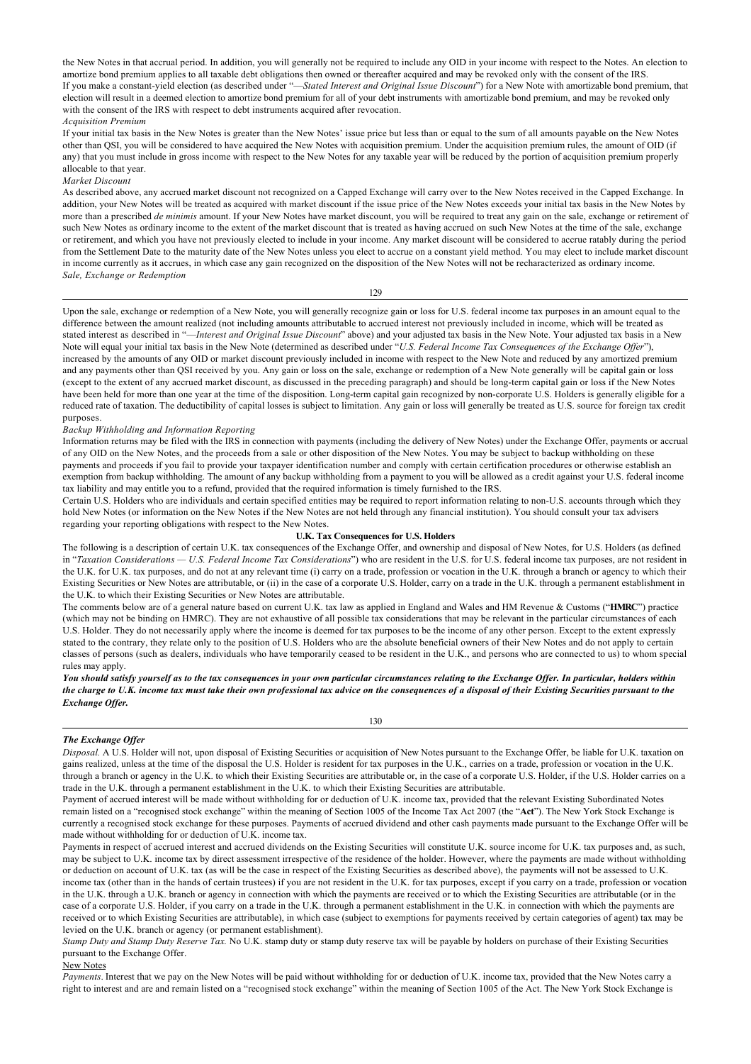the New Notes in that accrual period. In addition, you will generally not be required to include any OID in your income with respect to the Notes. An election to amortize bond premium applies to all taxable debt obligations then owned or thereafter acquired and may be revoked only with the consent of the IRS.

If you make a constant-yield election (as described under "—*Stated Interest and Original Issue Discount*") for a New Note with amortizable bond premium, that election will result in a deemed election to amortize bond premium for all of your debt instruments with amortizable bond premium, and may be revoked only with the consent of the IRS with respect to debt instruments acquired after revocation.

*Acquisition Premium*

If your initial tax basis in the New Notes is greater than the New Notes' issue price but less than or equal to the sum of all amounts payable on the New Notes other than QSI, you will be considered to have acquired the New Notes with acquisition premium. Under the acquisition premium rules, the amount of OID (if any) that you must include in gross income with respect to the New Notes for any taxable year will be reduced by the portion of acquisition premium properly allocable to that year.

*Market Discount*

As described above, any accrued market discount not recognized on a Capped Exchange will carry over to the New Notes received in the Capped Exchange. In addition, your New Notes will be treated as acquired with market discount if the issue price of the New Notes exceeds your initial tax basis in the New Notes by more than a prescribed *de minimis* amount. If your New Notes have market discount, you will be required to treat any gain on the sale, exchange or retirement of such New Notes as ordinary income to the extent of the market discount that is treated as having accrued on such New Notes at the time of the sale, exchange or retirement, and which you have not previously elected to include in your income. Any market discount will be considered to accrue ratably during the period from the Settlement Date to the maturity date of the New Notes unless you elect to accrue on a constant yield method. You may elect to include market discount in income currently as it accrues, in which case any gain recognized on the disposition of the New Notes will not be recharacterized as ordinary income.

*Sale, Exchange or Redemption*

Upon the sale, exchange or redemption of a New Note, you will generally recognize gain or loss for U.S. federal income tax purposes in an amount equal to the difference between the amount realized (not including amounts attributable to accrued interest not previously included in income, which will be treated as stated interest as described in "—*Interest and Original Issue Discount*" above) and your adjusted tax basis in the New Note. Your adjusted tax basis in a New Note will equal your initial tax basis in the New Note (determined as described under "*U.S. Federal Income Tax Consequences of the Exchange Offer*"), increased by the amounts of any OID or market discount previously included in income with respect to the New Note and reduced by any amortized premium and any payments other than QSI received by you. Any gain or loss on the sale, exchange or redemption of a New Note generally will be capital gain or loss (except to the extent of any accrued market discount, as discussed in the preceding paragraph) and should be long-term capital gain or loss if the New Notes have been held for more than one year at the time of the disposition. Long-term capital gain recognized by non-corporate U.S. Holders is generally eligible for a reduced rate of taxation. The deductibility of capital losses is subject to limitation. Any gain or loss will generally be treated as U.S. source for foreign tax credit purposes.

*Backup Withholding and Information Reporting*

Information returns may be filed with the IRS in connection with payments (including the delivery of New Notes) under the Exchange Offer, payments or accrual of any OID on the New Notes, and the proceeds from a sale or other disposition of the New Notes. You may be subject to backup withholding on these payments and proceeds if you fail to provide your taxpayer identification number and comply with certain certification procedures or otherwise establish an exemption from backup withholding. The amount of any backup withholding from a payment to you will be allowed as a credit against your U.S. federal income tax liability and may entitle you to a refund, provided that the required information is timely furnished to the IRS.

Certain U.S. Holders who are individuals and certain specified entities may be required to report information relating to non-U.S. accounts through which they hold New Notes (or information on the New Notes if the New Notes are not held through any financial institution). You should consult your tax advisers regarding your reporting obligations with respect to the New Notes.

**U.K. Tax Consequences for U.S. Holders**

The following is a description of certain U.K. tax consequences of the Exchange Offer, and ownership and disposal of New Notes, for U.S. Holders (as defined in "*Taxation Considerations — U.S. Federal Income Tax Considerations*") who are resident in the U.S. for U.S. federal income tax purposes, are not resident in the U.K. for U.K. tax purposes, and do not at any relevant time (i) carry on a trade, profession or vocation in the U.K. through a branch or agency to which their Existing Securities or New Notes are attributable, or (ii) in the case of a corporate U.S. Holder, carry on a trade in the U.K. through a permanent establishment in the U.K. to which their Existing Securities or New Notes are attributable.

The comments below are of a general nature based on current U.K. tax law as applied in England and Wales and HM Revenue & Customs ("**HMRC**") practice (which may not be binding on HMRC). They are not exhaustive of all possible tax considerations that may be relevant in the particular circumstances of each U.S. Holder. They do not necessarily apply where the income is deemed for tax purposes to be the income of any other person. Except to the extent expressly stated to the contrary, they relate only to the position of U.S. Holders who are the absolute beneficial owners of their New Notes and do not apply to certain classes of persons (such as dealers, individuals who have temporarily ceased to be resident in the U.K., and persons who are connected to us) to whom special rules may apply.

***You should satisfy yourself as to the tax consequences in your own particular circumstances relating to the Exchange Offer. In particular, holders within the charge to U.K. income tax must take their own professional tax advice on the consequences of a disposal of their Existing Securities pursuant to the Exchange Offer.***

***The Exchange Offer***

*Disposal.* A U.S. Holder will not, upon disposal of Existing Securities or acquisition of New Notes pursuant to the Exchange Offer, be liable for U.K. taxation on gains realized, unless at the time of the disposal the U.S. Holder is resident for tax purposes in the U.K., carries on a trade, profession or vocation in the U.K. through a branch or agency in the U.K. to which their Existing Securities are attributable or, in the case of a corporate U.S. Holder, if the U.S. Holder carries on a trade in the U.K. through a permanent establishment in the U.K. to which their Existing Securities are attributable.

Payment of accrued interest will be made without withholding for or deduction of U.K. income tax, provided that the relevant Existing Subordinated Notes remain listed on a "recognised stock exchange" within the meaning of Section 1005 of the Income Tax Act 2007 (the "**Act**"). The New York Stock Exchange is currently a recognised stock exchange for these purposes. Payments of accrued dividend and other cash payments made pursuant to the Exchange Offer will be made without withholding for or deduction of U.K. income tax.

Payments in respect of accrued interest and accrued dividends on the Existing Securities will constitute U.K. source income for U.K. tax purposes and, as such, may be subject to U.K. income tax by direct assessment irrespective of the residence of the holder. However, where the payments are made without withholding or deduction on account of U.K. tax (as will be the case in respect of the Existing Securities as described above), the payments will not be assessed to U.K. income tax (other than in the hands of certain trustees) if you are not resident in the U.K. for tax purposes, except if you carry on a trade, profession or vocation in the U.K. through a U.K. branch or agency in connection with which the payments are received or to which the Existing Securities are attributable (or in the case of a corporate U.S. Holder, if you carry on a trade in the U.K. through a permanent establishment in the U.K. in connection with which the payments are received or to which Existing Securities are attributable), in which case (subject to exemptions for payments received by certain categories of agent) tax may be levied on the U.K. branch or agency (or permanent establishment).

*Stamp Duty and Stamp Duty Reserve Tax.* No U.K. stamp duty or stamp duty reserve tax will be payable by holders on purchase of their Existing Securities pursuant to the Exchange Offer.

New Notes

*Payments*. Interest that we pay on the New Notes will be paid without withholding for or deduction of U.K. income tax, provided that the New Notes carry a right to interest and are and remain listed on a "recognised stock exchange" within the meaning of Section 1005 of the Act. The New York Stock Exchange is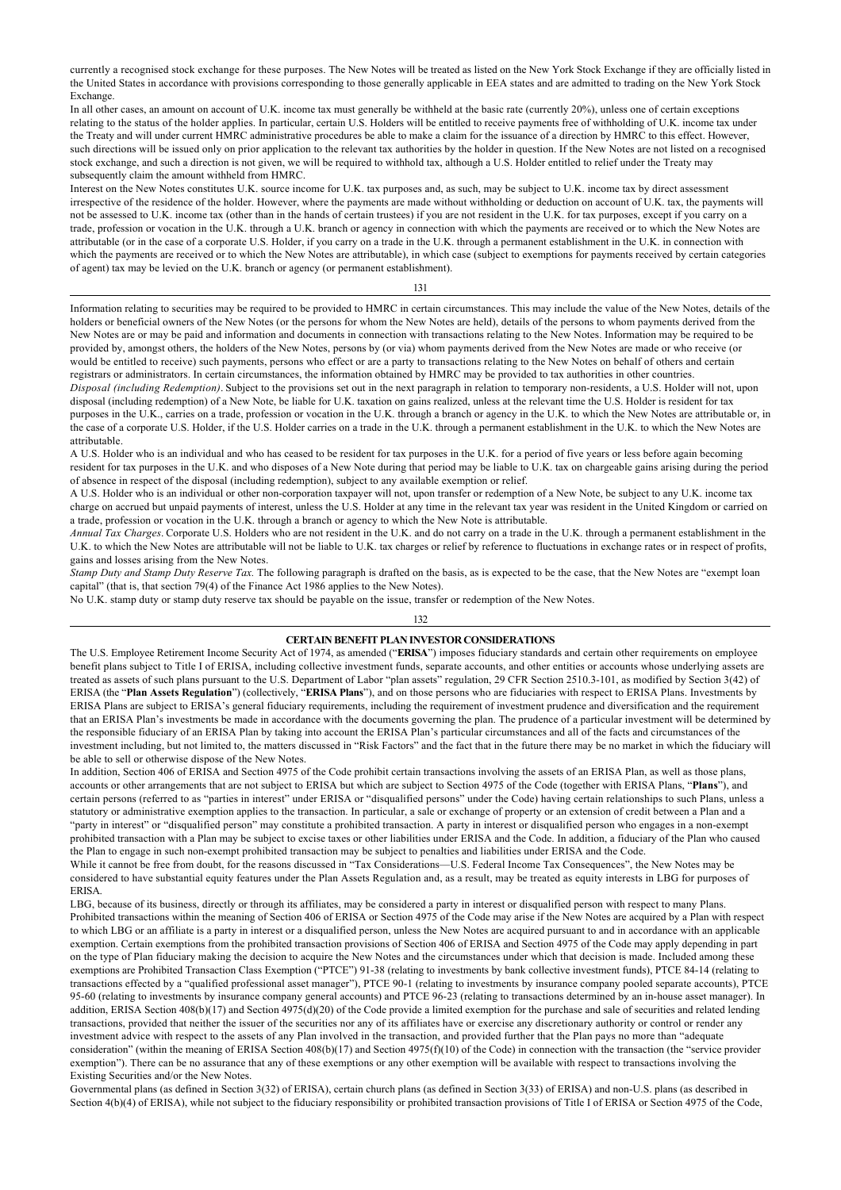currently a recognised stock exchange for these purposes. The New Notes will be treated as listed on the New York Stock Exchange if they are officially listed in the United States in accordance with provisions corresponding to those generally applicable in EEA states and are admitted to trading on the New York Stock Exchange.

In all other cases, an amount on account of U.K. income tax must generally be withheld at the basic rate (currently 20%), unless one of certain exceptions relating to the status of the holder applies. In particular, certain U.S. Holders will be entitled to receive payments free of withholding of U.K. income tax under the Treaty and will under current HMRC administrative procedures be able to make a claim for the issuance of a direction by HMRC to this effect. However, such directions will be issued only on prior application to the relevant tax authorities by the holder in question. If the New Notes are not listed on a recognised stock exchange, and such a direction is not given, we will be required to withhold tax, although a U.S. Holder entitled to relief under the Treaty may subsequently claim the amount withheld from HMRC.

Interest on the New Notes constitutes U.K. source income for U.K. tax purposes and, as such, may be subject to U.K. income tax by direct assessment irrespective of the residence of the holder. However, where the payments are made without withholding or deduction on account of U.K. tax, the payments will not be assessed to U.K. income tax (other than in the hands of certain trustees) if you are not resident in the U.K. for tax purposes, except if you carry on a trade, profession or vocation in the U.K. through a U.K. branch or agency in connection with which the payments are received or to which the New Notes are attributable (or in the case of a corporate U.S. Holder, if you carry on a trade in the U.K. through a permanent establishment in the U.K. in connection with which the payments are received or to which the New Notes are attributable), in which case (subject to exemptions for payments received by certain categories of agent) tax may be levied on the U.K. branch or agency (or permanent establishment).

Information relating to securities may be required to be provided to HMRC in certain circumstances. This may include the value of the New Notes, details of the holders or beneficial owners of the New Notes (or the persons for whom the New Notes are held), details of the persons to whom payments derived from the New Notes are or may be paid and information and documents in connection with transactions relating to the New Notes. Information may be required to be provided by, amongst others, the holders of the New Notes, persons by (or via) whom payments derived from the New Notes are made or who receive (or would be entitled to receive) such payments, persons who effect or are a party to transactions relating to the New Notes on behalf of others and certain registrars or administrators. In certain circumstances, the information obtained by HMRC may be provided to tax authorities in other countries.

*Disposal (including Redemption)*. Subject to the provisions set out in the next paragraph in relation to temporary non-residents, a U.S. Holder will not, upon disposal (including redemption) of a New Note, be liable for U.K. taxation on gains realized, unless at the relevant time the U.S. Holder is resident for tax purposes in the U.K., carries on a trade, profession or vocation in the U.K. through a branch or agency in the U.K. to which the New Notes are attributable or, in the case of a corporate U.S. Holder, if the U.S. Holder carries on a trade in the U.K. through a permanent establishment in the U.K. to which the New Notes are attributable.

A U.S. Holder who is an individual and who has ceased to be resident for tax purposes in the U.K. for a period of five years or less before again becoming resident for tax purposes in the U.K. and who disposes of a New Note during that period may be liable to U.K. tax on chargeable gains arising during the period of absence in respect of the disposal (including redemption), subject to any available exemption or relief.

A U.S. Holder who is an individual or other non-corporation taxpayer will not, upon transfer or redemption of a New Note, be subject to any U.K. income tax charge on accrued but unpaid payments of interest, unless the U.S. Holder at any time in the relevant tax year was resident in the United Kingdom or carried on a trade, profession or vocation in the U.K. through a branch or agency to which the New Note is attributable.

*Annual Tax Charges*. Corporate U.S. Holders who are not resident in the U.K. and do not carry on a trade in the U.K. through a permanent establishment in the U.K. to which the New Notes are attributable will not be liable to U.K. tax charges or relief by reference to fluctuations in exchange rates or in respect of profits, gains and losses arising from the New Notes.

*Stamp Duty and Stamp Duty Reserve Tax*. The following paragraph is drafted on the basis, as is expected to be the case, that the New Notes are "exempt loan capital" (that is, that section 79(4) of the Finance Act 1986 applies to the New Notes).

No U.K. stamp duty or stamp duty reserve tax should be payable on the issue, transfer or redemption of the New Notes.

## CERTAIN BENEFIT PLAN INVESTOR CONSIDERATIONS

The U.S. Employee Retirement Income Security Act of 1974, as amended ("**ERISA**") imposes fiduciary standards and certain other requirements on employee benefit plans subject to Title I of ERISA, including collective investment funds, separate accounts, and other entities or accounts whose underlying assets are treated as assets of such plans pursuant to the U.S. Department of Labor "plan assets" regulation, 29 CFR Section 2510.3-101, as modified by Section 3(42) of ERISA (the "**Plan Assets Regulation**") (collectively, "**ERISA Plans**"), and on those persons who are fiduciaries with respect to ERISA Plans. Investments by ERISA Plans are subject to ERISA's general fiduciary requirements, including the requirement of investment prudence and diversification and the requirement that an ERISA Plan's investments be made in accordance with the documents governing the plan. The prudence of a particular investment will be determined by the responsible fiduciary of an ERISA Plan by taking into account the ERISA Plan's particular circumstances and all of the facts and circumstances of the investment including, but not limited to, the matters discussed in "Risk Factors" and the fact that in the future there may be no market in which the fiduciary will be able to sell or otherwise dispose of the New Notes.

In addition, Section 406 of ERISA and Section 4975 of the Code prohibit certain transactions involving the assets of an ERISA Plan, as well as those plans, accounts or other arrangements that are not subject to ERISA but which are subject to Section 4975 of the Code (together with ERISA Plans, "**Plans**"), and certain persons (referred to as "parties in interest" under ERISA or "disqualified persons" under the Code) having certain relationships to such Plans, unless a statutory or administrative exemption applies to the transaction. In particular, a sale or exchange of property or an extension of credit between a Plan and a "party in interest" or "disqualified person" may constitute a prohibited transaction. A party in interest or disqualified person who engages in a non-exempt prohibited transaction with a Plan may be subject to excise taxes or other liabilities under ERISA and the Code. In addition, a fiduciary of the Plan who caused the Plan to engage in such non-exempt prohibited transaction may be subject to penalties and liabilities under ERISA and the Code.

While it cannot be free from doubt, for the reasons discussed in "Tax Considerations—U.S. Federal Income Tax Consequences", the New Notes may be considered to have substantial equity features under the Plan Assets Regulation and, as a result, may be treated as equity interests in LBG for purposes of ERISA.

LBG, because of its business, directly or through its affiliates, may be considered a party in interest or disqualified person with respect to many Plans. Prohibited transactions within the meaning of Section 406 of ERISA or Section 4975 of the Code may arise if the New Notes are acquired by a Plan with respect to which LBG or an affiliate is a party in interest or a disqualified person, unless the New Notes are acquired pursuant to and in accordance with an applicable exemption. Certain exemptions from the prohibited transaction provisions of Section 406 of ERISA and Section 4975 of the Code may apply depending in part on the type of Plan fiduciary making the decision to acquire the New Notes and the circumstances under which that decision is made. Included among these exemptions are Prohibited Transaction Class Exemption ("PTCE") 91-38 (relating to investments by bank collective investment funds), PTCE 84-14 (relating to transactions effected by a "qualified professional asset manager"), PTCE 90-1 (relating to investments by insurance company pooled separate accounts), PTCE 95-60 (relating to investments by insurance company general accounts) and PTCE 96-23 (relating to transactions determined by an in-house asset manager). In addition, ERISA Section 408(b)(17) and Section 4975(d)(20) of the Code provide a limited exemption for the purchase and sale of securities and related lending transactions, provided that neither the issuer of the securities nor any of its affiliates have or exercise any discretionary authority or control or render any investment advice with respect to the assets of any Plan involved in the transaction, and provided further that the Plan pays no more than "adequate consideration" (within the meaning of ERISA Section 408(b)(17) and Section 4975(f)(10) of the Code) in connection with the transaction (the "service provider exemption"). There can be no assurance that any of these exemptions or any other exemption will be available with respect to transactions involving the Existing Securities and/or the New Notes.

Governmental plans (as defined in Section 3(32) of ERISA), certain church plans (as defined in Section 3(33) of ERISA) and non-U.S. plans (as described in Section 4(b)(4) of ERISA), while not subject to the fiduciary responsibility or prohibited transaction provisions of Title I of ERISA or Section 4975 of the Code,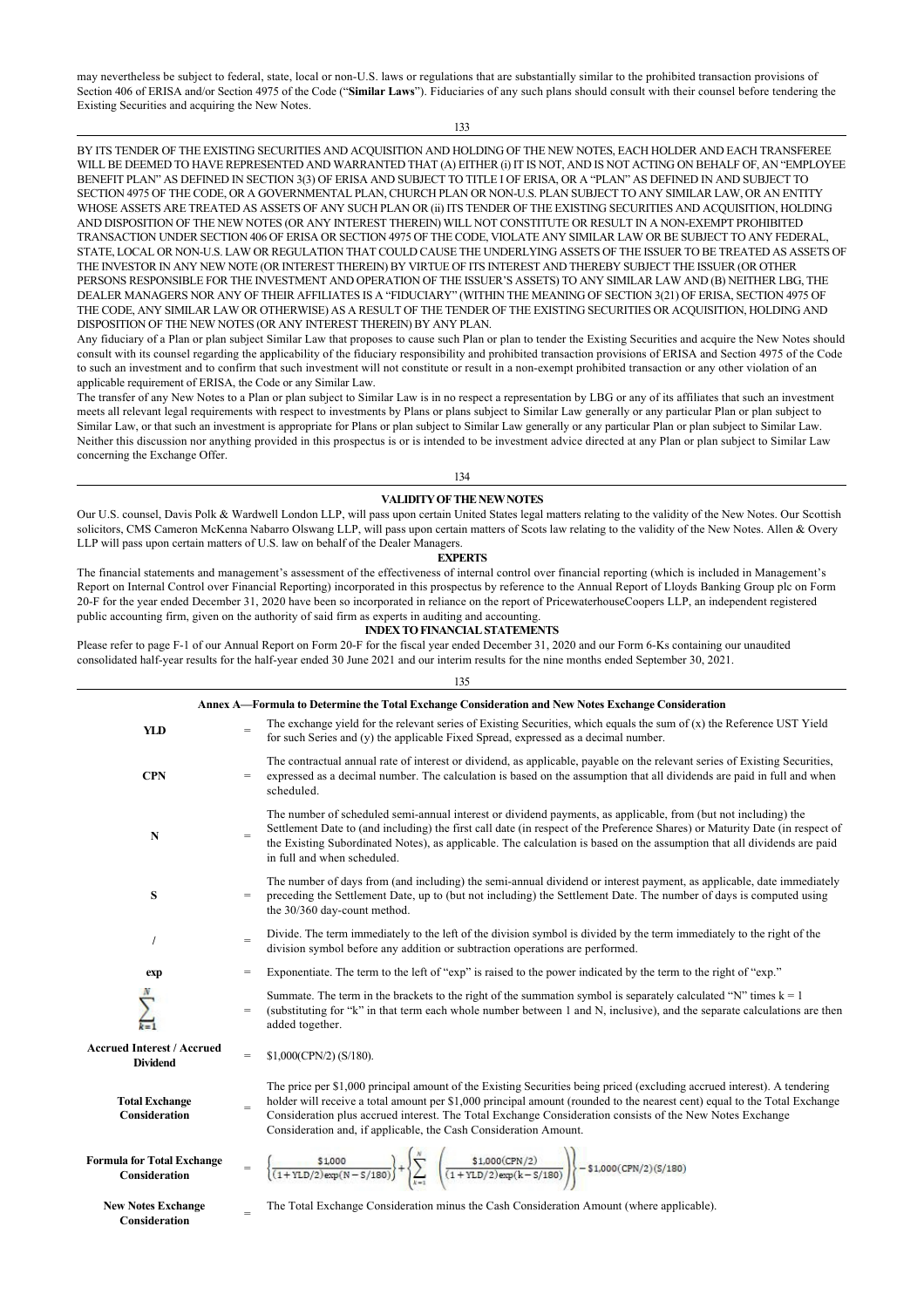may nevertheless be subject to federal, state, local or non-U.S. laws or regulations that are substantially similar to the prohibited transaction provisions of Section 406 of ERISA and/or Section 4975 of the Code ("**Similar Laws**"). Fiduciaries of any such plans should consult with their counsel before tendering the Existing Securities and acquiring the New Notes.

BY ITS TENDER OF THE EXISTING SECURITIES AND ACQUISITION AND HOLDING OF THE NEW NOTES, EACH HOLDER AND EACH TRANSFEREE WILL BE DEEMED TO HAVE REPRESENTED AND WARRANTED THAT (A) EITHER (i) IT IS NOT, AND IS NOT ACTING ON BEHALF OF, AN "EMPLOYEE BENEFIT PLAN" AS DEFINED IN SECTION 3(3) OF ERISA AND SUBJECT TO TITLE I OF ERISA, OR A "PLAN" AS DEFINED IN AND SUBJECT TO SECTION 4975 OF THE CODE, OR A GOVERNMENTAL PLAN, CHURCH PLAN OR NON-U.S. PLAN SUBJECT TO ANY SIMILAR LAW, OR AN ENTITY WHOSE ASSETS ARE TREATED AS ASSETS OF ANY SUCH PLAN OR (ii) ITS TENDER OF THE EXISTING SECURITIES AND ACQUISITION, HOLDING AND DISPOSITION OF THE NEW NOTES (OR ANY INTEREST THEREIN) WILL NOT CONSTITUTE OR RESULT IN A NON-EXEMPT PROHIBITED TRANSACTION UNDER SECTION 406 OF ERISA OR SECTION 4975 OF THE CODE, VIOLATE ANY SIMILAR LAW OR BE SUBJECT TO ANY FEDERAL, STATE, LOCAL OR NON-U.S. LAW OR REGULATION THAT COULD CAUSE THE UNDERLYING ASSETS OF THE ISSUER TO BE TREATED AS ASSETS OF THE INVESTOR IN ANY NEW NOTE (OR INTEREST THEREIN) BY VIRTUE OF ITS INTEREST AND THEREBY SUBJECT THE ISSUER (OR OTHER PERSONS RESPONSIBLE FOR THE INVESTMENT AND OPERATION OF THE ISSUER'S ASSETS) TO ANY SIMILAR LAW AND (B) NEITHER LBG, THE DEALER MANAGERS NOR ANY OF THEIR AFFILIATES IS A "FIDUCIARY" (WITHIN THE MEANING OF SECTION 3(21) OF ERISA, SECTION 4975 OF THE CODE, ANY SIMILAR LAW OR OTHERWISE) AS A RESULT OF THE TENDER OF THE EXISTING SECURITIES OR ACQUISITION, HOLDING AND DISPOSITION OF THE NEW NOTES (OR ANY INTEREST THEREIN) BY ANY PLAN.

Any fiduciary of a Plan or plan subject Similar Law that proposes to cause such Plan or plan to tender the Existing Securities and acquire the New Notes should consult with its counsel regarding the applicability of the fiduciary responsibility and prohibited transaction provisions of ERISA and Section 4975 of the Code to such an investment and to confirm that such investment will not constitute or result in a non-exempt prohibited transaction or any other violation of an applicable requirement of ERISA, the Code or any Similar Law.

The transfer of any New Notes to a Plan or plan subject to Similar Law is in no respect a representation by LBG or any of its affiliates that such an investment meets all relevant legal requirements with respect to investments by Plans or plans subject to Similar Law generally or any particular Plan or plan subject to Similar Law, or that such an investment is appropriate for Plans or plan subject to Similar Law generally or any particular Plan or plan subject to Similar Law. Neither this discussion nor anything provided in this prospectus is or is intended to be investment advice directed at any Plan or plan subject to Similar Law concerning the Exchange Offer.

## VALIDITY OF THE NEW NOTES

Our U.S. counsel, Davis Polk & Wardwell London LLP, will pass upon certain United States legal matters relating to the validity of the New Notes. Our Scottish solicitors, CMS Cameron McKenna Nabarro Olswang LLP, will pass upon certain matters of Scots law relating to the validity of the New Notes. Allen & Overy LLP will pass upon certain matters of U.S. law on behalf of the Dealer Managers.

## EXPERTS

The financial statements and management's assessment of the effectiveness of internal control over financial reporting (which is included in Management's Report on Internal Control over Financial Reporting) incorporated in this prospectus by reference to the Annual Report of Lloyds Banking Group plc on Form 20-F for the year ended December 31, 2020 have been so incorporated in reliance on the report of PricewaterhouseCoopers LLP, an independent registered public accounting firm, given on the authority of said firm as experts in auditing and accounting.

## INDEX TO FINANCIAL STATEMENTS

Please refer to page F-1 of our Annual Report on Form 20-F for the fiscal year ended December 31, 2020 and our Form 6-Ks containing our unaudited consolidated half-year results for the half-year ended 30 June 2021 and our interim results for the nine months ended September 30, 2021.

## Annex A—Formula to Determine the Total Exchange Consideration and New Notes Exchange Consideration

| | | |
|---|---|---|
| **YLD** | = | The exchange yield for the relevant series of Existing Securities, which equals the sum of (x) the Reference UST Yield for such Series and (y) the applicable Fixed Spread, expressed as a decimal number. |
| **CPN** | = | The contractual annual rate of interest or dividend, as applicable, payable on the relevant series of Existing Securities, expressed as a decimal number. The calculation is based on the assumption that all dividends are paid in full and when scheduled. |
| **N** | = | The number of scheduled semi-annual interest or dividend payments, as applicable, from (but not including) the Settlement Date to (and including) the first call date (in respect of the Preference Shares) or Maturity Date (in respect of the Existing Subordinated Notes), as applicable. The calculation is based on the assumption that all dividends are paid in full and when scheduled. |
| **S** | = | The number of days from (and including) the semi-annual dividend or interest payment, as applicable, date immediately preceding the Settlement Date, up to (but not including) the Settlement Date. The number of days is computed using the 30/360 day-count method. |
| **/** | = | Divide. The term immediately to the left of the division symbol is divided by the term immediately to the right of the division symbol before any addition or subtraction operations are performed. |
| **exp** | = | Exponentiate. The term to the left of "exp" is raised to the power indicated by the term to the right of "exp." |
| $\sum_{k=1}^{N}$ | = | Summate. The term in the brackets to the right of the summation symbol is separately calculated "N" times k = 1 (substituting for "k" in that term each whole number between 1 and N, inclusive), and the separate calculations are then added together. |
| **Accrued Interest / Accrued Dividend** | = | \$1,000(CPN/2) (S/180). |
| **Total Exchange Consideration** | = | The price per \$1,000 principal amount of the Existing Securities being priced (excluding accrued interest). A tendering holder will receive a total amount per \$1,000 principal amount (rounded to the nearest cent) equal to the Total Exchange Consideration plus accrued interest. The Total Exchange Consideration consists of the New Notes Exchange Consideration and, if applicable, the Cash Consideration Amount. |
| **Formula for Total Exchange Consideration** | = | $\left\{\frac{\$1{,}000}{(1+\text{YLD}/2)\exp(N-S/180)}\right\}+\left\{\sum_{k=1}^{N}\left(\frac{\$1{,}000(\text{CPN}/2)}{(1+\text{YLD}/2)\exp(k-S/180)}\right)\right\}-\$1{,}000(\text{CPN}/2)(S/180)$ |
| **New Notes Exchange Consideration** | = | The Total Exchange Consideration minus the Cash Consideration Amount (where applicable). |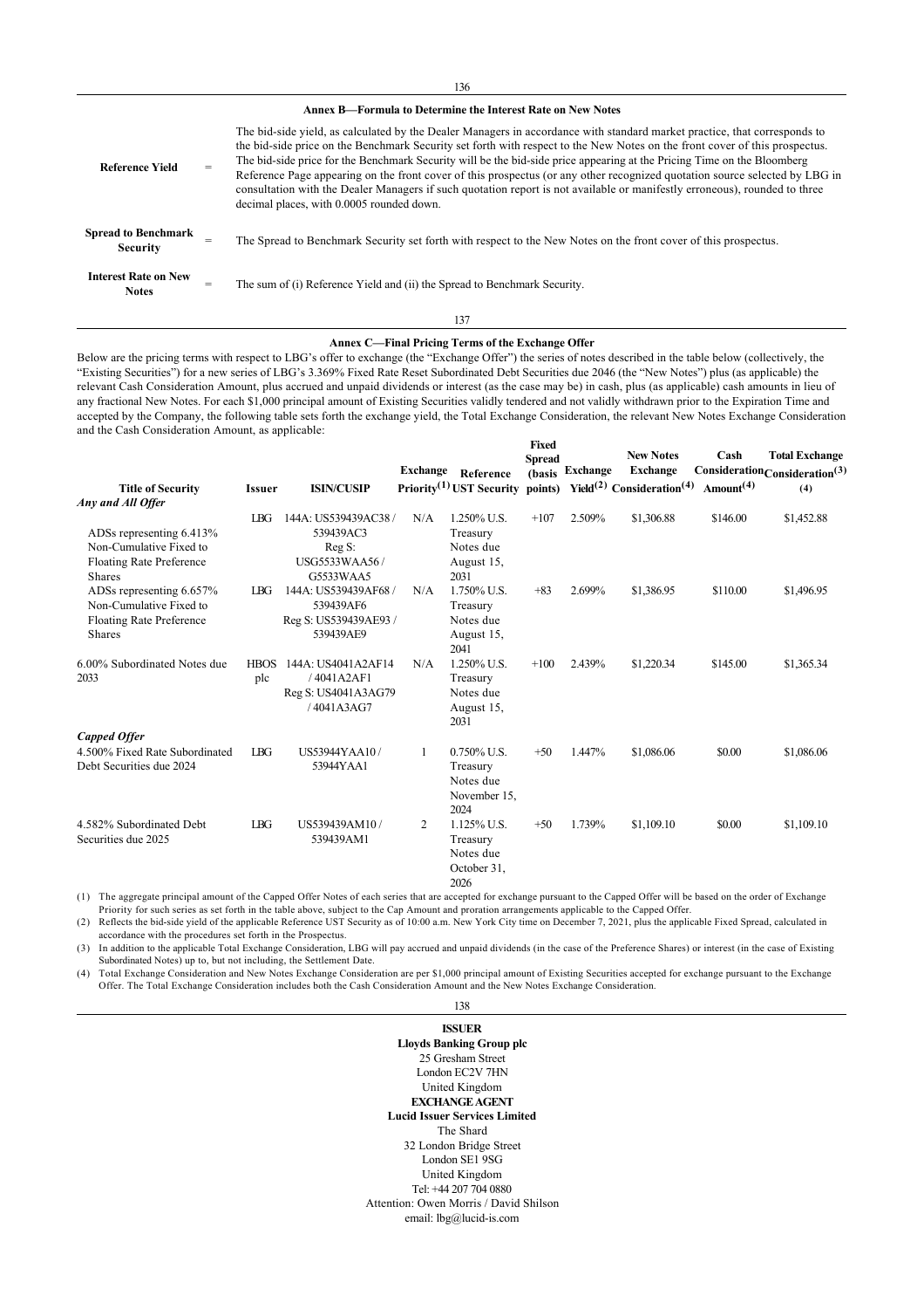## Annex B—Formula to Determine the Interest Rate on New Notes

| | | |
|---|---|---|
| **Reference Yield** | = | The bid-side yield, as calculated by the Dealer Managers in accordance with standard market practice, that corresponds to the bid-side price on the Benchmark Security set forth with respect to the New Notes on the front cover of this prospectus. The bid-side price for the Benchmark Security will be the bid-side price appearing at the Pricing Time on the Bloomberg Reference Page appearing on the front cover of this prospectus (or any other recognized quotation source selected by LBG in consultation with the Dealer Managers if such quotation report is not available or manifestly erroneous), rounded to three decimal places, with 0.0005 rounded down. |
| **Spread to Benchmark Security** | = | The Spread to Benchmark Security set forth with respect to the New Notes on the front cover of this prospectus. |
| **Interest Rate on New Notes** | = | The sum of (i) Reference Yield and (ii) the Spread to Benchmark Security. |

## Annex C—Final Pricing Terms of the Exchange Offer

Below are the pricing terms with respect to LBG's offer to exchange (the "Exchange Offer") the series of notes described in the table below (collectively, the "Existing Securities") for a new series of LBG's 3.369% Fixed Rate Reset Subordinated Debt Securities due 2046 (the "New Notes") plus (as applicable) the relevant Cash Consideration Amount, plus accrued and unpaid dividends or interest (as the case may be) in cash, plus (as applicable) cash amounts in lieu of any fractional New Notes. For each $1,000 principal amount of Existing Securities validly tendered and not validly withdrawn prior to the Expiration Time and accepted by the Company, the following table sets forth the exchange yield, the Total Exchange Consideration, the relevant New Notes Exchange Consideration and the Cash Consideration Amount, as applicable:

| Title of Security | Issuer | ISIN/CUSIP | Exchange Priority[(1)] | Reference UST Security | Fixed Spread (basis points) | Exchange Yield[(2)] | New Notes Exchange Consideration[(4)] | Cash Consideration Amount[(4)] | Total Exchange Consideration[(3)(4)] |
|---|---|---|---|---|---|---|---|---|---|
| ***Any and All Offer*** | | | | | | | | | |
| ADSs representing 6.413% Non-Cumulative Fixed to Floating Rate Preference Shares | LBG | 144A: US539439AC38 / 539439AC3 Reg S: USG5533WAA56 / G5533WAA5 | N/A | 1.250% U.S. Treasury Notes due August 15, 2031 | +107 | 2.509% | $1,306.88 | $146.00 | $1,452.88 |
| ADSs representing 6.657% Non-Cumulative Fixed to Floating Rate Preference Shares | LBG | 144A: US539439AF68 / 539439AF6 Reg S: US539439AE93 / 539439AE9 | N/A | 1.750% U.S. Treasury Notes due August 15, 2041 | +83 | 2.699% | $1,386.95 | $110.00 | $1,496.95 |
| 6.00% Subordinated Notes due 2033 | HBOS plc | 144A: US4041A2AF14 / 4041A2AF1 Reg S: US4041A3AG79 / 4041A3AG7 | N/A | 1.250% U.S. Treasury Notes due August 15, 2031 | +100 | 2.439% | $1,220.34 | $145.00 | $1,365.34 |
| ***Capped Offer*** | | | | | | | | | |
| 4.500% Fixed Rate Subordinated Debt Securities due 2024 | LBG | US53944YAA10 / 53944YAA1 | 1 | 0.750% U.S. Treasury Notes due November 15, 2024 | +50 | 1.447% | $1,086.06 | $0.00 | $1,086.06 |
| 4.582% Subordinated Debt Securities due 2025 | LBG | US539439AM10 / 539439AM1 | 2 | 1.125% U.S. Treasury Notes due October 31, 2026 | +50 | 1.739% | $1,109.10 | $0.00 | $1,109.10 |

(1) The aggregate principal amount of the Capped Offer Notes of each series that are accepted for exchange pursuant to the Capped Offer will be based on the order of Exchange Priority for such series as set forth in the table above, subject to the Cap Amount and proration arrangements applicable to the Capped Offer.

(2) Reflects the bid-side yield of the applicable Reference UST Security as of 10:00 a.m. New York City time on December 7, 2021, plus the applicable Fixed Spread, calculated in accordance with the procedures set forth in the Prospectus.

(3) In addition to the applicable Total Exchange Consideration, LBG will pay accrued and unpaid dividends (in the case of the Preference Shares) or interest (in the case of Existing Subordinated Notes) up to, but not including, the Settlement Date.

(4) Total Exchange Consideration and New Notes Exchange Consideration are per $1,000 principal amount of Existing Securities accepted for exchange pursuant to the Exchange Offer. The Total Exchange Consideration includes both the Cash Consideration Amount and the New Notes Exchange Consideration.

**ISSUER**

**Lloyds Banking Group plc**
25 Gresham Street
London EC2V 7HN
United Kingdom

**EXCHANGE AGENT**

**Lucid Issuer Services Limited**
The Shard
32 London Bridge Street
London SE1 9SG
United Kingdom
Tel: +44 207 704 0880
Attention: Owen Morris / David Shilson
email: lbg@lucid-is.com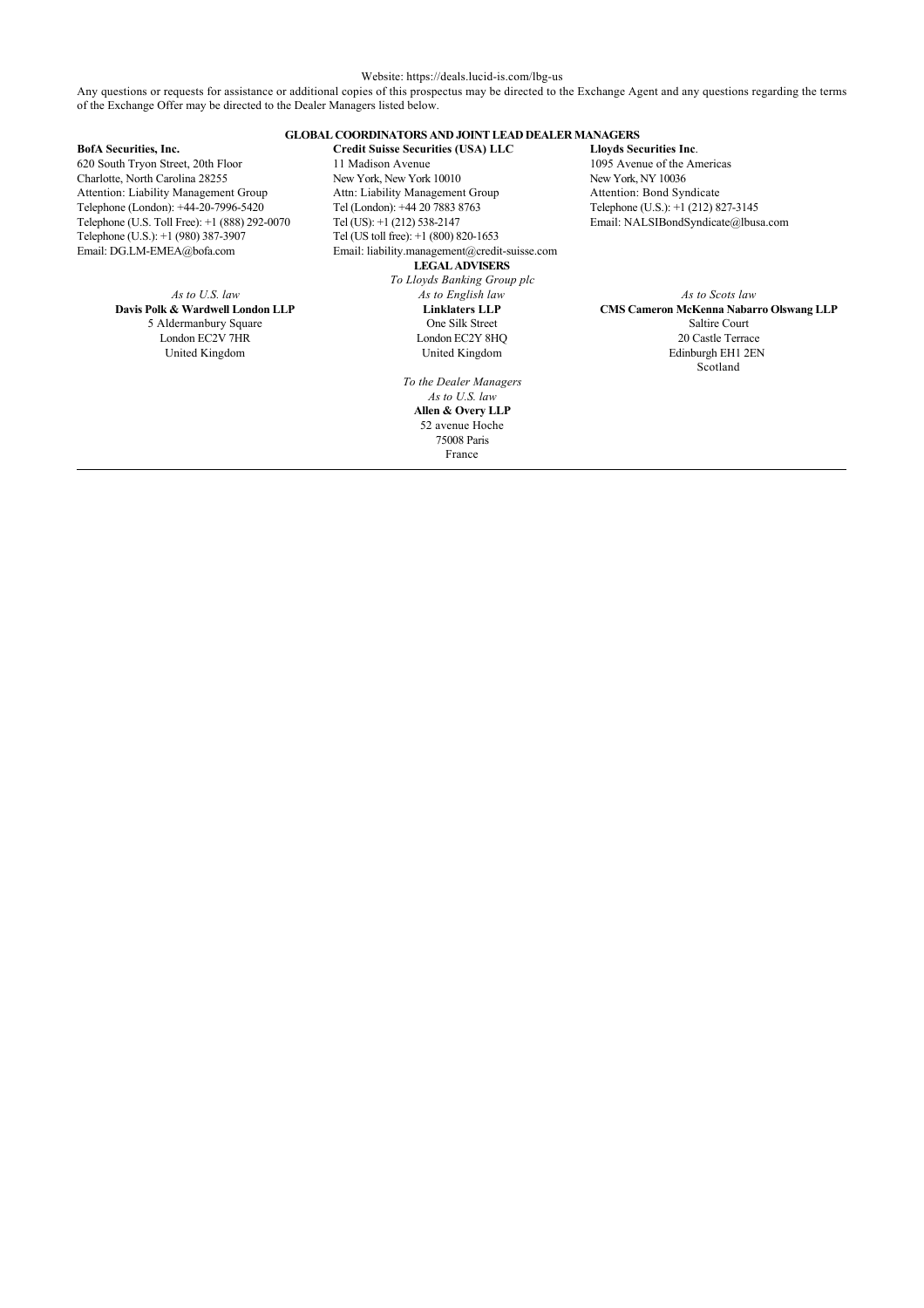Website: https://deals.lucid-is.com/lbg-us

Any questions or requests for assistance or additional copies of this prospectus may be directed to the Exchange Agent and any questions regarding the terms of the Exchange Offer may be directed to the Dealer Managers listed below.

## GLOBAL COORDINATORS AND JOINT LEAD DEALER MANAGERS

**BofA Securities, Inc.**
620 South Tryon Street, 20th Floor
Charlotte, North Carolina 28255
Attention: Liability Management Group
Telephone (London): +44-20-7996-5420
Telephone (U.S. Toll Free): +1 (888) 292-0070
Telephone (U.S.): +1 (980) 387-3907
Email: DG.LM-EMEA@bofa.com

**Credit Suisse Securities (USA) LLC**
11 Madison Avenue
New York, New York 10010
Attn: Liability Management Group
Tel (London): +44 20 7883 8763
Tel (US): +1 (212) 538-2147
Tel (US toll free): +1 (800) 820-1653
Email: liability.management@credit-suisse.com

**Lloyds Securities Inc**.
1095 Avenue of the Americas
New York, NY 10036
Attention: Bond Syndicate
Telephone (U.S.): +1 (212) 827-3145
Email: NALSIBondSyndicate@lbusa.com

## LEGAL ADVISERS

*To Lloyds Banking Group plc*

*As to U.S. law*
**Davis Polk & Wardwell London LLP**
5 Aldermanbury Square
London EC2V 7HR
United Kingdom

*As to English law*
**Linklaters LLP**
One Silk Street
London EC2Y 8HQ
United Kingdom

*As to Scots law*
**CMS Cameron McKenna Nabarro Olswang LLP**
Saltire Court
20 Castle Terrace
Edinburgh EH1 2EN
Scotland

*To the Dealer Managers*

*As to U.S. law*
**Allen & Overy LLP**
52 avenue Hoche
75008 Paris
France